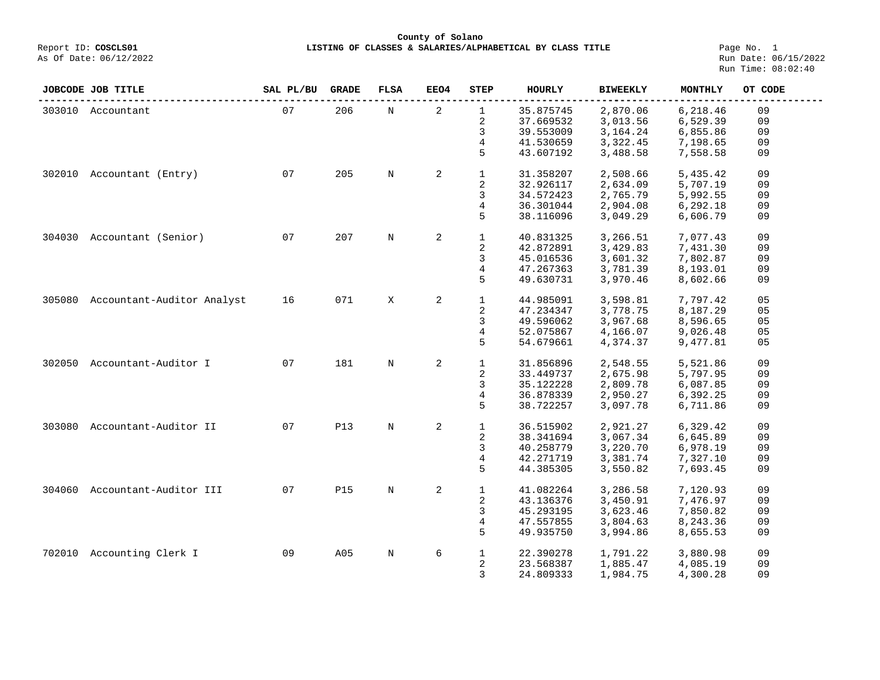**County of Solano**

Report ID: **COSCLS01** **LISTING OF CLASSES & SALARIES/ALPHABETICAL BY CLASS TITLE**

As Of Date: 06/12/2022

Run Date: 06/15/2022
Run Time: 08:02:40

| JOBCODE | JOB TITLE | SAL PL/BU | GRADE | FLSA | EEO4 | STEP | HOURLY | BIWEEKLY | MONTHLY | OT CODE |
|---|---|---|---|---|---|---|---|---|---|---|
| 303010 | Accountant | 07 | 206 | N | 2 | 1 | 35.875745 | 2,870.06 | 6,218.46 | 09 |
| | | | | | | 2 | 37.669532 | 3,013.56 | 6,529.39 | 09 |
| | | | | | | 3 | 39.553009 | 3,164.24 | 6,855.86 | 09 |
| | | | | | | 4 | 41.530659 | 3,322.45 | 7,198.65 | 09 |
| | | | | | | 5 | 43.607192 | 3,488.58 | 7,558.58 | 09 |
| 302010 | Accountant (Entry) | 07 | 205 | N | 2 | 1 | 31.358207 | 2,508.66 | 5,435.42 | 09 |
| | | | | | | 2 | 32.926117 | 2,634.09 | 5,707.19 | 09 |
| | | | | | | 3 | 34.572423 | 2,765.79 | 5,992.55 | 09 |
| | | | | | | 4 | 36.301044 | 2,904.08 | 6,292.18 | 09 |
| | | | | | | 5 | 38.116096 | 3,049.29 | 6,606.79 | 09 |
| 304030 | Accountant (Senior) | 07 | 207 | N | 2 | 1 | 40.831325 | 3,266.51 | 7,077.43 | 09 |
| | | | | | | 2 | 42.872891 | 3,429.83 | 7,431.30 | 09 |
| | | | | | | 3 | 45.016536 | 3,601.32 | 7,802.87 | 09 |
| | | | | | | 4 | 47.267363 | 3,781.39 | 8,193.01 | 09 |
| | | | | | | 5 | 49.630731 | 3,970.46 | 8,602.66 | 09 |
| 305080 | Accountant-Auditor Analyst | 16 | 071 | X | 2 | 1 | 44.985091 | 3,598.81 | 7,797.42 | 05 |
| | | | | | | 2 | 47.234347 | 3,778.75 | 8,187.29 | 05 |
| | | | | | | 3 | 49.596062 | 3,967.68 | 8,596.65 | 05 |
| | | | | | | 4 | 52.075867 | 4,166.07 | 9,026.48 | 05 |
| | | | | | | 5 | 54.679661 | 4,374.37 | 9,477.81 | 05 |
| 302050 | Accountant-Auditor I | 07 | 181 | N | 2 | 1 | 31.856896 | 2,548.55 | 5,521.86 | 09 |
| | | | | | | 2 | 33.449737 | 2,675.98 | 5,797.95 | 09 |
| | | | | | | 3 | 35.122228 | 2,809.78 | 6,087.85 | 09 |
| | | | | | | 4 | 36.878339 | 2,950.27 | 6,392.25 | 09 |
| | | | | | | 5 | 38.722257 | 3,097.78 | 6,711.86 | 09 |
| 303080 | Accountant-Auditor II | 07 | P13 | N | 2 | 1 | 36.515902 | 2,921.27 | 6,329.42 | 09 |
| | | | | | | 2 | 38.341694 | 3,067.34 | 6,645.89 | 09 |
| | | | | | | 3 | 40.258779 | 3,220.70 | 6,978.19 | 09 |
| | | | | | | 4 | 42.271719 | 3,381.74 | 7,327.10 | 09 |
| | | | | | | 5 | 44.385305 | 3,550.82 | 7,693.45 | 09 |
| 304060 | Accountant-Auditor III | 07 | P15 | N | 2 | 1 | 41.082264 | 3,286.58 | 7,120.93 | 09 |
| | | | | | | 2 | 43.136376 | 3,450.91 | 7,476.97 | 09 |
| | | | | | | 3 | 45.293195 | 3,623.46 | 7,850.82 | 09 |
| | | | | | | 4 | 47.557855 | 3,804.63 | 8,243.36 | 09 |
| | | | | | | 5 | 49.935750 | 3,994.86 | 8,655.53 | 09 |
| 702010 | Accounting Clerk I | 09 | A05 | N | 6 | 1 | 22.390278 | 1,791.22 | 3,880.98 | 09 |
| | | | | | | 2 | 23.568387 | 1,885.47 | 4,085.19 | 09 |
| | | | | | | 3 | 24.809333 | 1,984.75 | 4,300.28 | 09 |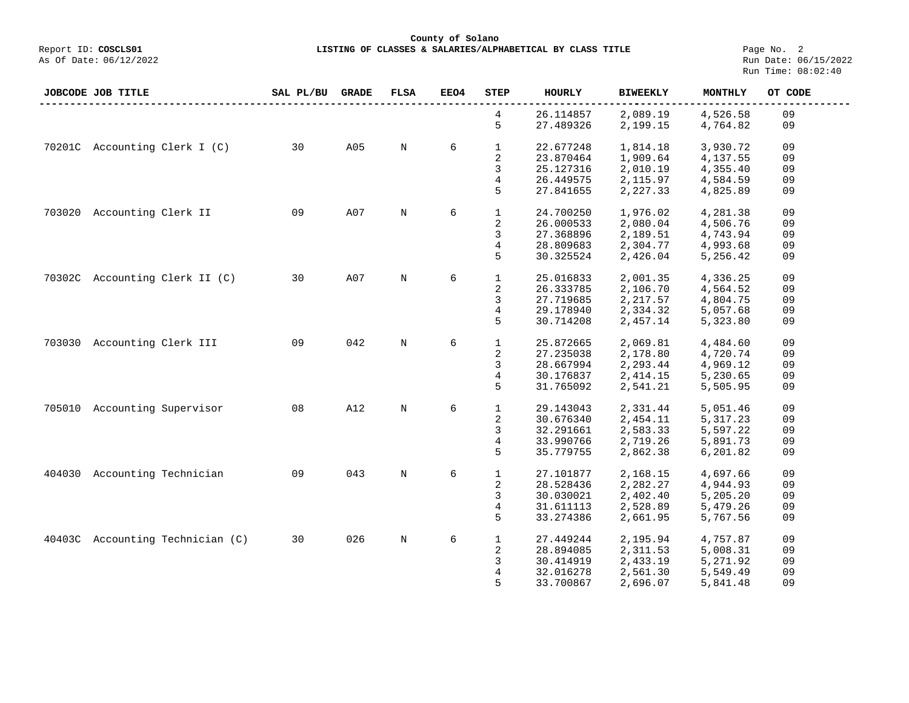County of Solano

Report ID: **COSCLS01** — **LISTING OF CLASSES & SALARIES/ALPHABETICAL BY CLASS TITLE**

As Of Date: 06/12/2022

Run Date: 06/15/2022
Run Time: 08:02:40

| JOBCODE | JOB TITLE | SAL PL/BU | GRADE | FLSA | EEO4 | STEP | HOURLY | BIWEEKLY | MONTHLY | OT CODE |
|---|---|---|---|---|---|---|---|---|---|---|
| | | | | | | 4 | 26.114857 | 2,089.19 | 4,526.58 | 09 |
| | | | | | | 5 | 27.489326 | 2,199.15 | 4,764.82 | 09 |
| 70201C | Accounting Clerk I (C) | 30 | A05 | N | 6 | 1 | 22.677248 | 1,814.18 | 3,930.72 | 09 |
| | | | | | | 2 | 23.870464 | 1,909.64 | 4,137.55 | 09 |
| | | | | | | 3 | 25.127316 | 2,010.19 | 4,355.40 | 09 |
| | | | | | | 4 | 26.449575 | 2,115.97 | 4,584.59 | 09 |
| | | | | | | 5 | 27.841655 | 2,227.33 | 4,825.89 | 09 |
| 703020 | Accounting Clerk II | 09 | A07 | N | 6 | 1 | 24.700250 | 1,976.02 | 4,281.38 | 09 |
| | | | | | | 2 | 26.000533 | 2,080.04 | 4,506.76 | 09 |
| | | | | | | 3 | 27.368896 | 2,189.51 | 4,743.94 | 09 |
| | | | | | | 4 | 28.809683 | 2,304.77 | 4,993.68 | 09 |
| | | | | | | 5 | 30.325524 | 2,426.04 | 5,256.42 | 09 |
| 70302C | Accounting Clerk II (C) | 30 | A07 | N | 6 | 1 | 25.016833 | 2,001.35 | 4,336.25 | 09 |
| | | | | | | 2 | 26.333785 | 2,106.70 | 4,564.52 | 09 |
| | | | | | | 3 | 27.719685 | 2,217.57 | 4,804.75 | 09 |
| | | | | | | 4 | 29.178940 | 2,334.32 | 5,057.68 | 09 |
| | | | | | | 5 | 30.714208 | 2,457.14 | 5,323.80 | 09 |
| 703030 | Accounting Clerk III | 09 | 042 | N | 6 | 1 | 25.872665 | 2,069.81 | 4,484.60 | 09 |
| | | | | | | 2 | 27.235038 | 2,178.80 | 4,720.74 | 09 |
| | | | | | | 3 | 28.667994 | 2,293.44 | 4,969.12 | 09 |
| | | | | | | 4 | 30.176837 | 2,414.15 | 5,230.65 | 09 |
| | | | | | | 5 | 31.765092 | 2,541.21 | 5,505.95 | 09 |
| 705010 | Accounting Supervisor | 08 | A12 | N | 6 | 1 | 29.143043 | 2,331.44 | 5,051.46 | 09 |
| | | | | | | 2 | 30.676340 | 2,454.11 | 5,317.23 | 09 |
| | | | | | | 3 | 32.291661 | 2,583.33 | 5,597.22 | 09 |
| | | | | | | 4 | 33.990766 | 2,719.26 | 5,891.73 | 09 |
| | | | | | | 5 | 35.779755 | 2,862.38 | 6,201.82 | 09 |
| 404030 | Accounting Technician | 09 | 043 | N | 6 | 1 | 27.101877 | 2,168.15 | 4,697.66 | 09 |
| | | | | | | 2 | 28.528436 | 2,282.27 | 4,944.93 | 09 |
| | | | | | | 3 | 30.030021 | 2,402.40 | 5,205.20 | 09 |
| | | | | | | 4 | 31.611113 | 2,528.89 | 5,479.26 | 09 |
| | | | | | | 5 | 33.274386 | 2,661.95 | 5,767.56 | 09 |
| 40403C | Accounting Technician (C) | 30 | 026 | N | 6 | 1 | 27.449244 | 2,195.94 | 4,757.87 | 09 |
| | | | | | | 2 | 28.894085 | 2,311.53 | 5,008.31 | 09 |
| | | | | | | 3 | 30.414919 | 2,433.19 | 5,271.92 | 09 |
| | | | | | | 4 | 32.016278 | 2,561.30 | 5,549.49 | 09 |
| | | | | | | 5 | 33.700867 | 2,696.07 | 5,841.48 | 09 |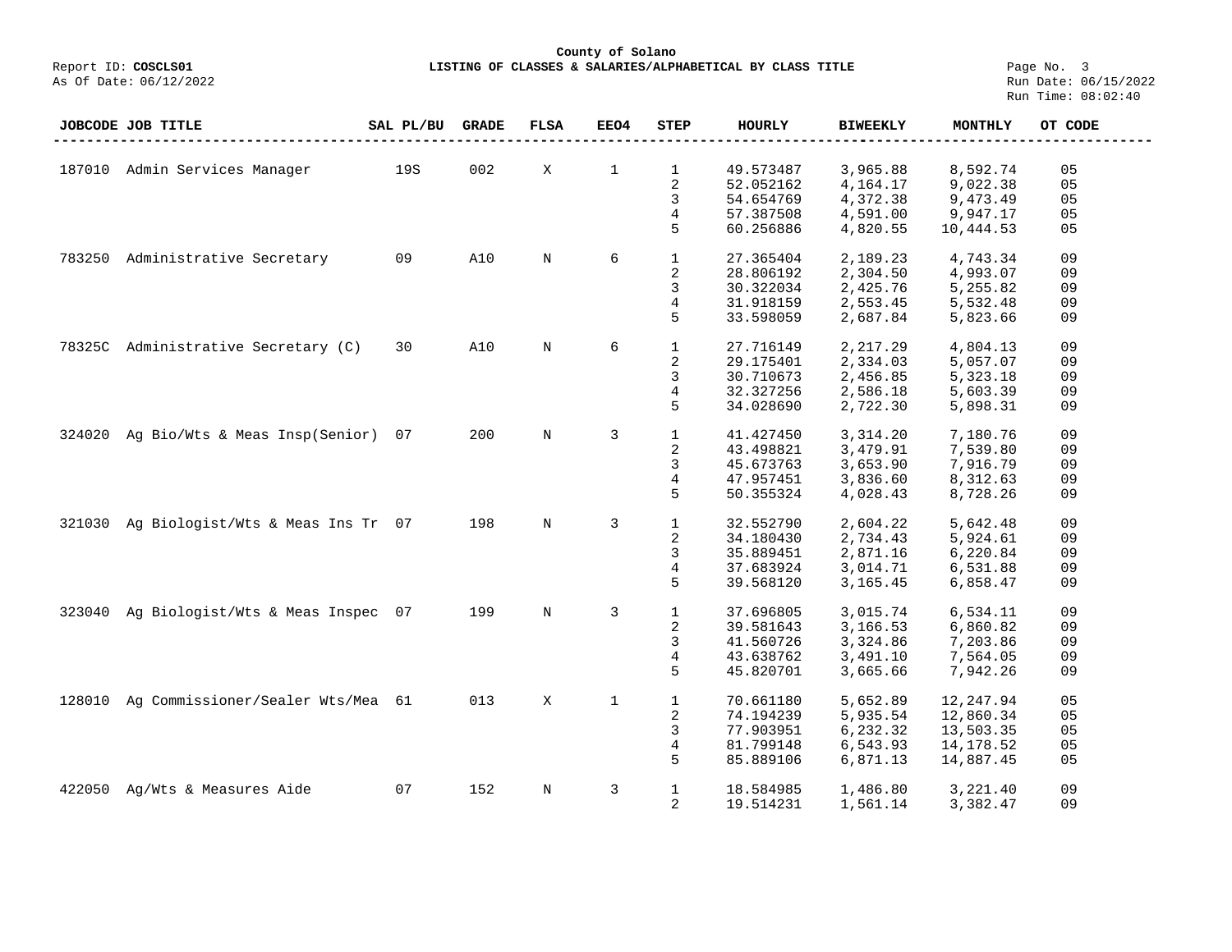**County of Solano**

Report ID: **COSCLS01** — **LISTING OF CLASSES & SALARIES/ALPHABETICAL BY CLASS TITLE**

As Of Date: 06/12/2022 — Run Date: 06/15/2022 — Run Time: 08:02:40

| JOBCODE | JOB TITLE | SAL PL/BU | GRADE | FLSA | EEO4 | STEP | HOURLY | BIWEEKLY | MONTHLY | OT CODE |
|---|---|---|---|---|---|---|---|---|---|---|
| 187010 | Admin Services Manager | 19S | 002 | X | 1 | 1 | 49.573487 | 3,965.88 | 8,592.74 | 05 |
| | | | | | | 2 | 52.052162 | 4,164.17 | 9,022.38 | 05 |
| | | | | | | 3 | 54.654769 | 4,372.38 | 9,473.49 | 05 |
| | | | | | | 4 | 57.387508 | 4,591.00 | 9,947.17 | 05 |
| | | | | | | 5 | 60.256886 | 4,820.55 | 10,444.53 | 05 |
| 783250 | Administrative Secretary | 09 | A10 | N | 6 | 1 | 27.365404 | 2,189.23 | 4,743.34 | 09 |
| | | | | | | 2 | 28.806192 | 2,304.50 | 4,993.07 | 09 |
| | | | | | | 3 | 30.322034 | 2,425.76 | 5,255.82 | 09 |
| | | | | | | 4 | 31.918159 | 2,553.45 | 5,532.48 | 09 |
| | | | | | | 5 | 33.598059 | 2,687.84 | 5,823.66 | 09 |
| 78325C | Administrative Secretary (C) | 30 | A10 | N | 6 | 1 | 27.716149 | 2,217.29 | 4,804.13 | 09 |
| | | | | | | 2 | 29.175401 | 2,334.03 | 5,057.07 | 09 |
| | | | | | | 3 | 30.710673 | 2,456.85 | 5,323.18 | 09 |
| | | | | | | 4 | 32.327256 | 2,586.18 | 5,603.39 | 09 |
| | | | | | | 5 | 34.028690 | 2,722.30 | 5,898.31 | 09 |
| 324020 | Ag Bio/Wts & Meas Insp(Senior) | 07 | 200 | N | 3 | 1 | 41.427450 | 3,314.20 | 7,180.76 | 09 |
| | | | | | | 2 | 43.498821 | 3,479.91 | 7,539.80 | 09 |
| | | | | | | 3 | 45.673763 | 3,653.90 | 7,916.79 | 09 |
| | | | | | | 4 | 47.957451 | 3,836.60 | 8,312.63 | 09 |
| | | | | | | 5 | 50.355324 | 4,028.43 | 8,728.26 | 09 |
| 321030 | Ag Biologist/Wts & Meas Ins Tr | 07 | 198 | N | 3 | 1 | 32.552790 | 2,604.22 | 5,642.48 | 09 |
| | | | | | | 2 | 34.180430 | 2,734.43 | 5,924.61 | 09 |
| | | | | | | 3 | 35.889451 | 2,871.16 | 6,220.84 | 09 |
| | | | | | | 4 | 37.683924 | 3,014.71 | 6,531.88 | 09 |
| | | | | | | 5 | 39.568120 | 3,165.45 | 6,858.47 | 09 |
| 323040 | Ag Biologist/Wts & Meas Inspec | 07 | 199 | N | 3 | 1 | 37.696805 | 3,015.74 | 6,534.11 | 09 |
| | | | | | | 2 | 39.581643 | 3,166.53 | 6,860.82 | 09 |
| | | | | | | 3 | 41.560726 | 3,324.86 | 7,203.86 | 09 |
| | | | | | | 4 | 43.638762 | 3,491.10 | 7,564.05 | 09 |
| | | | | | | 5 | 45.820701 | 3,665.66 | 7,942.26 | 09 |
| 128010 | Ag Commissioner/Sealer Wts/Mea | 61 | 013 | X | 1 | 1 | 70.661180 | 5,652.89 | 12,247.94 | 05 |
| | | | | | | 2 | 74.194239 | 5,935.54 | 12,860.34 | 05 |
| | | | | | | 3 | 77.903951 | 6,232.32 | 13,503.35 | 05 |
| | | | | | | 4 | 81.799148 | 6,543.93 | 14,178.52 | 05 |
| | | | | | | 5 | 85.889106 | 6,871.13 | 14,887.45 | 05 |
| 422050 | Ag/Wts & Measures Aide | 07 | 152 | N | 3 | 1 | 18.584985 | 1,486.80 | 3,221.40 | 09 |
| | | | | | | 2 | 19.514231 | 1,561.14 | 3,382.47 | 09 |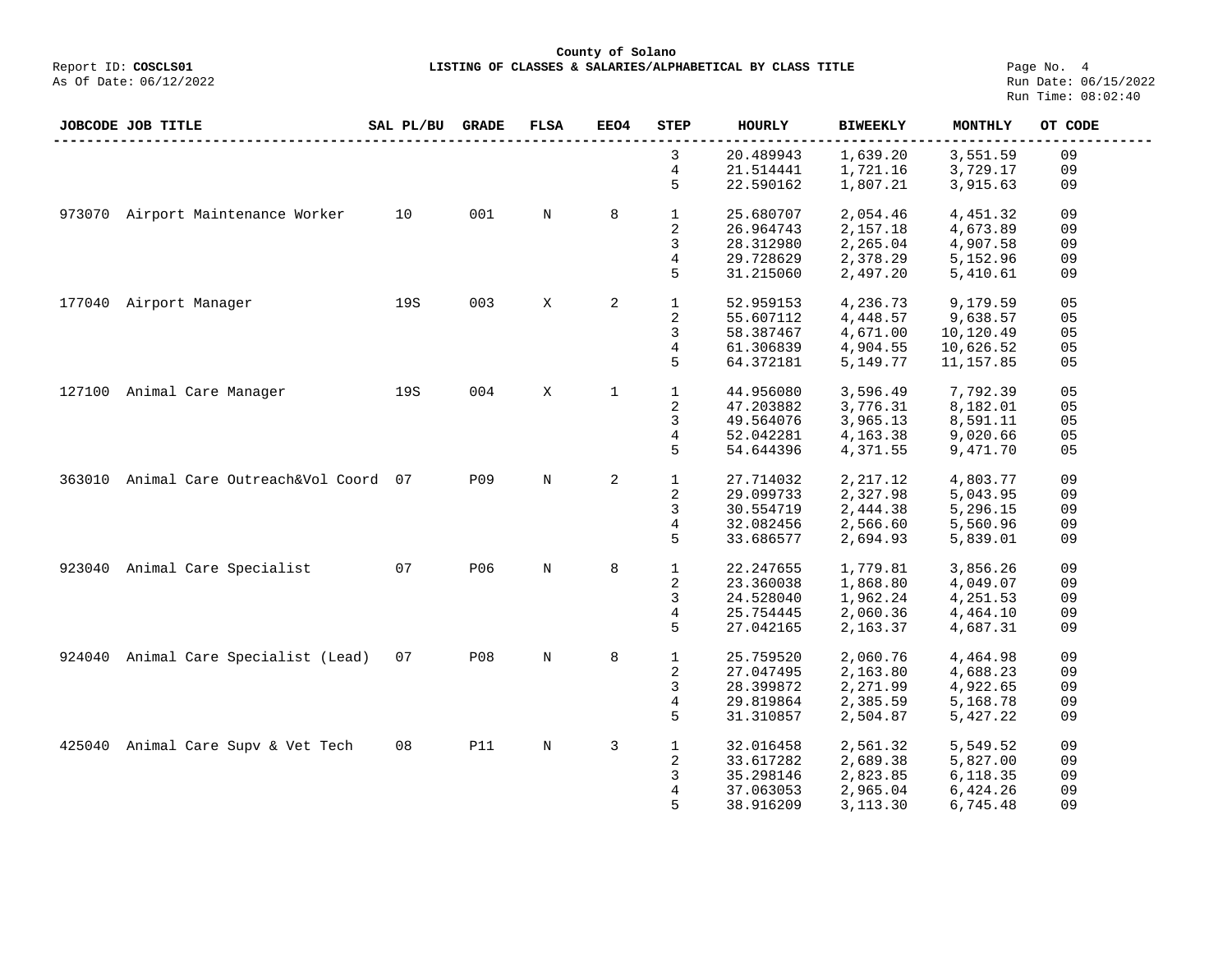| JOBCODE | JOB TITLE | SAL PL/BU | GRADE | FLSA | EEO4 | STEP | HOURLY | BIWEEKLY | MONTHLY | OT CODE |
|---|---|---|---|---|---|---|---|---|---|---|
| | | | | | | 3 | 20.489943 | 1,639.20 | 3,551.59 | 09 |
| | | | | | | 4 | 21.514441 | 1,721.16 | 3,729.17 | 09 |
| | | | | | | 5 | 22.590162 | 1,807.21 | 3,915.63 | 09 |
| 973070 | Airport Maintenance Worker | 10 | 001 | N | 8 | 1 | 25.680707 | 2,054.46 | 4,451.32 | 09 |
| | | | | | | 2 | 26.964743 | 2,157.18 | 4,673.89 | 09 |
| | | | | | | 3 | 28.312980 | 2,265.04 | 4,907.58 | 09 |
| | | | | | | 4 | 29.728629 | 2,378.29 | 5,152.96 | 09 |
| | | | | | | 5 | 31.215060 | 2,497.20 | 5,410.61 | 09 |
| 177040 | Airport Manager | 19S | 003 | X | 2 | 1 | 52.959153 | 4,236.73 | 9,179.59 | 05 |
| | | | | | | 2 | 55.607112 | 4,448.57 | 9,638.57 | 05 |
| | | | | | | 3 | 58.387467 | 4,671.00 | 10,120.49 | 05 |
| | | | | | | 4 | 61.306839 | 4,904.55 | 10,626.52 | 05 |
| | | | | | | 5 | 64.372181 | 5,149.77 | 11,157.85 | 05 |
| 127100 | Animal Care Manager | 19S | 004 | X | 1 | 1 | 44.956080 | 3,596.49 | 7,792.39 | 05 |
| | | | | | | 2 | 47.203882 | 3,776.31 | 8,182.01 | 05 |
| | | | | | | 3 | 49.564076 | 3,965.13 | 8,591.11 | 05 |
| | | | | | | 4 | 52.042281 | 4,163.38 | 9,020.66 | 05 |
| | | | | | | 5 | 54.644396 | 4,371.55 | 9,471.70 | 05 |
| 363010 | Animal Care Outreach&Vol Coord | 07 | P09 | N | 2 | 1 | 27.714032 | 2,217.12 | 4,803.77 | 09 |
| | | | | | | 2 | 29.099733 | 2,327.98 | 5,043.95 | 09 |
| | | | | | | 3 | 30.554719 | 2,444.38 | 5,296.15 | 09 |
| | | | | | | 4 | 32.082456 | 2,566.60 | 5,560.96 | 09 |
| | | | | | | 5 | 33.686577 | 2,694.93 | 5,839.01 | 09 |
| 923040 | Animal Care Specialist | 07 | P06 | N | 8 | 1 | 22.247655 | 1,779.81 | 3,856.26 | 09 |
| | | | | | | 2 | 23.360038 | 1,868.80 | 4,049.07 | 09 |
| | | | | | | 3 | 24.528040 | 1,962.24 | 4,251.53 | 09 |
| | | | | | | 4 | 25.754445 | 2,060.36 | 4,464.10 | 09 |
| | | | | | | 5 | 27.042165 | 2,163.37 | 4,687.31 | 09 |
| 924040 | Animal Care Specialist (Lead) | 07 | P08 | N | 8 | 1 | 25.759520 | 2,060.76 | 4,464.98 | 09 |
| | | | | | | 2 | 27.047495 | 2,163.80 | 4,688.23 | 09 |
| | | | | | | 3 | 28.399872 | 2,271.99 | 4,922.65 | 09 |
| | | | | | | 4 | 29.819864 | 2,385.59 | 5,168.78 | 09 |
| | | | | | | 5 | 31.310857 | 2,504.87 | 5,427.22 | 09 |
| 425040 | Animal Care Supv & Vet Tech | 08 | P11 | N | 3 | 1 | 32.016458 | 2,561.32 | 5,549.52 | 09 |
| | | | | | | 2 | 33.617282 | 2,689.38 | 5,827.00 | 09 |
| | | | | | | 3 | 35.298146 | 2,823.85 | 6,118.35 | 09 |
| | | | | | | 4 | 37.063053 | 2,965.04 | 6,424.26 | 09 |
| | | | | | | 5 | 38.916209 | 3,113.30 | 6,745.48 | 09 |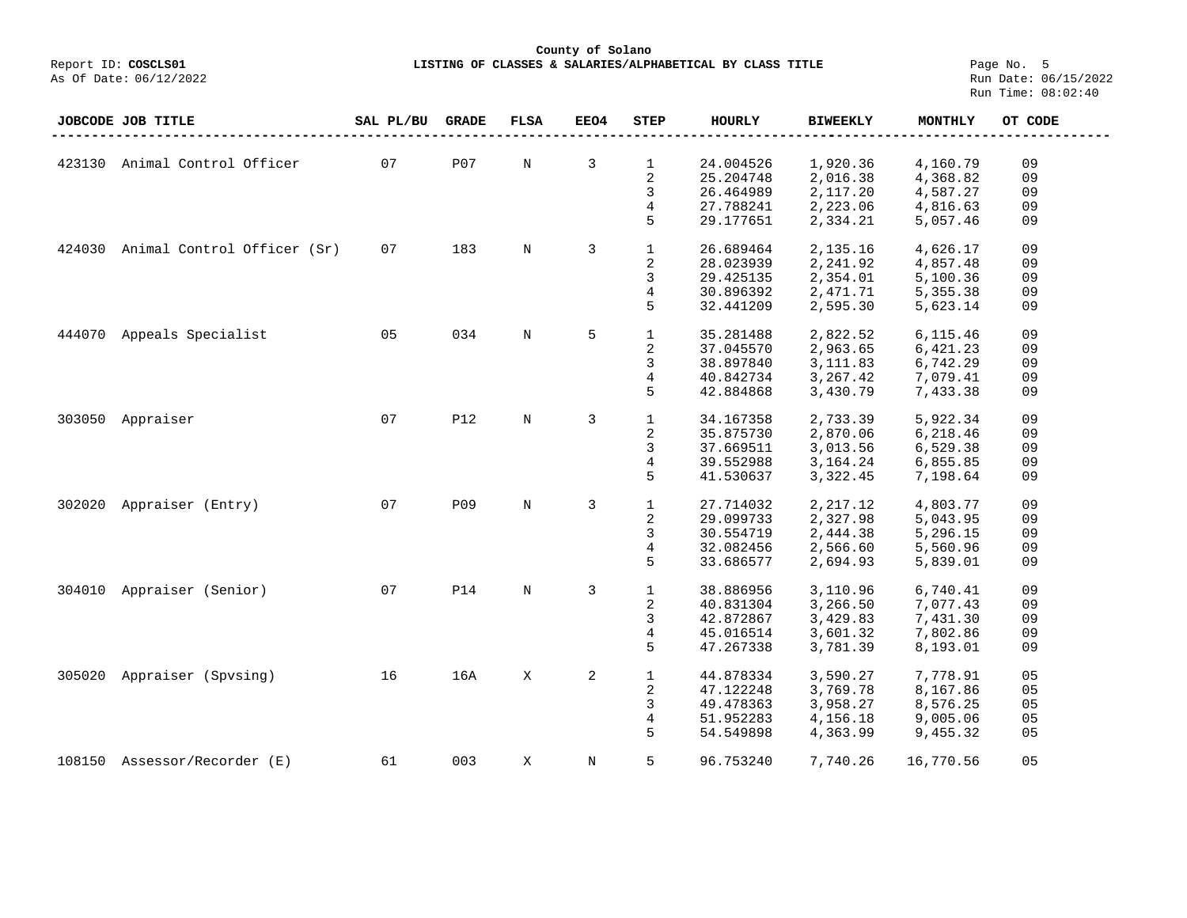County of Solano

Report ID: **COSCLS01** **LISTING OF CLASSES & SALARIES/ALPHABETICAL BY CLASS TITLE**

As Of Date: 06/12/2022

Run Date: 06/15/2022
Run Time: 08:02:40

| JOBCODE | JOB TITLE | SAL PL/BU | GRADE | FLSA | EEO4 | STEP | HOURLY | BIWEEKLY | MONTHLY | OT CODE |
|---|---|---|---|---|---|---|---|---|---|---|
| 423130 | Animal Control Officer | 07 | P07 | N | 3 | 1 | 24.004526 | 1,920.36 | 4,160.79 | 09 |
| | | | | | | 2 | 25.204748 | 2,016.38 | 4,368.82 | 09 |
| | | | | | | 3 | 26.464989 | 2,117.20 | 4,587.27 | 09 |
| | | | | | | 4 | 27.788241 | 2,223.06 | 4,816.63 | 09 |
| | | | | | | 5 | 29.177651 | 2,334.21 | 5,057.46 | 09 |
| 424030 | Animal Control Officer (Sr) | 07 | 183 | N | 3 | 1 | 26.689464 | 2,135.16 | 4,626.17 | 09 |
| | | | | | | 2 | 28.023939 | 2,241.92 | 4,857.48 | 09 |
| | | | | | | 3 | 29.425135 | 2,354.01 | 5,100.36 | 09 |
| | | | | | | 4 | 30.896392 | 2,471.71 | 5,355.38 | 09 |
| | | | | | | 5 | 32.441209 | 2,595.30 | 5,623.14 | 09 |
| 444070 | Appeals Specialist | 05 | 034 | N | 5 | 1 | 35.281488 | 2,822.52 | 6,115.46 | 09 |
| | | | | | | 2 | 37.045570 | 2,963.65 | 6,421.23 | 09 |
| | | | | | | 3 | 38.897840 | 3,111.83 | 6,742.29 | 09 |
| | | | | | | 4 | 40.842734 | 3,267.42 | 7,079.41 | 09 |
| | | | | | | 5 | 42.884868 | 3,430.79 | 7,433.38 | 09 |
| 303050 | Appraiser | 07 | P12 | N | 3 | 1 | 34.167358 | 2,733.39 | 5,922.34 | 09 |
| | | | | | | 2 | 35.875730 | 2,870.06 | 6,218.46 | 09 |
| | | | | | | 3 | 37.669511 | 3,013.56 | 6,529.38 | 09 |
| | | | | | | 4 | 39.552988 | 3,164.24 | 6,855.85 | 09 |
| | | | | | | 5 | 41.530637 | 3,322.45 | 7,198.64 | 09 |
| 302020 | Appraiser (Entry) | 07 | P09 | N | 3 | 1 | 27.714032 | 2,217.12 | 4,803.77 | 09 |
| | | | | | | 2 | 29.099733 | 2,327.98 | 5,043.95 | 09 |
| | | | | | | 3 | 30.554719 | 2,444.38 | 5,296.15 | 09 |
| | | | | | | 4 | 32.082456 | 2,566.60 | 5,560.96 | 09 |
| | | | | | | 5 | 33.686577 | 2,694.93 | 5,839.01 | 09 |
| 304010 | Appraiser (Senior) | 07 | P14 | N | 3 | 1 | 38.886956 | 3,110.96 | 6,740.41 | 09 |
| | | | | | | 2 | 40.831304 | 3,266.50 | 7,077.43 | 09 |
| | | | | | | 3 | 42.872867 | 3,429.83 | 7,431.30 | 09 |
| | | | | | | 4 | 45.016514 | 3,601.32 | 7,802.86 | 09 |
| | | | | | | 5 | 47.267338 | 3,781.39 | 8,193.01 | 09 |
| 305020 | Appraiser (Spvsing) | 16 | 16A | X | 2 | 1 | 44.878334 | 3,590.27 | 7,778.91 | 05 |
| | | | | | | 2 | 47.122248 | 3,769.78 | 8,167.86 | 05 |
| | | | | | | 3 | 49.478363 | 3,958.27 | 8,576.25 | 05 |
| | | | | | | 4 | 51.952283 | 4,156.18 | 9,005.06 | 05 |
| | | | | | | 5 | 54.549898 | 4,363.99 | 9,455.32 | 05 |
| 108150 | Assessor/Recorder (E) | 61 | 003 | X | N | 5 | 96.753240 | 7,740.26 | 16,770.56 | 05 |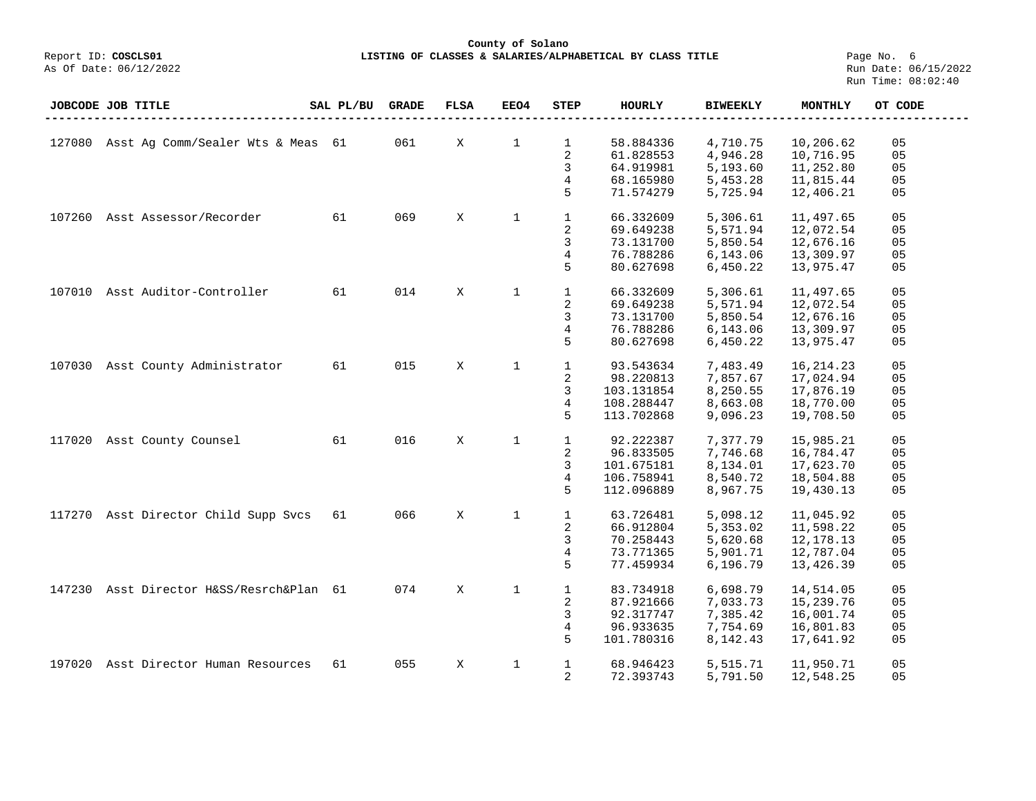**County of Solano**

Report ID: **COSCLS01** — **LISTING OF CLASSES & SALARIES/ALPHABETICAL BY CLASS TITLE**

As Of Date: 06/12/2022

Run Date: 06/15/2022
Run Time: 08:02:40

| JOBCODE | JOB TITLE | SAL PL/BU | GRADE | FLSA | EEO4 | STEP | HOURLY | BIWEEKLY | MONTHLY | OT CODE |
|---|---|---|---|---|---|---|---|---|---|---|
| 127080 | Asst Ag Comm/Sealer Wts & Meas | 61 | 061 | X | 1 | 1 | 58.884336 | 4,710.75 | 10,206.62 | 05 |
| | | | | | | 2 | 61.828553 | 4,946.28 | 10,716.95 | 05 |
| | | | | | | 3 | 64.919981 | 5,193.60 | 11,252.80 | 05 |
| | | | | | | 4 | 68.165980 | 5,453.28 | 11,815.44 | 05 |
| | | | | | | 5 | 71.574279 | 5,725.94 | 12,406.21 | 05 |
| 107260 | Asst Assessor/Recorder | 61 | 069 | X | 1 | 1 | 66.332609 | 5,306.61 | 11,497.65 | 05 |
| | | | | | | 2 | 69.649238 | 5,571.94 | 12,072.54 | 05 |
| | | | | | | 3 | 73.131700 | 5,850.54 | 12,676.16 | 05 |
| | | | | | | 4 | 76.788286 | 6,143.06 | 13,309.97 | 05 |
| | | | | | | 5 | 80.627698 | 6,450.22 | 13,975.47 | 05 |
| 107010 | Asst Auditor-Controller | 61 | 014 | X | 1 | 1 | 66.332609 | 5,306.61 | 11,497.65 | 05 |
| | | | | | | 2 | 69.649238 | 5,571.94 | 12,072.54 | 05 |
| | | | | | | 3 | 73.131700 | 5,850.54 | 12,676.16 | 05 |
| | | | | | | 4 | 76.788286 | 6,143.06 | 13,309.97 | 05 |
| | | | | | | 5 | 80.627698 | 6,450.22 | 13,975.47 | 05 |
| 107030 | Asst County Administrator | 61 | 015 | X | 1 | 1 | 93.543634 | 7,483.49 | 16,214.23 | 05 |
| | | | | | | 2 | 98.220813 | 7,857.67 | 17,024.94 | 05 |
| | | | | | | 3 | 103.131854 | 8,250.55 | 17,876.19 | 05 |
| | | | | | | 4 | 108.288447 | 8,663.08 | 18,770.00 | 05 |
| | | | | | | 5 | 113.702868 | 9,096.23 | 19,708.50 | 05 |
| 117020 | Asst County Counsel | 61 | 016 | X | 1 | 1 | 92.222387 | 7,377.79 | 15,985.21 | 05 |
| | | | | | | 2 | 96.833505 | 7,746.68 | 16,784.47 | 05 |
| | | | | | | 3 | 101.675181 | 8,134.01 | 17,623.70 | 05 |
| | | | | | | 4 | 106.758941 | 8,540.72 | 18,504.88 | 05 |
| | | | | | | 5 | 112.096889 | 8,967.75 | 19,430.13 | 05 |
| 117270 | Asst Director Child Supp Svcs | 61 | 066 | X | 1 | 1 | 63.726481 | 5,098.12 | 11,045.92 | 05 |
| | | | | | | 2 | 66.912804 | 5,353.02 | 11,598.22 | 05 |
| | | | | | | 3 | 70.258443 | 5,620.68 | 12,178.13 | 05 |
| | | | | | | 4 | 73.771365 | 5,901.71 | 12,787.04 | 05 |
| | | | | | | 5 | 77.459934 | 6,196.79 | 13,426.39 | 05 |
| 147230 | Asst Director H&SS/Resrch&Plan | 61 | 074 | X | 1 | 1 | 83.734918 | 6,698.79 | 14,514.05 | 05 |
| | | | | | | 2 | 87.921666 | 7,033.73 | 15,239.76 | 05 |
| | | | | | | 3 | 92.317747 | 7,385.42 | 16,001.74 | 05 |
| | | | | | | 4 | 96.933635 | 7,754.69 | 16,801.83 | 05 |
| | | | | | | 5 | 101.780316 | 8,142.43 | 17,641.92 | 05 |
| 197020 | Asst Director Human Resources | 61 | 055 | X | 1 | 1 | 68.946423 | 5,515.71 | 11,950.71 | 05 |
| | | | | | | 2 | 72.393743 | 5,791.50 | 12,548.25 | 05 |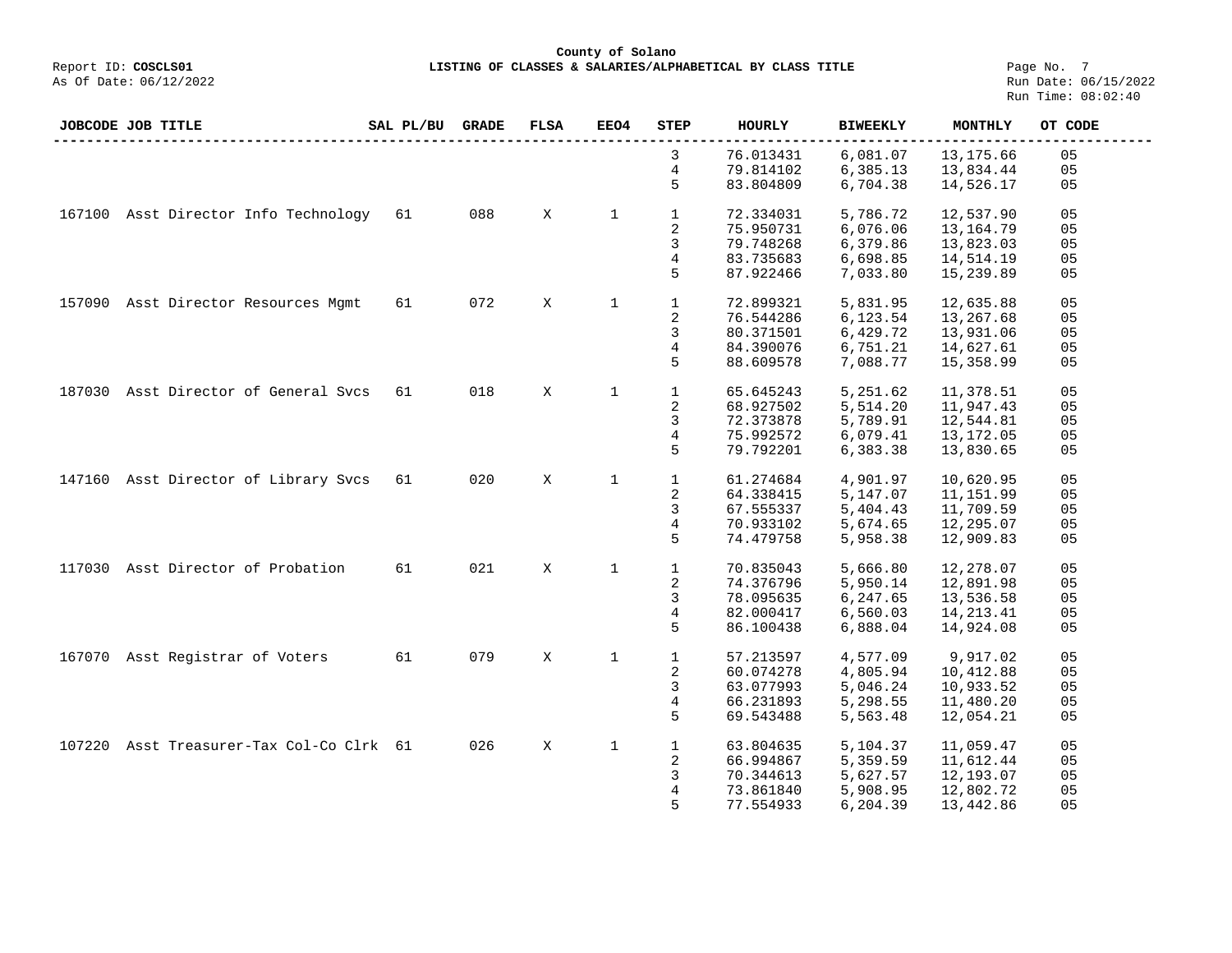**County of Solano**
**LISTING OF CLASSES & SALARIES/ALPHABETICAL BY CLASS TITLE**

Report ID: **COSCLS01**
As Of Date: 06/12/2022
Run Date: 06/15/2022
Run Time: 08:02:40

| JOBCODE | JOB TITLE | SAL PL/BU | GRADE | FLSA | EEO4 | STEP | HOURLY | BIWEEKLY | MONTHLY | OT CODE |
|---|---|---|---|---|---|---|---|---|---|---|
| | | | | | | 3 | 76.013431 | 6,081.07 | 13,175.66 | 05 |
| | | | | | | 4 | 79.814102 | 6,385.13 | 13,834.44 | 05 |
| | | | | | | 5 | 83.804809 | 6,704.38 | 14,526.17 | 05 |
| 167100 | Asst Director Info Technology | 61 | 088 | X | 1 | 1 | 72.334031 | 5,786.72 | 12,537.90 | 05 |
| | | | | | | 2 | 75.950731 | 6,076.06 | 13,164.79 | 05 |
| | | | | | | 3 | 79.748268 | 6,379.86 | 13,823.03 | 05 |
| | | | | | | 4 | 83.735683 | 6,698.85 | 14,514.19 | 05 |
| | | | | | | 5 | 87.922466 | 7,033.80 | 15,239.89 | 05 |
| 157090 | Asst Director Resources Mgmt | 61 | 072 | X | 1 | 1 | 72.899321 | 5,831.95 | 12,635.88 | 05 |
| | | | | | | 2 | 76.544286 | 6,123.54 | 13,267.68 | 05 |
| | | | | | | 3 | 80.371501 | 6,429.72 | 13,931.06 | 05 |
| | | | | | | 4 | 84.390076 | 6,751.21 | 14,627.61 | 05 |
| | | | | | | 5 | 88.609578 | 7,088.77 | 15,358.99 | 05 |
| 187030 | Asst Director of General Svcs | 61 | 018 | X | 1 | 1 | 65.645243 | 5,251.62 | 11,378.51 | 05 |
| | | | | | | 2 | 68.927502 | 5,514.20 | 11,947.43 | 05 |
| | | | | | | 3 | 72.373878 | 5,789.91 | 12,544.81 | 05 |
| | | | | | | 4 | 75.992572 | 6,079.41 | 13,172.05 | 05 |
| | | | | | | 5 | 79.792201 | 6,383.38 | 13,830.65 | 05 |
| 147160 | Asst Director of Library Svcs | 61 | 020 | X | 1 | 1 | 61.274684 | 4,901.97 | 10,620.95 | 05 |
| | | | | | | 2 | 64.338415 | 5,147.07 | 11,151.99 | 05 |
| | | | | | | 3 | 67.555337 | 5,404.43 | 11,709.59 | 05 |
| | | | | | | 4 | 70.933102 | 5,674.65 | 12,295.07 | 05 |
| | | | | | | 5 | 74.479758 | 5,958.38 | 12,909.83 | 05 |
| 117030 | Asst Director of Probation | 61 | 021 | X | 1 | 1 | 70.835043 | 5,666.80 | 12,278.07 | 05 |
| | | | | | | 2 | 74.376796 | 5,950.14 | 12,891.98 | 05 |
| | | | | | | 3 | 78.095635 | 6,247.65 | 13,536.58 | 05 |
| | | | | | | 4 | 82.000417 | 6,560.03 | 14,213.41 | 05 |
| | | | | | | 5 | 86.100438 | 6,888.04 | 14,924.08 | 05 |
| 167070 | Asst Registrar of Voters | 61 | 079 | X | 1 | 1 | 57.213597 | 4,577.09 | 9,917.02 | 05 |
| | | | | | | 2 | 60.074278 | 4,805.94 | 10,412.88 | 05 |
| | | | | | | 3 | 63.077993 | 5,046.24 | 10,933.52 | 05 |
| | | | | | | 4 | 66.231893 | 5,298.55 | 11,480.20 | 05 |
| | | | | | | 5 | 69.543488 | 5,563.48 | 12,054.21 | 05 |
| 107220 | Asst Treasurer-Tax Col-Co Clrk | 61 | 026 | X | 1 | 1 | 63.804635 | 5,104.37 | 11,059.47 | 05 |
| | | | | | | 2 | 66.994867 | 5,359.59 | 11,612.44 | 05 |
| | | | | | | 3 | 70.344613 | 5,627.57 | 12,193.07 | 05 |
| | | | | | | 4 | 73.861840 | 5,908.95 | 12,802.72 | 05 |
| | | | | | | 5 | 77.554933 | 6,204.39 | 13,442.86 | 05 |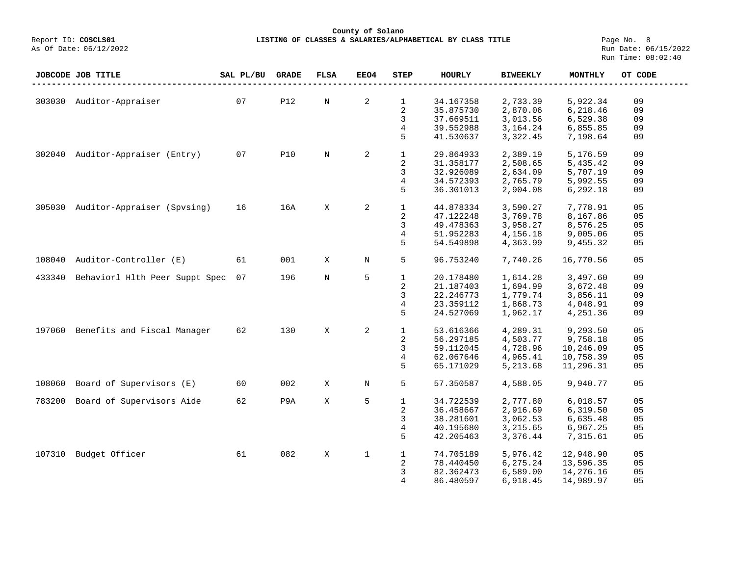**County of Solano**

Report ID: **COSCLS01** **LISTING OF CLASSES & SALARIES/ALPHABETICAL BY CLASS TITLE**

As Of Date: 06/12/2022

Run Date: 06/15/2022
Run Time: 08:02:40

| JOBCODE | JOB TITLE | SAL PL/BU | GRADE | FLSA | EEO4 | STEP | HOURLY | BIWEEKLY | MONTHLY | OT CODE |
|---|---|---|---|---|---|---|---|---|---|---|
| 303030 | Auditor-Appraiser | 07 | P12 | N | 2 | 1 | 34.167358 | 2,733.39 | 5,922.34 | 09 |
| | | | | | | 2 | 35.875730 | 2,870.06 | 6,218.46 | 09 |
| | | | | | | 3 | 37.669511 | 3,013.56 | 6,529.38 | 09 |
| | | | | | | 4 | 39.552988 | 3,164.24 | 6,855.85 | 09 |
| | | | | | | 5 | 41.530637 | 3,322.45 | 7,198.64 | 09 |
| 302040 | Auditor-Appraiser (Entry) | 07 | P10 | N | 2 | 1 | 29.864933 | 2,389.19 | 5,176.59 | 09 |
| | | | | | | 2 | 31.358177 | 2,508.65 | 5,435.42 | 09 |
| | | | | | | 3 | 32.926089 | 2,634.09 | 5,707.19 | 09 |
| | | | | | | 4 | 34.572393 | 2,765.79 | 5,992.55 | 09 |
| | | | | | | 5 | 36.301013 | 2,904.08 | 6,292.18 | 09 |
| 305030 | Auditor-Appraiser (Spvsing) | 16 | 16A | X | 2 | 1 | 44.878334 | 3,590.27 | 7,778.91 | 05 |
| | | | | | | 2 | 47.122248 | 3,769.78 | 8,167.86 | 05 |
| | | | | | | 3 | 49.478363 | 3,958.27 | 8,576.25 | 05 |
| | | | | | | 4 | 51.952283 | 4,156.18 | 9,005.06 | 05 |
| | | | | | | 5 | 54.549898 | 4,363.99 | 9,455.32 | 05 |
| 108040 | Auditor-Controller (E) | 61 | 001 | X | N | 5 | 96.753240 | 7,740.26 | 16,770.56 | 05 |
| 433340 | Behaviorl Hlth Peer Suppt Spec | 07 | 196 | N | 5 | 1 | 20.178480 | 1,614.28 | 3,497.60 | 09 |
| | | | | | | 2 | 21.187403 | 1,694.99 | 3,672.48 | 09 |
| | | | | | | 3 | 22.246773 | 1,779.74 | 3,856.11 | 09 |
| | | | | | | 4 | 23.359112 | 1,868.73 | 4,048.91 | 09 |
| | | | | | | 5 | 24.527069 | 1,962.17 | 4,251.36 | 09 |
| 197060 | Benefits and Fiscal Manager | 62 | 130 | X | 2 | 1 | 53.616366 | 4,289.31 | 9,293.50 | 05 |
| | | | | | | 2 | 56.297185 | 4,503.77 | 9,758.18 | 05 |
| | | | | | | 3 | 59.112045 | 4,728.96 | 10,246.09 | 05 |
| | | | | | | 4 | 62.067646 | 4,965.41 | 10,758.39 | 05 |
| | | | | | | 5 | 65.171029 | 5,213.68 | 11,296.31 | 05 |
| 108060 | Board of Supervisors (E) | 60 | 002 | X | N | 5 | 57.350587 | 4,588.05 | 9,940.77 | 05 |
| 783200 | Board of Supervisors Aide | 62 | P9A | X | 5 | 1 | 34.722539 | 2,777.80 | 6,018.57 | 05 |
| | | | | | | 2 | 36.458667 | 2,916.69 | 6,319.50 | 05 |
| | | | | | | 3 | 38.281601 | 3,062.53 | 6,635.48 | 05 |
| | | | | | | 4 | 40.195680 | 3,215.65 | 6,967.25 | 05 |
| | | | | | | 5 | 42.205463 | 3,376.44 | 7,315.61 | 05 |
| 107310 | Budget Officer | 61 | 082 | X | 1 | 1 | 74.705189 | 5,976.42 | 12,948.90 | 05 |
| | | | | | | 2 | 78.440450 | 6,275.24 | 13,596.35 | 05 |
| | | | | | | 3 | 82.362473 | 6,589.00 | 14,276.16 | 05 |
| | | | | | | 4 | 86.480597 | 6,918.45 | 14,989.97 | 05 |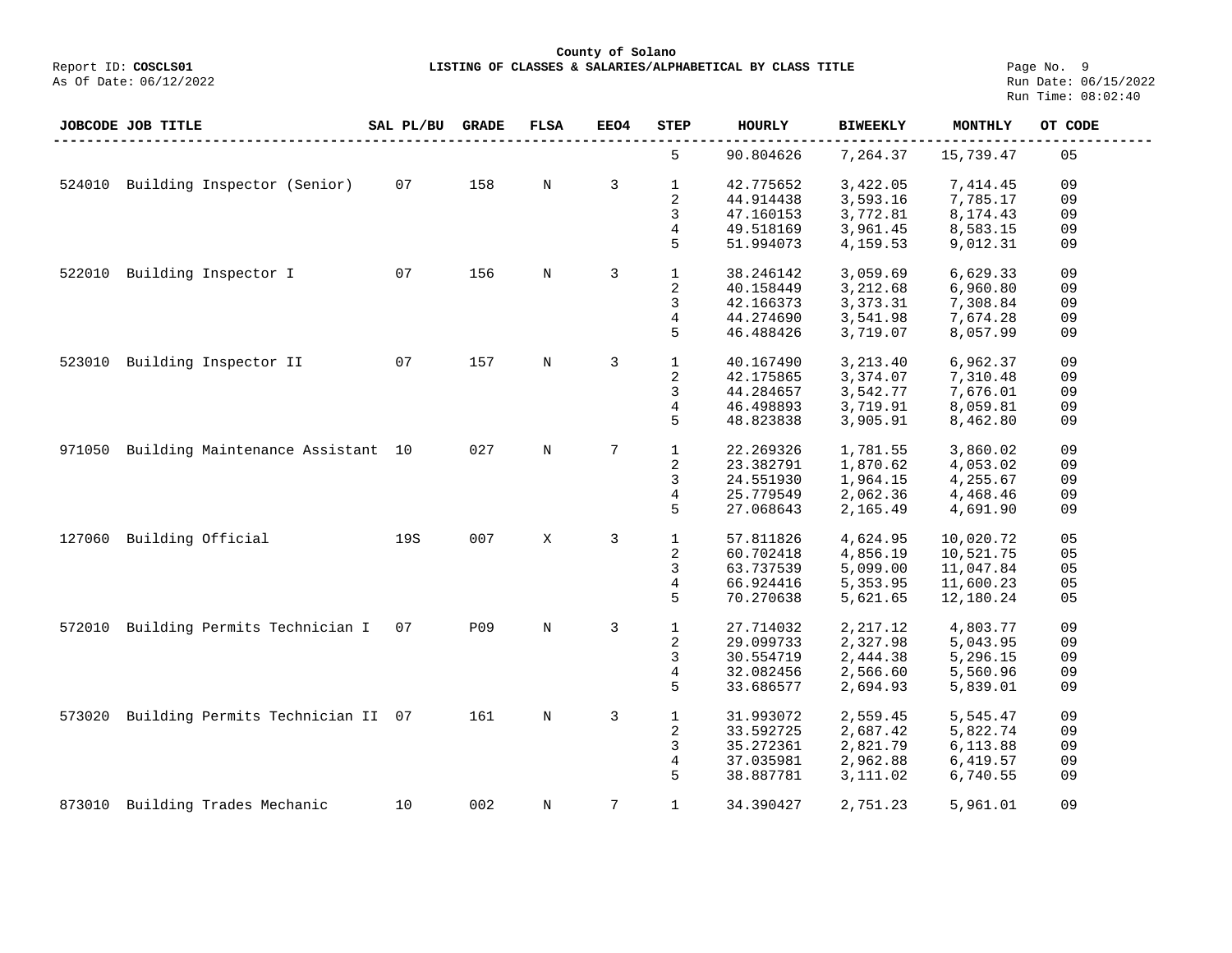County of Solano

Report ID: **COSCLS01** **LISTING OF CLASSES & SALARIES/ALPHABETICAL BY CLASS TITLE**

As Of Date: 06/12/2022

Run Date: 06/15/2022
Run Time: 08:02:40

| JOBCODE | JOB TITLE | SAL PL/BU | GRADE | FLSA | EEO4 | STEP | HOURLY | BIWEEKLY | MONTHLY | OT CODE |
|---|---|---|---|---|---|---|---|---|---|---|
| | | | | | | 5 | 90.804626 | 7,264.37 | 15,739.47 | 05 |
| 524010 | Building Inspector (Senior) | 07 | 158 | N | 3 | 1 | 42.775652 | 3,422.05 | 7,414.45 | 09 |
| | | | | | | 2 | 44.914438 | 3,593.16 | 7,785.17 | 09 |
| | | | | | | 3 | 47.160153 | 3,772.81 | 8,174.43 | 09 |
| | | | | | | 4 | 49.518169 | 3,961.45 | 8,583.15 | 09 |
| | | | | | | 5 | 51.994073 | 4,159.53 | 9,012.31 | 09 |
| 522010 | Building Inspector I | 07 | 156 | N | 3 | 1 | 38.246142 | 3,059.69 | 6,629.33 | 09 |
| | | | | | | 2 | 40.158449 | 3,212.68 | 6,960.80 | 09 |
| | | | | | | 3 | 42.166373 | 3,373.31 | 7,308.84 | 09 |
| | | | | | | 4 | 44.274690 | 3,541.98 | 7,674.28 | 09 |
| | | | | | | 5 | 46.488426 | 3,719.07 | 8,057.99 | 09 |
| 523010 | Building Inspector II | 07 | 157 | N | 3 | 1 | 40.167490 | 3,213.40 | 6,962.37 | 09 |
| | | | | | | 2 | 42.175865 | 3,374.07 | 7,310.48 | 09 |
| | | | | | | 3 | 44.284657 | 3,542.77 | 7,676.01 | 09 |
| | | | | | | 4 | 46.498893 | 3,719.91 | 8,059.81 | 09 |
| | | | | | | 5 | 48.823838 | 3,905.91 | 8,462.80 | 09 |
| 971050 | Building Maintenance Assistant | 10 | 027 | N | 7 | 1 | 22.269326 | 1,781.55 | 3,860.02 | 09 |
| | | | | | | 2 | 23.382791 | 1,870.62 | 4,053.02 | 09 |
| | | | | | | 3 | 24.551930 | 1,964.15 | 4,255.67 | 09 |
| | | | | | | 4 | 25.779549 | 2,062.36 | 4,468.46 | 09 |
| | | | | | | 5 | 27.068643 | 2,165.49 | 4,691.90 | 09 |
| 127060 | Building Official | 19S | 007 | X | 3 | 1 | 57.811826 | 4,624.95 | 10,020.72 | 05 |
| | | | | | | 2 | 60.702418 | 4,856.19 | 10,521.75 | 05 |
| | | | | | | 3 | 63.737539 | 5,099.00 | 11,047.84 | 05 |
| | | | | | | 4 | 66.924416 | 5,353.95 | 11,600.23 | 05 |
| | | | | | | 5 | 70.270638 | 5,621.65 | 12,180.24 | 05 |
| 572010 | Building Permits Technician I | 07 | P09 | N | 3 | 1 | 27.714032 | 2,217.12 | 4,803.77 | 09 |
| | | | | | | 2 | 29.099733 | 2,327.98 | 5,043.95 | 09 |
| | | | | | | 3 | 30.554719 | 2,444.38 | 5,296.15 | 09 |
| | | | | | | 4 | 32.082456 | 2,566.60 | 5,560.96 | 09 |
| | | | | | | 5 | 33.686577 | 2,694.93 | 5,839.01 | 09 |
| 573020 | Building Permits Technician II | 07 | 161 | N | 3 | 1 | 31.993072 | 2,559.45 | 5,545.47 | 09 |
| | | | | | | 2 | 33.592725 | 2,687.42 | 5,822.74 | 09 |
| | | | | | | 3 | 35.272361 | 2,821.79 | 6,113.88 | 09 |
| | | | | | | 4 | 37.035981 | 2,962.88 | 6,419.57 | 09 |
| | | | | | | 5 | 38.887781 | 3,111.02 | 6,740.55 | 09 |
| 873010 | Building Trades Mechanic | 10 | 002 | N | 7 | 1 | 34.390427 | 2,751.23 | 5,961.01 | 09 |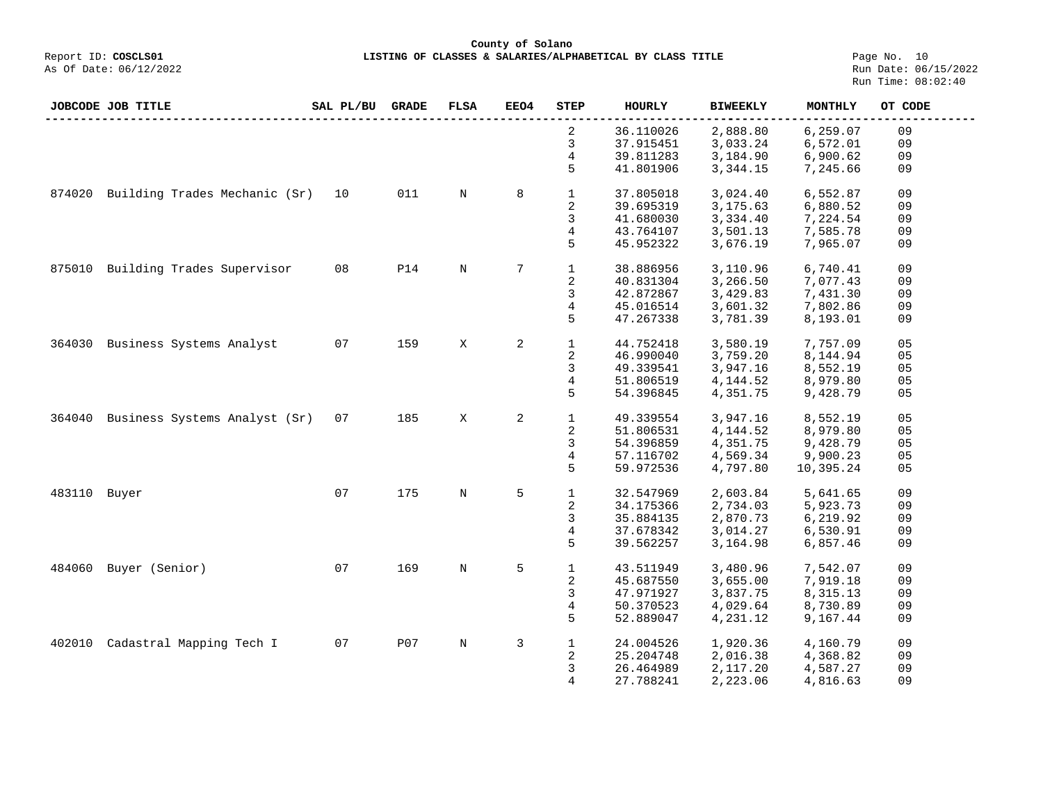**County of Solano**

Report ID: **COSCLS01** — **LISTING OF CLASSES & SALARIES/ALPHABETICAL BY CLASS TITLE**

As Of Date: 06/12/2022

Run Date: 06/15/2022
Run Time: 08:02:40

| JOBCODE | JOB TITLE | SAL PL/BU | GRADE | FLSA | EEO4 | STEP | HOURLY | BIWEEKLY | MONTHLY | OT CODE |
|---|---|---|---|---|---|---|---|---|---|---|
| | | | | | | 2 | 36.110026 | 2,888.80 | 6,259.07 | 09 |
| | | | | | | 3 | 37.915451 | 3,033.24 | 6,572.01 | 09 |
| | | | | | | 4 | 39.811283 | 3,184.90 | 6,900.62 | 09 |
| | | | | | | 5 | 41.801906 | 3,344.15 | 7,245.66 | 09 |
| 874020 | Building Trades Mechanic (Sr) | 10 | 011 | N | 8 | 1 | 37.805018 | 3,024.40 | 6,552.87 | 09 |
| | | | | | | 2 | 39.695319 | 3,175.63 | 6,880.52 | 09 |
| | | | | | | 3 | 41.680030 | 3,334.40 | 7,224.54 | 09 |
| | | | | | | 4 | 43.764107 | 3,501.13 | 7,585.78 | 09 |
| | | | | | | 5 | 45.952322 | 3,676.19 | 7,965.07 | 09 |
| 875010 | Building Trades Supervisor | 08 | P14 | N | 7 | 1 | 38.886956 | 3,110.96 | 6,740.41 | 09 |
| | | | | | | 2 | 40.831304 | 3,266.50 | 7,077.43 | 09 |
| | | | | | | 3 | 42.872867 | 3,429.83 | 7,431.30 | 09 |
| | | | | | | 4 | 45.016514 | 3,601.32 | 7,802.86 | 09 |
| | | | | | | 5 | 47.267338 | 3,781.39 | 8,193.01 | 09 |
| 364030 | Business Systems Analyst | 07 | 159 | X | 2 | 1 | 44.752418 | 3,580.19 | 7,757.09 | 05 |
| | | | | | | 2 | 46.990040 | 3,759.20 | 8,144.94 | 05 |
| | | | | | | 3 | 49.339541 | 3,947.16 | 8,552.19 | 05 |
| | | | | | | 4 | 51.806519 | 4,144.52 | 8,979.80 | 05 |
| | | | | | | 5 | 54.396845 | 4,351.75 | 9,428.79 | 05 |
| 364040 | Business Systems Analyst (Sr) | 07 | 185 | X | 2 | 1 | 49.339554 | 3,947.16 | 8,552.19 | 05 |
| | | | | | | 2 | 51.806531 | 4,144.52 | 8,979.80 | 05 |
| | | | | | | 3 | 54.396859 | 4,351.75 | 9,428.79 | 05 |
| | | | | | | 4 | 57.116702 | 4,569.34 | 9,900.23 | 05 |
| | | | | | | 5 | 59.972536 | 4,797.80 | 10,395.24 | 05 |
| 483110 | Buyer | 07 | 175 | N | 5 | 1 | 32.547969 | 2,603.84 | 5,641.65 | 09 |
| | | | | | | 2 | 34.175366 | 2,734.03 | 5,923.73 | 09 |
| | | | | | | 3 | 35.884135 | 2,870.73 | 6,219.92 | 09 |
| | | | | | | 4 | 37.678342 | 3,014.27 | 6,530.91 | 09 |
| | | | | | | 5 | 39.562257 | 3,164.98 | 6,857.46 | 09 |
| 484060 | Buyer (Senior) | 07 | 169 | N | 5 | 1 | 43.511949 | 3,480.96 | 7,542.07 | 09 |
| | | | | | | 2 | 45.687550 | 3,655.00 | 7,919.18 | 09 |
| | | | | | | 3 | 47.971927 | 3,837.75 | 8,315.13 | 09 |
| | | | | | | 4 | 50.370523 | 4,029.64 | 8,730.89 | 09 |
| | | | | | | 5 | 52.889047 | 4,231.12 | 9,167.44 | 09 |
| 402010 | Cadastral Mapping Tech I | 07 | P07 | N | 3 | 1 | 24.004526 | 1,920.36 | 4,160.79 | 09 |
| | | | | | | 2 | 25.204748 | 2,016.38 | 4,368.82 | 09 |
| | | | | | | 3 | 26.464989 | 2,117.20 | 4,587.27 | 09 |
| | | | | | | 4 | 27.788241 | 2,223.06 | 4,816.63 | 09 |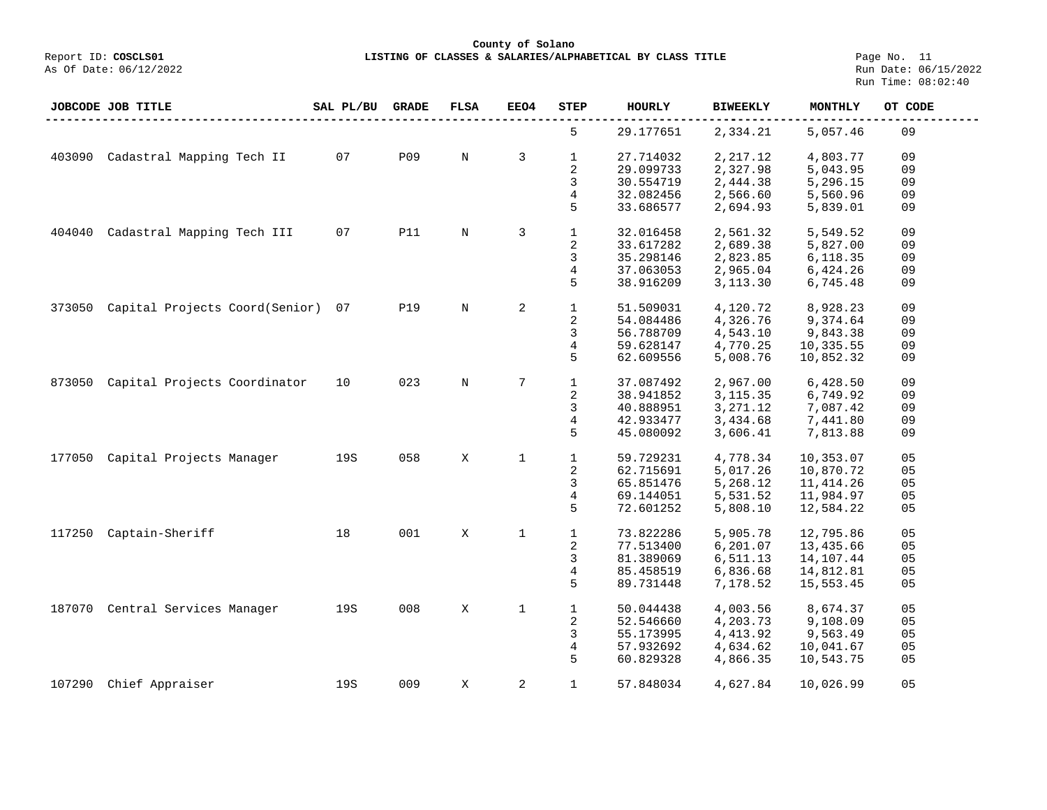**County of Solano**

Report ID: **COSCLS01** **LISTING OF CLASSES & SALARIES/ALPHABETICAL BY CLASS TITLE**

As Of Date: 06/12/2022

Run Date: 06/15/2022
Run Time: 08:02:40

| JOBCODE | JOB TITLE | SAL PL/BU | GRADE | FLSA | EEO4 | STEP | HOURLY | BIWEEKLY | MONTHLY | OT CODE |
|---|---|---|---|---|---|---|---|---|---|---|
| | | | | | | 5 | 29.177651 | 2,334.21 | 5,057.46 | 09 |
| 403090 | Cadastral Mapping Tech II | 07 | P09 | N | 3 | 1 | 27.714032 | 2,217.12 | 4,803.77 | 09 |
| | | | | | | 2 | 29.099733 | 2,327.98 | 5,043.95 | 09 |
| | | | | | | 3 | 30.554719 | 2,444.38 | 5,296.15 | 09 |
| | | | | | | 4 | 32.082456 | 2,566.60 | 5,560.96 | 09 |
| | | | | | | 5 | 33.686577 | 2,694.93 | 5,839.01 | 09 |
| 404040 | Cadastral Mapping Tech III | 07 | P11 | N | 3 | 1 | 32.016458 | 2,561.32 | 5,549.52 | 09 |
| | | | | | | 2 | 33.617282 | 2,689.38 | 5,827.00 | 09 |
| | | | | | | 3 | 35.298146 | 2,823.85 | 6,118.35 | 09 |
| | | | | | | 4 | 37.063053 | 2,965.04 | 6,424.26 | 09 |
| | | | | | | 5 | 38.916209 | 3,113.30 | 6,745.48 | 09 |
| 373050 | Capital Projects Coord(Senior) | 07 | P19 | N | 2 | 1 | 51.509031 | 4,120.72 | 8,928.23 | 09 |
| | | | | | | 2 | 54.084486 | 4,326.76 | 9,374.64 | 09 |
| | | | | | | 3 | 56.788709 | 4,543.10 | 9,843.38 | 09 |
| | | | | | | 4 | 59.628147 | 4,770.25 | 10,335.55 | 09 |
| | | | | | | 5 | 62.609556 | 5,008.76 | 10,852.32 | 09 |
| 873050 | Capital Projects Coordinator | 10 | 023 | N | 7 | 1 | 37.087492 | 2,967.00 | 6,428.50 | 09 |
| | | | | | | 2 | 38.941852 | 3,115.35 | 6,749.92 | 09 |
| | | | | | | 3 | 40.888951 | 3,271.12 | 7,087.42 | 09 |
| | | | | | | 4 | 42.933477 | 3,434.68 | 7,441.80 | 09 |
| | | | | | | 5 | 45.080092 | 3,606.41 | 7,813.88 | 09 |
| 177050 | Capital Projects Manager | 19S | 058 | X | 1 | 1 | 59.729231 | 4,778.34 | 10,353.07 | 05 |
| | | | | | | 2 | 62.715691 | 5,017.26 | 10,870.72 | 05 |
| | | | | | | 3 | 65.851476 | 5,268.12 | 11,414.26 | 05 |
| | | | | | | 4 | 69.144051 | 5,531.52 | 11,984.97 | 05 |
| | | | | | | 5 | 72.601252 | 5,808.10 | 12,584.22 | 05 |
| 117250 | Captain-Sheriff | 18 | 001 | X | 1 | 1 | 73.822286 | 5,905.78 | 12,795.86 | 05 |
| | | | | | | 2 | 77.513400 | 6,201.07 | 13,435.66 | 05 |
| | | | | | | 3 | 81.389069 | 6,511.13 | 14,107.44 | 05 |
| | | | | | | 4 | 85.458519 | 6,836.68 | 14,812.81 | 05 |
| | | | | | | 5 | 89.731448 | 7,178.52 | 15,553.45 | 05 |
| 187070 | Central Services Manager | 19S | 008 | X | 1 | 1 | 50.044438 | 4,003.56 | 8,674.37 | 05 |
| | | | | | | 2 | 52.546660 | 4,203.73 | 9,108.09 | 05 |
| | | | | | | 3 | 55.173995 | 4,413.92 | 9,563.49 | 05 |
| | | | | | | 4 | 57.932692 | 4,634.62 | 10,041.67 | 05 |
| | | | | | | 5 | 60.829328 | 4,866.35 | 10,543.75 | 05 |
| 107290 | Chief Appraiser | 19S | 009 | X | 2 | 1 | 57.848034 | 4,627.84 | 10,026.99 | 05 |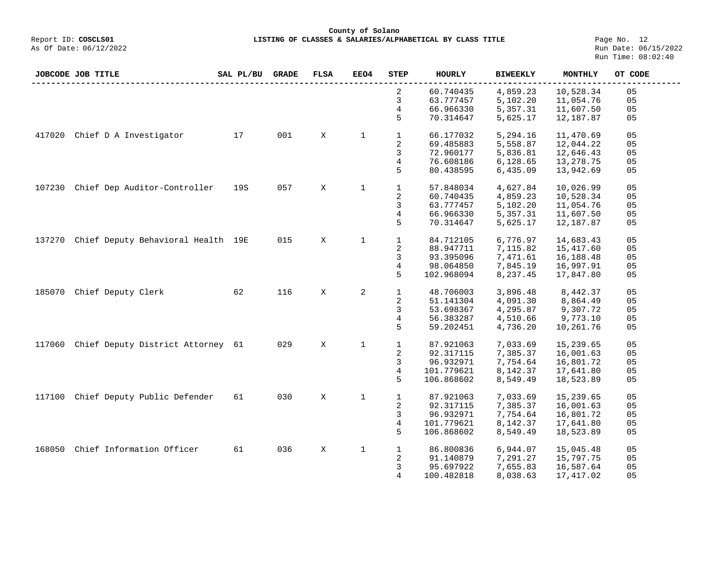| JOBCODE | JOB TITLE | SAL PL/BU | GRADE | FLSA | EEO4 | STEP | HOURLY | BIWEEKLY | MONTHLY | OT CODE |
|---|---|---|---|---|---|---|---|---|---|---|
| | | | | | | 2 | 60.740435 | 4,859.23 | 10,528.34 | 05 |
| | | | | | | 3 | 63.777457 | 5,102.20 | 11,054.76 | 05 |
| | | | | | | 4 | 66.966330 | 5,357.31 | 11,607.50 | 05 |
| | | | | | | 5 | 70.314647 | 5,625.17 | 12,187.87 | 05 |
| 417020 | Chief D A Investigator | 17 | 001 | X | 1 | 1 | 66.177032 | 5,294.16 | 11,470.69 | 05 |
| | | | | | | 2 | 69.485883 | 5,558.87 | 12,044.22 | 05 |
| | | | | | | 3 | 72.960177 | 5,836.81 | 12,646.43 | 05 |
| | | | | | | 4 | 76.608186 | 6,128.65 | 13,278.75 | 05 |
| | | | | | | 5 | 80.438595 | 6,435.09 | 13,942.69 | 05 |
| 107230 | Chief Dep Auditor-Controller | 19S | 057 | X | 1 | 1 | 57.848034 | 4,627.84 | 10,026.99 | 05 |
| | | | | | | 2 | 60.740435 | 4,859.23 | 10,528.34 | 05 |
| | | | | | | 3 | 63.777457 | 5,102.20 | 11,054.76 | 05 |
| | | | | | | 4 | 66.966330 | 5,357.31 | 11,607.50 | 05 |
| | | | | | | 5 | 70.314647 | 5,625.17 | 12,187.87 | 05 |
| 137270 | Chief Deputy Behavioral Health | 19E | 015 | X | 1 | 1 | 84.712105 | 6,776.97 | 14,683.43 | 05 |
| | | | | | | 2 | 88.947711 | 7,115.82 | 15,417.60 | 05 |
| | | | | | | 3 | 93.395096 | 7,471.61 | 16,188.48 | 05 |
| | | | | | | 4 | 98.064850 | 7,845.19 | 16,997.91 | 05 |
| | | | | | | 5 | 102.968094 | 8,237.45 | 17,847.80 | 05 |
| 185070 | Chief Deputy Clerk | 62 | 116 | X | 2 | 1 | 48.706003 | 3,896.48 | 8,442.37 | 05 |
| | | | | | | 2 | 51.141304 | 4,091.30 | 8,864.49 | 05 |
| | | | | | | 3 | 53.698367 | 4,295.87 | 9,307.72 | 05 |
| | | | | | | 4 | 56.383287 | 4,510.66 | 9,773.10 | 05 |
| | | | | | | 5 | 59.202451 | 4,736.20 | 10,261.76 | 05 |
| 117060 | Chief Deputy District Attorney | 61 | 029 | X | 1 | 1 | 87.921063 | 7,033.69 | 15,239.65 | 05 |
| | | | | | | 2 | 92.317115 | 7,385.37 | 16,001.63 | 05 |
| | | | | | | 3 | 96.932971 | 7,754.64 | 16,801.72 | 05 |
| | | | | | | 4 | 101.779621 | 8,142.37 | 17,641.80 | 05 |
| | | | | | | 5 | 106.868602 | 8,549.49 | 18,523.89 | 05 |
| 117100 | Chief Deputy Public Defender | 61 | 030 | X | 1 | 1 | 87.921063 | 7,033.69 | 15,239.65 | 05 |
| | | | | | | 2 | 92.317115 | 7,385.37 | 16,001.63 | 05 |
| | | | | | | 3 | 96.932971 | 7,754.64 | 16,801.72 | 05 |
| | | | | | | 4 | 101.779621 | 8,142.37 | 17,641.80 | 05 |
| | | | | | | 5 | 106.868602 | 8,549.49 | 18,523.89 | 05 |
| 168050 | Chief Information Officer | 61 | 036 | X | 1 | 1 | 86.800836 | 6,944.07 | 15,045.48 | 05 |
| | | | | | | 2 | 91.140879 | 7,291.27 | 15,797.75 | 05 |
| | | | | | | 3 | 95.697922 | 7,655.83 | 16,587.64 | 05 |
| | | | | | | 4 | 100.482818 | 8,038.63 | 17,417.02 | 05 |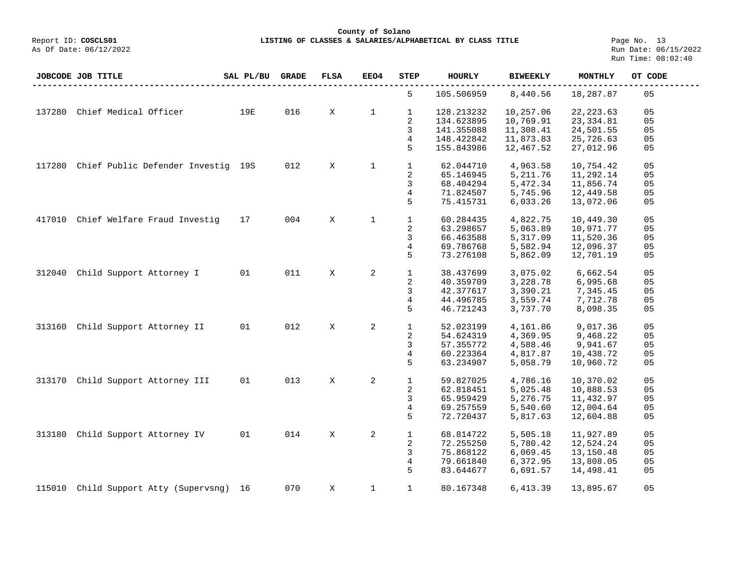| JOBCODE | JOB TITLE | SAL PL/BU | GRADE | FLSA | EEO4 | STEP | HOURLY | BIWEEKLY | MONTHLY | OT CODE |
|---|---|---|---|---|---|---|---|---|---|---|
| | | | | | | 5 | 105.506959 | 8,440.56 | 18,287.87 | 05 |
| 137280 | Chief Medical Officer | 19E | 016 | X | 1 | 1 | 128.213232 | 10,257.06 | 22,223.63 | 05 |
| | | | | | | 2 | 134.623895 | 10,769.91 | 23,334.81 | 05 |
| | | | | | | 3 | 141.355088 | 11,308.41 | 24,501.55 | 05 |
| | | | | | | 4 | 148.422842 | 11,873.83 | 25,726.63 | 05 |
| | | | | | | 5 | 155.843986 | 12,467.52 | 27,012.96 | 05 |
| 117280 | Chief Public Defender Investig | 19S | 012 | X | 1 | 1 | 62.044710 | 4,963.58 | 10,754.42 | 05 |
| | | | | | | 2 | 65.146945 | 5,211.76 | 11,292.14 | 05 |
| | | | | | | 3 | 68.404294 | 5,472.34 | 11,856.74 | 05 |
| | | | | | | 4 | 71.824507 | 5,745.96 | 12,449.58 | 05 |
| | | | | | | 5 | 75.415731 | 6,033.26 | 13,072.06 | 05 |
| 417010 | Chief Welfare Fraud Investig | 17 | 004 | X | 1 | 1 | 60.284435 | 4,822.75 | 10,449.30 | 05 |
| | | | | | | 2 | 63.298657 | 5,063.89 | 10,971.77 | 05 |
| | | | | | | 3 | 66.463588 | 5,317.09 | 11,520.36 | 05 |
| | | | | | | 4 | 69.786768 | 5,582.94 | 12,096.37 | 05 |
| | | | | | | 5 | 73.276108 | 5,862.09 | 12,701.19 | 05 |
| 312040 | Child Support Attorney I | 01 | 011 | X | 2 | 1 | 38.437699 | 3,075.02 | 6,662.54 | 05 |
| | | | | | | 2 | 40.359709 | 3,228.78 | 6,995.68 | 05 |
| | | | | | | 3 | 42.377617 | 3,390.21 | 7,345.45 | 05 |
| | | | | | | 4 | 44.496785 | 3,559.74 | 7,712.78 | 05 |
| | | | | | | 5 | 46.721243 | 3,737.70 | 8,098.35 | 05 |
| 313160 | Child Support Attorney II | 01 | 012 | X | 2 | 1 | 52.023199 | 4,161.86 | 9,017.36 | 05 |
| | | | | | | 2 | 54.624319 | 4,369.95 | 9,468.22 | 05 |
| | | | | | | 3 | 57.355772 | 4,588.46 | 9,941.67 | 05 |
| | | | | | | 4 | 60.223364 | 4,817.87 | 10,438.72 | 05 |
| | | | | | | 5 | 63.234907 | 5,058.79 | 10,960.72 | 05 |
| 313170 | Child Support Attorney III | 01 | 013 | X | 2 | 1 | 59.827025 | 4,786.16 | 10,370.02 | 05 |
| | | | | | | 2 | 62.818451 | 5,025.48 | 10,888.53 | 05 |
| | | | | | | 3 | 65.959429 | 5,276.75 | 11,432.97 | 05 |
| | | | | | | 4 | 69.257559 | 5,540.60 | 12,004.64 | 05 |
| | | | | | | 5 | 72.720437 | 5,817.63 | 12,604.88 | 05 |
| 313180 | Child Support Attorney IV | 01 | 014 | X | 2 | 1 | 68.814722 | 5,505.18 | 11,927.89 | 05 |
| | | | | | | 2 | 72.255250 | 5,780.42 | 12,524.24 | 05 |
| | | | | | | 3 | 75.868122 | 6,069.45 | 13,150.48 | 05 |
| | | | | | | 4 | 79.661840 | 6,372.95 | 13,808.05 | 05 |
| | | | | | | 5 | 83.644677 | 6,691.57 | 14,498.41 | 05 |
| 115010 | Child Support Atty (Supervsng) | 16 | 070 | X | 1 | 1 | 80.167348 | 6,413.39 | 13,895.67 | 05 |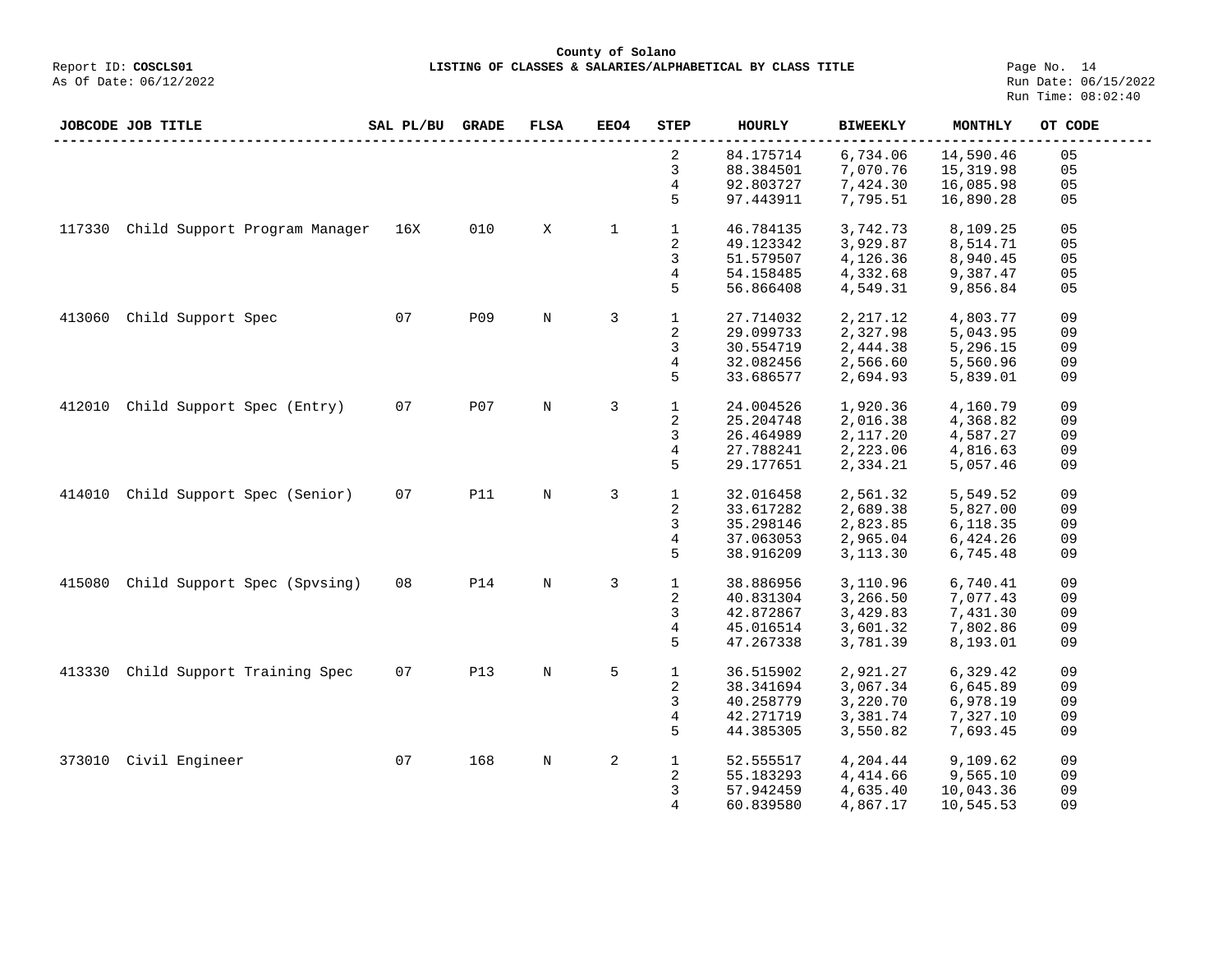County of Solano

Report ID: **COSCLS01** **LISTING OF CLASSES & SALARIES/ALPHABETICAL BY CLASS TITLE**

As Of Date: 06/12/2022 Run Date: 06/15/2022 Run Time: 08:02:40

| JOBCODE | JOB TITLE | SAL PL/BU | GRADE | FLSA | EEO4 | STEP | HOURLY | BIWEEKLY | MONTHLY | OT CODE |
|---|---|---|---|---|---|---|---|---|---|---|
| | | | | | | 2 | 84.175714 | 6,734.06 | 14,590.46 | 05 |
| | | | | | | 3 | 88.384501 | 7,070.76 | 15,319.98 | 05 |
| | | | | | | 4 | 92.803727 | 7,424.30 | 16,085.98 | 05 |
| | | | | | | 5 | 97.443911 | 7,795.51 | 16,890.28 | 05 |
| 117330 | Child Support Program Manager | 16X | 010 | X | 1 | 1 | 46.784135 | 3,742.73 | 8,109.25 | 05 |
| | | | | | | 2 | 49.123342 | 3,929.87 | 8,514.71 | 05 |
| | | | | | | 3 | 51.579507 | 4,126.36 | 8,940.45 | 05 |
| | | | | | | 4 | 54.158485 | 4,332.68 | 9,387.47 | 05 |
| | | | | | | 5 | 56.866408 | 4,549.31 | 9,856.84 | 05 |
| 413060 | Child Support Spec | 07 | P09 | N | 3 | 1 | 27.714032 | 2,217.12 | 4,803.77 | 09 |
| | | | | | | 2 | 29.099733 | 2,327.98 | 5,043.95 | 09 |
| | | | | | | 3 | 30.554719 | 2,444.38 | 5,296.15 | 09 |
| | | | | | | 4 | 32.082456 | 2,566.60 | 5,560.96 | 09 |
| | | | | | | 5 | 33.686577 | 2,694.93 | 5,839.01 | 09 |
| 412010 | Child Support Spec (Entry) | 07 | P07 | N | 3 | 1 | 24.004526 | 1,920.36 | 4,160.79 | 09 |
| | | | | | | 2 | 25.204748 | 2,016.38 | 4,368.82 | 09 |
| | | | | | | 3 | 26.464989 | 2,117.20 | 4,587.27 | 09 |
| | | | | | | 4 | 27.788241 | 2,223.06 | 4,816.63 | 09 |
| | | | | | | 5 | 29.177651 | 2,334.21 | 5,057.46 | 09 |
| 414010 | Child Support Spec (Senior) | 07 | P11 | N | 3 | 1 | 32.016458 | 2,561.32 | 5,549.52 | 09 |
| | | | | | | 2 | 33.617282 | 2,689.38 | 5,827.00 | 09 |
| | | | | | | 3 | 35.298146 | 2,823.85 | 6,118.35 | 09 |
| | | | | | | 4 | 37.063053 | 2,965.04 | 6,424.26 | 09 |
| | | | | | | 5 | 38.916209 | 3,113.30 | 6,745.48 | 09 |
| 415080 | Child Support Spec (Spvsing) | 08 | P14 | N | 3 | 1 | 38.886956 | 3,110.96 | 6,740.41 | 09 |
| | | | | | | 2 | 40.831304 | 3,266.50 | 7,077.43 | 09 |
| | | | | | | 3 | 42.872867 | 3,429.83 | 7,431.30 | 09 |
| | | | | | | 4 | 45.016514 | 3,601.32 | 7,802.86 | 09 |
| | | | | | | 5 | 47.267338 | 3,781.39 | 8,193.01 | 09 |
| 413330 | Child Support Training Spec | 07 | P13 | N | 5 | 1 | 36.515902 | 2,921.27 | 6,329.42 | 09 |
| | | | | | | 2 | 38.341694 | 3,067.34 | 6,645.89 | 09 |
| | | | | | | 3 | 40.258779 | 3,220.70 | 6,978.19 | 09 |
| | | | | | | 4 | 42.271719 | 3,381.74 | 7,327.10 | 09 |
| | | | | | | 5 | 44.385305 | 3,550.82 | 7,693.45 | 09 |
| 373010 | Civil Engineer | 07 | 168 | N | 2 | 1 | 52.555517 | 4,204.44 | 9,109.62 | 09 |
| | | | | | | 2 | 55.183293 | 4,414.66 | 9,565.10 | 09 |
| | | | | | | 3 | 57.942459 | 4,635.40 | 10,043.36 | 09 |
| | | | | | | 4 | 60.839580 | 4,867.17 | 10,545.53 | 09 |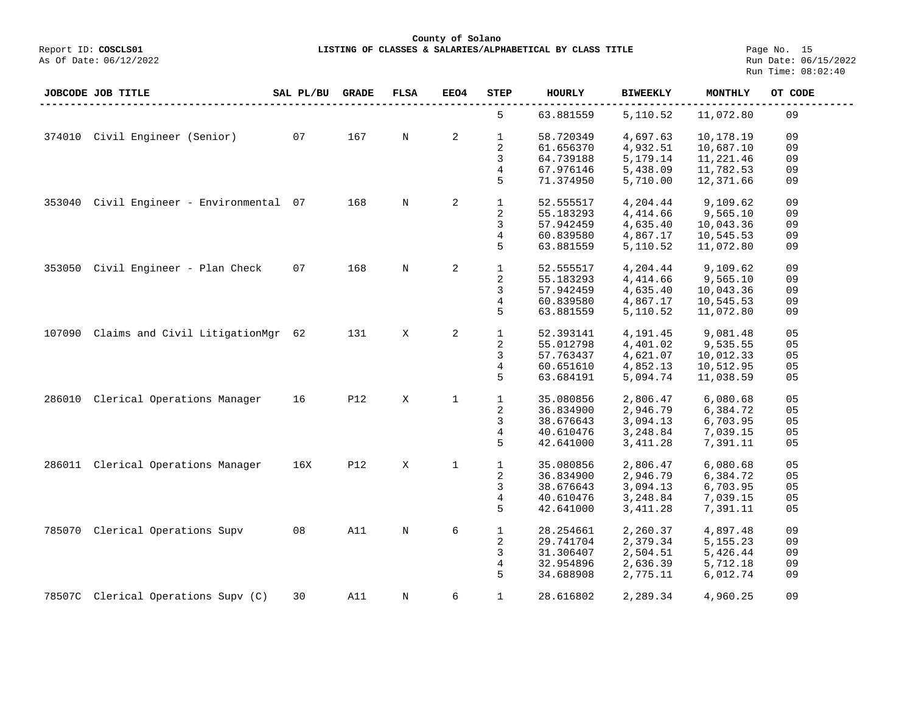County of Solano

LISTING OF CLASSES & SALARIES/ALPHABETICAL BY CLASS TITLE

Report ID: **COSCLS01**
As Of Date: 06/12/2022

Run Date: 06/15/2022
Run Time: 08:02:40

| JOBCODE | JOB TITLE | SAL PL/BU | GRADE | FLSA | EEO4 | STEP | HOURLY | BIWEEKLY | MONTHLY | OT CODE |
|---|---|---|---|---|---|---|---|---|---|---|
| | | | | | | 5 | 63.881559 | 5,110.52 | 11,072.80 | 09 |
| 374010 | Civil Engineer (Senior) | 07 | 167 | N | 2 | 1 | 58.720349 | 4,697.63 | 10,178.19 | 09 |
| | | | | | | 2 | 61.656370 | 4,932.51 | 10,687.10 | 09 |
| | | | | | | 3 | 64.739188 | 5,179.14 | 11,221.46 | 09 |
| | | | | | | 4 | 67.976146 | 5,438.09 | 11,782.53 | 09 |
| | | | | | | 5 | 71.374950 | 5,710.00 | 12,371.66 | 09 |
| 353040 | Civil Engineer - Environmental | 07 | 168 | N | 2 | 1 | 52.555517 | 4,204.44 | 9,109.62 | 09 |
| | | | | | | 2 | 55.183293 | 4,414.66 | 9,565.10 | 09 |
| | | | | | | 3 | 57.942459 | 4,635.40 | 10,043.36 | 09 |
| | | | | | | 4 | 60.839580 | 4,867.17 | 10,545.53 | 09 |
| | | | | | | 5 | 63.881559 | 5,110.52 | 11,072.80 | 09 |
| 353050 | Civil Engineer - Plan Check | 07 | 168 | N | 2 | 1 | 52.555517 | 4,204.44 | 9,109.62 | 09 |
| | | | | | | 2 | 55.183293 | 4,414.66 | 9,565.10 | 09 |
| | | | | | | 3 | 57.942459 | 4,635.40 | 10,043.36 | 09 |
| | | | | | | 4 | 60.839580 | 4,867.17 | 10,545.53 | 09 |
| | | | | | | 5 | 63.881559 | 5,110.52 | 11,072.80 | 09 |
| 107090 | Claims and Civil LitigationMgr | 62 | 131 | X | 2 | 1 | 52.393141 | 4,191.45 | 9,081.48 | 05 |
| | | | | | | 2 | 55.012798 | 4,401.02 | 9,535.55 | 05 |
| | | | | | | 3 | 57.763437 | 4,621.07 | 10,012.33 | 05 |
| | | | | | | 4 | 60.651610 | 4,852.13 | 10,512.95 | 05 |
| | | | | | | 5 | 63.684191 | 5,094.74 | 11,038.59 | 05 |
| 286010 | Clerical Operations Manager | 16 | P12 | X | 1 | 1 | 35.080856 | 2,806.47 | 6,080.68 | 05 |
| | | | | | | 2 | 36.834900 | 2,946.79 | 6,384.72 | 05 |
| | | | | | | 3 | 38.676643 | 3,094.13 | 6,703.95 | 05 |
| | | | | | | 4 | 40.610476 | 3,248.84 | 7,039.15 | 05 |
| | | | | | | 5 | 42.641000 | 3,411.28 | 7,391.11 | 05 |
| 286011 | Clerical Operations Manager | 16X | P12 | X | 1 | 1 | 35.080856 | 2,806.47 | 6,080.68 | 05 |
| | | | | | | 2 | 36.834900 | 2,946.79 | 6,384.72 | 05 |
| | | | | | | 3 | 38.676643 | 3,094.13 | 6,703.95 | 05 |
| | | | | | | 4 | 40.610476 | 3,248.84 | 7,039.15 | 05 |
| | | | | | | 5 | 42.641000 | 3,411.28 | 7,391.11 | 05 |
| 785070 | Clerical Operations Supv | 08 | A11 | N | 6 | 1 | 28.254661 | 2,260.37 | 4,897.48 | 09 |
| | | | | | | 2 | 29.741704 | 2,379.34 | 5,155.23 | 09 |
| | | | | | | 3 | 31.306407 | 2,504.51 | 5,426.44 | 09 |
| | | | | | | 4 | 32.954896 | 2,636.39 | 5,712.18 | 09 |
| | | | | | | 5 | 34.688908 | 2,775.11 | 6,012.74 | 09 |
| 78507C | Clerical Operations Supv (C) | 30 | A11 | N | 6 | 1 | 28.616802 | 2,289.34 | 4,960.25 | 09 |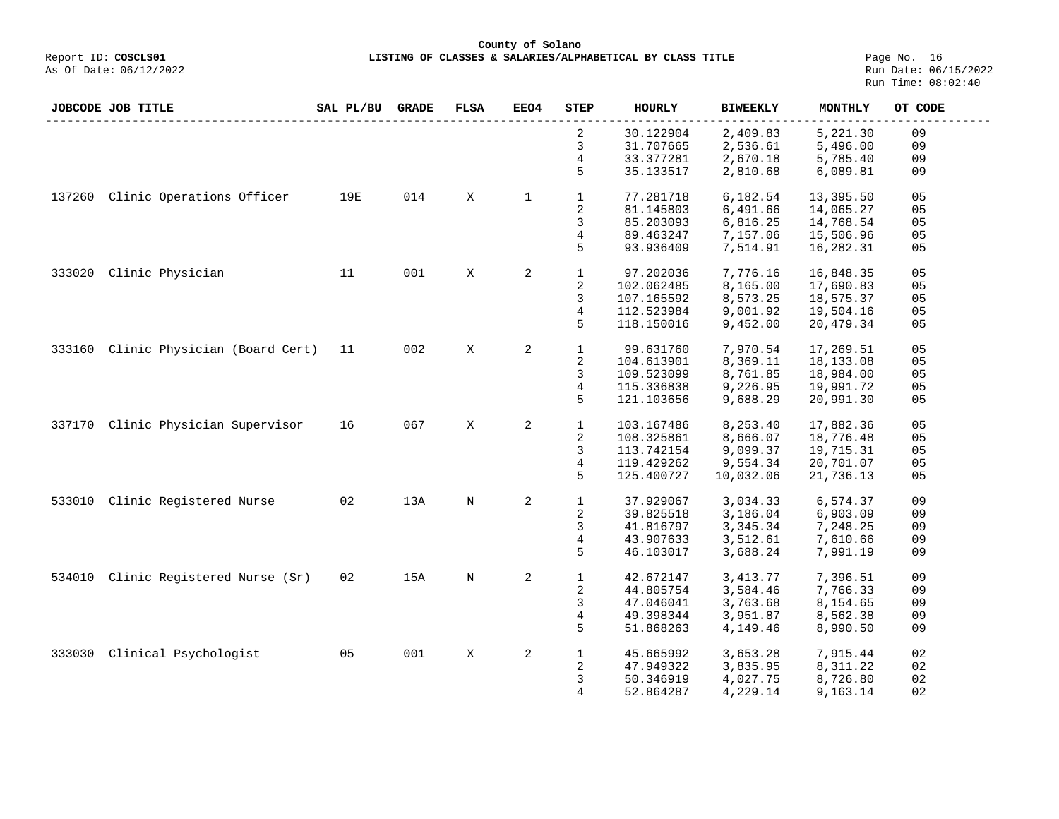County of Solano

Report ID: **COSCLS01** **LISTING OF CLASSES & SALARIES/ALPHABETICAL BY CLASS TITLE**

As Of Date: 06/12/2022

Run Date: 06/15/2022
Run Time: 08:02:40

| JOBCODE | JOB TITLE | SAL PL/BU | GRADE | FLSA | EEO4 | STEP | HOURLY | BIWEEKLY | MONTHLY | OT CODE |
|---|---|---|---|---|---|---|---|---|---|---|
| | | | | | | 2 | 30.122904 | 2,409.83 | 5,221.30 | 09 |
| | | | | | | 3 | 31.707665 | 2,536.61 | 5,496.00 | 09 |
| | | | | | | 4 | 33.377281 | 2,670.18 | 5,785.40 | 09 |
| | | | | | | 5 | 35.133517 | 2,810.68 | 6,089.81 | 09 |
| 137260 | Clinic Operations Officer | 19E | 014 | X | 1 | 1 | 77.281718 | 6,182.54 | 13,395.50 | 05 |
| | | | | | | 2 | 81.145803 | 6,491.66 | 14,065.27 | 05 |
| | | | | | | 3 | 85.203093 | 6,816.25 | 14,768.54 | 05 |
| | | | | | | 4 | 89.463247 | 7,157.06 | 15,506.96 | 05 |
| | | | | | | 5 | 93.936409 | 7,514.91 | 16,282.31 | 05 |
| 333020 | Clinic Physician | 11 | 001 | X | 2 | 1 | 97.202036 | 7,776.16 | 16,848.35 | 05 |
| | | | | | | 2 | 102.062485 | 8,165.00 | 17,690.83 | 05 |
| | | | | | | 3 | 107.165592 | 8,573.25 | 18,575.37 | 05 |
| | | | | | | 4 | 112.523984 | 9,001.92 | 19,504.16 | 05 |
| | | | | | | 5 | 118.150016 | 9,452.00 | 20,479.34 | 05 |
| 333160 | Clinic Physician (Board Cert) | 11 | 002 | X | 2 | 1 | 99.631760 | 7,970.54 | 17,269.51 | 05 |
| | | | | | | 2 | 104.613901 | 8,369.11 | 18,133.08 | 05 |
| | | | | | | 3 | 109.523099 | 8,761.85 | 18,984.00 | 05 |
| | | | | | | 4 | 115.336838 | 9,226.95 | 19,991.72 | 05 |
| | | | | | | 5 | 121.103656 | 9,688.29 | 20,991.30 | 05 |
| 337170 | Clinic Physician Supervisor | 16 | 067 | X | 2 | 1 | 103.167486 | 8,253.40 | 17,882.36 | 05 |
| | | | | | | 2 | 108.325861 | 8,666.07 | 18,776.48 | 05 |
| | | | | | | 3 | 113.742154 | 9,099.37 | 19,715.31 | 05 |
| | | | | | | 4 | 119.429262 | 9,554.34 | 20,701.07 | 05 |
| | | | | | | 5 | 125.400727 | 10,032.06 | 21,736.13 | 05 |
| 533010 | Clinic Registered Nurse | 02 | 13A | N | 2 | 1 | 37.929067 | 3,034.33 | 6,574.37 | 09 |
| | | | | | | 2 | 39.825518 | 3,186.04 | 6,903.09 | 09 |
| | | | | | | 3 | 41.816797 | 3,345.34 | 7,248.25 | 09 |
| | | | | | | 4 | 43.907633 | 3,512.61 | 7,610.66 | 09 |
| | | | | | | 5 | 46.103017 | 3,688.24 | 7,991.19 | 09 |
| 534010 | Clinic Registered Nurse (Sr) | 02 | 15A | N | 2 | 1 | 42.672147 | 3,413.77 | 7,396.51 | 09 |
| | | | | | | 2 | 44.805754 | 3,584.46 | 7,766.33 | 09 |
| | | | | | | 3 | 47.046041 | 3,763.68 | 8,154.65 | 09 |
| | | | | | | 4 | 49.398344 | 3,951.87 | 8,562.38 | 09 |
| | | | | | | 5 | 51.868263 | 4,149.46 | 8,990.50 | 09 |
| 333030 | Clinical Psychologist | 05 | 001 | X | 2 | 1 | 45.665992 | 3,653.28 | 7,915.44 | 02 |
| | | | | | | 2 | 47.949322 | 3,835.95 | 8,311.22 | 02 |
| | | | | | | 3 | 50.346919 | 4,027.75 | 8,726.80 | 02 |
| | | | | | | 4 | 52.864287 | 4,229.14 | 9,163.14 | 02 |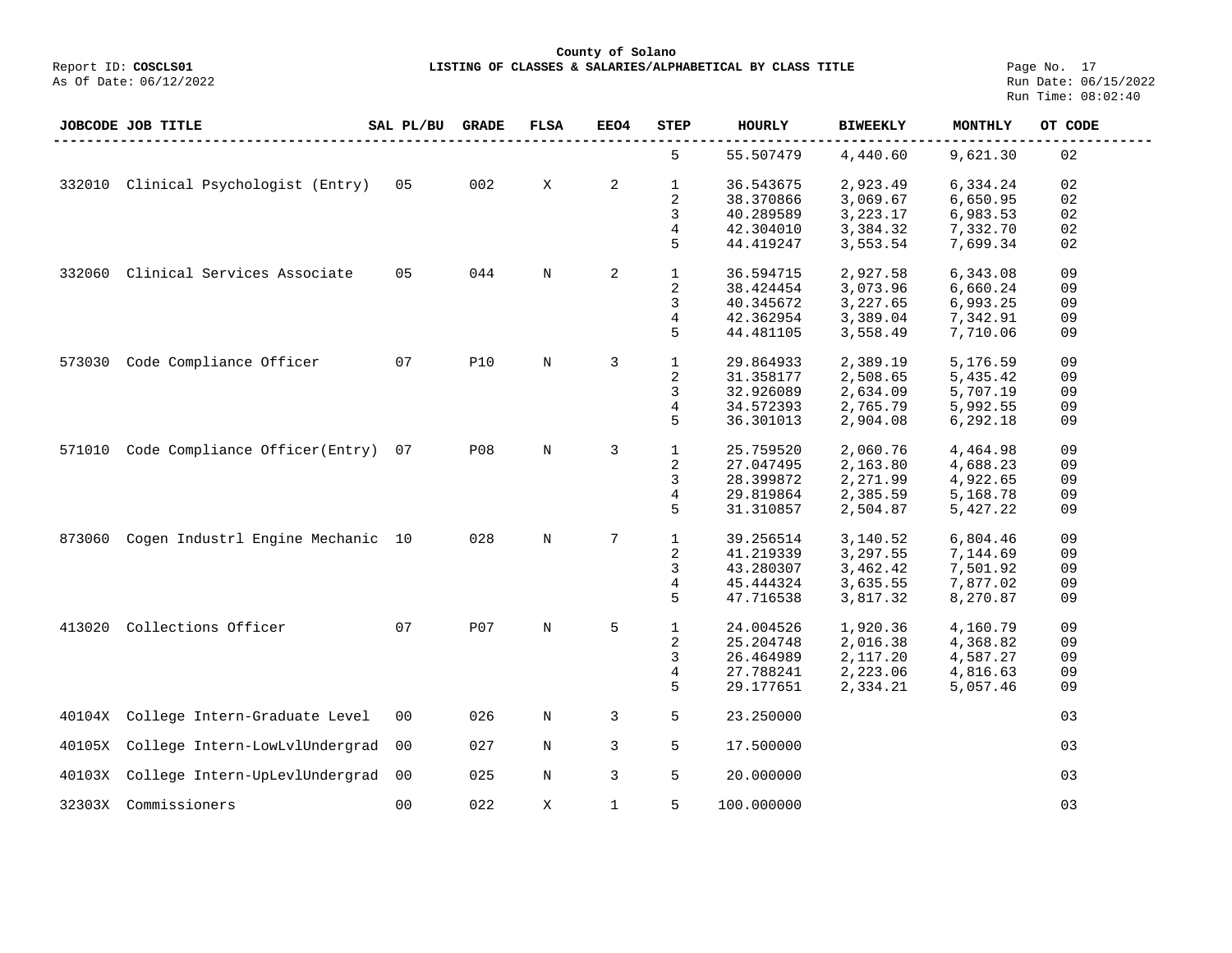County of Solano

Report ID: **COSCLS01**
As Of Date: 06/12/2022

**LISTING OF CLASSES & SALARIES/ALPHABETICAL BY CLASS TITLE**

Run Date: 06/15/2022
Run Time: 08:02:40

| JOBCODE | JOB TITLE | SAL PL/BU | GRADE | FLSA | EEO4 | STEP | HOURLY | BIWEEKLY | MONTHLY | OT CODE |
|---|---|---|---|---|---|---|---|---|---|---|
| | | | | | | 5 | 55.507479 | 4,440.60 | 9,621.30 | 02 |
| 332010 | Clinical Psychologist (Entry) | 05 | 002 | X | 2 | 1 | 36.543675 | 2,923.49 | 6,334.24 | 02 |
| | | | | | | 2 | 38.370866 | 3,069.67 | 6,650.95 | 02 |
| | | | | | | 3 | 40.289589 | 3,223.17 | 6,983.53 | 02 |
| | | | | | | 4 | 42.304010 | 3,384.32 | 7,332.70 | 02 |
| | | | | | | 5 | 44.419247 | 3,553.54 | 7,699.34 | 02 |
| 332060 | Clinical Services Associate | 05 | 044 | N | 2 | 1 | 36.594715 | 2,927.58 | 6,343.08 | 09 |
| | | | | | | 2 | 38.424454 | 3,073.96 | 6,660.24 | 09 |
| | | | | | | 3 | 40.345672 | 3,227.65 | 6,993.25 | 09 |
| | | | | | | 4 | 42.362954 | 3,389.04 | 7,342.91 | 09 |
| | | | | | | 5 | 44.481105 | 3,558.49 | 7,710.06 | 09 |
| 573030 | Code Compliance Officer | 07 | P10 | N | 3 | 1 | 29.864933 | 2,389.19 | 5,176.59 | 09 |
| | | | | | | 2 | 31.358177 | 2,508.65 | 5,435.42 | 09 |
| | | | | | | 3 | 32.926089 | 2,634.09 | 5,707.19 | 09 |
| | | | | | | 4 | 34.572393 | 2,765.79 | 5,992.55 | 09 |
| | | | | | | 5 | 36.301013 | 2,904.08 | 6,292.18 | 09 |
| 571010 | Code Compliance Officer(Entry) | 07 | P08 | N | 3 | 1 | 25.759520 | 2,060.76 | 4,464.98 | 09 |
| | | | | | | 2 | 27.047495 | 2,163.80 | 4,688.23 | 09 |
| | | | | | | 3 | 28.399872 | 2,271.99 | 4,922.65 | 09 |
| | | | | | | 4 | 29.819864 | 2,385.59 | 5,168.78 | 09 |
| | | | | | | 5 | 31.310857 | 2,504.87 | 5,427.22 | 09 |
| 873060 | Cogen Industrl Engine Mechanic | 10 | 028 | N | 7 | 1 | 39.256514 | 3,140.52 | 6,804.46 | 09 |
| | | | | | | 2 | 41.219339 | 3,297.55 | 7,144.69 | 09 |
| | | | | | | 3 | 43.280307 | 3,462.42 | 7,501.92 | 09 |
| | | | | | | 4 | 45.444324 | 3,635.55 | 7,877.02 | 09 |
| | | | | | | 5 | 47.716538 | 3,817.32 | 8,270.87 | 09 |
| 413020 | Collections Officer | 07 | P07 | N | 5 | 1 | 24.004526 | 1,920.36 | 4,160.79 | 09 |
| | | | | | | 2 | 25.204748 | 2,016.38 | 4,368.82 | 09 |
| | | | | | | 3 | 26.464989 | 2,117.20 | 4,587.27 | 09 |
| | | | | | | 4 | 27.788241 | 2,223.06 | 4,816.63 | 09 |
| | | | | | | 5 | 29.177651 | 2,334.21 | 5,057.46 | 09 |
| 40104X | College Intern-Graduate Level | 00 | 026 | N | 3 | 5 | 23.250000 | | | 03 |
| 40105X | College Intern-LowLvlUndergrad | 00 | 027 | N | 3 | 5 | 17.500000 | | | 03 |
| 40103X | College Intern-UpLevlUndergrad | 00 | 025 | N | 3 | 5 | 20.000000 | | | 03 |
| 32303X | Commissioners | 00 | 022 | X | 1 | 5 | 100.000000 | | | 03 |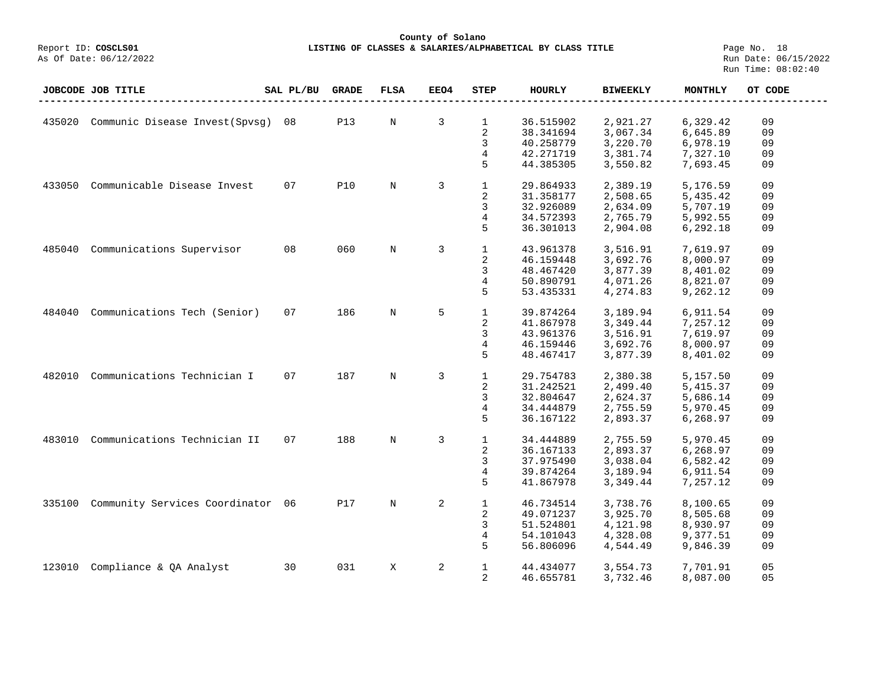County of Solano

Report ID: **COSCLS01** **LISTING OF CLASSES & SALARIES/ALPHABETICAL BY CLASS TITLE**

As Of Date: 06/12/2022

Run Date: 06/15/2022
Run Time: 08:02:40

| JOBCODE | JOB TITLE | SAL PL/BU | GRADE | FLSA | EEO4 | STEP | HOURLY | BIWEEKLY | MONTHLY | OT CODE |
|---|---|---|---|---|---|---|---|---|---|---|
| 435020 | Communic Disease Invest(Spvsg) | 08 | P13 | N | 3 | 1 | 36.515902 | 2,921.27 | 6,329.42 | 09 |
| | | | | | | 2 | 38.341694 | 3,067.34 | 6,645.89 | 09 |
| | | | | | | 3 | 40.258779 | 3,220.70 | 6,978.19 | 09 |
| | | | | | | 4 | 42.271719 | 3,381.74 | 7,327.10 | 09 |
| | | | | | | 5 | 44.385305 | 3,550.82 | 7,693.45 | 09 |
| 433050 | Communicable Disease Invest | 07 | P10 | N | 3 | 1 | 29.864933 | 2,389.19 | 5,176.59 | 09 |
| | | | | | | 2 | 31.358177 | 2,508.65 | 5,435.42 | 09 |
| | | | | | | 3 | 32.926089 | 2,634.09 | 5,707.19 | 09 |
| | | | | | | 4 | 34.572393 | 2,765.79 | 5,992.55 | 09 |
| | | | | | | 5 | 36.301013 | 2,904.08 | 6,292.18 | 09 |
| 485040 | Communications Supervisor | 08 | 060 | N | 3 | 1 | 43.961378 | 3,516.91 | 7,619.97 | 09 |
| | | | | | | 2 | 46.159448 | 3,692.76 | 8,000.97 | 09 |
| | | | | | | 3 | 48.467420 | 3,877.39 | 8,401.02 | 09 |
| | | | | | | 4 | 50.890791 | 4,071.26 | 8,821.07 | 09 |
| | | | | | | 5 | 53.435331 | 4,274.83 | 9,262.12 | 09 |
| 484040 | Communications Tech (Senior) | 07 | 186 | N | 5 | 1 | 39.874264 | 3,189.94 | 6,911.54 | 09 |
| | | | | | | 2 | 41.867978 | 3,349.44 | 7,257.12 | 09 |
| | | | | | | 3 | 43.961376 | 3,516.91 | 7,619.97 | 09 |
| | | | | | | 4 | 46.159446 | 3,692.76 | 8,000.97 | 09 |
| | | | | | | 5 | 48.467417 | 3,877.39 | 8,401.02 | 09 |
| 482010 | Communications Technician I | 07 | 187 | N | 3 | 1 | 29.754783 | 2,380.38 | 5,157.50 | 09 |
| | | | | | | 2 | 31.242521 | 2,499.40 | 5,415.37 | 09 |
| | | | | | | 3 | 32.804647 | 2,624.37 | 5,686.14 | 09 |
| | | | | | | 4 | 34.444879 | 2,755.59 | 5,970.45 | 09 |
| | | | | | | 5 | 36.167122 | 2,893.37 | 6,268.97 | 09 |
| 483010 | Communications Technician II | 07 | 188 | N | 3 | 1 | 34.444889 | 2,755.59 | 5,970.45 | 09 |
| | | | | | | 2 | 36.167133 | 2,893.37 | 6,268.97 | 09 |
| | | | | | | 3 | 37.975490 | 3,038.04 | 6,582.42 | 09 |
| | | | | | | 4 | 39.874264 | 3,189.94 | 6,911.54 | 09 |
| | | | | | | 5 | 41.867978 | 3,349.44 | 7,257.12 | 09 |
| 335100 | Community Services Coordinator | 06 | P17 | N | 2 | 1 | 46.734514 | 3,738.76 | 8,100.65 | 09 |
| | | | | | | 2 | 49.071237 | 3,925.70 | 8,505.68 | 09 |
| | | | | | | 3 | 51.524801 | 4,121.98 | 8,930.97 | 09 |
| | | | | | | 4 | 54.101043 | 4,328.08 | 9,377.51 | 09 |
| | | | | | | 5 | 56.806096 | 4,544.49 | 9,846.39 | 09 |
| 123010 | Compliance & QA Analyst | 30 | 031 | X | 2 | 1 | 44.434077 | 3,554.73 | 7,701.91 | 05 |
| | | | | | | 2 | 46.655781 | 3,732.46 | 8,087.00 | 05 |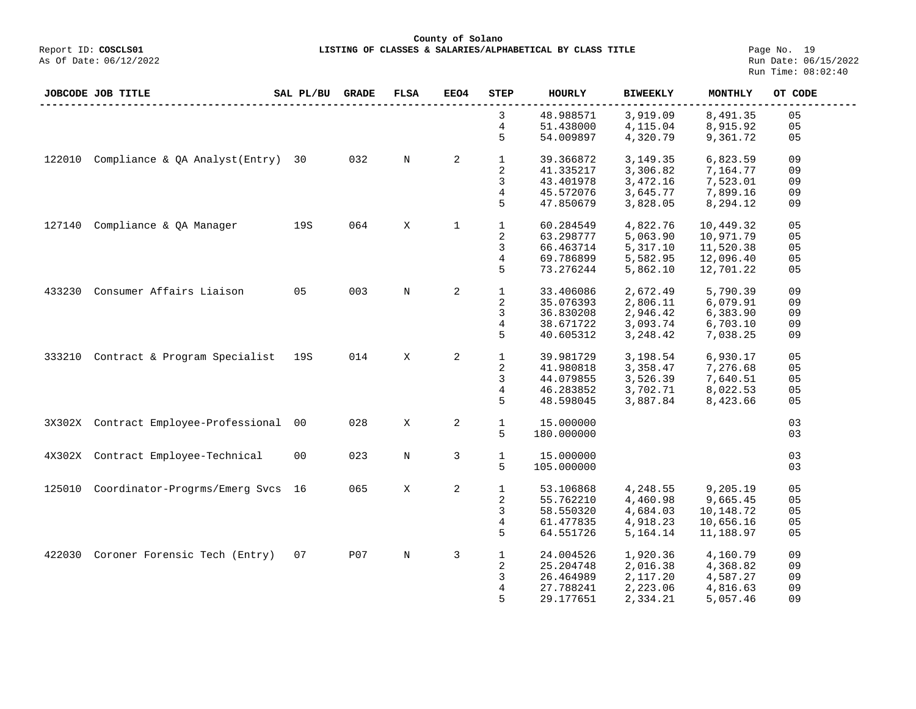**County of Solano**

Report ID: **COSCLS01** — **LISTING OF CLASSES & SALARIES/ALPHABETICAL BY CLASS TITLE**

As Of Date: 06/12/2022 — Run Date: 06/15/2022 — Run Time: 08:02:40

| JOBCODE | JOB TITLE | SAL PL/BU | GRADE | FLSA | EEO4 | STEP | HOURLY | BIWEEKLY | MONTHLY | OT CODE |
|---|---|---|---|---|---|---|---|---|---|---|
| | | | | | | 3 | 48.988571 | 3,919.09 | 8,491.35 | 05 |
| | | | | | | 4 | 51.438000 | 4,115.04 | 8,915.92 | 05 |
| | | | | | | 5 | 54.009897 | 4,320.79 | 9,361.72 | 05 |
| 122010 | Compliance & QA Analyst(Entry) | 30 | 032 | N | 2 | 1 | 39.366872 | 3,149.35 | 6,823.59 | 09 |
| | | | | | | 2 | 41.335217 | 3,306.82 | 7,164.77 | 09 |
| | | | | | | 3 | 43.401978 | 3,472.16 | 7,523.01 | 09 |
| | | | | | | 4 | 45.572076 | 3,645.77 | 7,899.16 | 09 |
| | | | | | | 5 | 47.850679 | 3,828.05 | 8,294.12 | 09 |
| 127140 | Compliance & QA Manager | 19S | 064 | X | 1 | 1 | 60.284549 | 4,822.76 | 10,449.32 | 05 |
| | | | | | | 2 | 63.298777 | 5,063.90 | 10,971.79 | 05 |
| | | | | | | 3 | 66.463714 | 5,317.10 | 11,520.38 | 05 |
| | | | | | | 4 | 69.786899 | 5,582.95 | 12,096.40 | 05 |
| | | | | | | 5 | 73.276244 | 5,862.10 | 12,701.22 | 05 |
| 433230 | Consumer Affairs Liaison | 05 | 003 | N | 2 | 1 | 33.406086 | 2,672.49 | 5,790.39 | 09 |
| | | | | | | 2 | 35.076393 | 2,806.11 | 6,079.91 | 09 |
| | | | | | | 3 | 36.830208 | 2,946.42 | 6,383.90 | 09 |
| | | | | | | 4 | 38.671722 | 3,093.74 | 6,703.10 | 09 |
| | | | | | | 5 | 40.605312 | 3,248.42 | 7,038.25 | 09 |
| 333210 | Contract & Program Specialist | 19S | 014 | X | 2 | 1 | 39.981729 | 3,198.54 | 6,930.17 | 05 |
| | | | | | | 2 | 41.980818 | 3,358.47 | 7,276.68 | 05 |
| | | | | | | 3 | 44.079855 | 3,526.39 | 7,640.51 | 05 |
| | | | | | | 4 | 46.283852 | 3,702.71 | 8,022.53 | 05 |
| | | | | | | 5 | 48.598045 | 3,887.84 | 8,423.66 | 05 |
| 3X302X | Contract Employee-Professional | 00 | 028 | X | 2 | 1 | 15.000000 | | | 03 |
| | | | | | | 5 | 180.000000 | | | 03 |
| 4X302X | Contract Employee-Technical | 00 | 023 | N | 3 | 1 | 15.000000 | | | 03 |
| | | | | | | 5 | 105.000000 | | | 03 |
| 125010 | Coordinator-Progrms/Emerg Svcs | 16 | 065 | X | 2 | 1 | 53.106868 | 4,248.55 | 9,205.19 | 05 |
| | | | | | | 2 | 55.762210 | 4,460.98 | 9,665.45 | 05 |
| | | | | | | 3 | 58.550320 | 4,684.03 | 10,148.72 | 05 |
| | | | | | | 4 | 61.477835 | 4,918.23 | 10,656.16 | 05 |
| | | | | | | 5 | 64.551726 | 5,164.14 | 11,188.97 | 05 |
| 422030 | Coroner Forensic Tech (Entry) | 07 | P07 | N | 3 | 1 | 24.004526 | 1,920.36 | 4,160.79 | 09 |
| | | | | | | 2 | 25.204748 | 2,016.38 | 4,368.82 | 09 |
| | | | | | | 3 | 26.464989 | 2,117.20 | 4,587.27 | 09 |
| | | | | | | 4 | 27.788241 | 2,223.06 | 4,816.63 | 09 |
| | | | | | | 5 | 29.177651 | 2,334.21 | 5,057.46 | 09 |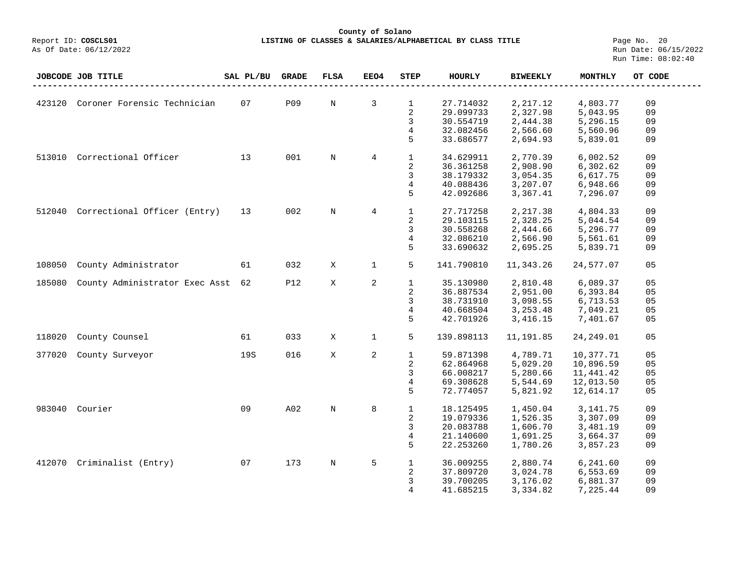**County of Solano**

**LISTING OF CLASSES & SALARIES/ALPHABETICAL BY CLASS TITLE**

Report ID: **COSCLS01**
As Of Date: 06/12/2022

Run Date: 06/15/2022
Run Time: 08:02:40

| JOBCODE | JOB TITLE | SAL PL/BU | GRADE | FLSA | EEO4 | STEP | HOURLY | BIWEEKLY | MONTHLY | OT CODE |
|---|---|---|---|---|---|---|---|---|---|---|
| 423120 | Coroner Forensic Technician | 07 | P09 | N | 3 | 1 | 27.714032 | 2,217.12 | 4,803.77 | 09 |
| | | | | | | 2 | 29.099733 | 2,327.98 | 5,043.95 | 09 |
| | | | | | | 3 | 30.554719 | 2,444.38 | 5,296.15 | 09 |
| | | | | | | 4 | 32.082456 | 2,566.60 | 5,560.96 | 09 |
| | | | | | | 5 | 33.686577 | 2,694.93 | 5,839.01 | 09 |
| 513010 | Correctional Officer | 13 | 001 | N | 4 | 1 | 34.629911 | 2,770.39 | 6,002.52 | 09 |
| | | | | | | 2 | 36.361258 | 2,908.90 | 6,302.62 | 09 |
| | | | | | | 3 | 38.179332 | 3,054.35 | 6,617.75 | 09 |
| | | | | | | 4 | 40.088436 | 3,207.07 | 6,948.66 | 09 |
| | | | | | | 5 | 42.092686 | 3,367.41 | 7,296.07 | 09 |
| 512040 | Correctional Officer (Entry) | 13 | 002 | N | 4 | 1 | 27.717258 | 2,217.38 | 4,804.33 | 09 |
| | | | | | | 2 | 29.103115 | 2,328.25 | 5,044.54 | 09 |
| | | | | | | 3 | 30.558268 | 2,444.66 | 5,296.77 | 09 |
| | | | | | | 4 | 32.086210 | 2,566.90 | 5,561.61 | 09 |
| | | | | | | 5 | 33.690632 | 2,695.25 | 5,839.71 | 09 |
| 108050 | County Administrator | 61 | 032 | X | 1 | 5 | 141.790810 | 11,343.26 | 24,577.07 | 05 |
| 185080 | County Administrator Exec Asst | 62 | P12 | X | 2 | 1 | 35.130980 | 2,810.48 | 6,089.37 | 05 |
| | | | | | | 2 | 36.887534 | 2,951.00 | 6,393.84 | 05 |
| | | | | | | 3 | 38.731910 | 3,098.55 | 6,713.53 | 05 |
| | | | | | | 4 | 40.668504 | 3,253.48 | 7,049.21 | 05 |
| | | | | | | 5 | 42.701926 | 3,416.15 | 7,401.67 | 05 |
| 118020 | County Counsel | 61 | 033 | X | 1 | 5 | 139.898113 | 11,191.85 | 24,249.01 | 05 |
| 377020 | County Surveyor | 19S | 016 | X | 2 | 1 | 59.871398 | 4,789.71 | 10,377.71 | 05 |
| | | | | | | 2 | 62.864968 | 5,029.20 | 10,896.59 | 05 |
| | | | | | | 3 | 66.008217 | 5,280.66 | 11,441.42 | 05 |
| | | | | | | 4 | 69.308628 | 5,544.69 | 12,013.50 | 05 |
| | | | | | | 5 | 72.774057 | 5,821.92 | 12,614.17 | 05 |
| 983040 | Courier | 09 | A02 | N | 8 | 1 | 18.125495 | 1,450.04 | 3,141.75 | 09 |
| | | | | | | 2 | 19.079336 | 1,526.35 | 3,307.09 | 09 |
| | | | | | | 3 | 20.083788 | 1,606.70 | 3,481.19 | 09 |
| | | | | | | 4 | 21.140600 | 1,691.25 | 3,664.37 | 09 |
| | | | | | | 5 | 22.253260 | 1,780.26 | 3,857.23 | 09 |
| 412070 | Criminalist (Entry) | 07 | 173 | N | 5 | 1 | 36.009255 | 2,880.74 | 6,241.60 | 09 |
| | | | | | | 2 | 37.809720 | 3,024.78 | 6,553.69 | 09 |
| | | | | | | 3 | 39.700205 | 3,176.02 | 6,881.37 | 09 |
| | | | | | | 4 | 41.685215 | 3,334.82 | 7,225.44 | 09 |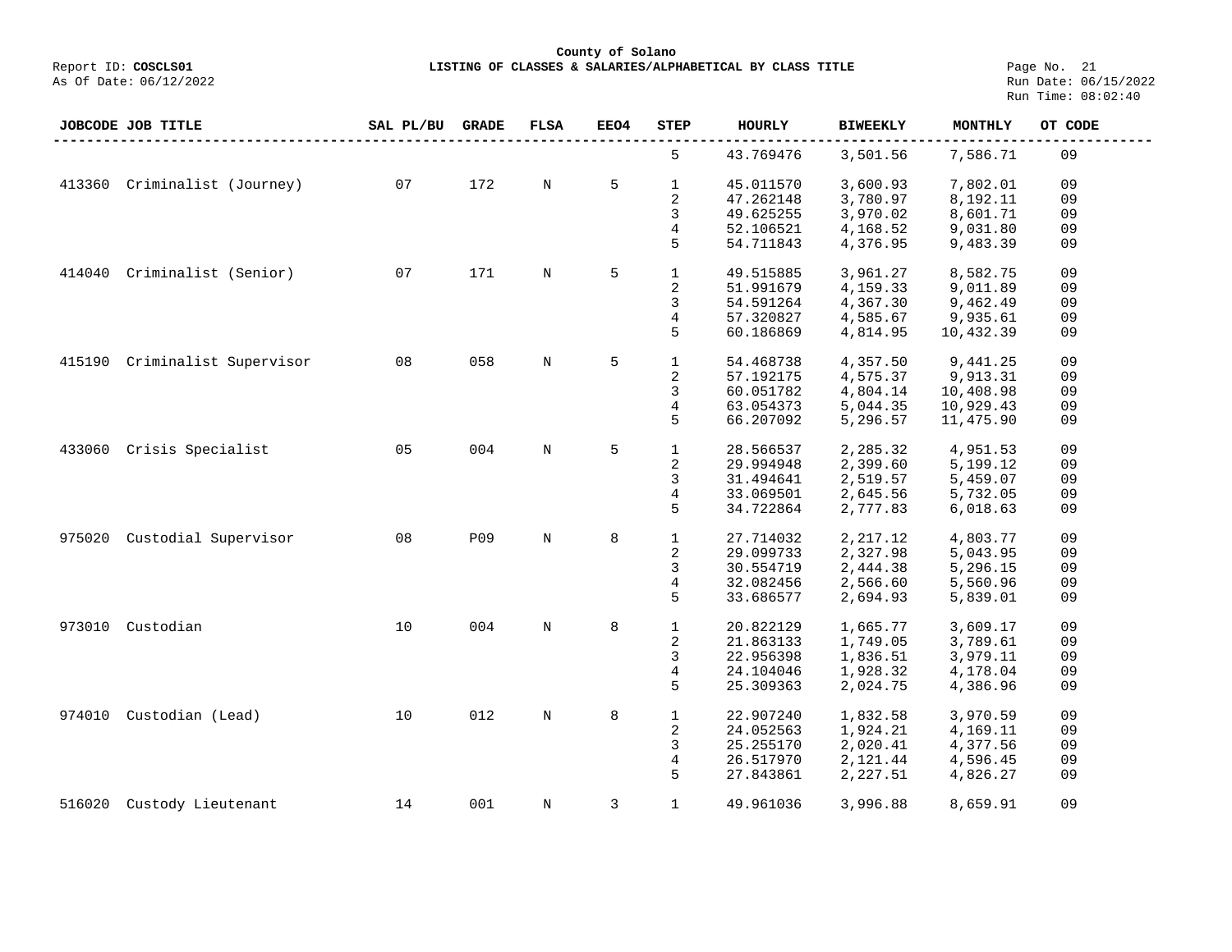| JOBCODE | JOB TITLE | SAL PL/BU | GRADE | FLSA | EEO4 | STEP | HOURLY | BIWEEKLY | MONTHLY | OT CODE |
|---|---|---|---|---|---|---|---|---|---|---|
| | | | | | | 5 | 43.769476 | 3,501.56 | 7,586.71 | 09 |
| 413360 | Criminalist (Journey) | 07 | 172 | N | 5 | 1 | 45.011570 | 3,600.93 | 7,802.01 | 09 |
| | | | | | | 2 | 47.262148 | 3,780.97 | 8,192.11 | 09 |
| | | | | | | 3 | 49.625255 | 3,970.02 | 8,601.71 | 09 |
| | | | | | | 4 | 52.106521 | 4,168.52 | 9,031.80 | 09 |
| | | | | | | 5 | 54.711843 | 4,376.95 | 9,483.39 | 09 |
| 414040 | Criminalist (Senior) | 07 | 171 | N | 5 | 1 | 49.515885 | 3,961.27 | 8,582.75 | 09 |
| | | | | | | 2 | 51.991679 | 4,159.33 | 9,011.89 | 09 |
| | | | | | | 3 | 54.591264 | 4,367.30 | 9,462.49 | 09 |
| | | | | | | 4 | 57.320827 | 4,585.67 | 9,935.61 | 09 |
| | | | | | | 5 | 60.186869 | 4,814.95 | 10,432.39 | 09 |
| 415190 | Criminalist Supervisor | 08 | 058 | N | 5 | 1 | 54.468738 | 4,357.50 | 9,441.25 | 09 |
| | | | | | | 2 | 57.192175 | 4,575.37 | 9,913.31 | 09 |
| | | | | | | 3 | 60.051782 | 4,804.14 | 10,408.98 | 09 |
| | | | | | | 4 | 63.054373 | 5,044.35 | 10,929.43 | 09 |
| | | | | | | 5 | 66.207092 | 5,296.57 | 11,475.90 | 09 |
| 433060 | Crisis Specialist | 05 | 004 | N | 5 | 1 | 28.566537 | 2,285.32 | 4,951.53 | 09 |
| | | | | | | 2 | 29.994948 | 2,399.60 | 5,199.12 | 09 |
| | | | | | | 3 | 31.494641 | 2,519.57 | 5,459.07 | 09 |
| | | | | | | 4 | 33.069501 | 2,645.56 | 5,732.05 | 09 |
| | | | | | | 5 | 34.722864 | 2,777.83 | 6,018.63 | 09 |
| 975020 | Custodial Supervisor | 08 | P09 | N | 8 | 1 | 27.714032 | 2,217.12 | 4,803.77 | 09 |
| | | | | | | 2 | 29.099733 | 2,327.98 | 5,043.95 | 09 |
| | | | | | | 3 | 30.554719 | 2,444.38 | 5,296.15 | 09 |
| | | | | | | 4 | 32.082456 | 2,566.60 | 5,560.96 | 09 |
| | | | | | | 5 | 33.686577 | 2,694.93 | 5,839.01 | 09 |
| 973010 | Custodian | 10 | 004 | N | 8 | 1 | 20.822129 | 1,665.77 | 3,609.17 | 09 |
| | | | | | | 2 | 21.863133 | 1,749.05 | 3,789.61 | 09 |
| | | | | | | 3 | 22.956398 | 1,836.51 | 3,979.11 | 09 |
| | | | | | | 4 | 24.104046 | 1,928.32 | 4,178.04 | 09 |
| | | | | | | 5 | 25.309363 | 2,024.75 | 4,386.96 | 09 |
| 974010 | Custodian (Lead) | 10 | 012 | N | 8 | 1 | 22.907240 | 1,832.58 | 3,970.59 | 09 |
| | | | | | | 2 | 24.052563 | 1,924.21 | 4,169.11 | 09 |
| | | | | | | 3 | 25.255170 | 2,020.41 | 4,377.56 | 09 |
| | | | | | | 4 | 26.517970 | 2,121.44 | 4,596.45 | 09 |
| | | | | | | 5 | 27.843861 | 2,227.51 | 4,826.27 | 09 |
| 516020 | Custody Lieutenant | 14 | 001 | N | 3 | 1 | 49.961036 | 3,996.88 | 8,659.91 | 09 |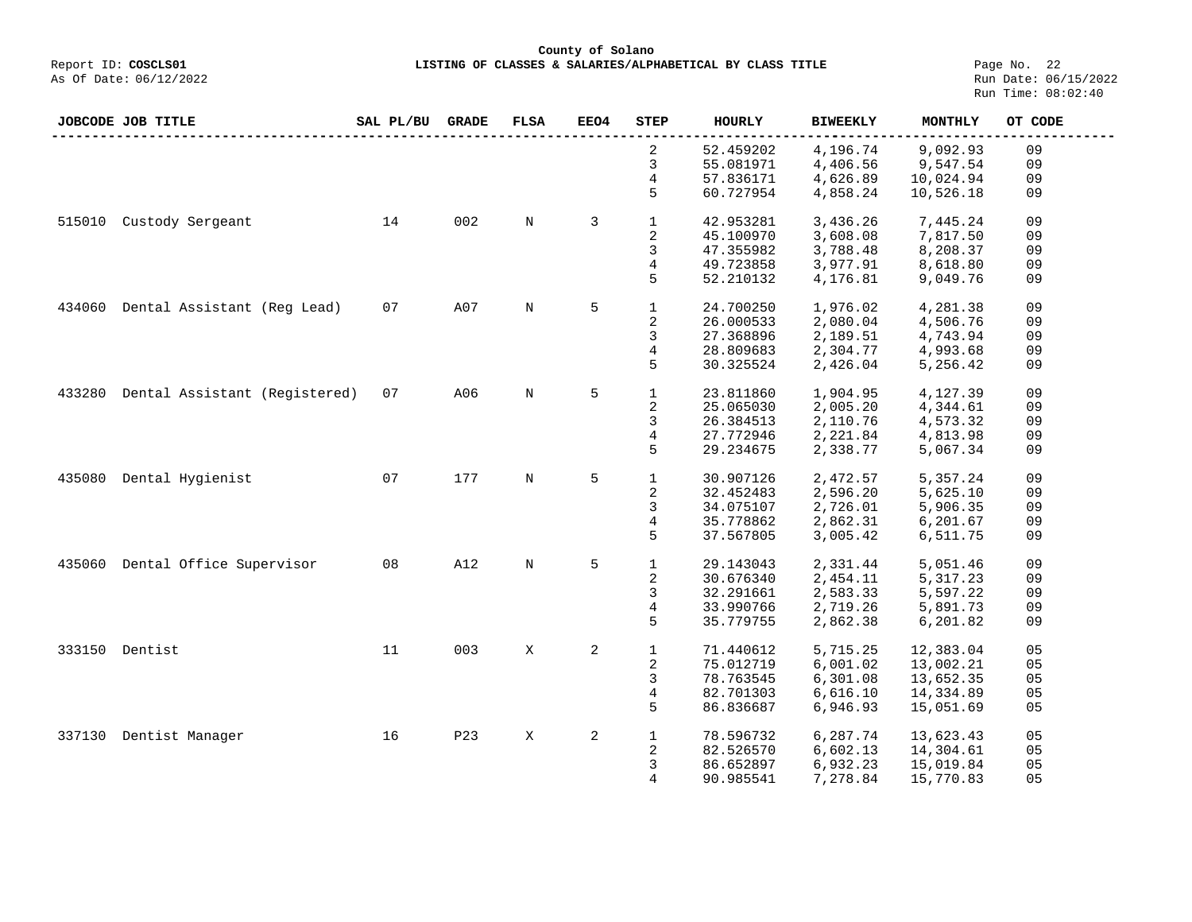County of Solano

Report ID: **COSCLS01** **LISTING OF CLASSES & SALARIES/ALPHABETICAL BY CLASS TITLE**

As Of Date: 06/12/2022

| JOBCODE | JOB TITLE | SAL PL/BU | GRADE | FLSA | EEO4 | STEP | HOURLY | BIWEEKLY | MONTHLY | OT CODE |
|---|---|---|---|---|---|---|---|---|---|---|
| | | | | | | 2 | 52.459202 | 4,196.74 | 9,092.93 | 09 |
| | | | | | | 3 | 55.081971 | 4,406.56 | 9,547.54 | 09 |
| | | | | | | 4 | 57.836171 | 4,626.89 | 10,024.94 | 09 |
| | | | | | | 5 | 60.727954 | 4,858.24 | 10,526.18 | 09 |
| 515010 | Custody Sergeant | 14 | 002 | N | 3 | 1 | 42.953281 | 3,436.26 | 7,445.24 | 09 |
| | | | | | | 2 | 45.100970 | 3,608.08 | 7,817.50 | 09 |
| | | | | | | 3 | 47.355982 | 3,788.48 | 8,208.37 | 09 |
| | | | | | | 4 | 49.723858 | 3,977.91 | 8,618.80 | 09 |
| | | | | | | 5 | 52.210132 | 4,176.81 | 9,049.76 | 09 |
| 434060 | Dental Assistant (Reg Lead) | 07 | A07 | N | 5 | 1 | 24.700250 | 1,976.02 | 4,281.38 | 09 |
| | | | | | | 2 | 26.000533 | 2,080.04 | 4,506.76 | 09 |
| | | | | | | 3 | 27.368896 | 2,189.51 | 4,743.94 | 09 |
| | | | | | | 4 | 28.809683 | 2,304.77 | 4,993.68 | 09 |
| | | | | | | 5 | 30.325524 | 2,426.04 | 5,256.42 | 09 |
| 433280 | Dental Assistant (Registered) | 07 | A06 | N | 5 | 1 | 23.811860 | 1,904.95 | 4,127.39 | 09 |
| | | | | | | 2 | 25.065030 | 2,005.20 | 4,344.61 | 09 |
| | | | | | | 3 | 26.384513 | 2,110.76 | 4,573.32 | 09 |
| | | | | | | 4 | 27.772946 | 2,221.84 | 4,813.98 | 09 |
| | | | | | | 5 | 29.234675 | 2,338.77 | 5,067.34 | 09 |
| 435080 | Dental Hygienist | 07 | 177 | N | 5 | 1 | 30.907126 | 2,472.57 | 5,357.24 | 09 |
| | | | | | | 2 | 32.452483 | 2,596.20 | 5,625.10 | 09 |
| | | | | | | 3 | 34.075107 | 2,726.01 | 5,906.35 | 09 |
| | | | | | | 4 | 35.778862 | 2,862.31 | 6,201.67 | 09 |
| | | | | | | 5 | 37.567805 | 3,005.42 | 6,511.75 | 09 |
| 435060 | Dental Office Supervisor | 08 | A12 | N | 5 | 1 | 29.143043 | 2,331.44 | 5,051.46 | 09 |
| | | | | | | 2 | 30.676340 | 2,454.11 | 5,317.23 | 09 |
| | | | | | | 3 | 32.291661 | 2,583.33 | 5,597.22 | 09 |
| | | | | | | 4 | 33.990766 | 2,719.26 | 5,891.73 | 09 |
| | | | | | | 5 | 35.779755 | 2,862.38 | 6,201.82 | 09 |
| 333150 | Dentist | 11 | 003 | X | 2 | 1 | 71.440612 | 5,715.25 | 12,383.04 | 05 |
| | | | | | | 2 | 75.012719 | 6,001.02 | 13,002.21 | 05 |
| | | | | | | 3 | 78.763545 | 6,301.08 | 13,652.35 | 05 |
| | | | | | | 4 | 82.701303 | 6,616.10 | 14,334.89 | 05 |
| | | | | | | 5 | 86.836687 | 6,946.93 | 15,051.69 | 05 |
| 337130 | Dentist Manager | 16 | P23 | X | 2 | 1 | 78.596732 | 6,287.74 | 13,623.43 | 05 |
| | | | | | | 2 | 82.526570 | 6,602.13 | 14,304.61 | 05 |
| | | | | | | 3 | 86.652897 | 6,932.23 | 15,019.84 | 05 |
| | | | | | | 4 | 90.985541 | 7,278.84 | 15,770.83 | 05 |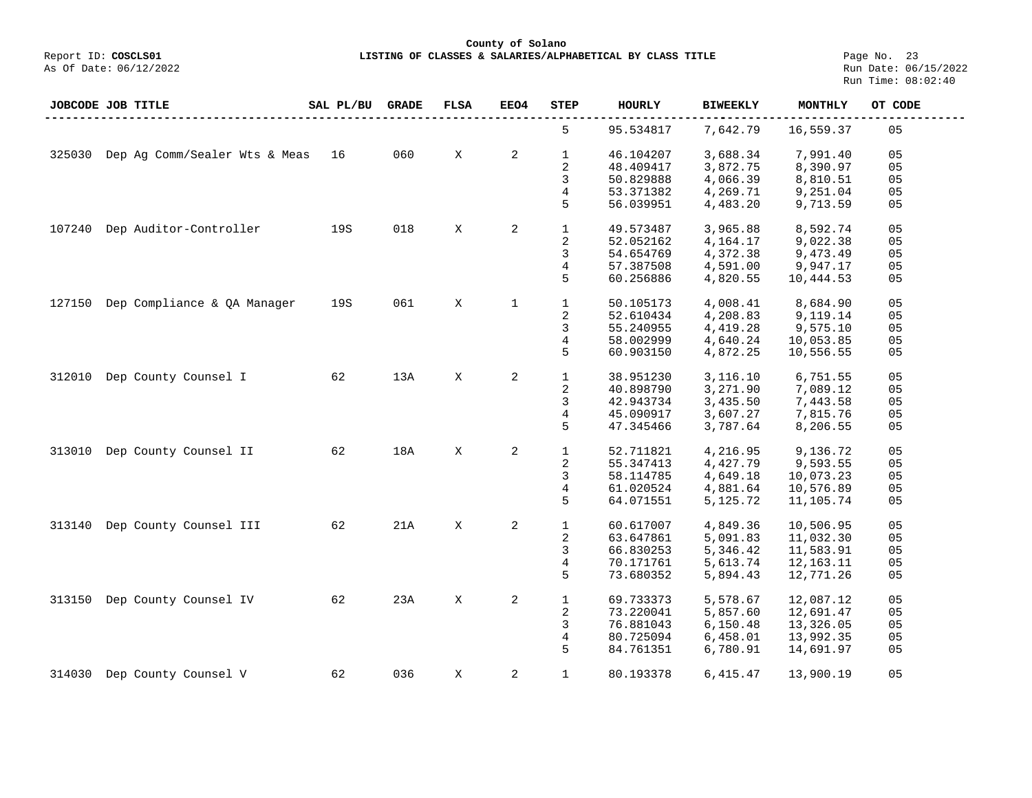County of Solano

Report ID: **COSCLS01** **LISTING OF CLASSES & SALARIES/ALPHABETICAL BY CLASS TITLE**

As Of Date: 06/12/2022

Run Date: 06/15/2022
Run Time: 08:02:40

| JOBCODE | JOB TITLE | SAL PL/BU | GRADE | FLSA | EEO4 | STEP | HOURLY | BIWEEKLY | MONTHLY | OT CODE |
|---|---|---|---|---|---|---|---|---|---|---|
| | | | | | | 5 | 95.534817 | 7,642.79 | 16,559.37 | 05 |
| 325030 | Dep Ag Comm/Sealer Wts & Meas | 16 | 060 | X | 2 | 1 | 46.104207 | 3,688.34 | 7,991.40 | 05 |
| | | | | | | 2 | 48.409417 | 3,872.75 | 8,390.97 | 05 |
| | | | | | | 3 | 50.829888 | 4,066.39 | 8,810.51 | 05 |
| | | | | | | 4 | 53.371382 | 4,269.71 | 9,251.04 | 05 |
| | | | | | | 5 | 56.039951 | 4,483.20 | 9,713.59 | 05 |
| 107240 | Dep Auditor-Controller | 19S | 018 | X | 2 | 1 | 49.573487 | 3,965.88 | 8,592.74 | 05 |
| | | | | | | 2 | 52.052162 | 4,164.17 | 9,022.38 | 05 |
| | | | | | | 3 | 54.654769 | 4,372.38 | 9,473.49 | 05 |
| | | | | | | 4 | 57.387508 | 4,591.00 | 9,947.17 | 05 |
| | | | | | | 5 | 60.256886 | 4,820.55 | 10,444.53 | 05 |
| 127150 | Dep Compliance & QA Manager | 19S | 061 | X | 1 | 1 | 50.105173 | 4,008.41 | 8,684.90 | 05 |
| | | | | | | 2 | 52.610434 | 4,208.83 | 9,119.14 | 05 |
| | | | | | | 3 | 55.240955 | 4,419.28 | 9,575.10 | 05 |
| | | | | | | 4 | 58.002999 | 4,640.24 | 10,053.85 | 05 |
| | | | | | | 5 | 60.903150 | 4,872.25 | 10,556.55 | 05 |
| 312010 | Dep County Counsel I | 62 | 13A | X | 2 | 1 | 38.951230 | 3,116.10 | 6,751.55 | 05 |
| | | | | | | 2 | 40.898790 | 3,271.90 | 7,089.12 | 05 |
| | | | | | | 3 | 42.943734 | 3,435.50 | 7,443.58 | 05 |
| | | | | | | 4 | 45.090917 | 3,607.27 | 7,815.76 | 05 |
| | | | | | | 5 | 47.345466 | 3,787.64 | 8,206.55 | 05 |
| 313010 | Dep County Counsel II | 62 | 18A | X | 2 | 1 | 52.711821 | 4,216.95 | 9,136.72 | 05 |
| | | | | | | 2 | 55.347413 | 4,427.79 | 9,593.55 | 05 |
| | | | | | | 3 | 58.114785 | 4,649.18 | 10,073.23 | 05 |
| | | | | | | 4 | 61.020524 | 4,881.64 | 10,576.89 | 05 |
| | | | | | | 5 | 64.071551 | 5,125.72 | 11,105.74 | 05 |
| 313140 | Dep County Counsel III | 62 | 21A | X | 2 | 1 | 60.617007 | 4,849.36 | 10,506.95 | 05 |
| | | | | | | 2 | 63.647861 | 5,091.83 | 11,032.30 | 05 |
| | | | | | | 3 | 66.830253 | 5,346.42 | 11,583.91 | 05 |
| | | | | | | 4 | 70.171761 | 5,613.74 | 12,163.11 | 05 |
| | | | | | | 5 | 73.680352 | 5,894.43 | 12,771.26 | 05 |
| 313150 | Dep County Counsel IV | 62 | 23A | X | 2 | 1 | 69.733373 | 5,578.67 | 12,087.12 | 05 |
| | | | | | | 2 | 73.220041 | 5,857.60 | 12,691.47 | 05 |
| | | | | | | 3 | 76.881043 | 6,150.48 | 13,326.05 | 05 |
| | | | | | | 4 | 80.725094 | 6,458.01 | 13,992.35 | 05 |
| | | | | | | 5 | 84.761351 | 6,780.91 | 14,691.97 | 05 |
| 314030 | Dep County Counsel V | 62 | 036 | X | 2 | 1 | 80.193378 | 6,415.47 | 13,900.19 | 05 |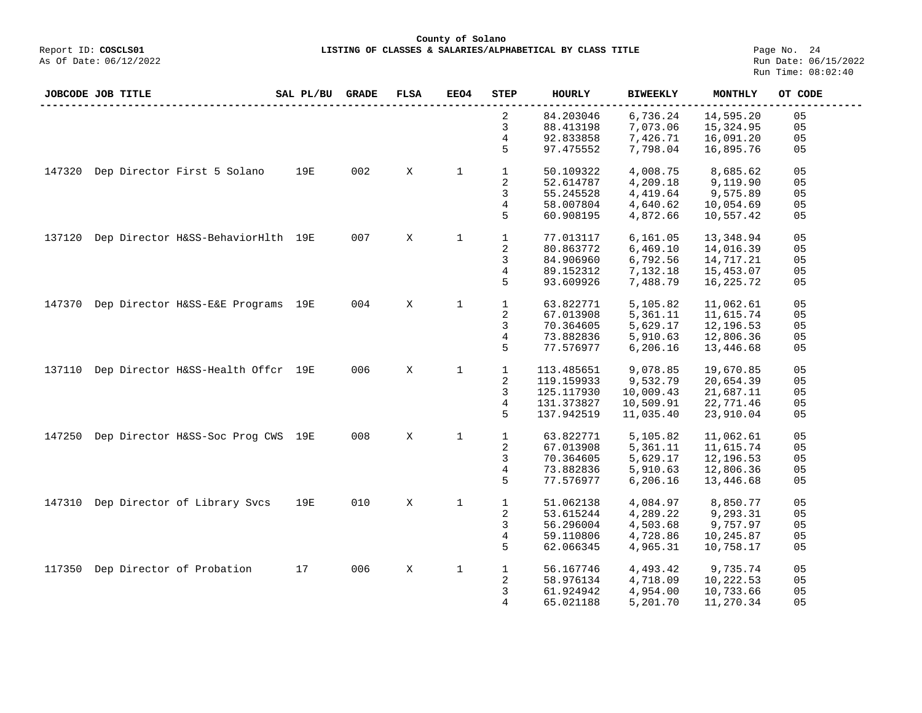County of Solano

Report ID: **COSCLS01** — **LISTING OF CLASSES & SALARIES/ALPHABETICAL BY CLASS TITLE**

As Of Date: 06/12/2022

Run Date: 06/15/2022
Run Time: 08:02:40

| JOBCODE | JOB TITLE | SAL PL/BU | GRADE | FLSA | EEO4 | STEP | HOURLY | BIWEEKLY | MONTHLY | OT CODE |
|---|---|---|---|---|---|---|---|---|---|---|
| | | | | | | 2 | 84.203046 | 6,736.24 | 14,595.20 | 05 |
| | | | | | | 3 | 88.413198 | 7,073.06 | 15,324.95 | 05 |
| | | | | | | 4 | 92.833858 | 7,426.71 | 16,091.20 | 05 |
| | | | | | | 5 | 97.475552 | 7,798.04 | 16,895.76 | 05 |
| 147320 | Dep Director First 5 Solano | 19E | 002 | X | 1 | 1 | 50.109322 | 4,008.75 | 8,685.62 | 05 |
| | | | | | | 2 | 52.614787 | 4,209.18 | 9,119.90 | 05 |
| | | | | | | 3 | 55.245528 | 4,419.64 | 9,575.89 | 05 |
| | | | | | | 4 | 58.007804 | 4,640.62 | 10,054.69 | 05 |
| | | | | | | 5 | 60.908195 | 4,872.66 | 10,557.42 | 05 |
| 137120 | Dep Director H&SS-BehaviorHlth | 19E | 007 | X | 1 | 1 | 77.013117 | 6,161.05 | 13,348.94 | 05 |
| | | | | | | 2 | 80.863772 | 6,469.10 | 14,016.39 | 05 |
| | | | | | | 3 | 84.906960 | 6,792.56 | 14,717.21 | 05 |
| | | | | | | 4 | 89.152312 | 7,132.18 | 15,453.07 | 05 |
| | | | | | | 5 | 93.609926 | 7,488.79 | 16,225.72 | 05 |
| 147370 | Dep Director H&SS-E&E Programs | 19E | 004 | X | 1 | 1 | 63.822771 | 5,105.82 | 11,062.61 | 05 |
| | | | | | | 2 | 67.013908 | 5,361.11 | 11,615.74 | 05 |
| | | | | | | 3 | 70.364605 | 5,629.17 | 12,196.53 | 05 |
| | | | | | | 4 | 73.882836 | 5,910.63 | 12,806.36 | 05 |
| | | | | | | 5 | 77.576977 | 6,206.16 | 13,446.68 | 05 |
| 137110 | Dep Director H&SS-Health Offcr | 19E | 006 | X | 1 | 1 | 113.485651 | 9,078.85 | 19,670.85 | 05 |
| | | | | | | 2 | 119.159933 | 9,532.79 | 20,654.39 | 05 |
| | | | | | | 3 | 125.117930 | 10,009.43 | 21,687.11 | 05 |
| | | | | | | 4 | 131.373827 | 10,509.91 | 22,771.46 | 05 |
| | | | | | | 5 | 137.942519 | 11,035.40 | 23,910.04 | 05 |
| 147250 | Dep Director H&SS-Soc Prog CWS | 19E | 008 | X | 1 | 1 | 63.822771 | 5,105.82 | 11,062.61 | 05 |
| | | | | | | 2 | 67.013908 | 5,361.11 | 11,615.74 | 05 |
| | | | | | | 3 | 70.364605 | 5,629.17 | 12,196.53 | 05 |
| | | | | | | 4 | 73.882836 | 5,910.63 | 12,806.36 | 05 |
| | | | | | | 5 | 77.576977 | 6,206.16 | 13,446.68 | 05 |
| 147310 | Dep Director of Library Svcs | 19E | 010 | X | 1 | 1 | 51.062138 | 4,084.97 | 8,850.77 | 05 |
| | | | | | | 2 | 53.615244 | 4,289.22 | 9,293.31 | 05 |
| | | | | | | 3 | 56.296004 | 4,503.68 | 9,757.97 | 05 |
| | | | | | | 4 | 59.110806 | 4,728.86 | 10,245.87 | 05 |
| | | | | | | 5 | 62.066345 | 4,965.31 | 10,758.17 | 05 |
| 117350 | Dep Director of Probation | 17 | 006 | X | 1 | 1 | 56.167746 | 4,493.42 | 9,735.74 | 05 |
| | | | | | | 2 | 58.976134 | 4,718.09 | 10,222.53 | 05 |
| | | | | | | 3 | 61.924942 | 4,954.00 | 10,733.66 | 05 |
| | | | | | | 4 | 65.021188 | 5,201.70 | 11,270.34 | 05 |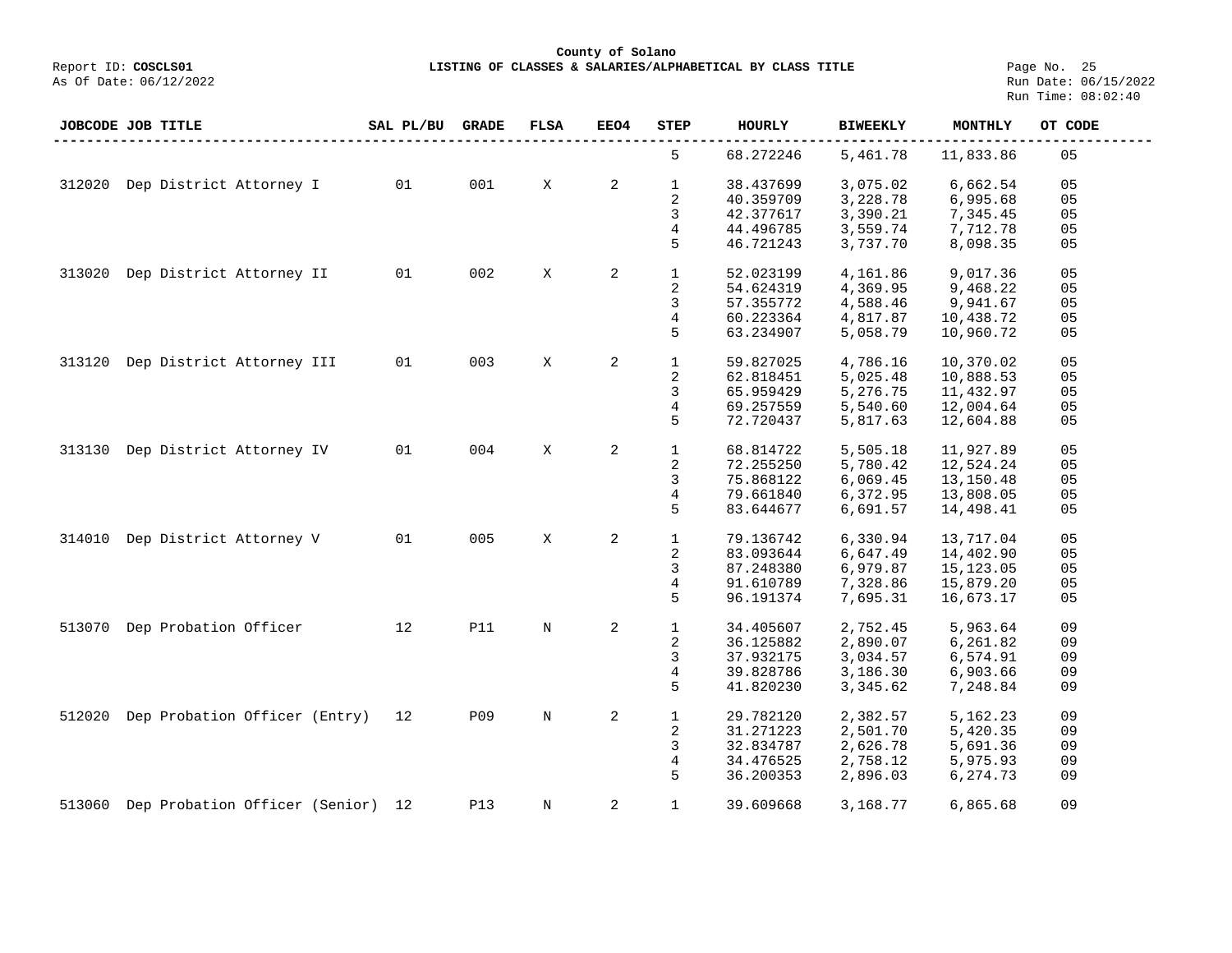**County of Solano**

Report ID: **COSCLS01** — **LISTING OF CLASSES & SALARIES/ALPHABETICAL BY CLASS TITLE**

As Of Date: 06/12/2022

Run Date: 06/15/2022
Run Time: 08:02:40

| JOBCODE | JOB TITLE | SAL PL/BU | GRADE | FLSA | EEO4 | STEP | HOURLY | BIWEEKLY | MONTHLY | OT CODE |
|---|---|---|---|---|---|---|---|---|---|---|
| | | | | | | 5 | 68.272246 | 5,461.78 | 11,833.86 | 05 |
| 312020 | Dep District Attorney I | 01 | 001 | X | 2 | 1 | 38.437699 | 3,075.02 | 6,662.54 | 05 |
| | | | | | | 2 | 40.359709 | 3,228.78 | 6,995.68 | 05 |
| | | | | | | 3 | 42.377617 | 3,390.21 | 7,345.45 | 05 |
| | | | | | | 4 | 44.496785 | 3,559.74 | 7,712.78 | 05 |
| | | | | | | 5 | 46.721243 | 3,737.70 | 8,098.35 | 05 |
| 313020 | Dep District Attorney II | 01 | 002 | X | 2 | 1 | 52.023199 | 4,161.86 | 9,017.36 | 05 |
| | | | | | | 2 | 54.624319 | 4,369.95 | 9,468.22 | 05 |
| | | | | | | 3 | 57.355772 | 4,588.46 | 9,941.67 | 05 |
| | | | | | | 4 | 60.223364 | 4,817.87 | 10,438.72 | 05 |
| | | | | | | 5 | 63.234907 | 5,058.79 | 10,960.72 | 05 |
| 313120 | Dep District Attorney III | 01 | 003 | X | 2 | 1 | 59.827025 | 4,786.16 | 10,370.02 | 05 |
| | | | | | | 2 | 62.818451 | 5,025.48 | 10,888.53 | 05 |
| | | | | | | 3 | 65.959429 | 5,276.75 | 11,432.97 | 05 |
| | | | | | | 4 | 69.257559 | 5,540.60 | 12,004.64 | 05 |
| | | | | | | 5 | 72.720437 | 5,817.63 | 12,604.88 | 05 |
| 313130 | Dep District Attorney IV | 01 | 004 | X | 2 | 1 | 68.814722 | 5,505.18 | 11,927.89 | 05 |
| | | | | | | 2 | 72.255250 | 5,780.42 | 12,524.24 | 05 |
| | | | | | | 3 | 75.868122 | 6,069.45 | 13,150.48 | 05 |
| | | | | | | 4 | 79.661840 | 6,372.95 | 13,808.05 | 05 |
| | | | | | | 5 | 83.644677 | 6,691.57 | 14,498.41 | 05 |
| 314010 | Dep District Attorney V | 01 | 005 | X | 2 | 1 | 79.136742 | 6,330.94 | 13,717.04 | 05 |
| | | | | | | 2 | 83.093644 | 6,647.49 | 14,402.90 | 05 |
| | | | | | | 3 | 87.248380 | 6,979.87 | 15,123.05 | 05 |
| | | | | | | 4 | 91.610789 | 7,328.86 | 15,879.20 | 05 |
| | | | | | | 5 | 96.191374 | 7,695.31 | 16,673.17 | 05 |
| 513070 | Dep Probation Officer | 12 | P11 | N | 2 | 1 | 34.405607 | 2,752.45 | 5,963.64 | 09 |
| | | | | | | 2 | 36.125882 | 2,890.07 | 6,261.82 | 09 |
| | | | | | | 3 | 37.932175 | 3,034.57 | 6,574.91 | 09 |
| | | | | | | 4 | 39.828786 | 3,186.30 | 6,903.66 | 09 |
| | | | | | | 5 | 41.820230 | 3,345.62 | 7,248.84 | 09 |
| 512020 | Dep Probation Officer (Entry) | 12 | P09 | N | 2 | 1 | 29.782120 | 2,382.57 | 5,162.23 | 09 |
| | | | | | | 2 | 31.271223 | 2,501.70 | 5,420.35 | 09 |
| | | | | | | 3 | 32.834787 | 2,626.78 | 5,691.36 | 09 |
| | | | | | | 4 | 34.476525 | 2,758.12 | 5,975.93 | 09 |
| | | | | | | 5 | 36.200353 | 2,896.03 | 6,274.73 | 09 |
| 513060 | Dep Probation Officer (Senior) | 12 | P13 | N | 2 | 1 | 39.609668 | 3,168.77 | 6,865.68 | 09 |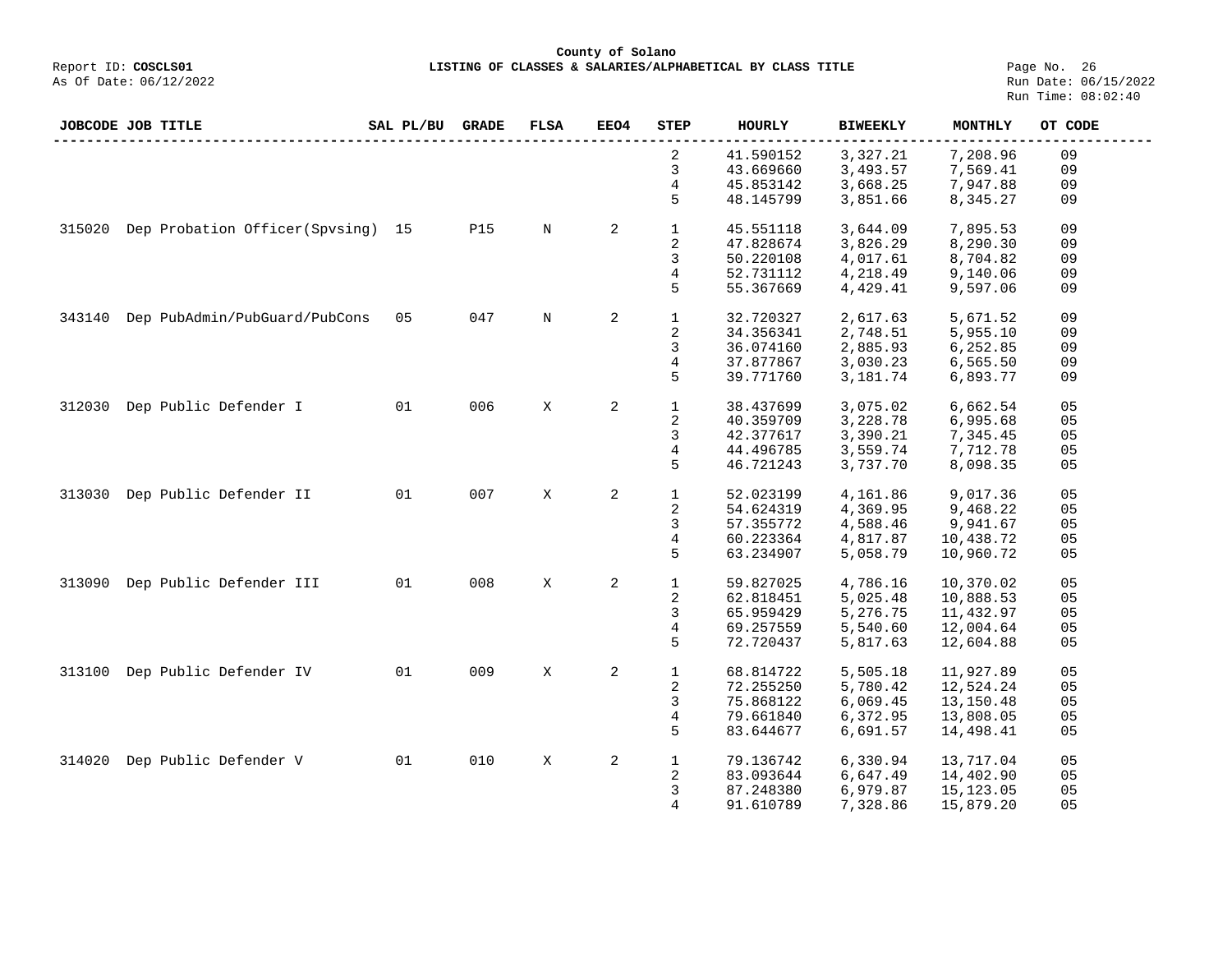**County of Solano**

Report ID: **COSCLS01** **LISTING OF CLASSES & SALARIES/ALPHABETICAL BY CLASS TITLE**

As Of Date: 06/12/2022

Run Date: 06/15/2022
Run Time: 08:02:40

| JOBCODE | JOB TITLE | SAL PL/BU | GRADE | FLSA | EEO4 | STEP | HOURLY | BIWEEKLY | MONTHLY | OT CODE |
|---|---|---|---|---|---|---|---|---|---|---|
| | | | | | | 2 | 41.590152 | 3,327.21 | 7,208.96 | 09 |
| | | | | | | 3 | 43.669660 | 3,493.57 | 7,569.41 | 09 |
| | | | | | | 4 | 45.853142 | 3,668.25 | 7,947.88 | 09 |
| | | | | | | 5 | 48.145799 | 3,851.66 | 8,345.27 | 09 |
| 315020 | Dep Probation Officer(Spvsing) | 15 | P15 | N | 2 | 1 | 45.551118 | 3,644.09 | 7,895.53 | 09 |
| | | | | | | 2 | 47.828674 | 3,826.29 | 8,290.30 | 09 |
| | | | | | | 3 | 50.220108 | 4,017.61 | 8,704.82 | 09 |
| | | | | | | 4 | 52.731112 | 4,218.49 | 9,140.06 | 09 |
| | | | | | | 5 | 55.367669 | 4,429.41 | 9,597.06 | 09 |
| 343140 | Dep PubAdmin/PubGuard/PubCons | 05 | 047 | N | 2 | 1 | 32.720327 | 2,617.63 | 5,671.52 | 09 |
| | | | | | | 2 | 34.356341 | 2,748.51 | 5,955.10 | 09 |
| | | | | | | 3 | 36.074160 | 2,885.93 | 6,252.85 | 09 |
| | | | | | | 4 | 37.877867 | 3,030.23 | 6,565.50 | 09 |
| | | | | | | 5 | 39.771760 | 3,181.74 | 6,893.77 | 09 |
| 312030 | Dep Public Defender I | 01 | 006 | X | 2 | 1 | 38.437699 | 3,075.02 | 6,662.54 | 05 |
| | | | | | | 2 | 40.359709 | 3,228.78 | 6,995.68 | 05 |
| | | | | | | 3 | 42.377617 | 3,390.21 | 7,345.45 | 05 |
| | | | | | | 4 | 44.496785 | 3,559.74 | 7,712.78 | 05 |
| | | | | | | 5 | 46.721243 | 3,737.70 | 8,098.35 | 05 |
| 313030 | Dep Public Defender II | 01 | 007 | X | 2 | 1 | 52.023199 | 4,161.86 | 9,017.36 | 05 |
| | | | | | | 2 | 54.624319 | 4,369.95 | 9,468.22 | 05 |
| | | | | | | 3 | 57.355772 | 4,588.46 | 9,941.67 | 05 |
| | | | | | | 4 | 60.223364 | 4,817.87 | 10,438.72 | 05 |
| | | | | | | 5 | 63.234907 | 5,058.79 | 10,960.72 | 05 |
| 313090 | Dep Public Defender III | 01 | 008 | X | 2 | 1 | 59.827025 | 4,786.16 | 10,370.02 | 05 |
| | | | | | | 2 | 62.818451 | 5,025.48 | 10,888.53 | 05 |
| | | | | | | 3 | 65.959429 | 5,276.75 | 11,432.97 | 05 |
| | | | | | | 4 | 69.257559 | 5,540.60 | 12,004.64 | 05 |
| | | | | | | 5 | 72.720437 | 5,817.63 | 12,604.88 | 05 |
| 313100 | Dep Public Defender IV | 01 | 009 | X | 2 | 1 | 68.814722 | 5,505.18 | 11,927.89 | 05 |
| | | | | | | 2 | 72.255250 | 5,780.42 | 12,524.24 | 05 |
| | | | | | | 3 | 75.868122 | 6,069.45 | 13,150.48 | 05 |
| | | | | | | 4 | 79.661840 | 6,372.95 | 13,808.05 | 05 |
| | | | | | | 5 | 83.644677 | 6,691.57 | 14,498.41 | 05 |
| 314020 | Dep Public Defender V | 01 | 010 | X | 2 | 1 | 79.136742 | 6,330.94 | 13,717.04 | 05 |
| | | | | | | 2 | 83.093644 | 6,647.49 | 14,402.90 | 05 |
| | | | | | | 3 | 87.248380 | 6,979.87 | 15,123.05 | 05 |
| | | | | | | 4 | 91.610789 | 7,328.86 | 15,879.20 | 05 |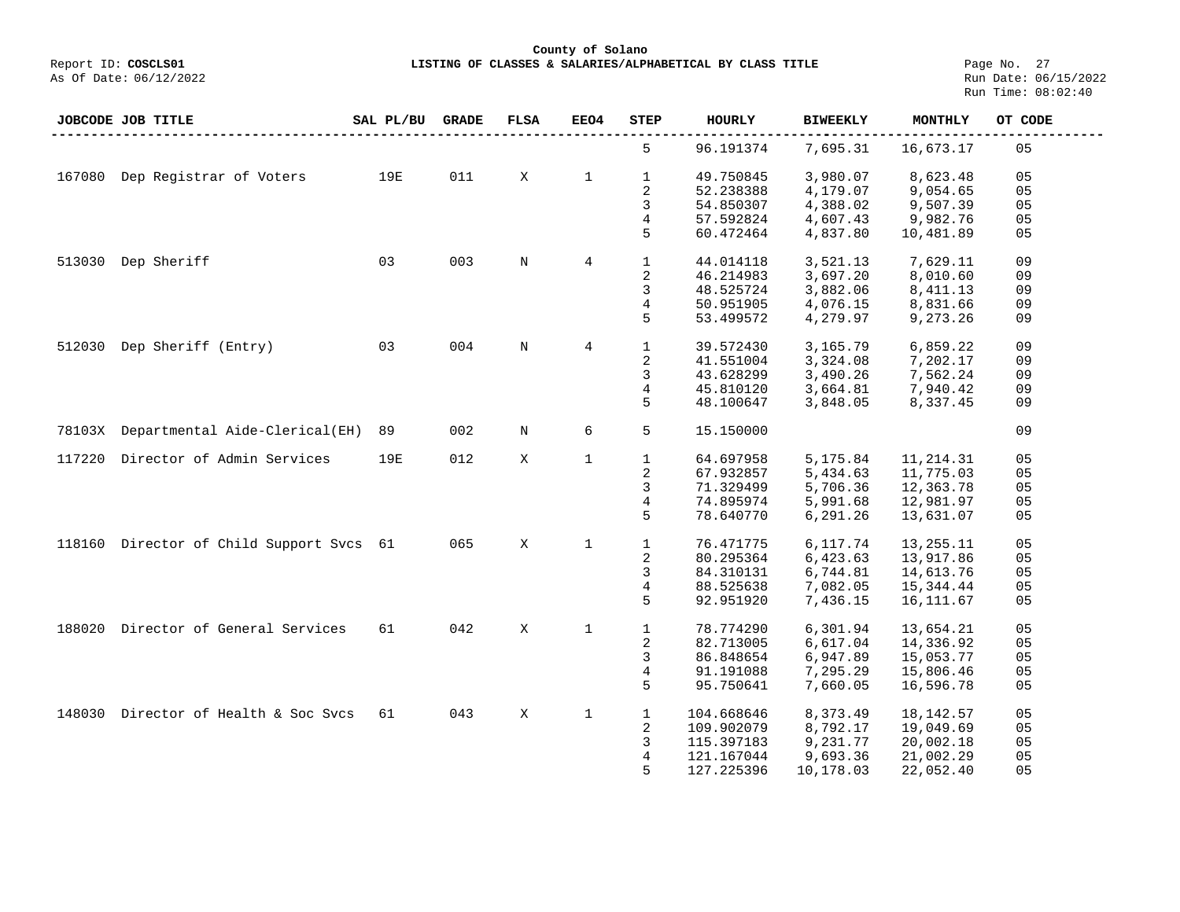**County of Solano**

Report ID: **COSCLS01** — **LISTING OF CLASSES & SALARIES/ALPHABETICAL BY CLASS TITLE**

As Of Date: 06/12/2022

Run Date: 06/15/2022
Run Time: 08:02:40

| JOBCODE | JOB TITLE | SAL PL/BU | GRADE | FLSA | EEO4 | STEP | HOURLY | BIWEEKLY | MONTHLY | OT CODE |
|---|---|---|---|---|---|---|---|---|---|---|
| | | | | | | 5 | 96.191374 | 7,695.31 | 16,673.17 | 05 |
| 167080 | Dep Registrar of Voters | 19E | 011 | X | 1 | 1 | 49.750845 | 3,980.07 | 8,623.48 | 05 |
| | | | | | | 2 | 52.238388 | 4,179.07 | 9,054.65 | 05 |
| | | | | | | 3 | 54.850307 | 4,388.02 | 9,507.39 | 05 |
| | | | | | | 4 | 57.592824 | 4,607.43 | 9,982.76 | 05 |
| | | | | | | 5 | 60.472464 | 4,837.80 | 10,481.89 | 05 |
| 513030 | Dep Sheriff | 03 | 003 | N | 4 | 1 | 44.014118 | 3,521.13 | 7,629.11 | 09 |
| | | | | | | 2 | 46.214983 | 3,697.20 | 8,010.60 | 09 |
| | | | | | | 3 | 48.525724 | 3,882.06 | 8,411.13 | 09 |
| | | | | | | 4 | 50.951905 | 4,076.15 | 8,831.66 | 09 |
| | | | | | | 5 | 53.499572 | 4,279.97 | 9,273.26 | 09 |
| 512030 | Dep Sheriff (Entry) | 03 | 004 | N | 4 | 1 | 39.572430 | 3,165.79 | 6,859.22 | 09 |
| | | | | | | 2 | 41.551004 | 3,324.08 | 7,202.17 | 09 |
| | | | | | | 3 | 43.628299 | 3,490.26 | 7,562.24 | 09 |
| | | | | | | 4 | 45.810120 | 3,664.81 | 7,940.42 | 09 |
| | | | | | | 5 | 48.100647 | 3,848.05 | 8,337.45 | 09 |
| 78103X | Departmental Aide-Clerical(EH) | 89 | 002 | N | 6 | 5 | 15.150000 | | | 09 |
| 117220 | Director of Admin Services | 19E | 012 | X | 1 | 1 | 64.697958 | 5,175.84 | 11,214.31 | 05 |
| | | | | | | 2 | 67.932857 | 5,434.63 | 11,775.03 | 05 |
| | | | | | | 3 | 71.329499 | 5,706.36 | 12,363.78 | 05 |
| | | | | | | 4 | 74.895974 | 5,991.68 | 12,981.97 | 05 |
| | | | | | | 5 | 78.640770 | 6,291.26 | 13,631.07 | 05 |
| 118160 | Director of Child Support Svcs | 61 | 065 | X | 1 | 1 | 76.471775 | 6,117.74 | 13,255.11 | 05 |
| | | | | | | 2 | 80.295364 | 6,423.63 | 13,917.86 | 05 |
| | | | | | | 3 | 84.310131 | 6,744.81 | 14,613.76 | 05 |
| | | | | | | 4 | 88.525638 | 7,082.05 | 15,344.44 | 05 |
| | | | | | | 5 | 92.951920 | 7,436.15 | 16,111.67 | 05 |
| 188020 | Director of General Services | 61 | 042 | X | 1 | 1 | 78.774290 | 6,301.94 | 13,654.21 | 05 |
| | | | | | | 2 | 82.713005 | 6,617.04 | 14,336.92 | 05 |
| | | | | | | 3 | 86.848654 | 6,947.89 | 15,053.77 | 05 |
| | | | | | | 4 | 91.191088 | 7,295.29 | 15,806.46 | 05 |
| | | | | | | 5 | 95.750641 | 7,660.05 | 16,596.78 | 05 |
| 148030 | Director of Health & Soc Svcs | 61 | 043 | X | 1 | 1 | 104.668646 | 8,373.49 | 18,142.57 | 05 |
| | | | | | | 2 | 109.902079 | 8,792.17 | 19,049.69 | 05 |
| | | | | | | 3 | 115.397183 | 9,231.77 | 20,002.18 | 05 |
| | | | | | | 4 | 121.167044 | 9,693.36 | 21,002.29 | 05 |
| | | | | | | 5 | 127.225396 | 10,178.03 | 22,052.40 | 05 |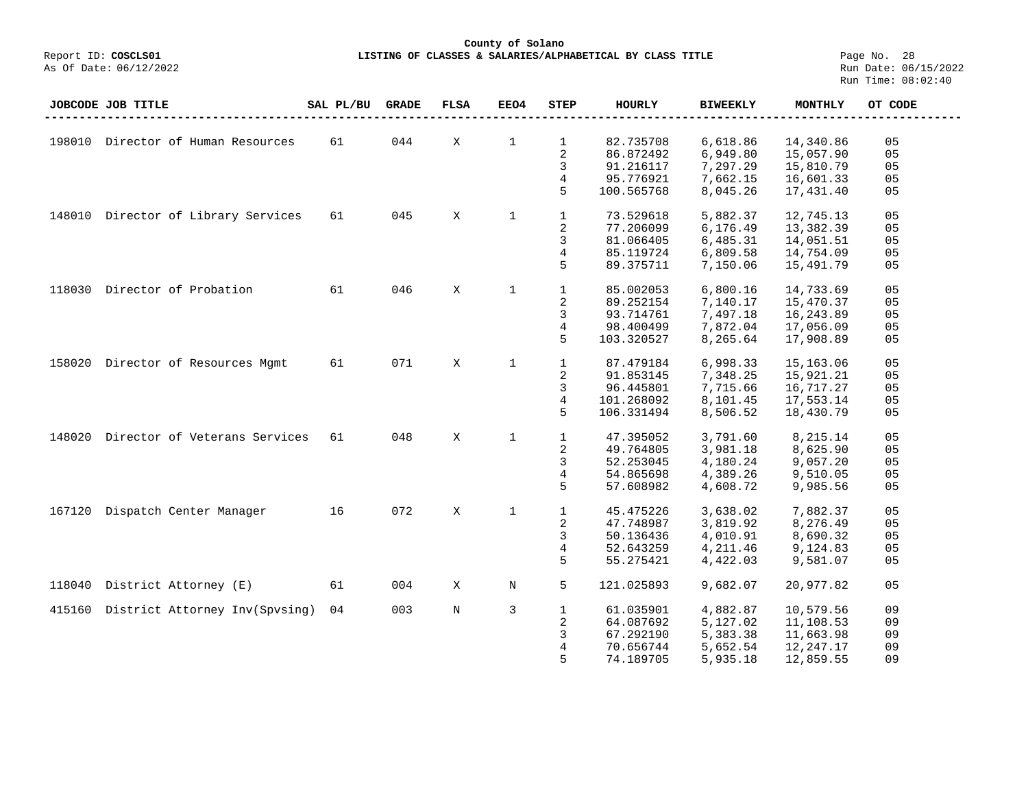**County of Solano**

Report ID: **COSCLS01** — **LISTING OF CLASSES & SALARIES/ALPHABETICAL BY CLASS TITLE**

As Of Date: 06/12/2022 — Run Date: 06/15/2022 — Run Time: 08:02:40

| JOBCODE | JOB TITLE | SAL PL/BU | GRADE | FLSA | EEO4 | STEP | HOURLY | BIWEEKLY | MONTHLY | OT CODE |
|---|---|---|---|---|---|---|---|---|---|---|
| 198010 | Director of Human Resources | 61 | 044 | X | 1 | 1 | 82.735708 | 6,618.86 | 14,340.86 | 05 |
| | | | | | | 2 | 86.872492 | 6,949.80 | 15,057.90 | 05 |
| | | | | | | 3 | 91.216117 | 7,297.29 | 15,810.79 | 05 |
| | | | | | | 4 | 95.776921 | 7,662.15 | 16,601.33 | 05 |
| | | | | | | 5 | 100.565768 | 8,045.26 | 17,431.40 | 05 |
| 148010 | Director of Library Services | 61 | 045 | X | 1 | 1 | 73.529618 | 5,882.37 | 12,745.13 | 05 |
| | | | | | | 2 | 77.206099 | 6,176.49 | 13,382.39 | 05 |
| | | | | | | 3 | 81.066405 | 6,485.31 | 14,051.51 | 05 |
| | | | | | | 4 | 85.119724 | 6,809.58 | 14,754.09 | 05 |
| | | | | | | 5 | 89.375711 | 7,150.06 | 15,491.79 | 05 |
| 118030 | Director of Probation | 61 | 046 | X | 1 | 1 | 85.002053 | 6,800.16 | 14,733.69 | 05 |
| | | | | | | 2 | 89.252154 | 7,140.17 | 15,470.37 | 05 |
| | | | | | | 3 | 93.714761 | 7,497.18 | 16,243.89 | 05 |
| | | | | | | 4 | 98.400499 | 7,872.04 | 17,056.09 | 05 |
| | | | | | | 5 | 103.320527 | 8,265.64 | 17,908.89 | 05 |
| 158020 | Director of Resources Mgmt | 61 | 071 | X | 1 | 1 | 87.479184 | 6,998.33 | 15,163.06 | 05 |
| | | | | | | 2 | 91.853145 | 7,348.25 | 15,921.21 | 05 |
| | | | | | | 3 | 96.445801 | 7,715.66 | 16,717.27 | 05 |
| | | | | | | 4 | 101.268092 | 8,101.45 | 17,553.14 | 05 |
| | | | | | | 5 | 106.331494 | 8,506.52 | 18,430.79 | 05 |
| 148020 | Director of Veterans Services | 61 | 048 | X | 1 | 1 | 47.395052 | 3,791.60 | 8,215.14 | 05 |
| | | | | | | 2 | 49.764805 | 3,981.18 | 8,625.90 | 05 |
| | | | | | | 3 | 52.253045 | 4,180.24 | 9,057.20 | 05 |
| | | | | | | 4 | 54.865698 | 4,389.26 | 9,510.05 | 05 |
| | | | | | | 5 | 57.608982 | 4,608.72 | 9,985.56 | 05 |
| 167120 | Dispatch Center Manager | 16 | 072 | X | 1 | 1 | 45.475226 | 3,638.02 | 7,882.37 | 05 |
| | | | | | | 2 | 47.748987 | 3,819.92 | 8,276.49 | 05 |
| | | | | | | 3 | 50.136436 | 4,010.91 | 8,690.32 | 05 |
| | | | | | | 4 | 52.643259 | 4,211.46 | 9,124.83 | 05 |
| | | | | | | 5 | 55.275421 | 4,422.03 | 9,581.07 | 05 |
| 118040 | District Attorney (E) | 61 | 004 | X | N | 5 | 121.025893 | 9,682.07 | 20,977.82 | 05 |
| 415160 | District Attorney Inv(Spvsing) | 04 | 003 | N | 3 | 1 | 61.035901 | 4,882.87 | 10,579.56 | 09 |
| | | | | | | 2 | 64.087692 | 5,127.02 | 11,108.53 | 09 |
| | | | | | | 3 | 67.292190 | 5,383.38 | 11,663.98 | 09 |
| | | | | | | 4 | 70.656744 | 5,652.54 | 12,247.17 | 09 |
| | | | | | | 5 | 74.189705 | 5,935.18 | 12,859.55 | 09 |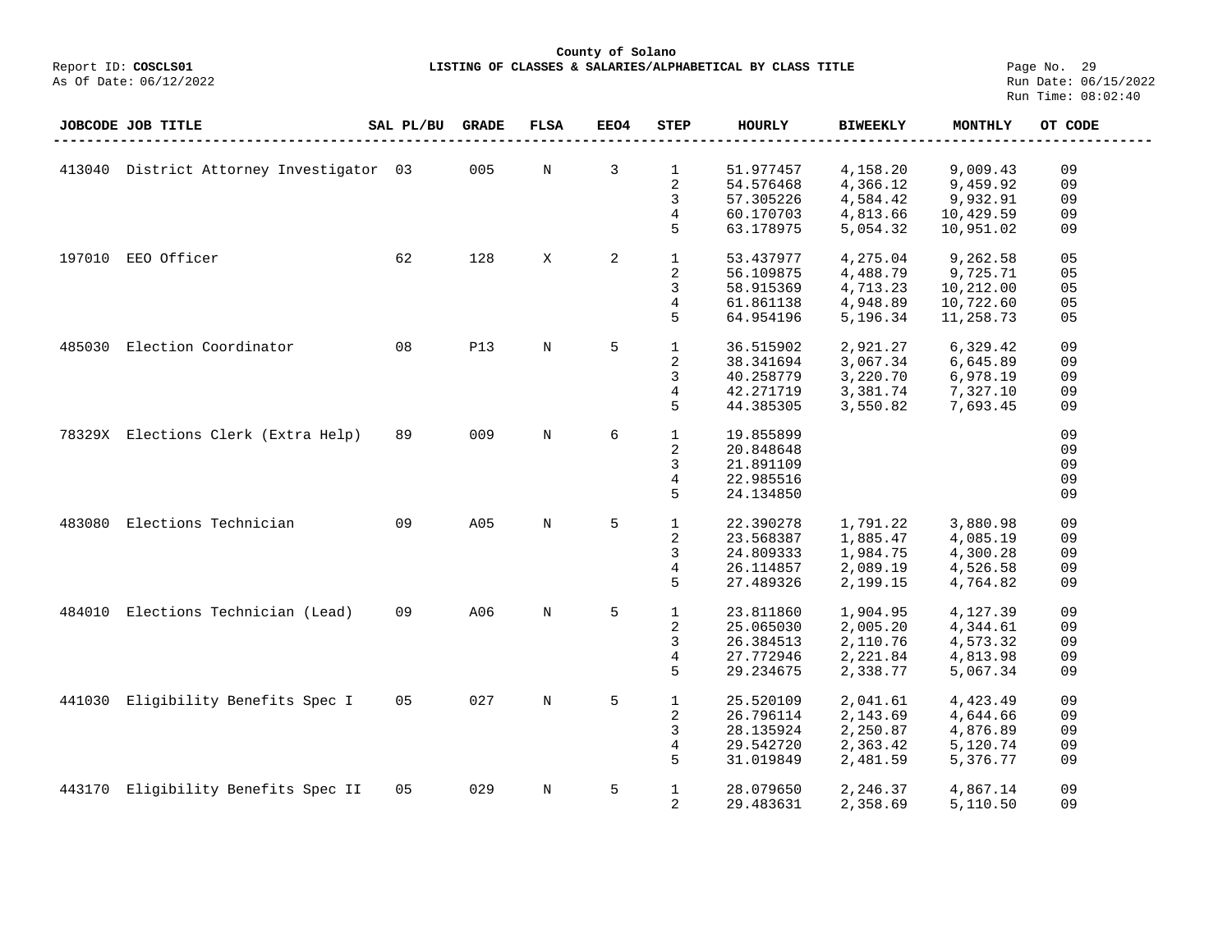**County of Solano**

Report ID: **COSCLS01** — **LISTING OF CLASSES & SALARIES/ALPHABETICAL BY CLASS TITLE**

As Of Date: 06/12/2022

Run Date: 06/15/2022
Run Time: 08:02:40

| JOBCODE | JOB TITLE | SAL PL/BU | GRADE | FLSA | EEO4 | STEP | HOURLY | BIWEEKLY | MONTHLY | OT CODE |
|---|---|---|---|---|---|---|---|---|---|---|
| 413040 | District Attorney Investigator | 03 | 005 | N | 3 | 1 | 51.977457 | 4,158.20 | 9,009.43 | 09 |
| | | | | | | 2 | 54.576468 | 4,366.12 | 9,459.92 | 09 |
| | | | | | | 3 | 57.305226 | 4,584.42 | 9,932.91 | 09 |
| | | | | | | 4 | 60.170703 | 4,813.66 | 10,429.59 | 09 |
| | | | | | | 5 | 63.178975 | 5,054.32 | 10,951.02 | 09 |
| 197010 | EEO Officer | 62 | 128 | X | 2 | 1 | 53.437977 | 4,275.04 | 9,262.58 | 05 |
| | | | | | | 2 | 56.109875 | 4,488.79 | 9,725.71 | 05 |
| | | | | | | 3 | 58.915369 | 4,713.23 | 10,212.00 | 05 |
| | | | | | | 4 | 61.861138 | 4,948.89 | 10,722.60 | 05 |
| | | | | | | 5 | 64.954196 | 5,196.34 | 11,258.73 | 05 |
| 485030 | Election Coordinator | 08 | P13 | N | 5 | 1 | 36.515902 | 2,921.27 | 6,329.42 | 09 |
| | | | | | | 2 | 38.341694 | 3,067.34 | 6,645.89 | 09 |
| | | | | | | 3 | 40.258779 | 3,220.70 | 6,978.19 | 09 |
| | | | | | | 4 | 42.271719 | 3,381.74 | 7,327.10 | 09 |
| | | | | | | 5 | 44.385305 | 3,550.82 | 7,693.45 | 09 |
| 78329X | Elections Clerk (Extra Help) | 89 | 009 | N | 6 | 1 | 19.855899 | | | 09 |
| | | | | | | 2 | 20.848648 | | | 09 |
| | | | | | | 3 | 21.891109 | | | 09 |
| | | | | | | 4 | 22.985516 | | | 09 |
| | | | | | | 5 | 24.134850 | | | 09 |
| 483080 | Elections Technician | 09 | A05 | N | 5 | 1 | 22.390278 | 1,791.22 | 3,880.98 | 09 |
| | | | | | | 2 | 23.568387 | 1,885.47 | 4,085.19 | 09 |
| | | | | | | 3 | 24.809333 | 1,984.75 | 4,300.28 | 09 |
| | | | | | | 4 | 26.114857 | 2,089.19 | 4,526.58 | 09 |
| | | | | | | 5 | 27.489326 | 2,199.15 | 4,764.82 | 09 |
| 484010 | Elections Technician (Lead) | 09 | A06 | N | 5 | 1 | 23.811860 | 1,904.95 | 4,127.39 | 09 |
| | | | | | | 2 | 25.065030 | 2,005.20 | 4,344.61 | 09 |
| | | | | | | 3 | 26.384513 | 2,110.76 | 4,573.32 | 09 |
| | | | | | | 4 | 27.772946 | 2,221.84 | 4,813.98 | 09 |
| | | | | | | 5 | 29.234675 | 2,338.77 | 5,067.34 | 09 |
| 441030 | Eligibility Benefits Spec I | 05 | 027 | N | 5 | 1 | 25.520109 | 2,041.61 | 4,423.49 | 09 |
| | | | | | | 2 | 26.796114 | 2,143.69 | 4,644.66 | 09 |
| | | | | | | 3 | 28.135924 | 2,250.87 | 4,876.89 | 09 |
| | | | | | | 4 | 29.542720 | 2,363.42 | 5,120.74 | 09 |
| | | | | | | 5 | 31.019849 | 2,481.59 | 5,376.77 | 09 |
| 443170 | Eligibility Benefits Spec II | 05 | 029 | N | 5 | 1 | 28.079650 | 2,246.37 | 4,867.14 | 09 |
| | | | | | | 2 | 29.483631 | 2,358.69 | 5,110.50 | 09 |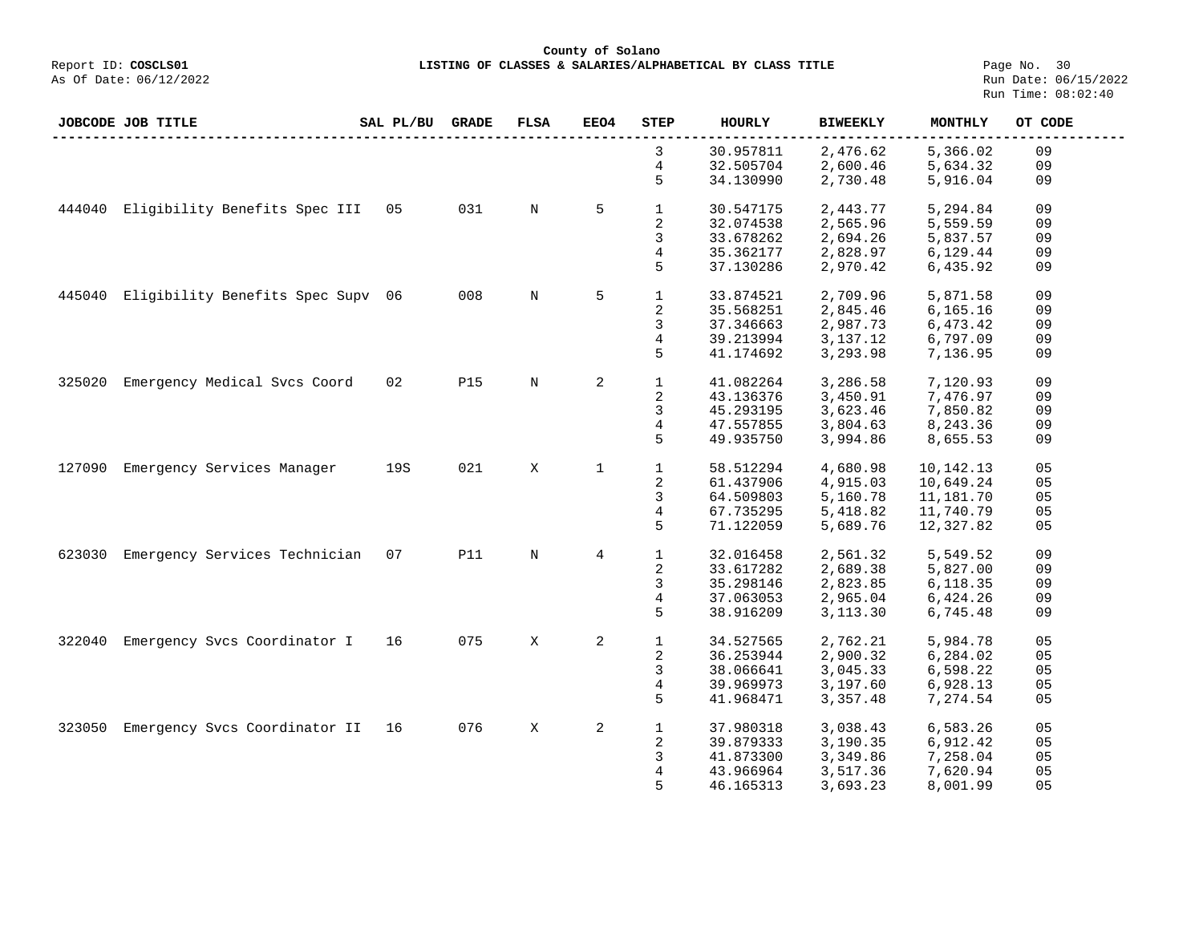County of Solano

Report ID: **COSCLS01** **LISTING OF CLASSES & SALARIES/ALPHABETICAL BY CLASS TITLE**

As Of Date: 06/12/2022

Run Date: 06/15/2022
Run Time: 08:02:40

| JOBCODE | JOB TITLE | SAL PL/BU | GRADE | FLSA | EEO4 | STEP | HOURLY | BIWEEKLY | MONTHLY | OT CODE |
|---|---|---|---|---|---|---|---|---|---|---|
| | | | | | | 3 | 30.957811 | 2,476.62 | 5,366.02 | 09 |
| | | | | | | 4 | 32.505704 | 2,600.46 | 5,634.32 | 09 |
| | | | | | | 5 | 34.130990 | 2,730.48 | 5,916.04 | 09 |
| 444040 | Eligibility Benefits Spec III | 05 | 031 | N | 5 | 1 | 30.547175 | 2,443.77 | 5,294.84 | 09 |
| | | | | | | 2 | 32.074538 | 2,565.96 | 5,559.59 | 09 |
| | | | | | | 3 | 33.678262 | 2,694.26 | 5,837.57 | 09 |
| | | | | | | 4 | 35.362177 | 2,828.97 | 6,129.44 | 09 |
| | | | | | | 5 | 37.130286 | 2,970.42 | 6,435.92 | 09 |
| 445040 | Eligibility Benefits Spec Supv | 06 | 008 | N | 5 | 1 | 33.874521 | 2,709.96 | 5,871.58 | 09 |
| | | | | | | 2 | 35.568251 | 2,845.46 | 6,165.16 | 09 |
| | | | | | | 3 | 37.346663 | 2,987.73 | 6,473.42 | 09 |
| | | | | | | 4 | 39.213994 | 3,137.12 | 6,797.09 | 09 |
| | | | | | | 5 | 41.174692 | 3,293.98 | 7,136.95 | 09 |
| 325020 | Emergency Medical Svcs Coord | 02 | P15 | N | 2 | 1 | 41.082264 | 3,286.58 | 7,120.93 | 09 |
| | | | | | | 2 | 43.136376 | 3,450.91 | 7,476.97 | 09 |
| | | | | | | 3 | 45.293195 | 3,623.46 | 7,850.82 | 09 |
| | | | | | | 4 | 47.557855 | 3,804.63 | 8,243.36 | 09 |
| | | | | | | 5 | 49.935750 | 3,994.86 | 8,655.53 | 09 |
| 127090 | Emergency Services Manager | 19S | 021 | X | 1 | 1 | 58.512294 | 4,680.98 | 10,142.13 | 05 |
| | | | | | | 2 | 61.437906 | 4,915.03 | 10,649.24 | 05 |
| | | | | | | 3 | 64.509803 | 5,160.78 | 11,181.70 | 05 |
| | | | | | | 4 | 67.735295 | 5,418.82 | 11,740.79 | 05 |
| | | | | | | 5 | 71.122059 | 5,689.76 | 12,327.82 | 05 |
| 623030 | Emergency Services Technician | 07 | P11 | N | 4 | 1 | 32.016458 | 2,561.32 | 5,549.52 | 09 |
| | | | | | | 2 | 33.617282 | 2,689.38 | 5,827.00 | 09 |
| | | | | | | 3 | 35.298146 | 2,823.85 | 6,118.35 | 09 |
| | | | | | | 4 | 37.063053 | 2,965.04 | 6,424.26 | 09 |
| | | | | | | 5 | 38.916209 | 3,113.30 | 6,745.48 | 09 |
| 322040 | Emergency Svcs Coordinator I | 16 | 075 | X | 2 | 1 | 34.527565 | 2,762.21 | 5,984.78 | 05 |
| | | | | | | 2 | 36.253944 | 2,900.32 | 6,284.02 | 05 |
| | | | | | | 3 | 38.066641 | 3,045.33 | 6,598.22 | 05 |
| | | | | | | 4 | 39.969973 | 3,197.60 | 6,928.13 | 05 |
| | | | | | | 5 | 41.968471 | 3,357.48 | 7,274.54 | 05 |
| 323050 | Emergency Svcs Coordinator II | 16 | 076 | X | 2 | 1 | 37.980318 | 3,038.43 | 6,583.26 | 05 |
| | | | | | | 2 | 39.879333 | 3,190.35 | 6,912.42 | 05 |
| | | | | | | 3 | 41.873300 | 3,349.86 | 7,258.04 | 05 |
| | | | | | | 4 | 43.966964 | 3,517.36 | 7,620.94 | 05 |
| | | | | | | 5 | 46.165313 | 3,693.23 | 8,001.99 | 05 |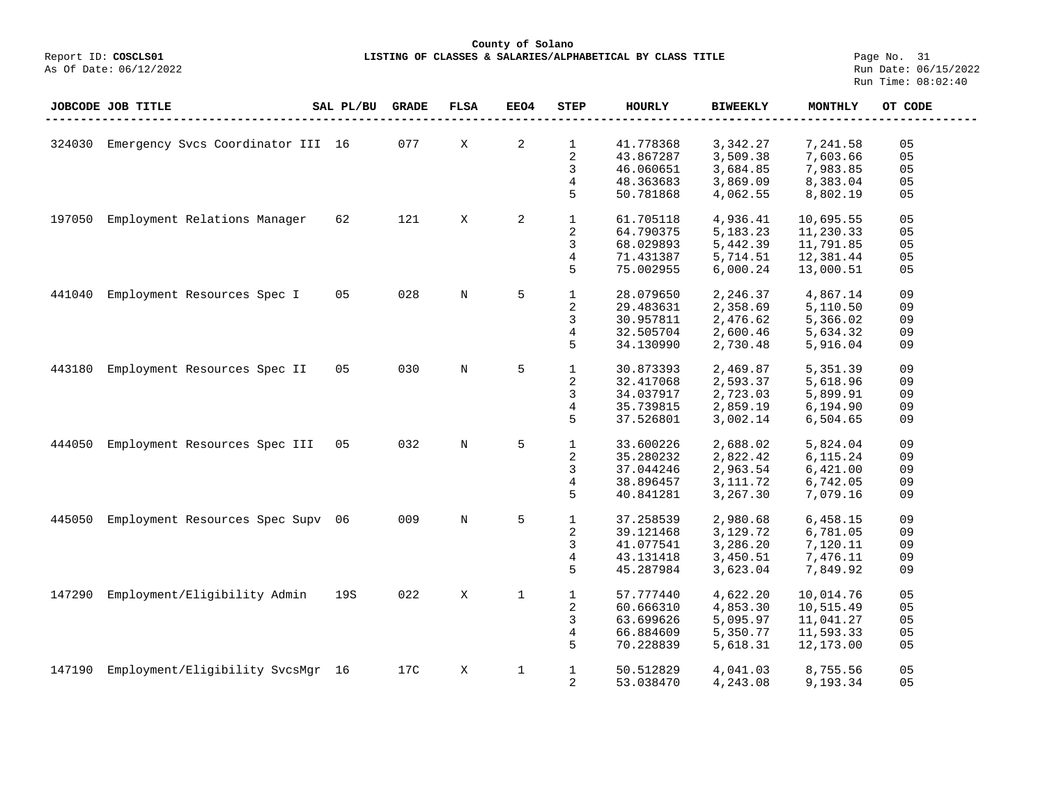**County of Solano**

Report ID: **COSCLS01** **LISTING OF CLASSES & SALARIES/ALPHABETICAL BY CLASS TITLE**

As Of Date: 06/12/2022

Run Date: 06/15/2022
Run Time: 08:02:40

| JOBCODE | JOB TITLE | SAL PL/BU | GRADE | FLSA | EEO4 | STEP | HOURLY | BIWEEKLY | MONTHLY | OT CODE |
|---|---|---|---|---|---|---|---|---|---|---|
| 324030 | Emergency Svcs Coordinator III | 16 | 077 | X | 2 | 1 | 41.778368 | 3,342.27 | 7,241.58 | 05 |
| | | | | | | 2 | 43.867287 | 3,509.38 | 7,603.66 | 05 |
| | | | | | | 3 | 46.060651 | 3,684.85 | 7,983.85 | 05 |
| | | | | | | 4 | 48.363683 | 3,869.09 | 8,383.04 | 05 |
| | | | | | | 5 | 50.781868 | 4,062.55 | 8,802.19 | 05 |
| 197050 | Employment Relations Manager | 62 | 121 | X | 2 | 1 | 61.705118 | 4,936.41 | 10,695.55 | 05 |
| | | | | | | 2 | 64.790375 | 5,183.23 | 11,230.33 | 05 |
| | | | | | | 3 | 68.029893 | 5,442.39 | 11,791.85 | 05 |
| | | | | | | 4 | 71.431387 | 5,714.51 | 12,381.44 | 05 |
| | | | | | | 5 | 75.002955 | 6,000.24 | 13,000.51 | 05 |
| 441040 | Employment Resources Spec I | 05 | 028 | N | 5 | 1 | 28.079650 | 2,246.37 | 4,867.14 | 09 |
| | | | | | | 2 | 29.483631 | 2,358.69 | 5,110.50 | 09 |
| | | | | | | 3 | 30.957811 | 2,476.62 | 5,366.02 | 09 |
| | | | | | | 4 | 32.505704 | 2,600.46 | 5,634.32 | 09 |
| | | | | | | 5 | 34.130990 | 2,730.48 | 5,916.04 | 09 |
| 443180 | Employment Resources Spec II | 05 | 030 | N | 5 | 1 | 30.873393 | 2,469.87 | 5,351.39 | 09 |
| | | | | | | 2 | 32.417068 | 2,593.37 | 5,618.96 | 09 |
| | | | | | | 3 | 34.037917 | 2,723.03 | 5,899.91 | 09 |
| | | | | | | 4 | 35.739815 | 2,859.19 | 6,194.90 | 09 |
| | | | | | | 5 | 37.526801 | 3,002.14 | 6,504.65 | 09 |
| 444050 | Employment Resources Spec III | 05 | 032 | N | 5 | 1 | 33.600226 | 2,688.02 | 5,824.04 | 09 |
| | | | | | | 2 | 35.280232 | 2,822.42 | 6,115.24 | 09 |
| | | | | | | 3 | 37.044246 | 2,963.54 | 6,421.00 | 09 |
| | | | | | | 4 | 38.896457 | 3,111.72 | 6,742.05 | 09 |
| | | | | | | 5 | 40.841281 | 3,267.30 | 7,079.16 | 09 |
| 445050 | Employment Resources Spec Supv | 06 | 009 | N | 5 | 1 | 37.258539 | 2,980.68 | 6,458.15 | 09 |
| | | | | | | 2 | 39.121468 | 3,129.72 | 6,781.05 | 09 |
| | | | | | | 3 | 41.077541 | 3,286.20 | 7,120.11 | 09 |
| | | | | | | 4 | 43.131418 | 3,450.51 | 7,476.11 | 09 |
| | | | | | | 5 | 45.287984 | 3,623.04 | 7,849.92 | 09 |
| 147290 | Employment/Eligibility Admin | 19S | 022 | X | 1 | 1 | 57.777440 | 4,622.20 | 10,014.76 | 05 |
| | | | | | | 2 | 60.666310 | 4,853.30 | 10,515.49 | 05 |
| | | | | | | 3 | 63.699626 | 5,095.97 | 11,041.27 | 05 |
| | | | | | | 4 | 66.884609 | 5,350.77 | 11,593.33 | 05 |
| | | | | | | 5 | 70.228839 | 5,618.31 | 12,173.00 | 05 |
| 147190 | Employment/Eligibility SvcsMgr | 16 | 17C | X | 1 | 1 | 50.512829 | 4,041.03 | 8,755.56 | 05 |
| | | | | | | 2 | 53.038470 | 4,243.08 | 9,193.34 | 05 |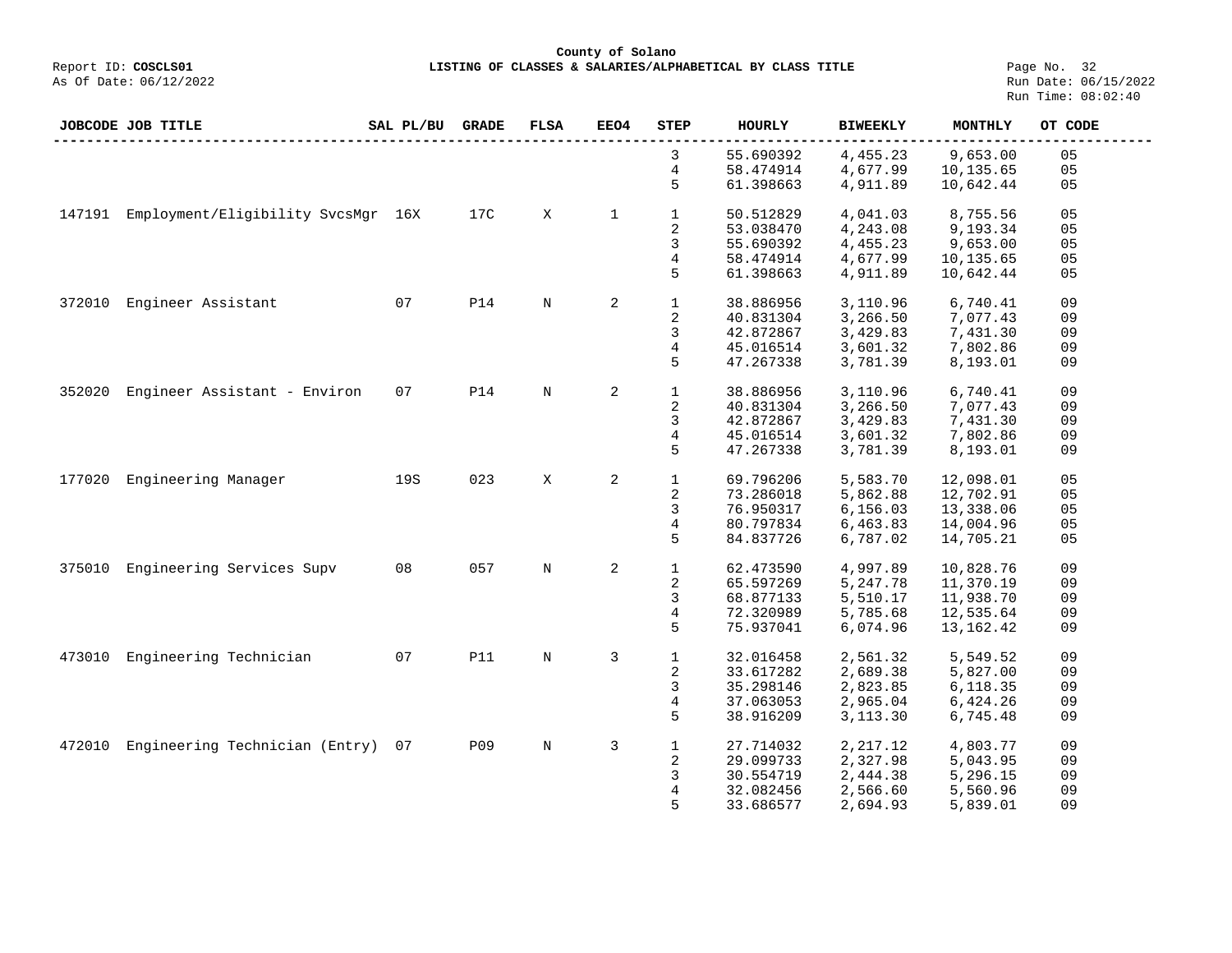County of Solano

Report ID: **COSCLS01** **LISTING OF CLASSES & SALARIES/ALPHABETICAL BY CLASS TITLE**

As Of Date: 06/12/2022

Run Date: 06/15/2022
Run Time: 08:02:40

| JOBCODE | JOB TITLE | SAL PL/BU | GRADE | FLSA | EEO4 | STEP | HOURLY | BIWEEKLY | MONTHLY | OT CODE |
|---|---|---|---|---|---|---|---|---|---|---|
| | | | | | | 3 | 55.690392 | 4,455.23 | 9,653.00 | 05 |
| | | | | | | 4 | 58.474914 | 4,677.99 | 10,135.65 | 05 |
| | | | | | | 5 | 61.398663 | 4,911.89 | 10,642.44 | 05 |
| 147191 | Employment/Eligibility SvcsMgr | 16X | 17C | X | 1 | 1 | 50.512829 | 4,041.03 | 8,755.56 | 05 |
| | | | | | | 2 | 53.038470 | 4,243.08 | 9,193.34 | 05 |
| | | | | | | 3 | 55.690392 | 4,455.23 | 9,653.00 | 05 |
| | | | | | | 4 | 58.474914 | 4,677.99 | 10,135.65 | 05 |
| | | | | | | 5 | 61.398663 | 4,911.89 | 10,642.44 | 05 |
| 372010 | Engineer Assistant | 07 | P14 | N | 2 | 1 | 38.886956 | 3,110.96 | 6,740.41 | 09 |
| | | | | | | 2 | 40.831304 | 3,266.50 | 7,077.43 | 09 |
| | | | | | | 3 | 42.872867 | 3,429.83 | 7,431.30 | 09 |
| | | | | | | 4 | 45.016514 | 3,601.32 | 7,802.86 | 09 |
| | | | | | | 5 | 47.267338 | 3,781.39 | 8,193.01 | 09 |
| 352020 | Engineer Assistant - Environ | 07 | P14 | N | 2 | 1 | 38.886956 | 3,110.96 | 6,740.41 | 09 |
| | | | | | | 2 | 40.831304 | 3,266.50 | 7,077.43 | 09 |
| | | | | | | 3 | 42.872867 | 3,429.83 | 7,431.30 | 09 |
| | | | | | | 4 | 45.016514 | 3,601.32 | 7,802.86 | 09 |
| | | | | | | 5 | 47.267338 | 3,781.39 | 8,193.01 | 09 |
| 177020 | Engineering Manager | 19S | 023 | X | 2 | 1 | 69.796206 | 5,583.70 | 12,098.01 | 05 |
| | | | | | | 2 | 73.286018 | 5,862.88 | 12,702.91 | 05 |
| | | | | | | 3 | 76.950317 | 6,156.03 | 13,338.06 | 05 |
| | | | | | | 4 | 80.797834 | 6,463.83 | 14,004.96 | 05 |
| | | | | | | 5 | 84.837726 | 6,787.02 | 14,705.21 | 05 |
| 375010 | Engineering Services Supv | 08 | 057 | N | 2 | 1 | 62.473590 | 4,997.89 | 10,828.76 | 09 |
| | | | | | | 2 | 65.597269 | 5,247.78 | 11,370.19 | 09 |
| | | | | | | 3 | 68.877133 | 5,510.17 | 11,938.70 | 09 |
| | | | | | | 4 | 72.320989 | 5,785.68 | 12,535.64 | 09 |
| | | | | | | 5 | 75.937041 | 6,074.96 | 13,162.42 | 09 |
| 473010 | Engineering Technician | 07 | P11 | N | 3 | 1 | 32.016458 | 2,561.32 | 5,549.52 | 09 |
| | | | | | | 2 | 33.617282 | 2,689.38 | 5,827.00 | 09 |
| | | | | | | 3 | 35.298146 | 2,823.85 | 6,118.35 | 09 |
| | | | | | | 4 | 37.063053 | 2,965.04 | 6,424.26 | 09 |
| | | | | | | 5 | 38.916209 | 3,113.30 | 6,745.48 | 09 |
| 472010 | Engineering Technician (Entry) | 07 | P09 | N | 3 | 1 | 27.714032 | 2,217.12 | 4,803.77 | 09 |
| | | | | | | 2 | 29.099733 | 2,327.98 | 5,043.95 | 09 |
| | | | | | | 3 | 30.554719 | 2,444.38 | 5,296.15 | 09 |
| | | | | | | 4 | 32.082456 | 2,566.60 | 5,560.96 | 09 |
| | | | | | | 5 | 33.686577 | 2,694.93 | 5,839.01 | 09 |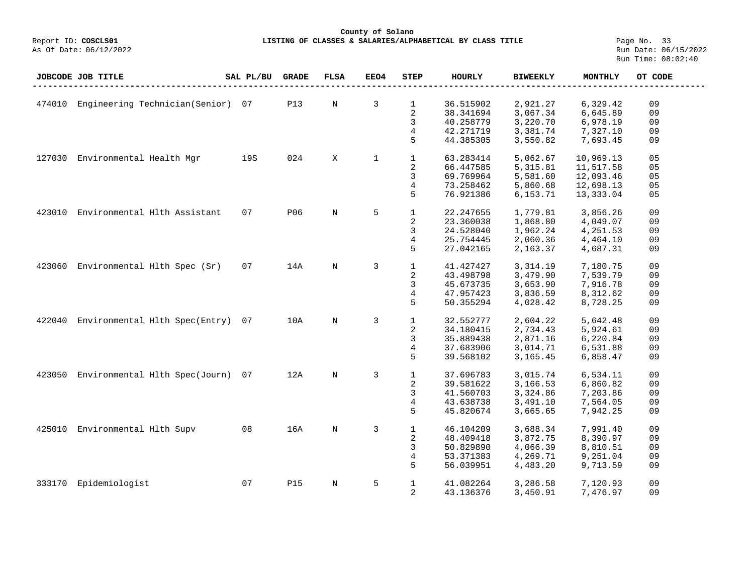**County of Solano**

Report ID: **COSCLS01** — **LISTING OF CLASSES & SALARIES/ALPHABETICAL BY CLASS TITLE**

As Of Date: 06/12/2022 — Run Date: 06/15/2022 — Run Time: 08:02:40

| JOBCODE | JOB TITLE | SAL PL/BU | GRADE | FLSA | EEO4 | STEP | HOURLY | BIWEEKLY | MONTHLY | OT CODE |
|---|---|---|---|---|---|---|---|---|---|---|
| 474010 | Engineering Technician(Senior) | 07 | P13 | N | 3 | 1 | 36.515902 | 2,921.27 | 6,329.42 | 09 |
| | | | | | | 2 | 38.341694 | 3,067.34 | 6,645.89 | 09 |
| | | | | | | 3 | 40.258779 | 3,220.70 | 6,978.19 | 09 |
| | | | | | | 4 | 42.271719 | 3,381.74 | 7,327.10 | 09 |
| | | | | | | 5 | 44.385305 | 3,550.82 | 7,693.45 | 09 |
| 127030 | Environmental Health Mgr | 19S | 024 | X | 1 | 1 | 63.283414 | 5,062.67 | 10,969.13 | 05 |
| | | | | | | 2 | 66.447585 | 5,315.81 | 11,517.58 | 05 |
| | | | | | | 3 | 69.769964 | 5,581.60 | 12,093.46 | 05 |
| | | | | | | 4 | 73.258462 | 5,860.68 | 12,698.13 | 05 |
| | | | | | | 5 | 76.921386 | 6,153.71 | 13,333.04 | 05 |
| 423010 | Environmental Hlth Assistant | 07 | P06 | N | 5 | 1 | 22.247655 | 1,779.81 | 3,856.26 | 09 |
| | | | | | | 2 | 23.360038 | 1,868.80 | 4,049.07 | 09 |
| | | | | | | 3 | 24.528040 | 1,962.24 | 4,251.53 | 09 |
| | | | | | | 4 | 25.754445 | 2,060.36 | 4,464.10 | 09 |
| | | | | | | 5 | 27.042165 | 2,163.37 | 4,687.31 | 09 |
| 423060 | Environmental Hlth Spec (Sr) | 07 | 14A | N | 3 | 1 | 41.427427 | 3,314.19 | 7,180.75 | 09 |
| | | | | | | 2 | 43.498798 | 3,479.90 | 7,539.79 | 09 |
| | | | | | | 3 | 45.673735 | 3,653.90 | 7,916.78 | 09 |
| | | | | | | 4 | 47.957423 | 3,836.59 | 8,312.62 | 09 |
| | | | | | | 5 | 50.355294 | 4,028.42 | 8,728.25 | 09 |
| 422040 | Environmental Hlth Spec(Entry) | 07 | 10A | N | 3 | 1 | 32.552777 | 2,604.22 | 5,642.48 | 09 |
| | | | | | | 2 | 34.180415 | 2,734.43 | 5,924.61 | 09 |
| | | | | | | 3 | 35.889438 | 2,871.16 | 6,220.84 | 09 |
| | | | | | | 4 | 37.683906 | 3,014.71 | 6,531.88 | 09 |
| | | | | | | 5 | 39.568102 | 3,165.45 | 6,858.47 | 09 |
| 423050 | Environmental Hlth Spec(Journ) | 07 | 12A | N | 3 | 1 | 37.696783 | 3,015.74 | 6,534.11 | 09 |
| | | | | | | 2 | 39.581622 | 3,166.53 | 6,860.82 | 09 |
| | | | | | | 3 | 41.560703 | 3,324.86 | 7,203.86 | 09 |
| | | | | | | 4 | 43.638738 | 3,491.10 | 7,564.05 | 09 |
| | | | | | | 5 | 45.820674 | 3,665.65 | 7,942.25 | 09 |
| 425010 | Environmental Hlth Supv | 08 | 16A | N | 3 | 1 | 46.104209 | 3,688.34 | 7,991.40 | 09 |
| | | | | | | 2 | 48.409418 | 3,872.75 | 8,390.97 | 09 |
| | | | | | | 3 | 50.829890 | 4,066.39 | 8,810.51 | 09 |
| | | | | | | 4 | 53.371383 | 4,269.71 | 9,251.04 | 09 |
| | | | | | | 5 | 56.039951 | 4,483.20 | 9,713.59 | 09 |
| 333170 | Epidemiologist | 07 | P15 | N | 5 | 1 | 41.082264 | 3,286.58 | 7,120.93 | 09 |
| | | | | | | 2 | 43.136376 | 3,450.91 | 7,476.97 | 09 |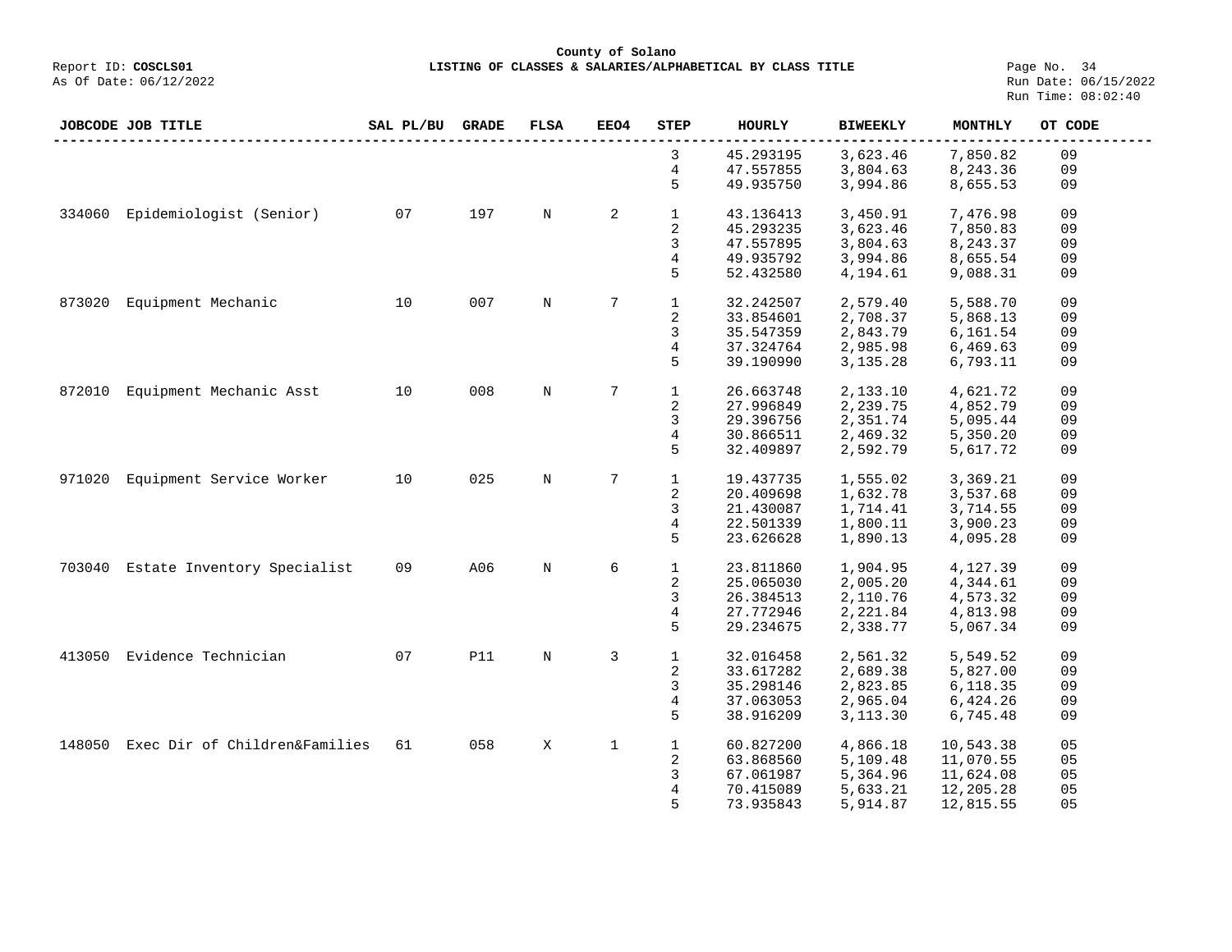County of Solano

Report ID: **COSCLS01** **LISTING OF CLASSES & SALARIES/ALPHABETICAL BY CLASS TITLE**

As Of Date: 06/12/2022

Run Date: 06/15/2022
Run Time: 08:02:40

| JOBCODE | JOB TITLE | SAL PL/BU | GRADE | FLSA | EEO4 | STEP | HOURLY | BIWEEKLY | MONTHLY | OT CODE |
|---|---|---|---|---|---|---|---|---|---|---|
| | | | | | | 3 | 45.293195 | 3,623.46 | 7,850.82 | 09 |
| | | | | | | 4 | 47.557855 | 3,804.63 | 8,243.36 | 09 |
| | | | | | | 5 | 49.935750 | 3,994.86 | 8,655.53 | 09 |
| 334060 | Epidemiologist (Senior) | 07 | 197 | N | 2 | 1 | 43.136413 | 3,450.91 | 7,476.98 | 09 |
| | | | | | | 2 | 45.293235 | 3,623.46 | 7,850.83 | 09 |
| | | | | | | 3 | 47.557895 | 3,804.63 | 8,243.37 | 09 |
| | | | | | | 4 | 49.935792 | 3,994.86 | 8,655.54 | 09 |
| | | | | | | 5 | 52.432580 | 4,194.61 | 9,088.31 | 09 |
| 873020 | Equipment Mechanic | 10 | 007 | N | 7 | 1 | 32.242507 | 2,579.40 | 5,588.70 | 09 |
| | | | | | | 2 | 33.854601 | 2,708.37 | 5,868.13 | 09 |
| | | | | | | 3 | 35.547359 | 2,843.79 | 6,161.54 | 09 |
| | | | | | | 4 | 37.324764 | 2,985.98 | 6,469.63 | 09 |
| | | | | | | 5 | 39.190990 | 3,135.28 | 6,793.11 | 09 |
| 872010 | Equipment Mechanic Asst | 10 | 008 | N | 7 | 1 | 26.663748 | 2,133.10 | 4,621.72 | 09 |
| | | | | | | 2 | 27.996849 | 2,239.75 | 4,852.79 | 09 |
| | | | | | | 3 | 29.396756 | 2,351.74 | 5,095.44 | 09 |
| | | | | | | 4 | 30.866511 | 2,469.32 | 5,350.20 | 09 |
| | | | | | | 5 | 32.409897 | 2,592.79 | 5,617.72 | 09 |
| 971020 | Equipment Service Worker | 10 | 025 | N | 7 | 1 | 19.437735 | 1,555.02 | 3,369.21 | 09 |
| | | | | | | 2 | 20.409698 | 1,632.78 | 3,537.68 | 09 |
| | | | | | | 3 | 21.430087 | 1,714.41 | 3,714.55 | 09 |
| | | | | | | 4 | 22.501339 | 1,800.11 | 3,900.23 | 09 |
| | | | | | | 5 | 23.626628 | 1,890.13 | 4,095.28 | 09 |
| 703040 | Estate Inventory Specialist | 09 | A06 | N | 6 | 1 | 23.811860 | 1,904.95 | 4,127.39 | 09 |
| | | | | | | 2 | 25.065030 | 2,005.20 | 4,344.61 | 09 |
| | | | | | | 3 | 26.384513 | 2,110.76 | 4,573.32 | 09 |
| | | | | | | 4 | 27.772946 | 2,221.84 | 4,813.98 | 09 |
| | | | | | | 5 | 29.234675 | 2,338.77 | 5,067.34 | 09 |
| 413050 | Evidence Technician | 07 | P11 | N | 3 | 1 | 32.016458 | 2,561.32 | 5,549.52 | 09 |
| | | | | | | 2 | 33.617282 | 2,689.38 | 5,827.00 | 09 |
| | | | | | | 3 | 35.298146 | 2,823.85 | 6,118.35 | 09 |
| | | | | | | 4 | 37.063053 | 2,965.04 | 6,424.26 | 09 |
| | | | | | | 5 | 38.916209 | 3,113.30 | 6,745.48 | 09 |
| 148050 | Exec Dir of Children&Families | 61 | 058 | X | 1 | 1 | 60.827200 | 4,866.18 | 10,543.38 | 05 |
| | | | | | | 2 | 63.868560 | 5,109.48 | 11,070.55 | 05 |
| | | | | | | 3 | 67.061987 | 5,364.96 | 11,624.08 | 05 |
| | | | | | | 4 | 70.415089 | 5,633.21 | 12,205.28 | 05 |
| | | | | | | 5 | 73.935843 | 5,914.87 | 12,815.55 | 05 |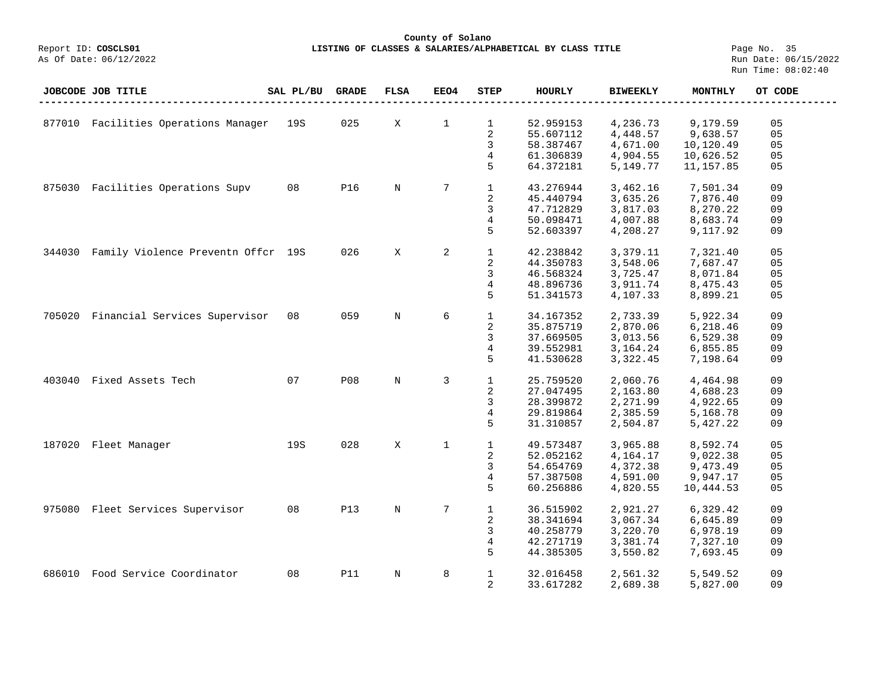**County of Solano**

Report ID: **COSCLS01**

**LISTING OF CLASSES & SALARIES/ALPHABETICAL BY CLASS TITLE**

As Of Date: 06/12/2022

Run Date: 06/15/2022
Run Time: 08:02:40

| JOBCODE | JOB TITLE | SAL PL/BU | GRADE | FLSA | EEO4 | STEP | HOURLY | BIWEEKLY | MONTHLY | OT CODE |
|---|---|---|---|---|---|---|---|---|---|---|
| 877010 | Facilities Operations Manager | 19S | 025 | X | 1 | 1 | 52.959153 | 4,236.73 | 9,179.59 | 05 |
| | | | | | | 2 | 55.607112 | 4,448.57 | 9,638.57 | 05 |
| | | | | | | 3 | 58.387467 | 4,671.00 | 10,120.49 | 05 |
| | | | | | | 4 | 61.306839 | 4,904.55 | 10,626.52 | 05 |
| | | | | | | 5 | 64.372181 | 5,149.77 | 11,157.85 | 05 |
| 875030 | Facilities Operations Supv | 08 | P16 | N | 7 | 1 | 43.276944 | 3,462.16 | 7,501.34 | 09 |
| | | | | | | 2 | 45.440794 | 3,635.26 | 7,876.40 | 09 |
| | | | | | | 3 | 47.712829 | 3,817.03 | 8,270.22 | 09 |
| | | | | | | 4 | 50.098471 | 4,007.88 | 8,683.74 | 09 |
| | | | | | | 5 | 52.603397 | 4,208.27 | 9,117.92 | 09 |
| 344030 | Family Violence Preventn Offcr | 19S | 026 | X | 2 | 1 | 42.238842 | 3,379.11 | 7,321.40 | 05 |
| | | | | | | 2 | 44.350783 | 3,548.06 | 7,687.47 | 05 |
| | | | | | | 3 | 46.568324 | 3,725.47 | 8,071.84 | 05 |
| | | | | | | 4 | 48.896736 | 3,911.74 | 8,475.43 | 05 |
| | | | | | | 5 | 51.341573 | 4,107.33 | 8,899.21 | 05 |
| 705020 | Financial Services Supervisor | 08 | 059 | N | 6 | 1 | 34.167352 | 2,733.39 | 5,922.34 | 09 |
| | | | | | | 2 | 35.875719 | 2,870.06 | 6,218.46 | 09 |
| | | | | | | 3 | 37.669505 | 3,013.56 | 6,529.38 | 09 |
| | | | | | | 4 | 39.552981 | 3,164.24 | 6,855.85 | 09 |
| | | | | | | 5 | 41.530628 | 3,322.45 | 7,198.64 | 09 |
| 403040 | Fixed Assets Tech | 07 | P08 | N | 3 | 1 | 25.759520 | 2,060.76 | 4,464.98 | 09 |
| | | | | | | 2 | 27.047495 | 2,163.80 | 4,688.23 | 09 |
| | | | | | | 3 | 28.399872 | 2,271.99 | 4,922.65 | 09 |
| | | | | | | 4 | 29.819864 | 2,385.59 | 5,168.78 | 09 |
| | | | | | | 5 | 31.310857 | 2,504.87 | 5,427.22 | 09 |
| 187020 | Fleet Manager | 19S | 028 | X | 1 | 1 | 49.573487 | 3,965.88 | 8,592.74 | 05 |
| | | | | | | 2 | 52.052162 | 4,164.17 | 9,022.38 | 05 |
| | | | | | | 3 | 54.654769 | 4,372.38 | 9,473.49 | 05 |
| | | | | | | 4 | 57.387508 | 4,591.00 | 9,947.17 | 05 |
| | | | | | | 5 | 60.256886 | 4,820.55 | 10,444.53 | 05 |
| 975080 | Fleet Services Supervisor | 08 | P13 | N | 7 | 1 | 36.515902 | 2,921.27 | 6,329.42 | 09 |
| | | | | | | 2 | 38.341694 | 3,067.34 | 6,645.89 | 09 |
| | | | | | | 3 | 40.258779 | 3,220.70 | 6,978.19 | 09 |
| | | | | | | 4 | 42.271719 | 3,381.74 | 7,327.10 | 09 |
| | | | | | | 5 | 44.385305 | 3,550.82 | 7,693.45 | 09 |
| 686010 | Food Service Coordinator | 08 | P11 | N | 8 | 1 | 32.016458 | 2,561.32 | 5,549.52 | 09 |
| | | | | | | 2 | 33.617282 | 2,689.38 | 5,827.00 | 09 |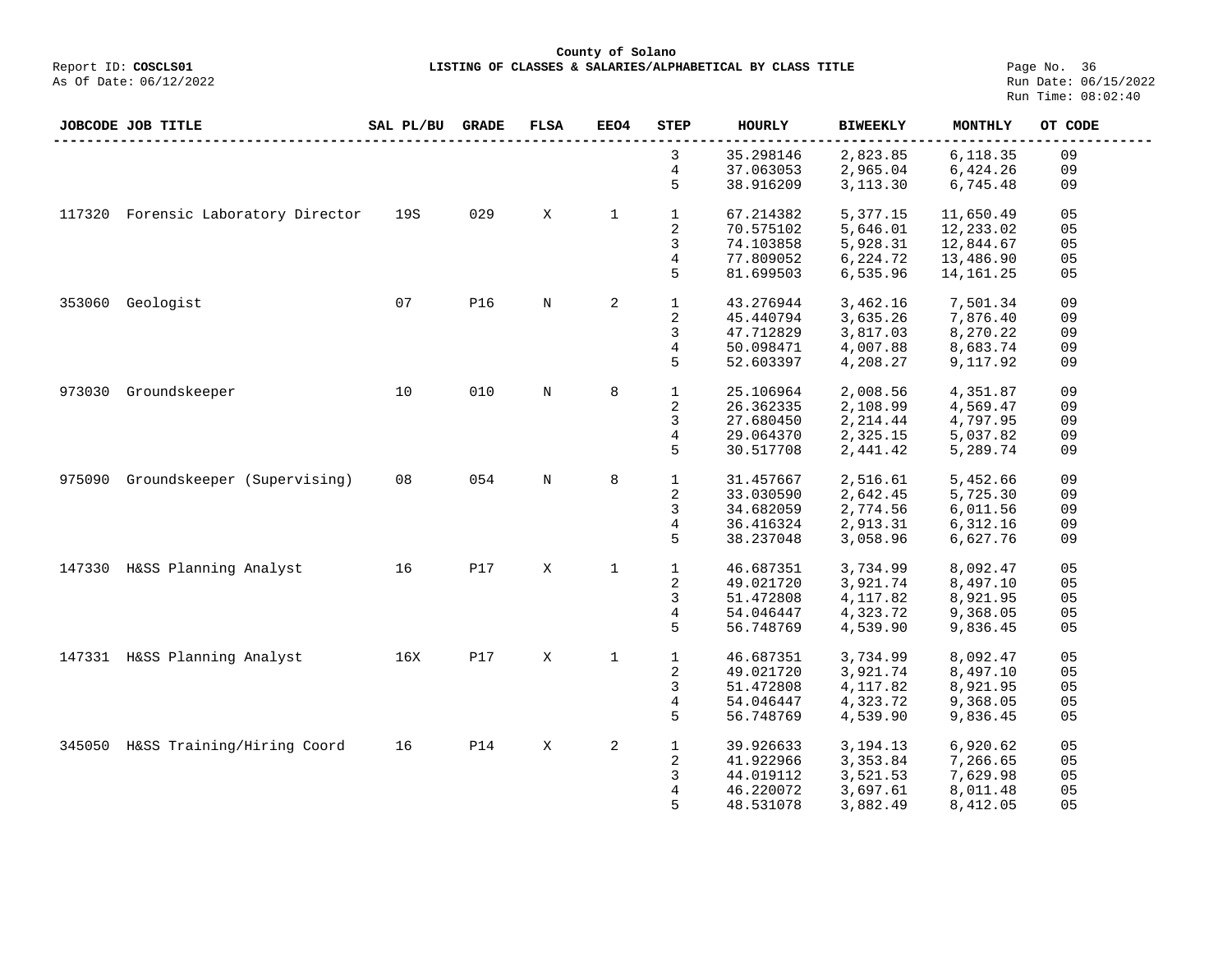County of Solano

Report ID: **COSCLS01** **LISTING OF CLASSES & SALARIES/ALPHABETICAL BY CLASS TITLE**

As Of Date: 06/12/2022

Run Date: 06/15/2022
Run Time: 08:02:40

| JOBCODE | JOB TITLE | SAL PL/BU | GRADE | FLSA | EEO4 | STEP | HOURLY | BIWEEKLY | MONTHLY | OT CODE |
|---|---|---|---|---|---|---|---|---|---|---|
| | | | | | | 3 | 35.298146 | 2,823.85 | 6,118.35 | 09 |
| | | | | | | 4 | 37.063053 | 2,965.04 | 6,424.26 | 09 |
| | | | | | | 5 | 38.916209 | 3,113.30 | 6,745.48 | 09 |
| 117320 | Forensic Laboratory Director | 19S | 029 | X | 1 | 1 | 67.214382 | 5,377.15 | 11,650.49 | 05 |
| | | | | | | 2 | 70.575102 | 5,646.01 | 12,233.02 | 05 |
| | | | | | | 3 | 74.103858 | 5,928.31 | 12,844.67 | 05 |
| | | | | | | 4 | 77.809052 | 6,224.72 | 13,486.90 | 05 |
| | | | | | | 5 | 81.699503 | 6,535.96 | 14,161.25 | 05 |
| 353060 | Geologist | 07 | P16 | N | 2 | 1 | 43.276944 | 3,462.16 | 7,501.34 | 09 |
| | | | | | | 2 | 45.440794 | 3,635.26 | 7,876.40 | 09 |
| | | | | | | 3 | 47.712829 | 3,817.03 | 8,270.22 | 09 |
| | | | | | | 4 | 50.098471 | 4,007.88 | 8,683.74 | 09 |
| | | | | | | 5 | 52.603397 | 4,208.27 | 9,117.92 | 09 |
| 973030 | Groundskeeper | 10 | 010 | N | 8 | 1 | 25.106964 | 2,008.56 | 4,351.87 | 09 |
| | | | | | | 2 | 26.362335 | 2,108.99 | 4,569.47 | 09 |
| | | | | | | 3 | 27.680450 | 2,214.44 | 4,797.95 | 09 |
| | | | | | | 4 | 29.064370 | 2,325.15 | 5,037.82 | 09 |
| | | | | | | 5 | 30.517708 | 2,441.42 | 5,289.74 | 09 |
| 975090 | Groundskeeper (Supervising) | 08 | 054 | N | 8 | 1 | 31.457667 | 2,516.61 | 5,452.66 | 09 |
| | | | | | | 2 | 33.030590 | 2,642.45 | 5,725.30 | 09 |
| | | | | | | 3 | 34.682059 | 2,774.56 | 6,011.56 | 09 |
| | | | | | | 4 | 36.416324 | 2,913.31 | 6,312.16 | 09 |
| | | | | | | 5 | 38.237048 | 3,058.96 | 6,627.76 | 09 |
| 147330 | H&SS Planning Analyst | 16 | P17 | X | 1 | 1 | 46.687351 | 3,734.99 | 8,092.47 | 05 |
| | | | | | | 2 | 49.021720 | 3,921.74 | 8,497.10 | 05 |
| | | | | | | 3 | 51.472808 | 4,117.82 | 8,921.95 | 05 |
| | | | | | | 4 | 54.046447 | 4,323.72 | 9,368.05 | 05 |
| | | | | | | 5 | 56.748769 | 4,539.90 | 9,836.45 | 05 |
| 147331 | H&SS Planning Analyst | 16X | P17 | X | 1 | 1 | 46.687351 | 3,734.99 | 8,092.47 | 05 |
| | | | | | | 2 | 49.021720 | 3,921.74 | 8,497.10 | 05 |
| | | | | | | 3 | 51.472808 | 4,117.82 | 8,921.95 | 05 |
| | | | | | | 4 | 54.046447 | 4,323.72 | 9,368.05 | 05 |
| | | | | | | 5 | 56.748769 | 4,539.90 | 9,836.45 | 05 |
| 345050 | H&SS Training/Hiring Coord | 16 | P14 | X | 2 | 1 | 39.926633 | 3,194.13 | 6,920.62 | 05 |
| | | | | | | 2 | 41.922966 | 3,353.84 | 7,266.65 | 05 |
| | | | | | | 3 | 44.019112 | 3,521.53 | 7,629.98 | 05 |
| | | | | | | 4 | 46.220072 | 3,697.61 | 8,011.48 | 05 |
| | | | | | | 5 | 48.531078 | 3,882.49 | 8,412.05 | 05 |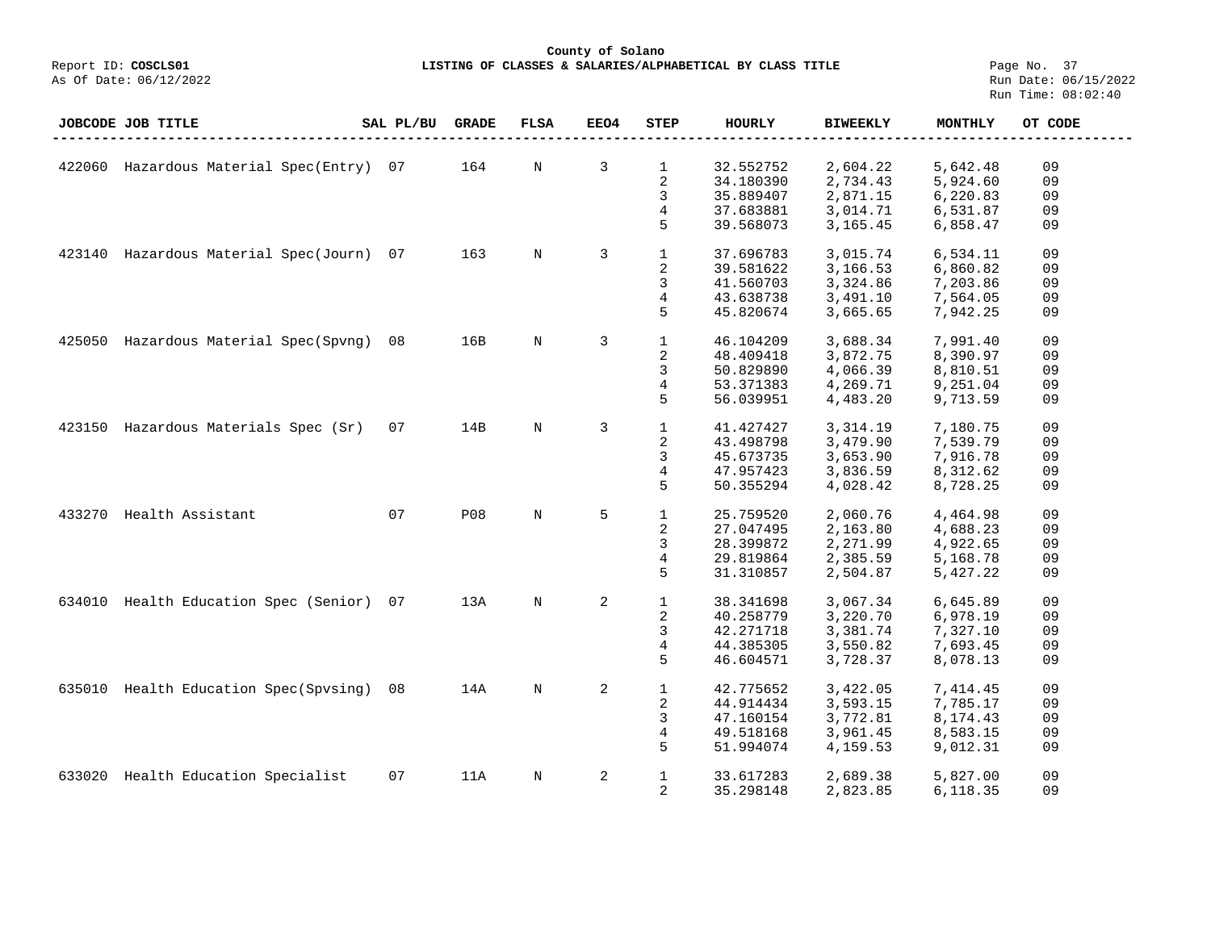# County of Solano

Report ID: **COSCLS01**
**LISTING OF CLASSES & SALARIES/ALPHABETICAL BY CLASS TITLE**
As Of Date: 06/12/2022

Run Date: 06/15/2022
Run Time: 08:02:40

| JOBCODE | JOB TITLE | SAL PL/BU | GRADE | FLSA | EEO4 | STEP | HOURLY | BIWEEKLY | MONTHLY | OT CODE |
|---|---|---|---|---|---|---|---|---|---|---|
| 422060 | Hazardous Material Spec(Entry) | 07 | 164 | N | 3 | 1 | 32.552752 | 2,604.22 | 5,642.48 | 09 |
| | | | | | | 2 | 34.180390 | 2,734.43 | 5,924.60 | 09 |
| | | | | | | 3 | 35.889407 | 2,871.15 | 6,220.83 | 09 |
| | | | | | | 4 | 37.683881 | 3,014.71 | 6,531.87 | 09 |
| | | | | | | 5 | 39.568073 | 3,165.45 | 6,858.47 | 09 |
| 423140 | Hazardous Material Spec(Journ) | 07 | 163 | N | 3 | 1 | 37.696783 | 3,015.74 | 6,534.11 | 09 |
| | | | | | | 2 | 39.581622 | 3,166.53 | 6,860.82 | 09 |
| | | | | | | 3 | 41.560703 | 3,324.86 | 7,203.86 | 09 |
| | | | | | | 4 | 43.638738 | 3,491.10 | 7,564.05 | 09 |
| | | | | | | 5 | 45.820674 | 3,665.65 | 7,942.25 | 09 |
| 425050 | Hazardous Material Spec(Spvng) | 08 | 16B | N | 3 | 1 | 46.104209 | 3,688.34 | 7,991.40 | 09 |
| | | | | | | 2 | 48.409418 | 3,872.75 | 8,390.97 | 09 |
| | | | | | | 3 | 50.829890 | 4,066.39 | 8,810.51 | 09 |
| | | | | | | 4 | 53.371383 | 4,269.71 | 9,251.04 | 09 |
| | | | | | | 5 | 56.039951 | 4,483.20 | 9,713.59 | 09 |
| 423150 | Hazardous Materials Spec (Sr) | 07 | 14B | N | 3 | 1 | 41.427427 | 3,314.19 | 7,180.75 | 09 |
| | | | | | | 2 | 43.498798 | 3,479.90 | 7,539.79 | 09 |
| | | | | | | 3 | 45.673735 | 3,653.90 | 7,916.78 | 09 |
| | | | | | | 4 | 47.957423 | 3,836.59 | 8,312.62 | 09 |
| | | | | | | 5 | 50.355294 | 4,028.42 | 8,728.25 | 09 |
| 433270 | Health Assistant | 07 | P08 | N | 5 | 1 | 25.759520 | 2,060.76 | 4,464.98 | 09 |
| | | | | | | 2 | 27.047495 | 2,163.80 | 4,688.23 | 09 |
| | | | | | | 3 | 28.399872 | 2,271.99 | 4,922.65 | 09 |
| | | | | | | 4 | 29.819864 | 2,385.59 | 5,168.78 | 09 |
| | | | | | | 5 | 31.310857 | 2,504.87 | 5,427.22 | 09 |
| 634010 | Health Education Spec (Senior) | 07 | 13A | N | 2 | 1 | 38.341698 | 3,067.34 | 6,645.89 | 09 |
| | | | | | | 2 | 40.258779 | 3,220.70 | 6,978.19 | 09 |
| | | | | | | 3 | 42.271718 | 3,381.74 | 7,327.10 | 09 |
| | | | | | | 4 | 44.385305 | 3,550.82 | 7,693.45 | 09 |
| | | | | | | 5 | 46.604571 | 3,728.37 | 8,078.13 | 09 |
| 635010 | Health Education Spec(Spvsing) | 08 | 14A | N | 2 | 1 | 42.775652 | 3,422.05 | 7,414.45 | 09 |
| | | | | | | 2 | 44.914434 | 3,593.15 | 7,785.17 | 09 |
| | | | | | | 3 | 47.160154 | 3,772.81 | 8,174.43 | 09 |
| | | | | | | 4 | 49.518168 | 3,961.45 | 8,583.15 | 09 |
| | | | | | | 5 | 51.994074 | 4,159.53 | 9,012.31 | 09 |
| 633020 | Health Education Specialist | 07 | 11A | N | 2 | 1 | 33.617283 | 2,689.38 | 5,827.00 | 09 |
| | | | | | | 2 | 35.298148 | 2,823.85 | 6,118.35 | 09 |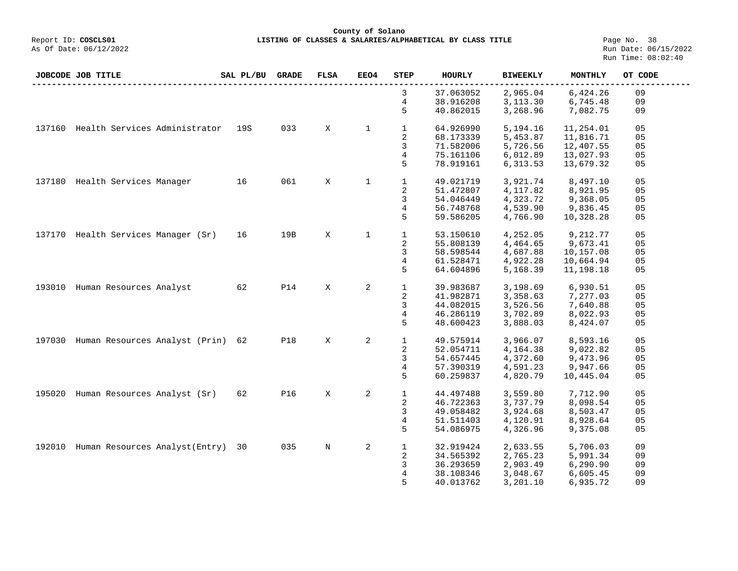County of Solano

Report ID: **COSCLS01** — **LISTING OF CLASSES & SALARIES/ALPHABETICAL BY CLASS TITLE**

As Of Date: 06/12/2022 — Run Date: 06/15/2022 — Run Time: 08:02:40

| JOBCODE | JOB TITLE | SAL PL/BU | GRADE | FLSA | EEO4 | STEP | HOURLY | BIWEEKLY | MONTHLY | OT CODE |
|---|---|---|---|---|---|---|---|---|---|---|
| | | | | | | 3 | 37.063052 | 2,965.04 | 6,424.26 | 09 |
| | | | | | | 4 | 38.916208 | 3,113.30 | 6,745.48 | 09 |
| | | | | | | 5 | 40.862015 | 3,268.96 | 7,082.75 | 09 |
| 137160 | Health Services Administrator | 19S | 033 | X | 1 | 1 | 64.926990 | 5,194.16 | 11,254.01 | 05 |
| | | | | | | 2 | 68.173339 | 5,453.87 | 11,816.71 | 05 |
| | | | | | | 3 | 71.582006 | 5,726.56 | 12,407.55 | 05 |
| | | | | | | 4 | 75.161106 | 6,012.89 | 13,027.93 | 05 |
| | | | | | | 5 | 78.919161 | 6,313.53 | 13,679.32 | 05 |
| 137180 | Health Services Manager | 16 | 061 | X | 1 | 1 | 49.021719 | 3,921.74 | 8,497.10 | 05 |
| | | | | | | 2 | 51.472807 | 4,117.82 | 8,921.95 | 05 |
| | | | | | | 3 | 54.046449 | 4,323.72 | 9,368.05 | 05 |
| | | | | | | 4 | 56.748768 | 4,539.90 | 9,836.45 | 05 |
| | | | | | | 5 | 59.586205 | 4,766.90 | 10,328.28 | 05 |
| 137170 | Health Services Manager (Sr) | 16 | 19B | X | 1 | 1 | 53.150610 | 4,252.05 | 9,212.77 | 05 |
| | | | | | | 2 | 55.808139 | 4,464.65 | 9,673.41 | 05 |
| | | | | | | 3 | 58.598544 | 4,687.88 | 10,157.08 | 05 |
| | | | | | | 4 | 61.528471 | 4,922.28 | 10,664.94 | 05 |
| | | | | | | 5 | 64.604896 | 5,168.39 | 11,198.18 | 05 |
| 193010 | Human Resources Analyst | 62 | P14 | X | 2 | 1 | 39.983687 | 3,198.69 | 6,930.51 | 05 |
| | | | | | | 2 | 41.982871 | 3,358.63 | 7,277.03 | 05 |
| | | | | | | 3 | 44.082015 | 3,526.56 | 7,640.88 | 05 |
| | | | | | | 4 | 46.286119 | 3,702.89 | 8,022.93 | 05 |
| | | | | | | 5 | 48.600423 | 3,888.03 | 8,424.07 | 05 |
| 197030 | Human Resources Analyst (Prin) | 62 | P18 | X | 2 | 1 | 49.575914 | 3,966.07 | 8,593.16 | 05 |
| | | | | | | 2 | 52.054711 | 4,164.38 | 9,022.82 | 05 |
| | | | | | | 3 | 54.657445 | 4,372.60 | 9,473.96 | 05 |
| | | | | | | 4 | 57.390319 | 4,591.23 | 9,947.66 | 05 |
| | | | | | | 5 | 60.259837 | 4,820.79 | 10,445.04 | 05 |
| 195020 | Human Resources Analyst (Sr) | 62 | P16 | X | 2 | 1 | 44.497488 | 3,559.80 | 7,712.90 | 05 |
| | | | | | | 2 | 46.722363 | 3,737.79 | 8,098.54 | 05 |
| | | | | | | 3 | 49.058482 | 3,924.68 | 8,503.47 | 05 |
| | | | | | | 4 | 51.511403 | 4,120.91 | 8,928.64 | 05 |
| | | | | | | 5 | 54.086975 | 4,326.96 | 9,375.08 | 05 |
| 192010 | Human Resources Analyst(Entry) | 30 | 035 | N | 2 | 1 | 32.919424 | 2,633.55 | 5,706.03 | 09 |
| | | | | | | 2 | 34.565392 | 2,765.23 | 5,991.34 | 09 |
| | | | | | | 3 | 36.293659 | 2,903.49 | 6,290.90 | 09 |
| | | | | | | 4 | 38.108346 | 3,048.67 | 6,605.45 | 09 |
| | | | | | | 5 | 40.013762 | 3,201.10 | 6,935.72 | 09 |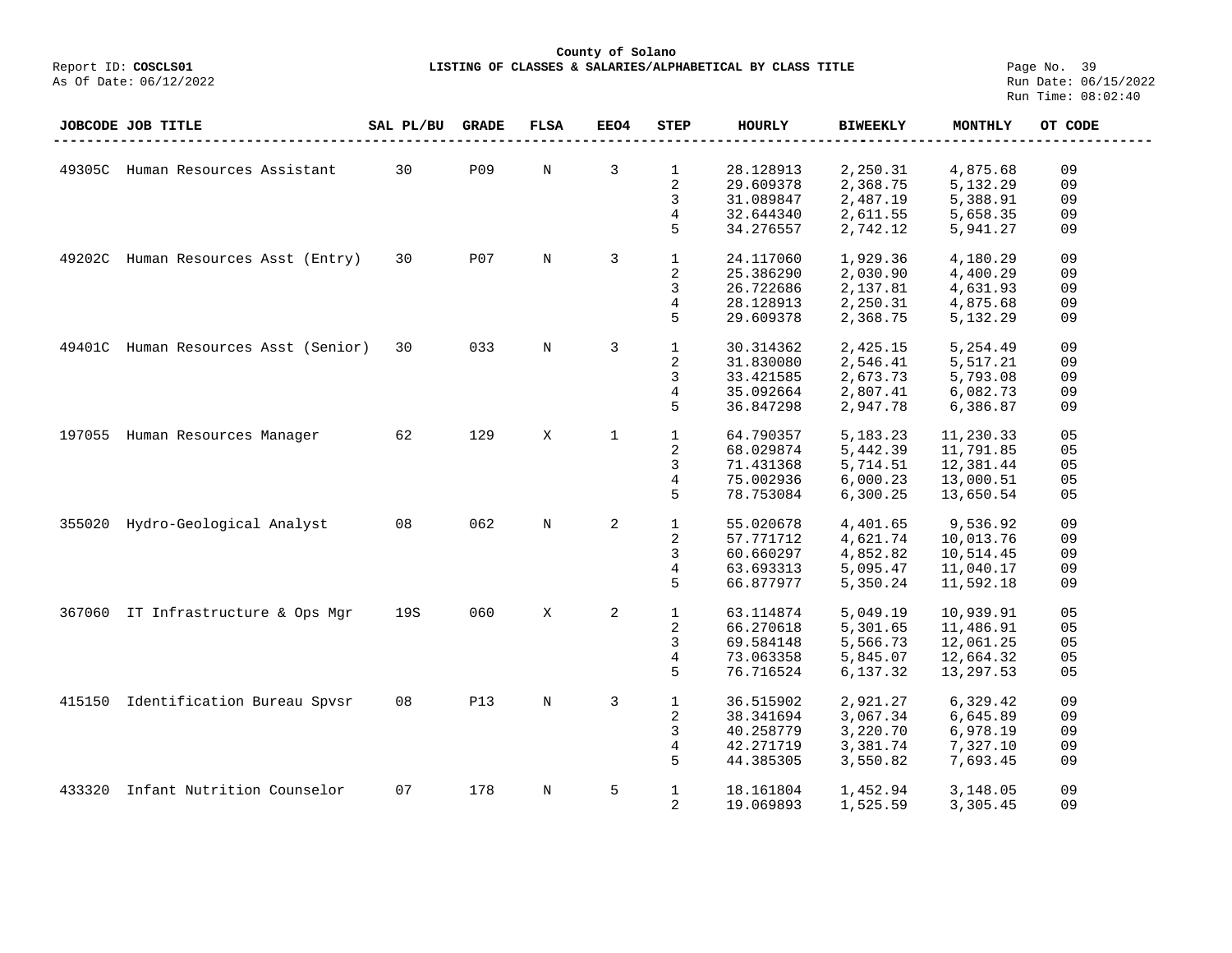**County of Solano**

Report ID: **COSCLS01** **LISTING OF CLASSES & SALARIES/ALPHABETICAL BY CLASS TITLE**

As Of Date: 06/12/2022

Run Date: 06/15/2022
Run Time: 08:02:40

| JOBCODE | JOB TITLE | SAL PL/BU | GRADE | FLSA | EEO4 | STEP | HOURLY | BIWEEKLY | MONTHLY | OT CODE |
|---|---|---|---|---|---|---|---|---|---|---|
| 49305C | Human Resources Assistant | 30 | P09 | N | 3 | 1 | 28.128913 | 2,250.31 | 4,875.68 | 09 |
| | | | | | | 2 | 29.609378 | 2,368.75 | 5,132.29 | 09 |
| | | | | | | 3 | 31.089847 | 2,487.19 | 5,388.91 | 09 |
| | | | | | | 4 | 32.644340 | 2,611.55 | 5,658.35 | 09 |
| | | | | | | 5 | 34.276557 | 2,742.12 | 5,941.27 | 09 |
| 49202C | Human Resources Asst (Entry) | 30 | P07 | N | 3 | 1 | 24.117060 | 1,929.36 | 4,180.29 | 09 |
| | | | | | | 2 | 25.386290 | 2,030.90 | 4,400.29 | 09 |
| | | | | | | 3 | 26.722686 | 2,137.81 | 4,631.93 | 09 |
| | | | | | | 4 | 28.128913 | 2,250.31 | 4,875.68 | 09 |
| | | | | | | 5 | 29.609378 | 2,368.75 | 5,132.29 | 09 |
| 49401C | Human Resources Asst (Senior) | 30 | 033 | N | 3 | 1 | 30.314362 | 2,425.15 | 5,254.49 | 09 |
| | | | | | | 2 | 31.830080 | 2,546.41 | 5,517.21 | 09 |
| | | | | | | 3 | 33.421585 | 2,673.73 | 5,793.08 | 09 |
| | | | | | | 4 | 35.092664 | 2,807.41 | 6,082.73 | 09 |
| | | | | | | 5 | 36.847298 | 2,947.78 | 6,386.87 | 09 |
| 197055 | Human Resources Manager | 62 | 129 | X | 1 | 1 | 64.790357 | 5,183.23 | 11,230.33 | 05 |
| | | | | | | 2 | 68.029874 | 5,442.39 | 11,791.85 | 05 |
| | | | | | | 3 | 71.431368 | 5,714.51 | 12,381.44 | 05 |
| | | | | | | 4 | 75.002936 | 6,000.23 | 13,000.51 | 05 |
| | | | | | | 5 | 78.753084 | 6,300.25 | 13,650.54 | 05 |
| 355020 | Hydro-Geological Analyst | 08 | 062 | N | 2 | 1 | 55.020678 | 4,401.65 | 9,536.92 | 09 |
| | | | | | | 2 | 57.771712 | 4,621.74 | 10,013.76 | 09 |
| | | | | | | 3 | 60.660297 | 4,852.82 | 10,514.45 | 09 |
| | | | | | | 4 | 63.693313 | 5,095.47 | 11,040.17 | 09 |
| | | | | | | 5 | 66.877977 | 5,350.24 | 11,592.18 | 09 |
| 367060 | IT Infrastructure & Ops Mgr | 19S | 060 | X | 2 | 1 | 63.114874 | 5,049.19 | 10,939.91 | 05 |
| | | | | | | 2 | 66.270618 | 5,301.65 | 11,486.91 | 05 |
| | | | | | | 3 | 69.584148 | 5,566.73 | 12,061.25 | 05 |
| | | | | | | 4 | 73.063358 | 5,845.07 | 12,664.32 | 05 |
| | | | | | | 5 | 76.716524 | 6,137.32 | 13,297.53 | 05 |
| 415150 | Identification Bureau Spvsr | 08 | P13 | N | 3 | 1 | 36.515902 | 2,921.27 | 6,329.42 | 09 |
| | | | | | | 2 | 38.341694 | 3,067.34 | 6,645.89 | 09 |
| | | | | | | 3 | 40.258779 | 3,220.70 | 6,978.19 | 09 |
| | | | | | | 4 | 42.271719 | 3,381.74 | 7,327.10 | 09 |
| | | | | | | 5 | 44.385305 | 3,550.82 | 7,693.45 | 09 |
| 433320 | Infant Nutrition Counselor | 07 | 178 | N | 5 | 1 | 18.161804 | 1,452.94 | 3,148.05 | 09 |
| | | | | | | 2 | 19.069893 | 1,525.59 | 3,305.45 | 09 |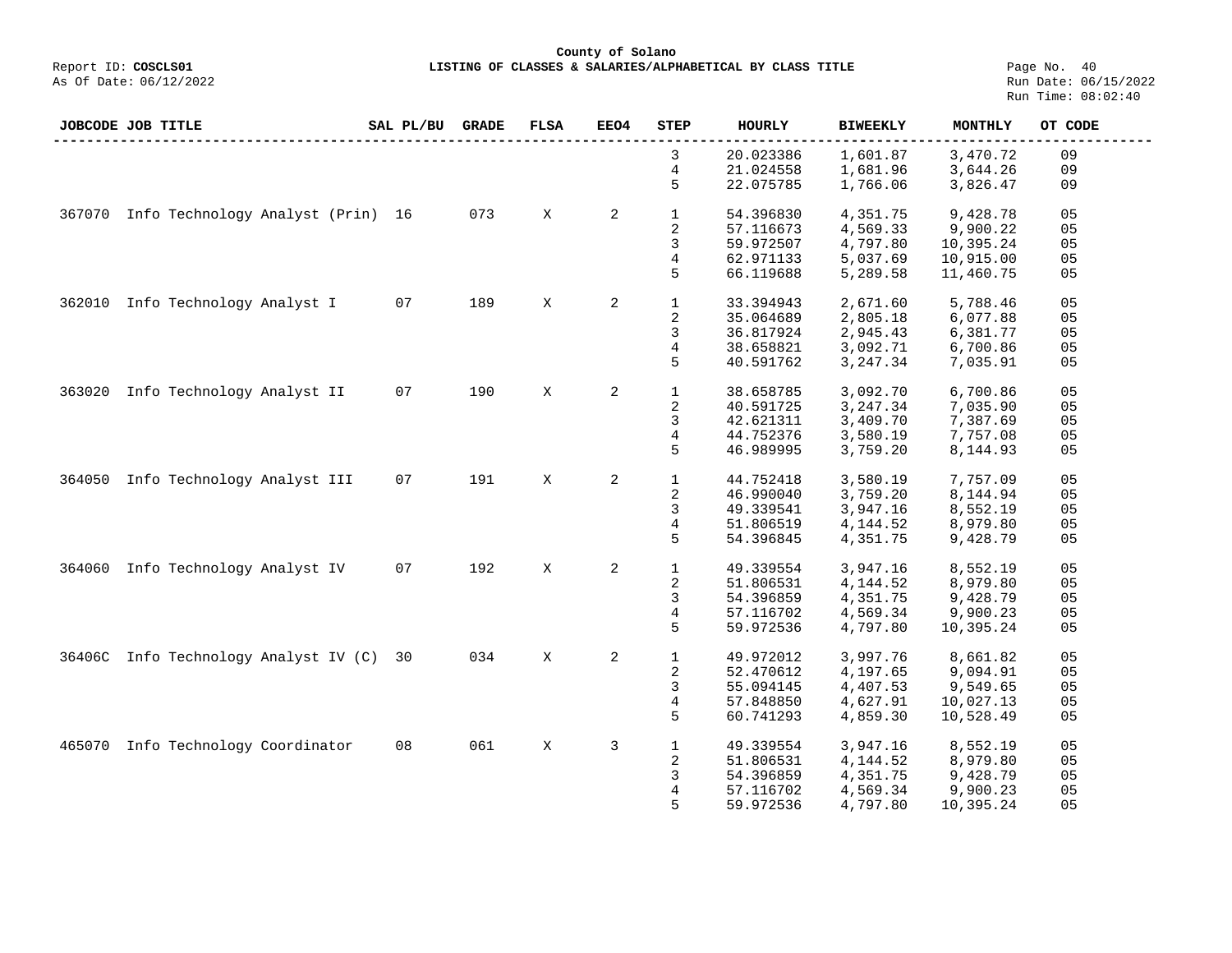**County of Solano**

Report ID: **COSCLS01** — **LISTING OF CLASSES & SALARIES/ALPHABETICAL BY CLASS TITLE**

As Of Date: 06/12/2022

Run Date: 06/15/2022
Run Time: 08:02:40

| JOBCODE | JOB TITLE | SAL PL/BU | GRADE | FLSA | EEO4 | STEP | HOURLY | BIWEEKLY | MONTHLY | OT CODE |
|---|---|---|---|---|---|---|---|---|---|---|
| | | | | | | 3 | 20.023386 | 1,601.87 | 3,470.72 | 09 |
| | | | | | | 4 | 21.024558 | 1,681.96 | 3,644.26 | 09 |
| | | | | | | 5 | 22.075785 | 1,766.06 | 3,826.47 | 09 |
| 367070 | Info Technology Analyst (Prin) | 16 | 073 | X | 2 | 1 | 54.396830 | 4,351.75 | 9,428.78 | 05 |
| | | | | | | 2 | 57.116673 | 4,569.33 | 9,900.22 | 05 |
| | | | | | | 3 | 59.972507 | 4,797.80 | 10,395.24 | 05 |
| | | | | | | 4 | 62.971133 | 5,037.69 | 10,915.00 | 05 |
| | | | | | | 5 | 66.119688 | 5,289.58 | 11,460.75 | 05 |
| 362010 | Info Technology Analyst I | 07 | 189 | X | 2 | 1 | 33.394943 | 2,671.60 | 5,788.46 | 05 |
| | | | | | | 2 | 35.064689 | 2,805.18 | 6,077.88 | 05 |
| | | | | | | 3 | 36.817924 | 2,945.43 | 6,381.77 | 05 |
| | | | | | | 4 | 38.658821 | 3,092.71 | 6,700.86 | 05 |
| | | | | | | 5 | 40.591762 | 3,247.34 | 7,035.91 | 05 |
| 363020 | Info Technology Analyst II | 07 | 190 | X | 2 | 1 | 38.658785 | 3,092.70 | 6,700.86 | 05 |
| | | | | | | 2 | 40.591725 | 3,247.34 | 7,035.90 | 05 |
| | | | | | | 3 | 42.621311 | 3,409.70 | 7,387.69 | 05 |
| | | | | | | 4 | 44.752376 | 3,580.19 | 7,757.08 | 05 |
| | | | | | | 5 | 46.989995 | 3,759.20 | 8,144.93 | 05 |
| 364050 | Info Technology Analyst III | 07 | 191 | X | 2 | 1 | 44.752418 | 3,580.19 | 7,757.09 | 05 |
| | | | | | | 2 | 46.990040 | 3,759.20 | 8,144.94 | 05 |
| | | | | | | 3 | 49.339541 | 3,947.16 | 8,552.19 | 05 |
| | | | | | | 4 | 51.806519 | 4,144.52 | 8,979.80 | 05 |
| | | | | | | 5 | 54.396845 | 4,351.75 | 9,428.79 | 05 |
| 364060 | Info Technology Analyst IV | 07 | 192 | X | 2 | 1 | 49.339554 | 3,947.16 | 8,552.19 | 05 |
| | | | | | | 2 | 51.806531 | 4,144.52 | 8,979.80 | 05 |
| | | | | | | 3 | 54.396859 | 4,351.75 | 9,428.79 | 05 |
| | | | | | | 4 | 57.116702 | 4,569.34 | 9,900.23 | 05 |
| | | | | | | 5 | 59.972536 | 4,797.80 | 10,395.24 | 05 |
| 36406C | Info Technology Analyst IV (C) | 30 | 034 | X | 2 | 1 | 49.972012 | 3,997.76 | 8,661.82 | 05 |
| | | | | | | 2 | 52.470612 | 4,197.65 | 9,094.91 | 05 |
| | | | | | | 3 | 55.094145 | 4,407.53 | 9,549.65 | 05 |
| | | | | | | 4 | 57.848850 | 4,627.91 | 10,027.13 | 05 |
| | | | | | | 5 | 60.741293 | 4,859.30 | 10,528.49 | 05 |
| 465070 | Info Technology Coordinator | 08 | 061 | X | 3 | 1 | 49.339554 | 3,947.16 | 8,552.19 | 05 |
| | | | | | | 2 | 51.806531 | 4,144.52 | 8,979.80 | 05 |
| | | | | | | 3 | 54.396859 | 4,351.75 | 9,428.79 | 05 |
| | | | | | | 4 | 57.116702 | 4,569.34 | 9,900.23 | 05 |
| | | | | | | 5 | 59.972536 | 4,797.80 | 10,395.24 | 05 |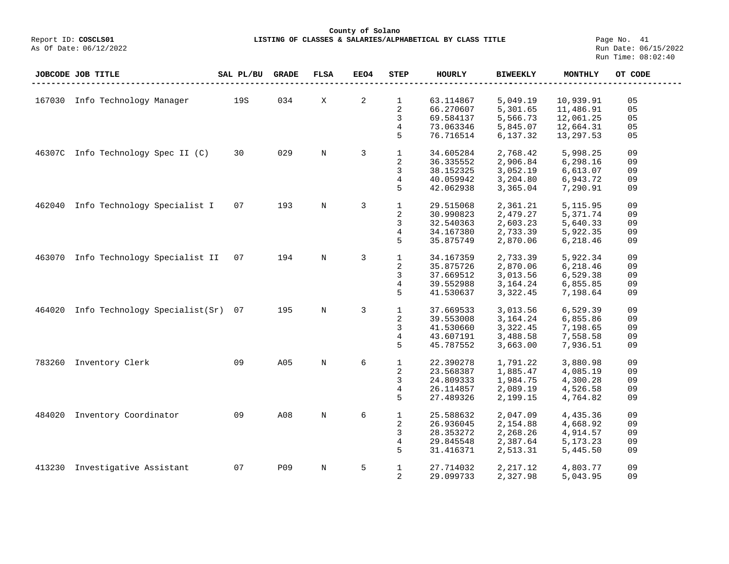**County of Solano**

Report ID: **COSCLS01** **LISTING OF CLASSES & SALARIES/ALPHABETICAL BY CLASS TITLE**

As Of Date: 06/12/2022

Run Date: 06/15/2022
Run Time: 08:02:40

| JOBCODE | JOB TITLE | SAL PL/BU | GRADE | FLSA | EEO4 | STEP | HOURLY | BIWEEKLY | MONTHLY | OT CODE |
|---|---|---|---|---|---|---|---|---|---|---|
| 167030 | Info Technology Manager | 19S | 034 | X | 2 | 1 | 63.114867 | 5,049.19 | 10,939.91 | 05 |
| | | | | | | 2 | 66.270607 | 5,301.65 | 11,486.91 | 05 |
| | | | | | | 3 | 69.584137 | 5,566.73 | 12,061.25 | 05 |
| | | | | | | 4 | 73.063346 | 5,845.07 | 12,664.31 | 05 |
| | | | | | | 5 | 76.716514 | 6,137.32 | 13,297.53 | 05 |
| 46307C | Info Technology Spec II (C) | 30 | 029 | N | 3 | 1 | 34.605284 | 2,768.42 | 5,998.25 | 09 |
| | | | | | | 2 | 36.335552 | 2,906.84 | 6,298.16 | 09 |
| | | | | | | 3 | 38.152325 | 3,052.19 | 6,613.07 | 09 |
| | | | | | | 4 | 40.059942 | 3,204.80 | 6,943.72 | 09 |
| | | | | | | 5 | 42.062938 | 3,365.04 | 7,290.91 | 09 |
| 462040 | Info Technology Specialist I | 07 | 193 | N | 3 | 1 | 29.515068 | 2,361.21 | 5,115.95 | 09 |
| | | | | | | 2 | 30.990823 | 2,479.27 | 5,371.74 | 09 |
| | | | | | | 3 | 32.540363 | 2,603.23 | 5,640.33 | 09 |
| | | | | | | 4 | 34.167380 | 2,733.39 | 5,922.35 | 09 |
| | | | | | | 5 | 35.875749 | 2,870.06 | 6,218.46 | 09 |
| 463070 | Info Technology Specialist II | 07 | 194 | N | 3 | 1 | 34.167359 | 2,733.39 | 5,922.34 | 09 |
| | | | | | | 2 | 35.875726 | 2,870.06 | 6,218.46 | 09 |
| | | | | | | 3 | 37.669512 | 3,013.56 | 6,529.38 | 09 |
| | | | | | | 4 | 39.552988 | 3,164.24 | 6,855.85 | 09 |
| | | | | | | 5 | 41.530637 | 3,322.45 | 7,198.64 | 09 |
| 464020 | Info Technology Specialist(Sr) | 07 | 195 | N | 3 | 1 | 37.669533 | 3,013.56 | 6,529.39 | 09 |
| | | | | | | 2 | 39.553008 | 3,164.24 | 6,855.86 | 09 |
| | | | | | | 3 | 41.530660 | 3,322.45 | 7,198.65 | 09 |
| | | | | | | 4 | 43.607191 | 3,488.58 | 7,558.58 | 09 |
| | | | | | | 5 | 45.787552 | 3,663.00 | 7,936.51 | 09 |
| 783260 | Inventory Clerk | 09 | A05 | N | 6 | 1 | 22.390278 | 1,791.22 | 3,880.98 | 09 |
| | | | | | | 2 | 23.568387 | 1,885.47 | 4,085.19 | 09 |
| | | | | | | 3 | 24.809333 | 1,984.75 | 4,300.28 | 09 |
| | | | | | | 4 | 26.114857 | 2,089.19 | 4,526.58 | 09 |
| | | | | | | 5 | 27.489326 | 2,199.15 | 4,764.82 | 09 |
| 484020 | Inventory Coordinator | 09 | A08 | N | 6 | 1 | 25.588632 | 2,047.09 | 4,435.36 | 09 |
| | | | | | | 2 | 26.936045 | 2,154.88 | 4,668.92 | 09 |
| | | | | | | 3 | 28.353272 | 2,268.26 | 4,914.57 | 09 |
| | | | | | | 4 | 29.845548 | 2,387.64 | 5,173.23 | 09 |
| | | | | | | 5 | 31.416371 | 2,513.31 | 5,445.50 | 09 |
| 413230 | Investigative Assistant | 07 | P09 | N | 5 | 1 | 27.714032 | 2,217.12 | 4,803.77 | 09 |
| | | | | | | 2 | 29.099733 | 2,327.98 | 5,043.95 | 09 |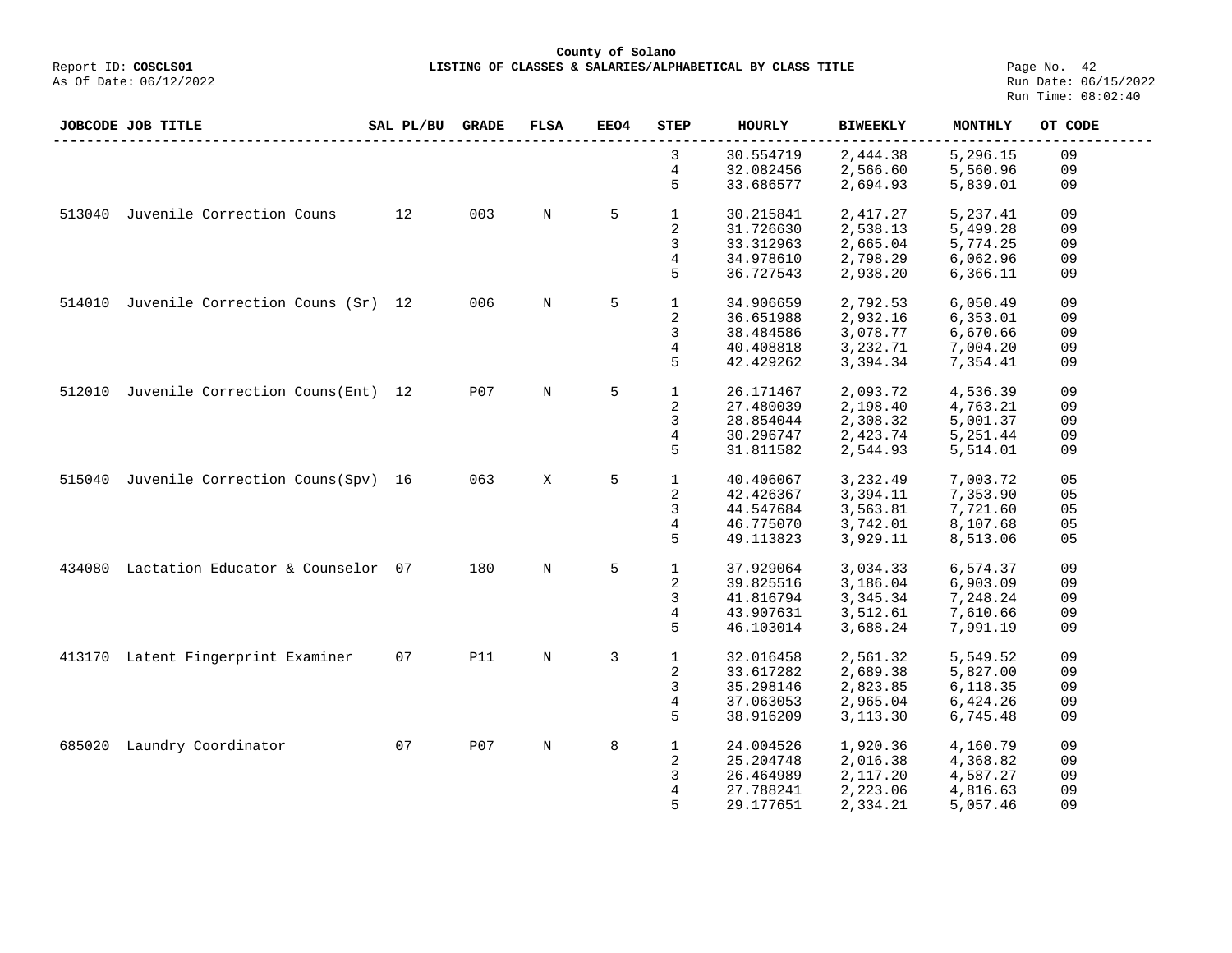**County of Solano**

Report ID: **COSCLS01**

**LISTING OF CLASSES & SALARIES/ALPHABETICAL BY CLASS TITLE**

As Of Date: 06/12/2022

Run Date: 06/15/2022
Run Time: 08:02:40

| JOBCODE | JOB TITLE | SAL PL/BU | GRADE | FLSA | EEO4 | STEP | HOURLY | BIWEEKLY | MONTHLY | OT CODE |
|---|---|---|---|---|---|---|---|---|---|---|
| | | | | | | 3 | 30.554719 | 2,444.38 | 5,296.15 | 09 |
| | | | | | | 4 | 32.082456 | 2,566.60 | 5,560.96 | 09 |
| | | | | | | 5 | 33.686577 | 2,694.93 | 5,839.01 | 09 |
| 513040 | Juvenile Correction Couns | 12 | 003 | N | 5 | 1 | 30.215841 | 2,417.27 | 5,237.41 | 09 |
| | | | | | | 2 | 31.726630 | 2,538.13 | 5,499.28 | 09 |
| | | | | | | 3 | 33.312963 | 2,665.04 | 5,774.25 | 09 |
| | | | | | | 4 | 34.978610 | 2,798.29 | 6,062.96 | 09 |
| | | | | | | 5 | 36.727543 | 2,938.20 | 6,366.11 | 09 |
| 514010 | Juvenile Correction Couns (Sr) | 12 | 006 | N | 5 | 1 | 34.906659 | 2,792.53 | 6,050.49 | 09 |
| | | | | | | 2 | 36.651988 | 2,932.16 | 6,353.01 | 09 |
| | | | | | | 3 | 38.484586 | 3,078.77 | 6,670.66 | 09 |
| | | | | | | 4 | 40.408818 | 3,232.71 | 7,004.20 | 09 |
| | | | | | | 5 | 42.429262 | 3,394.34 | 7,354.41 | 09 |
| 512010 | Juvenile Correction Couns(Ent) | 12 | P07 | N | 5 | 1 | 26.171467 | 2,093.72 | 4,536.39 | 09 |
| | | | | | | 2 | 27.480039 | 2,198.40 | 4,763.21 | 09 |
| | | | | | | 3 | 28.854044 | 2,308.32 | 5,001.37 | 09 |
| | | | | | | 4 | 30.296747 | 2,423.74 | 5,251.44 | 09 |
| | | | | | | 5 | 31.811582 | 2,544.93 | 5,514.01 | 09 |
| 515040 | Juvenile Correction Couns(Spv) | 16 | 063 | X | 5 | 1 | 40.406067 | 3,232.49 | 7,003.72 | 05 |
| | | | | | | 2 | 42.426367 | 3,394.11 | 7,353.90 | 05 |
| | | | | | | 3 | 44.547684 | 3,563.81 | 7,721.60 | 05 |
| | | | | | | 4 | 46.775070 | 3,742.01 | 8,107.68 | 05 |
| | | | | | | 5 | 49.113823 | 3,929.11 | 8,513.06 | 05 |
| 434080 | Lactation Educator & Counselor | 07 | 180 | N | 5 | 1 | 37.929064 | 3,034.33 | 6,574.37 | 09 |
| | | | | | | 2 | 39.825516 | 3,186.04 | 6,903.09 | 09 |
| | | | | | | 3 | 41.816794 | 3,345.34 | 7,248.24 | 09 |
| | | | | | | 4 | 43.907631 | 3,512.61 | 7,610.66 | 09 |
| | | | | | | 5 | 46.103014 | 3,688.24 | 7,991.19 | 09 |
| 413170 | Latent Fingerprint Examiner | 07 | P11 | N | 3 | 1 | 32.016458 | 2,561.32 | 5,549.52 | 09 |
| | | | | | | 2 | 33.617282 | 2,689.38 | 5,827.00 | 09 |
| | | | | | | 3 | 35.298146 | 2,823.85 | 6,118.35 | 09 |
| | | | | | | 4 | 37.063053 | 2,965.04 | 6,424.26 | 09 |
| | | | | | | 5 | 38.916209 | 3,113.30 | 6,745.48 | 09 |
| 685020 | Laundry Coordinator | 07 | P07 | N | 8 | 1 | 24.004526 | 1,920.36 | 4,160.79 | 09 |
| | | | | | | 2 | 25.204748 | 2,016.38 | 4,368.82 | 09 |
| | | | | | | 3 | 26.464989 | 2,117.20 | 4,587.27 | 09 |
| | | | | | | 4 | 27.788241 | 2,223.06 | 4,816.63 | 09 |
| | | | | | | 5 | 29.177651 | 2,334.21 | 5,057.46 | 09 |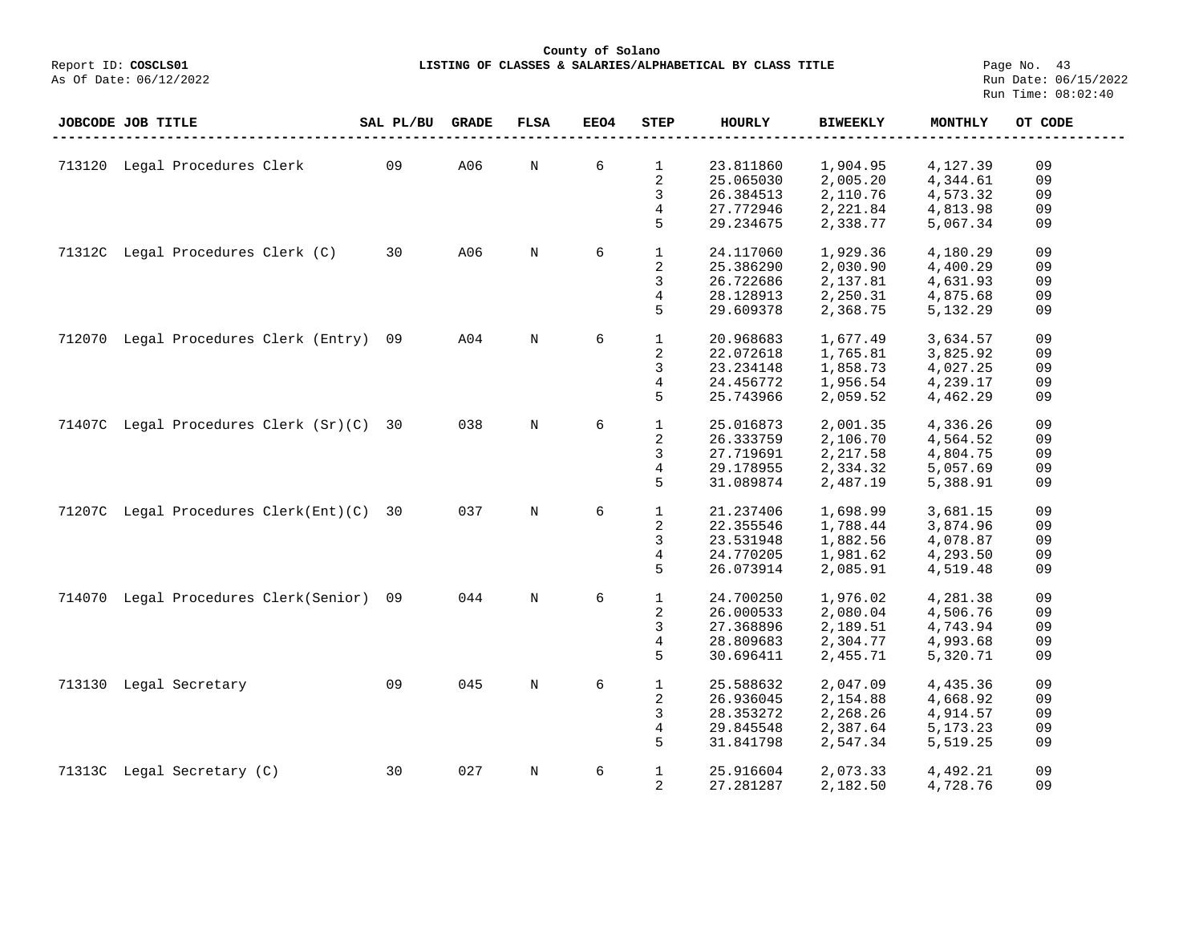**County of Solano**

Report ID: **COSCLS01** **LISTING OF CLASSES & SALARIES/ALPHABETICAL BY CLASS TITLE**

As Of Date: 06/12/2022

Run Date: 06/15/2022
Run Time: 08:02:40

| JOBCODE | JOB TITLE | SAL PL/BU | GRADE | FLSA | EEO4 | STEP | HOURLY | BIWEEKLY | MONTHLY | OT CODE |
|---|---|---|---|---|---|---|---|---|---|---|
| 713120 | Legal Procedures Clerk | 09 | A06 | N | 6 | 1 | 23.811860 | 1,904.95 | 4,127.39 | 09 |
| | | | | | | 2 | 25.065030 | 2,005.20 | 4,344.61 | 09 |
| | | | | | | 3 | 26.384513 | 2,110.76 | 4,573.32 | 09 |
| | | | | | | 4 | 27.772946 | 2,221.84 | 4,813.98 | 09 |
| | | | | | | 5 | 29.234675 | 2,338.77 | 5,067.34 | 09 |
| 71312C | Legal Procedures Clerk (C) | 30 | A06 | N | 6 | 1 | 24.117060 | 1,929.36 | 4,180.29 | 09 |
| | | | | | | 2 | 25.386290 | 2,030.90 | 4,400.29 | 09 |
| | | | | | | 3 | 26.722686 | 2,137.81 | 4,631.93 | 09 |
| | | | | | | 4 | 28.128913 | 2,250.31 | 4,875.68 | 09 |
| | | | | | | 5 | 29.609378 | 2,368.75 | 5,132.29 | 09 |
| 712070 | Legal Procedures Clerk (Entry) | 09 | A04 | N | 6 | 1 | 20.968683 | 1,677.49 | 3,634.57 | 09 |
| | | | | | | 2 | 22.072618 | 1,765.81 | 3,825.92 | 09 |
| | | | | | | 3 | 23.234148 | 1,858.73 | 4,027.25 | 09 |
| | | | | | | 4 | 24.456772 | 1,956.54 | 4,239.17 | 09 |
| | | | | | | 5 | 25.743966 | 2,059.52 | 4,462.29 | 09 |
| 71407C | Legal Procedures Clerk (Sr)(C) | 30 | 038 | N | 6 | 1 | 25.016873 | 2,001.35 | 4,336.26 | 09 |
| | | | | | | 2 | 26.333759 | 2,106.70 | 4,564.52 | 09 |
| | | | | | | 3 | 27.719691 | 2,217.58 | 4,804.75 | 09 |
| | | | | | | 4 | 29.178955 | 2,334.32 | 5,057.69 | 09 |
| | | | | | | 5 | 31.089874 | 2,487.19 | 5,388.91 | 09 |
| 71207C | Legal Procedures Clerk(Ent)(C) | 30 | 037 | N | 6 | 1 | 21.237406 | 1,698.99 | 3,681.15 | 09 |
| | | | | | | 2 | 22.355546 | 1,788.44 | 3,874.96 | 09 |
| | | | | | | 3 | 23.531948 | 1,882.56 | 4,078.87 | 09 |
| | | | | | | 4 | 24.770205 | 1,981.62 | 4,293.50 | 09 |
| | | | | | | 5 | 26.073914 | 2,085.91 | 4,519.48 | 09 |
| 714070 | Legal Procedures Clerk(Senior) | 09 | 044 | N | 6 | 1 | 24.700250 | 1,976.02 | 4,281.38 | 09 |
| | | | | | | 2 | 26.000533 | 2,080.04 | 4,506.76 | 09 |
| | | | | | | 3 | 27.368896 | 2,189.51 | 4,743.94 | 09 |
| | | | | | | 4 | 28.809683 | 2,304.77 | 4,993.68 | 09 |
| | | | | | | 5 | 30.696411 | 2,455.71 | 5,320.71 | 09 |
| 713130 | Legal Secretary | 09 | 045 | N | 6 | 1 | 25.588632 | 2,047.09 | 4,435.36 | 09 |
| | | | | | | 2 | 26.936045 | 2,154.88 | 4,668.92 | 09 |
| | | | | | | 3 | 28.353272 | 2,268.26 | 4,914.57 | 09 |
| | | | | | | 4 | 29.845548 | 2,387.64 | 5,173.23 | 09 |
| | | | | | | 5 | 31.841798 | 2,547.34 | 5,519.25 | 09 |
| 71313C | Legal Secretary (C) | 30 | 027 | N | 6 | 1 | 25.916604 | 2,073.33 | 4,492.21 | 09 |
| | | | | | | 2 | 27.281287 | 2,182.50 | 4,728.76 | 09 |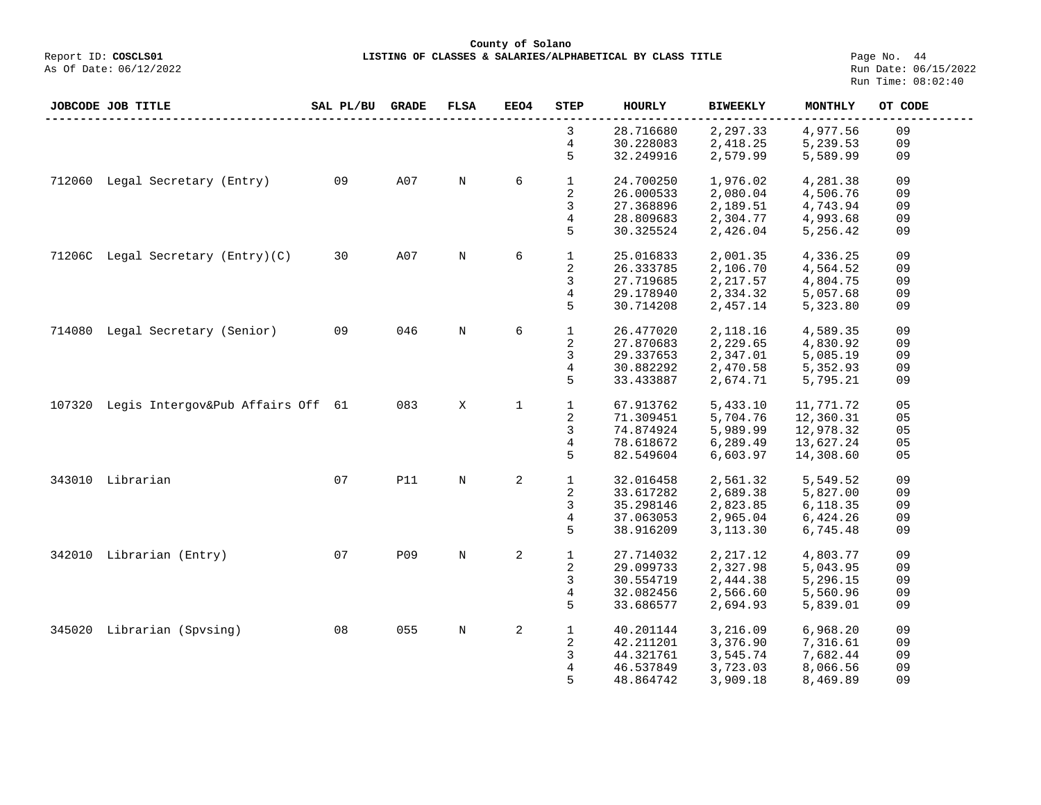County of Solano

Report ID: **COSCLS01** **LISTING OF CLASSES & SALARIES/ALPHABETICAL BY CLASS TITLE**

As Of Date: 06/12/2022

Run Date: 06/15/2022
Run Time: 08:02:40

| JOBCODE | JOB TITLE | SAL PL/BU | GRADE | FLSA | EEO4 | STEP | HOURLY | BIWEEKLY | MONTHLY | OT CODE |
|---|---|---|---|---|---|---|---|---|---|---|
| | | | | | | 3 | 28.716680 | 2,297.33 | 4,977.56 | 09 |
| | | | | | | 4 | 30.228083 | 2,418.25 | 5,239.53 | 09 |
| | | | | | | 5 | 32.249916 | 2,579.99 | 5,589.99 | 09 |
| 712060 | Legal Secretary (Entry) | 09 | A07 | N | 6 | 1 | 24.700250 | 1,976.02 | 4,281.38 | 09 |
| | | | | | | 2 | 26.000533 | 2,080.04 | 4,506.76 | 09 |
| | | | | | | 3 | 27.368896 | 2,189.51 | 4,743.94 | 09 |
| | | | | | | 4 | 28.809683 | 2,304.77 | 4,993.68 | 09 |
| | | | | | | 5 | 30.325524 | 2,426.04 | 5,256.42 | 09 |
| 71206C | Legal Secretary (Entry)(C) | 30 | A07 | N | 6 | 1 | 25.016833 | 2,001.35 | 4,336.25 | 09 |
| | | | | | | 2 | 26.333785 | 2,106.70 | 4,564.52 | 09 |
| | | | | | | 3 | 27.719685 | 2,217.57 | 4,804.75 | 09 |
| | | | | | | 4 | 29.178940 | 2,334.32 | 5,057.68 | 09 |
| | | | | | | 5 | 30.714208 | 2,457.14 | 5,323.80 | 09 |
| 714080 | Legal Secretary (Senior) | 09 | 046 | N | 6 | 1 | 26.477020 | 2,118.16 | 4,589.35 | 09 |
| | | | | | | 2 | 27.870683 | 2,229.65 | 4,830.92 | 09 |
| | | | | | | 3 | 29.337653 | 2,347.01 | 5,085.19 | 09 |
| | | | | | | 4 | 30.882292 | 2,470.58 | 5,352.93 | 09 |
| | | | | | | 5 | 33.433887 | 2,674.71 | 5,795.21 | 09 |
| 107320 | Legis Intergov&Pub Affairs Off | 61 | 083 | X | 1 | 1 | 67.913762 | 5,433.10 | 11,771.72 | 05 |
| | | | | | | 2 | 71.309451 | 5,704.76 | 12,360.31 | 05 |
| | | | | | | 3 | 74.874924 | 5,989.99 | 12,978.32 | 05 |
| | | | | | | 4 | 78.618672 | 6,289.49 | 13,627.24 | 05 |
| | | | | | | 5 | 82.549604 | 6,603.97 | 14,308.60 | 05 |
| 343010 | Librarian | 07 | P11 | N | 2 | 1 | 32.016458 | 2,561.32 | 5,549.52 | 09 |
| | | | | | | 2 | 33.617282 | 2,689.38 | 5,827.00 | 09 |
| | | | | | | 3 | 35.298146 | 2,823.85 | 6,118.35 | 09 |
| | | | | | | 4 | 37.063053 | 2,965.04 | 6,424.26 | 09 |
| | | | | | | 5 | 38.916209 | 3,113.30 | 6,745.48 | 09 |
| 342010 | Librarian (Entry) | 07 | P09 | N | 2 | 1 | 27.714032 | 2,217.12 | 4,803.77 | 09 |
| | | | | | | 2 | 29.099733 | 2,327.98 | 5,043.95 | 09 |
| | | | | | | 3 | 30.554719 | 2,444.38 | 5,296.15 | 09 |
| | | | | | | 4 | 32.082456 | 2,566.60 | 5,560.96 | 09 |
| | | | | | | 5 | 33.686577 | 2,694.93 | 5,839.01 | 09 |
| 345020 | Librarian (Spvsing) | 08 | 055 | N | 2 | 1 | 40.201144 | 3,216.09 | 6,968.20 | 09 |
| | | | | | | 2 | 42.211201 | 3,376.90 | 7,316.61 | 09 |
| | | | | | | 3 | 44.321761 | 3,545.74 | 7,682.44 | 09 |
| | | | | | | 4 | 46.537849 | 3,723.03 | 8,066.56 | 09 |
| | | | | | | 5 | 48.864742 | 3,909.18 | 8,469.89 | 09 |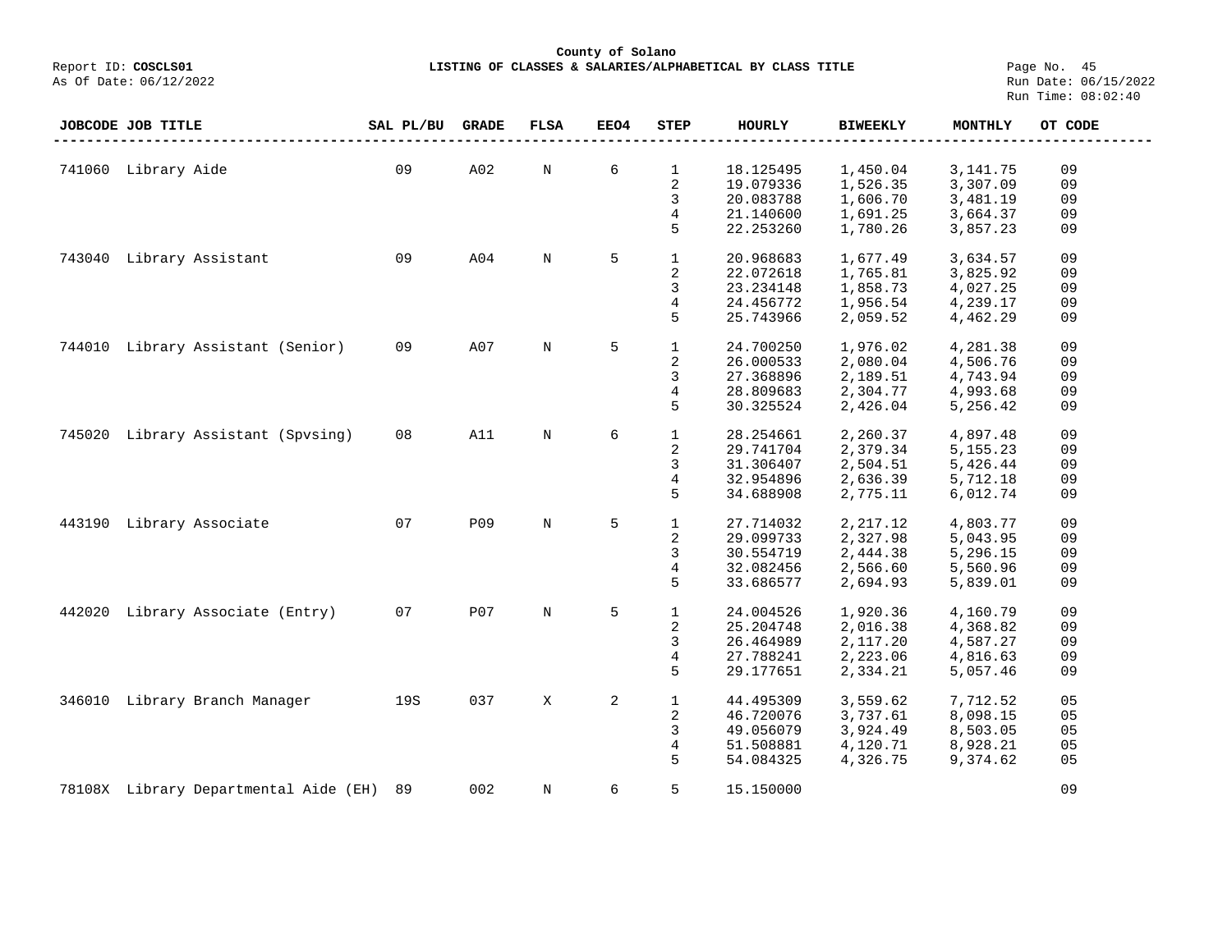**County of Solano**

Report ID: **COSCLS01** — **LISTING OF CLASSES & SALARIES/ALPHABETICAL BY CLASS TITLE**

As Of Date: 06/12/2022

Run Date: 06/15/2022
Run Time: 08:02:40

| JOBCODE | JOB TITLE | SAL PL/BU | GRADE | FLSA | EEO4 | STEP | HOURLY | BIWEEKLY | MONTHLY | OT CODE |
|---|---|---|---|---|---|---|---|---|---|---|
| 741060 | Library Aide | 09 | A02 | N | 6 | 1 | 18.125495 | 1,450.04 | 3,141.75 | 09 |
| | | | | | | 2 | 19.079336 | 1,526.35 | 3,307.09 | 09 |
| | | | | | | 3 | 20.083788 | 1,606.70 | 3,481.19 | 09 |
| | | | | | | 4 | 21.140600 | 1,691.25 | 3,664.37 | 09 |
| | | | | | | 5 | 22.253260 | 1,780.26 | 3,857.23 | 09 |
| 743040 | Library Assistant | 09 | A04 | N | 5 | 1 | 20.968683 | 1,677.49 | 3,634.57 | 09 |
| | | | | | | 2 | 22.072618 | 1,765.81 | 3,825.92 | 09 |
| | | | | | | 3 | 23.234148 | 1,858.73 | 4,027.25 | 09 |
| | | | | | | 4 | 24.456772 | 1,956.54 | 4,239.17 | 09 |
| | | | | | | 5 | 25.743966 | 2,059.52 | 4,462.29 | 09 |
| 744010 | Library Assistant (Senior) | 09 | A07 | N | 5 | 1 | 24.700250 | 1,976.02 | 4,281.38 | 09 |
| | | | | | | 2 | 26.000533 | 2,080.04 | 4,506.76 | 09 |
| | | | | | | 3 | 27.368896 | 2,189.51 | 4,743.94 | 09 |
| | | | | | | 4 | 28.809683 | 2,304.77 | 4,993.68 | 09 |
| | | | | | | 5 | 30.325524 | 2,426.04 | 5,256.42 | 09 |
| 745020 | Library Assistant (Spvsing) | 08 | A11 | N | 6 | 1 | 28.254661 | 2,260.37 | 4,897.48 | 09 |
| | | | | | | 2 | 29.741704 | 2,379.34 | 5,155.23 | 09 |
| | | | | | | 3 | 31.306407 | 2,504.51 | 5,426.44 | 09 |
| | | | | | | 4 | 32.954896 | 2,636.39 | 5,712.18 | 09 |
| | | | | | | 5 | 34.688908 | 2,775.11 | 6,012.74 | 09 |
| 443190 | Library Associate | 07 | P09 | N | 5 | 1 | 27.714032 | 2,217.12 | 4,803.77 | 09 |
| | | | | | | 2 | 29.099733 | 2,327.98 | 5,043.95 | 09 |
| | | | | | | 3 | 30.554719 | 2,444.38 | 5,296.15 | 09 |
| | | | | | | 4 | 32.082456 | 2,566.60 | 5,560.96 | 09 |
| | | | | | | 5 | 33.686577 | 2,694.93 | 5,839.01 | 09 |
| 442020 | Library Associate (Entry) | 07 | P07 | N | 5 | 1 | 24.004526 | 1,920.36 | 4,160.79 | 09 |
| | | | | | | 2 | 25.204748 | 2,016.38 | 4,368.82 | 09 |
| | | | | | | 3 | 26.464989 | 2,117.20 | 4,587.27 | 09 |
| | | | | | | 4 | 27.788241 | 2,223.06 | 4,816.63 | 09 |
| | | | | | | 5 | 29.177651 | 2,334.21 | 5,057.46 | 09 |
| 346010 | Library Branch Manager | 19S | 037 | X | 2 | 1 | 44.495309 | 3,559.62 | 7,712.52 | 05 |
| | | | | | | 2 | 46.720076 | 3,737.61 | 8,098.15 | 05 |
| | | | | | | 3 | 49.056079 | 3,924.49 | 8,503.05 | 05 |
| | | | | | | 4 | 51.508881 | 4,120.71 | 8,928.21 | 05 |
| | | | | | | 5 | 54.084325 | 4,326.75 | 9,374.62 | 05 |
| 78108X | Library Departmental Aide (EH) | 89 | 002 | N | 6 | 5 | 15.150000 | | | 09 |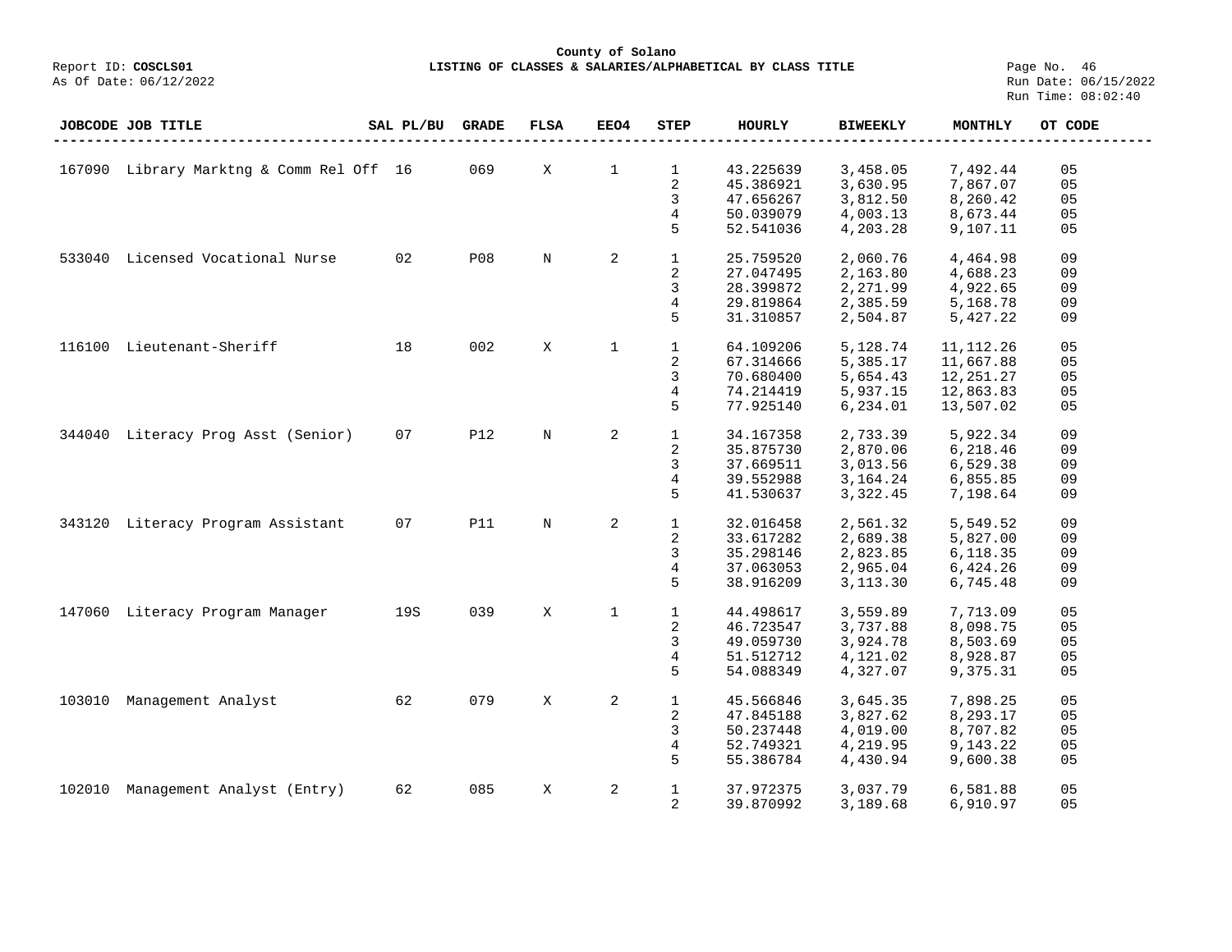**County of Solano**

Report ID: **COSCLS01** — **LISTING OF CLASSES & SALARIES/ALPHABETICAL BY CLASS TITLE**

As Of Date: 06/12/2022 — Run Date: 06/15/2022 — Run Time: 08:02:40

| JOBCODE | JOB TITLE | SAL PL/BU | GRADE | FLSA | EEO4 | STEP | HOURLY | BIWEEKLY | MONTHLY | OT CODE |
|---|---|---|---|---|---|---|---|---|---|---|
| 167090 | Library Marktng & Comm Rel Off | 16 | 069 | X | 1 | 1 | 43.225639 | 3,458.05 | 7,492.44 | 05 |
| | | | | | | 2 | 45.386921 | 3,630.95 | 7,867.07 | 05 |
| | | | | | | 3 | 47.656267 | 3,812.50 | 8,260.42 | 05 |
| | | | | | | 4 | 50.039079 | 4,003.13 | 8,673.44 | 05 |
| | | | | | | 5 | 52.541036 | 4,203.28 | 9,107.11 | 05 |
| 533040 | Licensed Vocational Nurse | 02 | P08 | N | 2 | 1 | 25.759520 | 2,060.76 | 4,464.98 | 09 |
| | | | | | | 2 | 27.047495 | 2,163.80 | 4,688.23 | 09 |
| | | | | | | 3 | 28.399872 | 2,271.99 | 4,922.65 | 09 |
| | | | | | | 4 | 29.819864 | 2,385.59 | 5,168.78 | 09 |
| | | | | | | 5 | 31.310857 | 2,504.87 | 5,427.22 | 09 |
| 116100 | Lieutenant-Sheriff | 18 | 002 | X | 1 | 1 | 64.109206 | 5,128.74 | 11,112.26 | 05 |
| | | | | | | 2 | 67.314666 | 5,385.17 | 11,667.88 | 05 |
| | | | | | | 3 | 70.680400 | 5,654.43 | 12,251.27 | 05 |
| | | | | | | 4 | 74.214419 | 5,937.15 | 12,863.83 | 05 |
| | | | | | | 5 | 77.925140 | 6,234.01 | 13,507.02 | 05 |
| 344040 | Literacy Prog Asst (Senior) | 07 | P12 | N | 2 | 1 | 34.167358 | 2,733.39 | 5,922.34 | 09 |
| | | | | | | 2 | 35.875730 | 2,870.06 | 6,218.46 | 09 |
| | | | | | | 3 | 37.669511 | 3,013.56 | 6,529.38 | 09 |
| | | | | | | 4 | 39.552988 | 3,164.24 | 6,855.85 | 09 |
| | | | | | | 5 | 41.530637 | 3,322.45 | 7,198.64 | 09 |
| 343120 | Literacy Program Assistant | 07 | P11 | N | 2 | 1 | 32.016458 | 2,561.32 | 5,549.52 | 09 |
| | | | | | | 2 | 33.617282 | 2,689.38 | 5,827.00 | 09 |
| | | | | | | 3 | 35.298146 | 2,823.85 | 6,118.35 | 09 |
| | | | | | | 4 | 37.063053 | 2,965.04 | 6,424.26 | 09 |
| | | | | | | 5 | 38.916209 | 3,113.30 | 6,745.48 | 09 |
| 147060 | Literacy Program Manager | 19S | 039 | X | 1 | 1 | 44.498617 | 3,559.89 | 7,713.09 | 05 |
| | | | | | | 2 | 46.723547 | 3,737.88 | 8,098.75 | 05 |
| | | | | | | 3 | 49.059730 | 3,924.78 | 8,503.69 | 05 |
| | | | | | | 4 | 51.512712 | 4,121.02 | 8,928.87 | 05 |
| | | | | | | 5 | 54.088349 | 4,327.07 | 9,375.31 | 05 |
| 103010 | Management Analyst | 62 | 079 | X | 2 | 1 | 45.566846 | 3,645.35 | 7,898.25 | 05 |
| | | | | | | 2 | 47.845188 | 3,827.62 | 8,293.17 | 05 |
| | | | | | | 3 | 50.237448 | 4,019.00 | 8,707.82 | 05 |
| | | | | | | 4 | 52.749321 | 4,219.95 | 9,143.22 | 05 |
| | | | | | | 5 | 55.386784 | 4,430.94 | 9,600.38 | 05 |
| 102010 | Management Analyst (Entry) | 62 | 085 | X | 2 | 1 | 37.972375 | 3,037.79 | 6,581.88 | 05 |
| | | | | | | 2 | 39.870992 | 3,189.68 | 6,910.97 | 05 |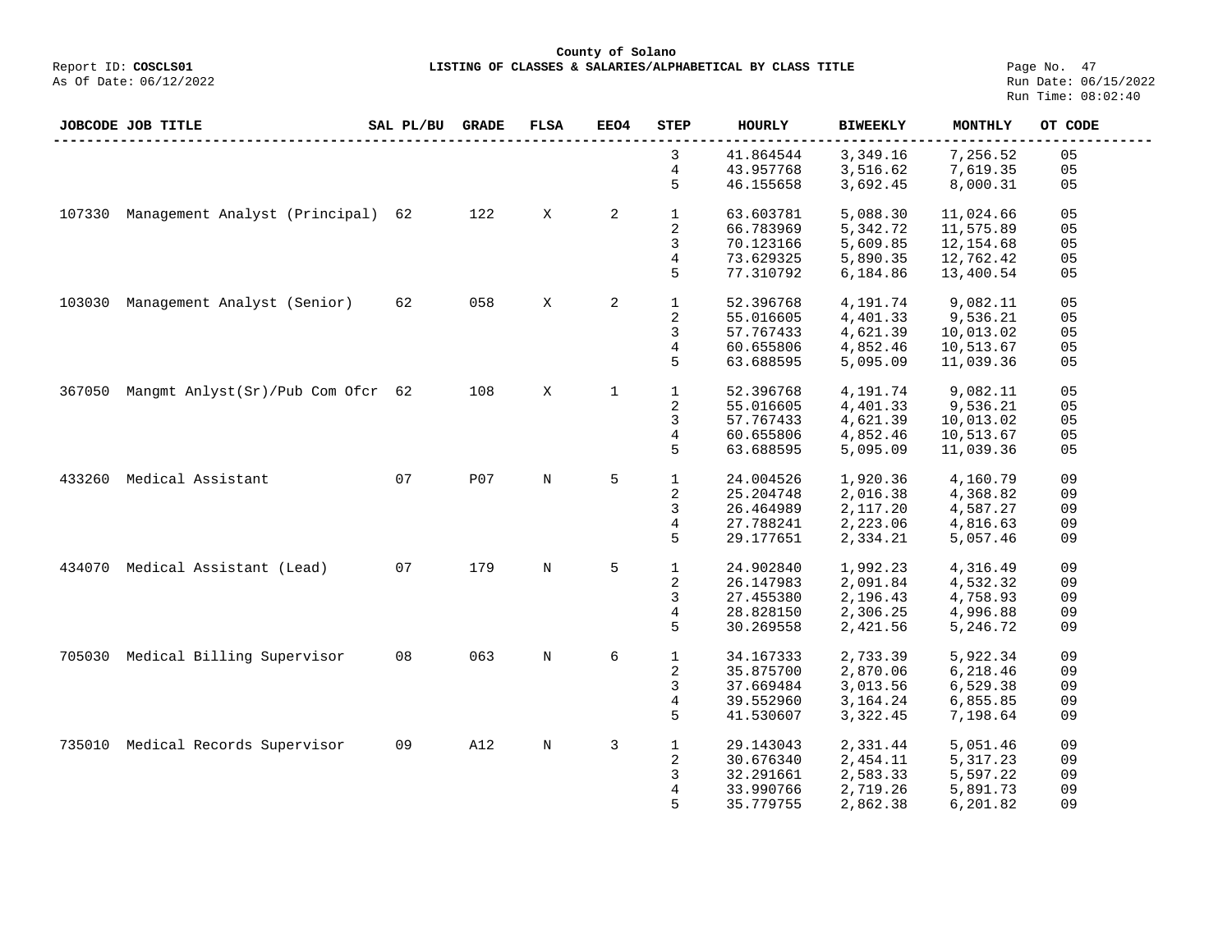**County of Solano**

Report ID: **COSCLS01** **LISTING OF CLASSES & SALARIES/ALPHABETICAL BY CLASS TITLE**

As Of Date: 06/12/2022

Run Date: 06/15/2022
Run Time: 08:02:40

| JOBCODE | JOB TITLE | SAL PL/BU | GRADE | FLSA | EEO4 | STEP | HOURLY | BIWEEKLY | MONTHLY | OT CODE |
|---|---|---|---|---|---|---|---|---|---|---|
| | | | | | | 3 | 41.864544 | 3,349.16 | 7,256.52 | 05 |
| | | | | | | 4 | 43.957768 | 3,516.62 | 7,619.35 | 05 |
| | | | | | | 5 | 46.155658 | 3,692.45 | 8,000.31 | 05 |
| 107330 | Management Analyst (Principal) | 62 | 122 | X | 2 | 1 | 63.603781 | 5,088.30 | 11,024.66 | 05 |
| | | | | | | 2 | 66.783969 | 5,342.72 | 11,575.89 | 05 |
| | | | | | | 3 | 70.123166 | 5,609.85 | 12,154.68 | 05 |
| | | | | | | 4 | 73.629325 | 5,890.35 | 12,762.42 | 05 |
| | | | | | | 5 | 77.310792 | 6,184.86 | 13,400.54 | 05 |
| 103030 | Management Analyst (Senior) | 62 | 058 | X | 2 | 1 | 52.396768 | 4,191.74 | 9,082.11 | 05 |
| | | | | | | 2 | 55.016605 | 4,401.33 | 9,536.21 | 05 |
| | | | | | | 3 | 57.767433 | 4,621.39 | 10,013.02 | 05 |
| | | | | | | 4 | 60.655806 | 4,852.46 | 10,513.67 | 05 |
| | | | | | | 5 | 63.688595 | 5,095.09 | 11,039.36 | 05 |
| 367050 | Mangmt Anlyst(Sr)/Pub Com Ofcr | 62 | 108 | X | 1 | 1 | 52.396768 | 4,191.74 | 9,082.11 | 05 |
| | | | | | | 2 | 55.016605 | 4,401.33 | 9,536.21 | 05 |
| | | | | | | 3 | 57.767433 | 4,621.39 | 10,013.02 | 05 |
| | | | | | | 4 | 60.655806 | 4,852.46 | 10,513.67 | 05 |
| | | | | | | 5 | 63.688595 | 5,095.09 | 11,039.36 | 05 |
| 433260 | Medical Assistant | 07 | P07 | N | 5 | 1 | 24.004526 | 1,920.36 | 4,160.79 | 09 |
| | | | | | | 2 | 25.204748 | 2,016.38 | 4,368.82 | 09 |
| | | | | | | 3 | 26.464989 | 2,117.20 | 4,587.27 | 09 |
| | | | | | | 4 | 27.788241 | 2,223.06 | 4,816.63 | 09 |
| | | | | | | 5 | 29.177651 | 2,334.21 | 5,057.46 | 09 |
| 434070 | Medical Assistant (Lead) | 07 | 179 | N | 5 | 1 | 24.902840 | 1,992.23 | 4,316.49 | 09 |
| | | | | | | 2 | 26.147983 | 2,091.84 | 4,532.32 | 09 |
| | | | | | | 3 | 27.455380 | 2,196.43 | 4,758.93 | 09 |
| | | | | | | 4 | 28.828150 | 2,306.25 | 4,996.88 | 09 |
| | | | | | | 5 | 30.269558 | 2,421.56 | 5,246.72 | 09 |
| 705030 | Medical Billing Supervisor | 08 | 063 | N | 6 | 1 | 34.167333 | 2,733.39 | 5,922.34 | 09 |
| | | | | | | 2 | 35.875700 | 2,870.06 | 6,218.46 | 09 |
| | | | | | | 3 | 37.669484 | 3,013.56 | 6,529.38 | 09 |
| | | | | | | 4 | 39.552960 | 3,164.24 | 6,855.85 | 09 |
| | | | | | | 5 | 41.530607 | 3,322.45 | 7,198.64 | 09 |
| 735010 | Medical Records Supervisor | 09 | A12 | N | 3 | 1 | 29.143043 | 2,331.44 | 5,051.46 | 09 |
| | | | | | | 2 | 30.676340 | 2,454.11 | 5,317.23 | 09 |
| | | | | | | 3 | 32.291661 | 2,583.33 | 5,597.22 | 09 |
| | | | | | | 4 | 33.990766 | 2,719.26 | 5,891.73 | 09 |
| | | | | | | 5 | 35.779755 | 2,862.38 | 6,201.82 | 09 |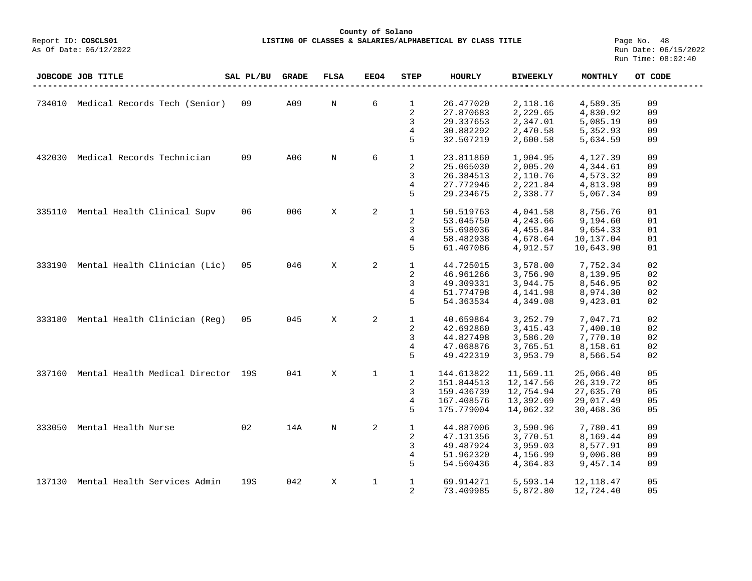# County of Solano

Report ID: **COSCLS01** **LISTING OF CLASSES & SALARIES/ALPHABETICAL BY CLASS TITLE**

As Of Date: 06/12/2022

Run Date: 06/15/2022
Run Time: 08:02:40

| JOBCODE | JOB TITLE | SAL PL/BU | GRADE | FLSA | EEO4 | STEP | HOURLY | BIWEEKLY | MONTHLY | OT CODE |
|---|---|---|---|---|---|---|---|---|---|---|
| 734010 | Medical Records Tech (Senior) | 09 | A09 | N | 6 | 1 | 26.477020 | 2,118.16 | 4,589.35 | 09 |
| | | | | | | 2 | 27.870683 | 2,229.65 | 4,830.92 | 09 |
| | | | | | | 3 | 29.337653 | 2,347.01 | 5,085.19 | 09 |
| | | | | | | 4 | 30.882292 | 2,470.58 | 5,352.93 | 09 |
| | | | | | | 5 | 32.507219 | 2,600.58 | 5,634.59 | 09 |
| 432030 | Medical Records Technician | 09 | A06 | N | 6 | 1 | 23.811860 | 1,904.95 | 4,127.39 | 09 |
| | | | | | | 2 | 25.065030 | 2,005.20 | 4,344.61 | 09 |
| | | | | | | 3 | 26.384513 | 2,110.76 | 4,573.32 | 09 |
| | | | | | | 4 | 27.772946 | 2,221.84 | 4,813.98 | 09 |
| | | | | | | 5 | 29.234675 | 2,338.77 | 5,067.34 | 09 |
| 335110 | Mental Health Clinical Supv | 06 | 006 | X | 2 | 1 | 50.519763 | 4,041.58 | 8,756.76 | 01 |
| | | | | | | 2 | 53.045750 | 4,243.66 | 9,194.60 | 01 |
| | | | | | | 3 | 55.698036 | 4,455.84 | 9,654.33 | 01 |
| | | | | | | 4 | 58.482938 | 4,678.64 | 10,137.04 | 01 |
| | | | | | | 5 | 61.407086 | 4,912.57 | 10,643.90 | 01 |
| 333190 | Mental Health Clinician (Lic) | 05 | 046 | X | 2 | 1 | 44.725015 | 3,578.00 | 7,752.34 | 02 |
| | | | | | | 2 | 46.961266 | 3,756.90 | 8,139.95 | 02 |
| | | | | | | 3 | 49.309331 | 3,944.75 | 8,546.95 | 02 |
| | | | | | | 4 | 51.774798 | 4,141.98 | 8,974.30 | 02 |
| | | | | | | 5 | 54.363534 | 4,349.08 | 9,423.01 | 02 |
| 333180 | Mental Health Clinician (Reg) | 05 | 045 | X | 2 | 1 | 40.659864 | 3,252.79 | 7,047.71 | 02 |
| | | | | | | 2 | 42.692860 | 3,415.43 | 7,400.10 | 02 |
| | | | | | | 3 | 44.827498 | 3,586.20 | 7,770.10 | 02 |
| | | | | | | 4 | 47.068876 | 3,765.51 | 8,158.61 | 02 |
| | | | | | | 5 | 49.422319 | 3,953.79 | 8,566.54 | 02 |
| 337160 | Mental Health Medical Director | 19S | 041 | X | 1 | 1 | 144.613822 | 11,569.11 | 25,066.40 | 05 |
| | | | | | | 2 | 151.844513 | 12,147.56 | 26,319.72 | 05 |
| | | | | | | 3 | 159.436739 | 12,754.94 | 27,635.70 | 05 |
| | | | | | | 4 | 167.408576 | 13,392.69 | 29,017.49 | 05 |
| | | | | | | 5 | 175.779004 | 14,062.32 | 30,468.36 | 05 |
| 333050 | Mental Health Nurse | 02 | 14A | N | 2 | 1 | 44.887006 | 3,590.96 | 7,780.41 | 09 |
| | | | | | | 2 | 47.131356 | 3,770.51 | 8,169.44 | 09 |
| | | | | | | 3 | 49.487924 | 3,959.03 | 8,577.91 | 09 |
| | | | | | | 4 | 51.962320 | 4,156.99 | 9,006.80 | 09 |
| | | | | | | 5 | 54.560436 | 4,364.83 | 9,457.14 | 09 |
| 137130 | Mental Health Services Admin | 19S | 042 | X | 1 | 1 | 69.914271 | 5,593.14 | 12,118.47 | 05 |
| | | | | | | 2 | 73.409985 | 5,872.80 | 12,724.40 | 05 |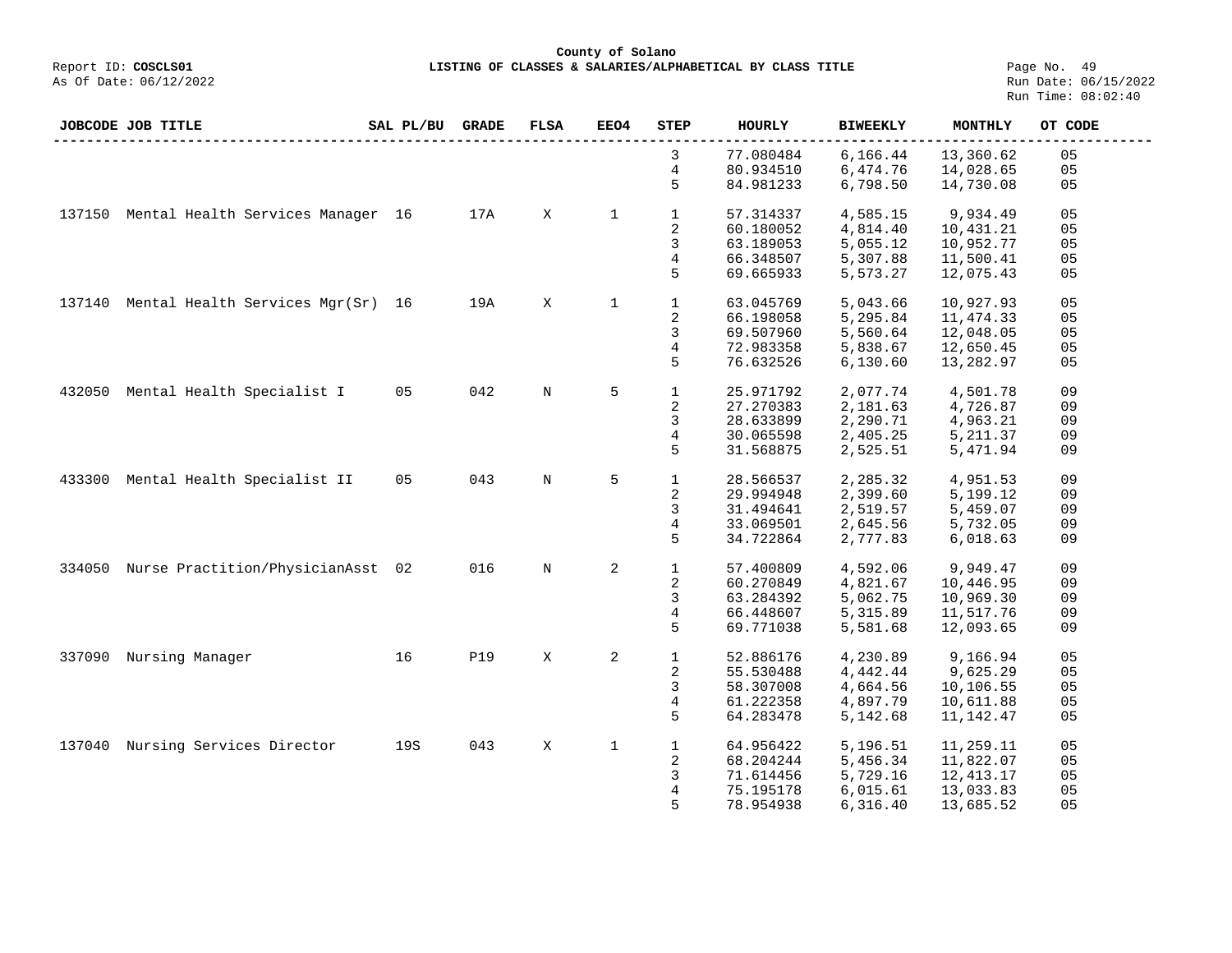County of Solano

Report ID: **COSCLS01** — **LISTING OF CLASSES & SALARIES/ALPHABETICAL BY CLASS TITLE**

As Of Date: 06/12/2022 — Run Date: 06/15/2022 — Run Time: 08:02:40

| JOBCODE | JOB TITLE | SAL PL/BU | GRADE | FLSA | EEO4 | STEP | HOURLY | BIWEEKLY | MONTHLY | OT CODE |
|---|---|---|---|---|---|---|---|---|---|---|
| | | | | | | 3 | 77.080484 | 6,166.44 | 13,360.62 | 05 |
| | | | | | | 4 | 80.934510 | 6,474.76 | 14,028.65 | 05 |
| | | | | | | 5 | 84.981233 | 6,798.50 | 14,730.08 | 05 |
| 137150 | Mental Health Services Manager | 16 | 17A | X | 1 | 1 | 57.314337 | 4,585.15 | 9,934.49 | 05 |
| | | | | | | 2 | 60.180052 | 4,814.40 | 10,431.21 | 05 |
| | | | | | | 3 | 63.189053 | 5,055.12 | 10,952.77 | 05 |
| | | | | | | 4 | 66.348507 | 5,307.88 | 11,500.41 | 05 |
| | | | | | | 5 | 69.665933 | 5,573.27 | 12,075.43 | 05 |
| 137140 | Mental Health Services Mgr(Sr) | 16 | 19A | X | 1 | 1 | 63.045769 | 5,043.66 | 10,927.93 | 05 |
| | | | | | | 2 | 66.198058 | 5,295.84 | 11,474.33 | 05 |
| | | | | | | 3 | 69.507960 | 5,560.64 | 12,048.05 | 05 |
| | | | | | | 4 | 72.983358 | 5,838.67 | 12,650.45 | 05 |
| | | | | | | 5 | 76.632526 | 6,130.60 | 13,282.97 | 05 |
| 432050 | Mental Health Specialist I | 05 | 042 | N | 5 | 1 | 25.971792 | 2,077.74 | 4,501.78 | 09 |
| | | | | | | 2 | 27.270383 | 2,181.63 | 4,726.87 | 09 |
| | | | | | | 3 | 28.633899 | 2,290.71 | 4,963.21 | 09 |
| | | | | | | 4 | 30.065598 | 2,405.25 | 5,211.37 | 09 |
| | | | | | | 5 | 31.568875 | 2,525.51 | 5,471.94 | 09 |
| 433300 | Mental Health Specialist II | 05 | 043 | N | 5 | 1 | 28.566537 | 2,285.32 | 4,951.53 | 09 |
| | | | | | | 2 | 29.994948 | 2,399.60 | 5,199.12 | 09 |
| | | | | | | 3 | 31.494641 | 2,519.57 | 5,459.07 | 09 |
| | | | | | | 4 | 33.069501 | 2,645.56 | 5,732.05 | 09 |
| | | | | | | 5 | 34.722864 | 2,777.83 | 6,018.63 | 09 |
| 334050 | Nurse Practition/PhysicianAsst | 02 | 016 | N | 2 | 1 | 57.400809 | 4,592.06 | 9,949.47 | 09 |
| | | | | | | 2 | 60.270849 | 4,821.67 | 10,446.95 | 09 |
| | | | | | | 3 | 63.284392 | 5,062.75 | 10,969.30 | 09 |
| | | | | | | 4 | 66.448607 | 5,315.89 | 11,517.76 | 09 |
| | | | | | | 5 | 69.771038 | 5,581.68 | 12,093.65 | 09 |
| 337090 | Nursing Manager | 16 | P19 | X | 2 | 1 | 52.886176 | 4,230.89 | 9,166.94 | 05 |
| | | | | | | 2 | 55.530488 | 4,442.44 | 9,625.29 | 05 |
| | | | | | | 3 | 58.307008 | 4,664.56 | 10,106.55 | 05 |
| | | | | | | 4 | 61.222358 | 4,897.79 | 10,611.88 | 05 |
| | | | | | | 5 | 64.283478 | 5,142.68 | 11,142.47 | 05 |
| 137040 | Nursing Services Director | 19S | 043 | X | 1 | 1 | 64.956422 | 5,196.51 | 11,259.11 | 05 |
| | | | | | | 2 | 68.204244 | 5,456.34 | 11,822.07 | 05 |
| | | | | | | 3 | 71.614456 | 5,729.16 | 12,413.17 | 05 |
| | | | | | | 4 | 75.195178 | 6,015.61 | 13,033.83 | 05 |
| | | | | | | 5 | 78.954938 | 6,316.40 | 13,685.52 | 05 |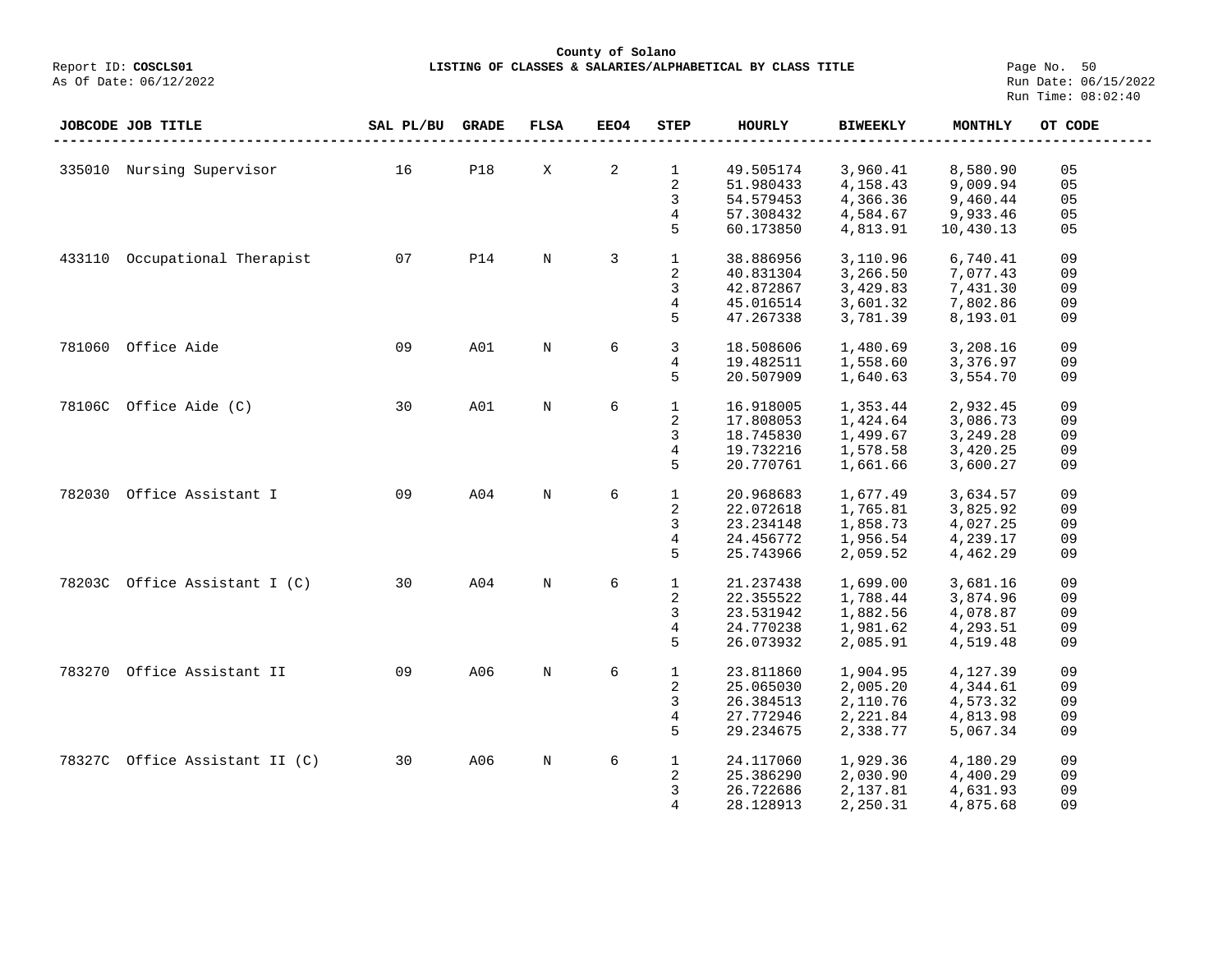**County of Solano**

Report ID: **COSCLS01** — **LISTING OF CLASSES & SALARIES/ALPHABETICAL BY CLASS TITLE**

As Of Date: 06/12/2022

Run Date: 06/15/2022
Run Time: 08:02:40

| JOBCODE | JOB TITLE | SAL PL/BU | GRADE | FLSA | EEO4 | STEP | HOURLY | BIWEEKLY | MONTHLY | OT CODE |
|---|---|---|---|---|---|---|---|---|---|---|
| 335010 | Nursing Supervisor | 16 | P18 | X | 2 | 1 | 49.505174 | 3,960.41 | 8,580.90 | 05 |
| | | | | | | 2 | 51.980433 | 4,158.43 | 9,009.94 | 05 |
| | | | | | | 3 | 54.579453 | 4,366.36 | 9,460.44 | 05 |
| | | | | | | 4 | 57.308432 | 4,584.67 | 9,933.46 | 05 |
| | | | | | | 5 | 60.173850 | 4,813.91 | 10,430.13 | 05 |
| 433110 | Occupational Therapist | 07 | P14 | N | 3 | 1 | 38.886956 | 3,110.96 | 6,740.41 | 09 |
| | | | | | | 2 | 40.831304 | 3,266.50 | 7,077.43 | 09 |
| | | | | | | 3 | 42.872867 | 3,429.83 | 7,431.30 | 09 |
| | | | | | | 4 | 45.016514 | 3,601.32 | 7,802.86 | 09 |
| | | | | | | 5 | 47.267338 | 3,781.39 | 8,193.01 | 09 |
| 781060 | Office Aide | 09 | A01 | N | 6 | 3 | 18.508606 | 1,480.69 | 3,208.16 | 09 |
| | | | | | | 4 | 19.482511 | 1,558.60 | 3,376.97 | 09 |
| | | | | | | 5 | 20.507909 | 1,640.63 | 3,554.70 | 09 |
| 78106C | Office Aide (C) | 30 | A01 | N | 6 | 1 | 16.918005 | 1,353.44 | 2,932.45 | 09 |
| | | | | | | 2 | 17.808053 | 1,424.64 | 3,086.73 | 09 |
| | | | | | | 3 | 18.745830 | 1,499.67 | 3,249.28 | 09 |
| | | | | | | 4 | 19.732216 | 1,578.58 | 3,420.25 | 09 |
| | | | | | | 5 | 20.770761 | 1,661.66 | 3,600.27 | 09 |
| 782030 | Office Assistant I | 09 | A04 | N | 6 | 1 | 20.968683 | 1,677.49 | 3,634.57 | 09 |
| | | | | | | 2 | 22.072618 | 1,765.81 | 3,825.92 | 09 |
| | | | | | | 3 | 23.234148 | 1,858.73 | 4,027.25 | 09 |
| | | | | | | 4 | 24.456772 | 1,956.54 | 4,239.17 | 09 |
| | | | | | | 5 | 25.743966 | 2,059.52 | 4,462.29 | 09 |
| 78203C | Office Assistant I (C) | 30 | A04 | N | 6 | 1 | 21.237438 | 1,699.00 | 3,681.16 | 09 |
| | | | | | | 2 | 22.355522 | 1,788.44 | 3,874.96 | 09 |
| | | | | | | 3 | 23.531942 | 1,882.56 | 4,078.87 | 09 |
| | | | | | | 4 | 24.770238 | 1,981.62 | 4,293.51 | 09 |
| | | | | | | 5 | 26.073932 | 2,085.91 | 4,519.48 | 09 |
| 783270 | Office Assistant II | 09 | A06 | N | 6 | 1 | 23.811860 | 1,904.95 | 4,127.39 | 09 |
| | | | | | | 2 | 25.065030 | 2,005.20 | 4,344.61 | 09 |
| | | | | | | 3 | 26.384513 | 2,110.76 | 4,573.32 | 09 |
| | | | | | | 4 | 27.772946 | 2,221.84 | 4,813.98 | 09 |
| | | | | | | 5 | 29.234675 | 2,338.77 | 5,067.34 | 09 |
| 78327C | Office Assistant II (C) | 30 | A06 | N | 6 | 1 | 24.117060 | 1,929.36 | 4,180.29 | 09 |
| | | | | | | 2 | 25.386290 | 2,030.90 | 4,400.29 | 09 |
| | | | | | | 3 | 26.722686 | 2,137.81 | 4,631.93 | 09 |
| | | | | | | 4 | 28.128913 | 2,250.31 | 4,875.68 | 09 |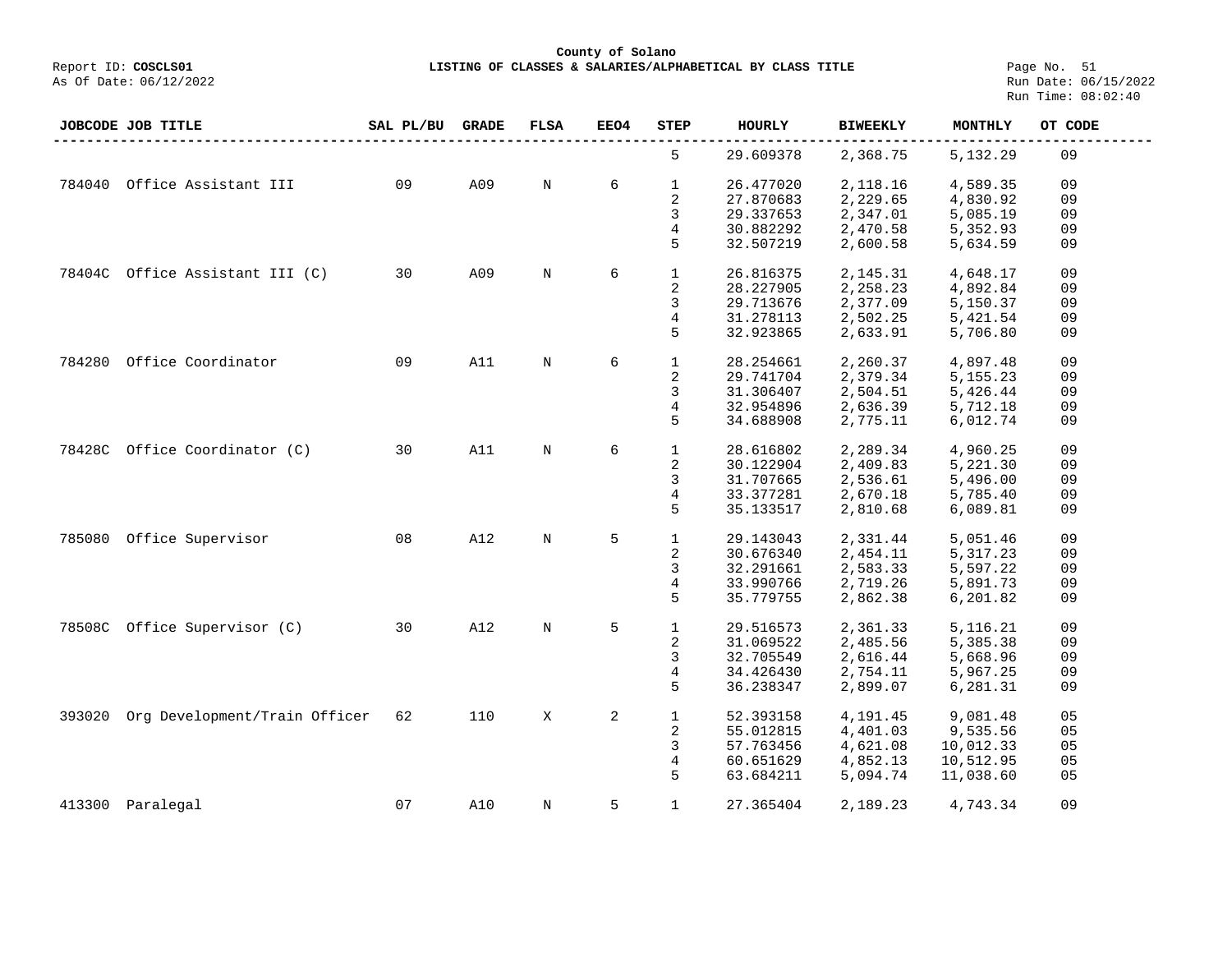County of Solano

Report ID: **COSCLS01** **LISTING OF CLASSES & SALARIES/ALPHABETICAL BY CLASS TITLE**

As Of Date: 06/12/2022

Run Date: 06/15/2022
Run Time: 08:02:40

| JOBCODE | JOB TITLE | SAL PL/BU | GRADE | FLSA | EEO4 | STEP | HOURLY | BIWEEKLY | MONTHLY | OT CODE |
|---|---|---|---|---|---|---|---|---|---|---|
| | | | | | | 5 | 29.609378 | 2,368.75 | 5,132.29 | 09 |
| 784040 | Office Assistant III | 09 | A09 | N | 6 | 1 | 26.477020 | 2,118.16 | 4,589.35 | 09 |
| | | | | | | 2 | 27.870683 | 2,229.65 | 4,830.92 | 09 |
| | | | | | | 3 | 29.337653 | 2,347.01 | 5,085.19 | 09 |
| | | | | | | 4 | 30.882292 | 2,470.58 | 5,352.93 | 09 |
| | | | | | | 5 | 32.507219 | 2,600.58 | 5,634.59 | 09 |
| 78404C | Office Assistant III (C) | 30 | A09 | N | 6 | 1 | 26.816375 | 2,145.31 | 4,648.17 | 09 |
| | | | | | | 2 | 28.227905 | 2,258.23 | 4,892.84 | 09 |
| | | | | | | 3 | 29.713676 | 2,377.09 | 5,150.37 | 09 |
| | | | | | | 4 | 31.278113 | 2,502.25 | 5,421.54 | 09 |
| | | | | | | 5 | 32.923865 | 2,633.91 | 5,706.80 | 09 |
| 784280 | Office Coordinator | 09 | A11 | N | 6 | 1 | 28.254661 | 2,260.37 | 4,897.48 | 09 |
| | | | | | | 2 | 29.741704 | 2,379.34 | 5,155.23 | 09 |
| | | | | | | 3 | 31.306407 | 2,504.51 | 5,426.44 | 09 |
| | | | | | | 4 | 32.954896 | 2,636.39 | 5,712.18 | 09 |
| | | | | | | 5 | 34.688908 | 2,775.11 | 6,012.74 | 09 |
| 78428C | Office Coordinator (C) | 30 | A11 | N | 6 | 1 | 28.616802 | 2,289.34 | 4,960.25 | 09 |
| | | | | | | 2 | 30.122904 | 2,409.83 | 5,221.30 | 09 |
| | | | | | | 3 | 31.707665 | 2,536.61 | 5,496.00 | 09 |
| | | | | | | 4 | 33.377281 | 2,670.18 | 5,785.40 | 09 |
| | | | | | | 5 | 35.133517 | 2,810.68 | 6,089.81 | 09 |
| 785080 | Office Supervisor | 08 | A12 | N | 5 | 1 | 29.143043 | 2,331.44 | 5,051.46 | 09 |
| | | | | | | 2 | 30.676340 | 2,454.11 | 5,317.23 | 09 |
| | | | | | | 3 | 32.291661 | 2,583.33 | 5,597.22 | 09 |
| | | | | | | 4 | 33.990766 | 2,719.26 | 5,891.73 | 09 |
| | | | | | | 5 | 35.779755 | 2,862.38 | 6,201.82 | 09 |
| 78508C | Office Supervisor (C) | 30 | A12 | N | 5 | 1 | 29.516573 | 2,361.33 | 5,116.21 | 09 |
| | | | | | | 2 | 31.069522 | 2,485.56 | 5,385.38 | 09 |
| | | | | | | 3 | 32.705549 | 2,616.44 | 5,668.96 | 09 |
| | | | | | | 4 | 34.426430 | 2,754.11 | 5,967.25 | 09 |
| | | | | | | 5 | 36.238347 | 2,899.07 | 6,281.31 | 09 |
| 393020 | Org Development/Train Officer | 62 | 110 | X | 2 | 1 | 52.393158 | 4,191.45 | 9,081.48 | 05 |
| | | | | | | 2 | 55.012815 | 4,401.03 | 9,535.56 | 05 |
| | | | | | | 3 | 57.763456 | 4,621.08 | 10,012.33 | 05 |
| | | | | | | 4 | 60.651629 | 4,852.13 | 10,512.95 | 05 |
| | | | | | | 5 | 63.684211 | 5,094.74 | 11,038.60 | 05 |
| 413300 | Paralegal | 07 | A10 | N | 5 | 1 | 27.365404 | 2,189.23 | 4,743.34 | 09 |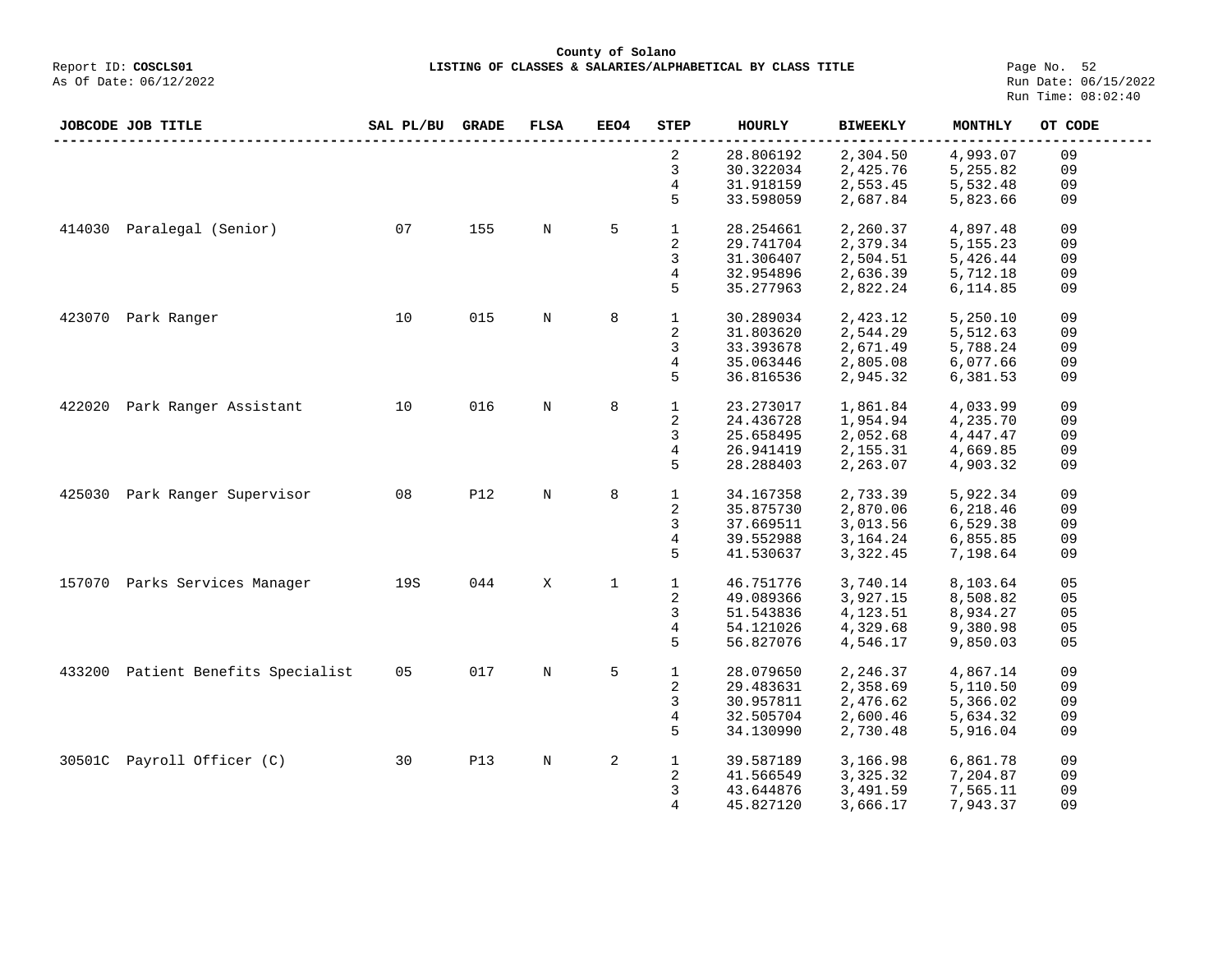**County of Solano**

Report ID: **COSCLS01** **LISTING OF CLASSES & SALARIES/ALPHABETICAL BY CLASS TITLE**

As Of Date: 06/12/2022

Run Date: 06/15/2022
Run Time: 08:02:40

| JOBCODE | JOB TITLE | SAL PL/BU | GRADE | FLSA | EEO4 | STEP | HOURLY | BIWEEKLY | MONTHLY | OT CODE |
|---|---|---|---|---|---|---|---|---|---|---|
| | | | | | | 2 | 28.806192 | 2,304.50 | 4,993.07 | 09 |
| | | | | | | 3 | 30.322034 | 2,425.76 | 5,255.82 | 09 |
| | | | | | | 4 | 31.918159 | 2,553.45 | 5,532.48 | 09 |
| | | | | | | 5 | 33.598059 | 2,687.84 | 5,823.66 | 09 |
| 414030 | Paralegal (Senior) | 07 | 155 | N | 5 | 1 | 28.254661 | 2,260.37 | 4,897.48 | 09 |
| | | | | | | 2 | 29.741704 | 2,379.34 | 5,155.23 | 09 |
| | | | | | | 3 | 31.306407 | 2,504.51 | 5,426.44 | 09 |
| | | | | | | 4 | 32.954896 | 2,636.39 | 5,712.18 | 09 |
| | | | | | | 5 | 35.277963 | 2,822.24 | 6,114.85 | 09 |
| 423070 | Park Ranger | 10 | 015 | N | 8 | 1 | 30.289034 | 2,423.12 | 5,250.10 | 09 |
| | | | | | | 2 | 31.803620 | 2,544.29 | 5,512.63 | 09 |
| | | | | | | 3 | 33.393678 | 2,671.49 | 5,788.24 | 09 |
| | | | | | | 4 | 35.063446 | 2,805.08 | 6,077.66 | 09 |
| | | | | | | 5 | 36.816536 | 2,945.32 | 6,381.53 | 09 |
| 422020 | Park Ranger Assistant | 10 | 016 | N | 8 | 1 | 23.273017 | 1,861.84 | 4,033.99 | 09 |
| | | | | | | 2 | 24.436728 | 1,954.94 | 4,235.70 | 09 |
| | | | | | | 3 | 25.658495 | 2,052.68 | 4,447.47 | 09 |
| | | | | | | 4 | 26.941419 | 2,155.31 | 4,669.85 | 09 |
| | | | | | | 5 | 28.288403 | 2,263.07 | 4,903.32 | 09 |
| 425030 | Park Ranger Supervisor | 08 | P12 | N | 8 | 1 | 34.167358 | 2,733.39 | 5,922.34 | 09 |
| | | | | | | 2 | 35.875730 | 2,870.06 | 6,218.46 | 09 |
| | | | | | | 3 | 37.669511 | 3,013.56 | 6,529.38 | 09 |
| | | | | | | 4 | 39.552988 | 3,164.24 | 6,855.85 | 09 |
| | | | | | | 5 | 41.530637 | 3,322.45 | 7,198.64 | 09 |
| 157070 | Parks Services Manager | 19S | 044 | X | 1 | 1 | 46.751776 | 3,740.14 | 8,103.64 | 05 |
| | | | | | | 2 | 49.089366 | 3,927.15 | 8,508.82 | 05 |
| | | | | | | 3 | 51.543836 | 4,123.51 | 8,934.27 | 05 |
| | | | | | | 4 | 54.121026 | 4,329.68 | 9,380.98 | 05 |
| | | | | | | 5 | 56.827076 | 4,546.17 | 9,850.03 | 05 |
| 433200 | Patient Benefits Specialist | 05 | 017 | N | 5 | 1 | 28.079650 | 2,246.37 | 4,867.14 | 09 |
| | | | | | | 2 | 29.483631 | 2,358.69 | 5,110.50 | 09 |
| | | | | | | 3 | 30.957811 | 2,476.62 | 5,366.02 | 09 |
| | | | | | | 4 | 32.505704 | 2,600.46 | 5,634.32 | 09 |
| | | | | | | 5 | 34.130990 | 2,730.48 | 5,916.04 | 09 |
| 30501C | Payroll Officer (C) | 30 | P13 | N | 2 | 1 | 39.587189 | 3,166.98 | 6,861.78 | 09 |
| | | | | | | 2 | 41.566549 | 3,325.32 | 7,204.87 | 09 |
| | | | | | | 3 | 43.644876 | 3,491.59 | 7,565.11 | 09 |
| | | | | | | 4 | 45.827120 | 3,666.17 | 7,943.37 | 09 |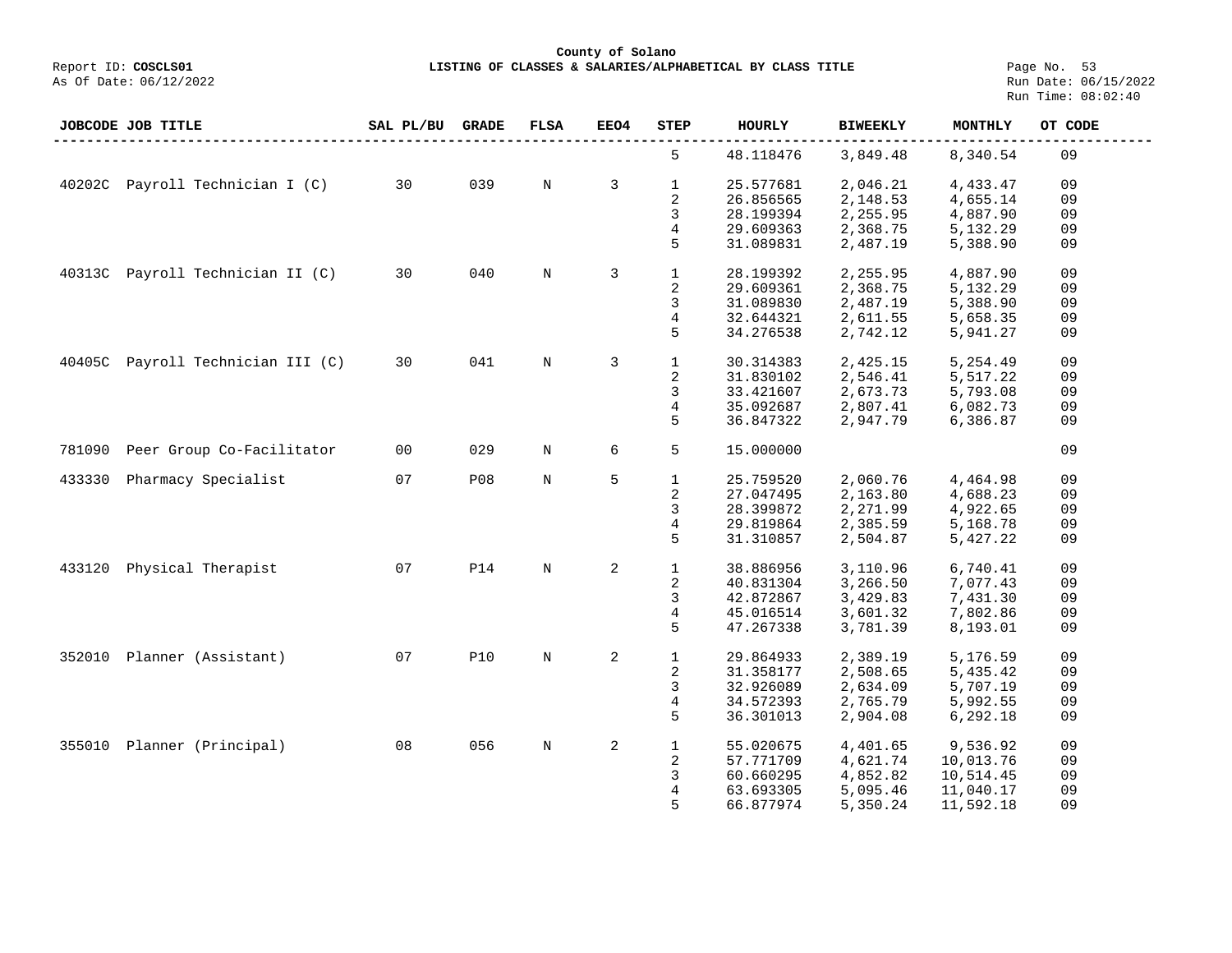**County of Solano**

Report ID: **COSCLS01** — **LISTING OF CLASSES & SALARIES/ALPHABETICAL BY CLASS TITLE**

As Of Date: 06/12/2022

Run Date: 06/15/2022
Run Time: 08:02:40

| JOBCODE | JOB TITLE | SAL PL/BU | GRADE | FLSA | EEO4 | STEP | HOURLY | BIWEEKLY | MONTHLY | OT CODE |
|---|---|---|---|---|---|---|---|---|---|---|
| | | | | | | 5 | 48.118476 | 3,849.48 | 8,340.54 | 09 |
| 40202C | Payroll Technician I (C) | 30 | 039 | N | 3 | 1 | 25.577681 | 2,046.21 | 4,433.47 | 09 |
| | | | | | | 2 | 26.856565 | 2,148.53 | 4,655.14 | 09 |
| | | | | | | 3 | 28.199394 | 2,255.95 | 4,887.90 | 09 |
| | | | | | | 4 | 29.609363 | 2,368.75 | 5,132.29 | 09 |
| | | | | | | 5 | 31.089831 | 2,487.19 | 5,388.90 | 09 |
| 40313C | Payroll Technician II (C) | 30 | 040 | N | 3 | 1 | 28.199392 | 2,255.95 | 4,887.90 | 09 |
| | | | | | | 2 | 29.609361 | 2,368.75 | 5,132.29 | 09 |
| | | | | | | 3 | 31.089830 | 2,487.19 | 5,388.90 | 09 |
| | | | | | | 4 | 32.644321 | 2,611.55 | 5,658.35 | 09 |
| | | | | | | 5 | 34.276538 | 2,742.12 | 5,941.27 | 09 |
| 40405C | Payroll Technician III (C) | 30 | 041 | N | 3 | 1 | 30.314383 | 2,425.15 | 5,254.49 | 09 |
| | | | | | | 2 | 31.830102 | 2,546.41 | 5,517.22 | 09 |
| | | | | | | 3 | 33.421607 | 2,673.73 | 5,793.08 | 09 |
| | | | | | | 4 | 35.092687 | 2,807.41 | 6,082.73 | 09 |
| | | | | | | 5 | 36.847322 | 2,947.79 | 6,386.87 | 09 |
| 781090 | Peer Group Co-Facilitator | 00 | 029 | N | 6 | 5 | 15.000000 | | | 09 |
| 433330 | Pharmacy Specialist | 07 | P08 | N | 5 | 1 | 25.759520 | 2,060.76 | 4,464.98 | 09 |
| | | | | | | 2 | 27.047495 | 2,163.80 | 4,688.23 | 09 |
| | | | | | | 3 | 28.399872 | 2,271.99 | 4,922.65 | 09 |
| | | | | | | 4 | 29.819864 | 2,385.59 | 5,168.78 | 09 |
| | | | | | | 5 | 31.310857 | 2,504.87 | 5,427.22 | 09 |
| 433120 | Physical Therapist | 07 | P14 | N | 2 | 1 | 38.886956 | 3,110.96 | 6,740.41 | 09 |
| | | | | | | 2 | 40.831304 | 3,266.50 | 7,077.43 | 09 |
| | | | | | | 3 | 42.872867 | 3,429.83 | 7,431.30 | 09 |
| | | | | | | 4 | 45.016514 | 3,601.32 | 7,802.86 | 09 |
| | | | | | | 5 | 47.267338 | 3,781.39 | 8,193.01 | 09 |
| 352010 | Planner (Assistant) | 07 | P10 | N | 2 | 1 | 29.864933 | 2,389.19 | 5,176.59 | 09 |
| | | | | | | 2 | 31.358177 | 2,508.65 | 5,435.42 | 09 |
| | | | | | | 3 | 32.926089 | 2,634.09 | 5,707.19 | 09 |
| | | | | | | 4 | 34.572393 | 2,765.79 | 5,992.55 | 09 |
| | | | | | | 5 | 36.301013 | 2,904.08 | 6,292.18 | 09 |
| 355010 | Planner (Principal) | 08 | 056 | N | 2 | 1 | 55.020675 | 4,401.65 | 9,536.92 | 09 |
| | | | | | | 2 | 57.771709 | 4,621.74 | 10,013.76 | 09 |
| | | | | | | 3 | 60.660295 | 4,852.82 | 10,514.45 | 09 |
| | | | | | | 4 | 63.693305 | 5,095.46 | 11,040.17 | 09 |
| | | | | | | 5 | 66.877974 | 5,350.24 | 11,592.18 | 09 |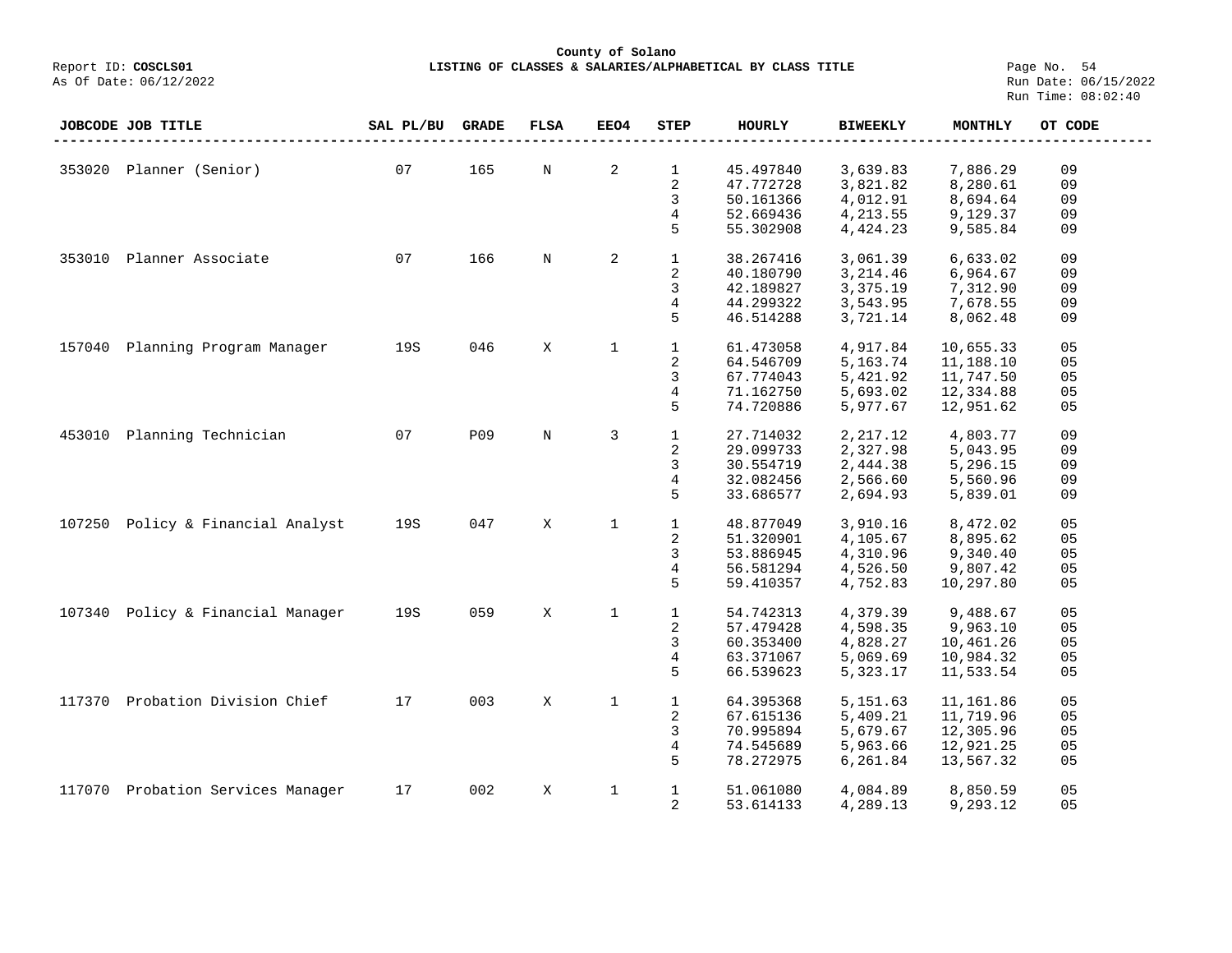County of Solano

Report ID: **COSCLS01** **LISTING OF CLASSES & SALARIES/ALPHABETICAL BY CLASS TITLE**

As Of Date: 06/12/2022

Run Date: 06/15/2022
Run Time: 08:02:40

| JOBCODE | JOB TITLE | SAL PL/BU | GRADE | FLSA | EEO4 | STEP | HOURLY | BIWEEKLY | MONTHLY | OT CODE |
|---|---|---|---|---|---|---|---|---|---|---|
| 353020 | Planner (Senior) | 07 | 165 | N | 2 | 1 | 45.497840 | 3,639.83 | 7,886.29 | 09 |
| | | | | | | 2 | 47.772728 | 3,821.82 | 8,280.61 | 09 |
| | | | | | | 3 | 50.161366 | 4,012.91 | 8,694.64 | 09 |
| | | | | | | 4 | 52.669436 | 4,213.55 | 9,129.37 | 09 |
| | | | | | | 5 | 55.302908 | 4,424.23 | 9,585.84 | 09 |
| 353010 | Planner Associate | 07 | 166 | N | 2 | 1 | 38.267416 | 3,061.39 | 6,633.02 | 09 |
| | | | | | | 2 | 40.180790 | 3,214.46 | 6,964.67 | 09 |
| | | | | | | 3 | 42.189827 | 3,375.19 | 7,312.90 | 09 |
| | | | | | | 4 | 44.299322 | 3,543.95 | 7,678.55 | 09 |
| | | | | | | 5 | 46.514288 | 3,721.14 | 8,062.48 | 09 |
| 157040 | Planning Program Manager | 19S | 046 | X | 1 | 1 | 61.473058 | 4,917.84 | 10,655.33 | 05 |
| | | | | | | 2 | 64.546709 | 5,163.74 | 11,188.10 | 05 |
| | | | | | | 3 | 67.774043 | 5,421.92 | 11,747.50 | 05 |
| | | | | | | 4 | 71.162750 | 5,693.02 | 12,334.88 | 05 |
| | | | | | | 5 | 74.720886 | 5,977.67 | 12,951.62 | 05 |
| 453010 | Planning Technician | 07 | P09 | N | 3 | 1 | 27.714032 | 2,217.12 | 4,803.77 | 09 |
| | | | | | | 2 | 29.099733 | 2,327.98 | 5,043.95 | 09 |
| | | | | | | 3 | 30.554719 | 2,444.38 | 5,296.15 | 09 |
| | | | | | | 4 | 32.082456 | 2,566.60 | 5,560.96 | 09 |
| | | | | | | 5 | 33.686577 | 2,694.93 | 5,839.01 | 09 |
| 107250 | Policy & Financial Analyst | 19S | 047 | X | 1 | 1 | 48.877049 | 3,910.16 | 8,472.02 | 05 |
| | | | | | | 2 | 51.320901 | 4,105.67 | 8,895.62 | 05 |
| | | | | | | 3 | 53.886945 | 4,310.96 | 9,340.40 | 05 |
| | | | | | | 4 | 56.581294 | 4,526.50 | 9,807.42 | 05 |
| | | | | | | 5 | 59.410357 | 4,752.83 | 10,297.80 | 05 |
| 107340 | Policy & Financial Manager | 19S | 059 | X | 1 | 1 | 54.742313 | 4,379.39 | 9,488.67 | 05 |
| | | | | | | 2 | 57.479428 | 4,598.35 | 9,963.10 | 05 |
| | | | | | | 3 | 60.353400 | 4,828.27 | 10,461.26 | 05 |
| | | | | | | 4 | 63.371067 | 5,069.69 | 10,984.32 | 05 |
| | | | | | | 5 | 66.539623 | 5,323.17 | 11,533.54 | 05 |
| 117370 | Probation Division Chief | 17 | 003 | X | 1 | 1 | 64.395368 | 5,151.63 | 11,161.86 | 05 |
| | | | | | | 2 | 67.615136 | 5,409.21 | 11,719.96 | 05 |
| | | | | | | 3 | 70.995894 | 5,679.67 | 12,305.96 | 05 |
| | | | | | | 4 | 74.545689 | 5,963.66 | 12,921.25 | 05 |
| | | | | | | 5 | 78.272975 | 6,261.84 | 13,567.32 | 05 |
| 117070 | Probation Services Manager | 17 | 002 | X | 1 | 1 | 51.061080 | 4,084.89 | 8,850.59 | 05 |
| | | | | | | 2 | 53.614133 | 4,289.13 | 9,293.12 | 05 |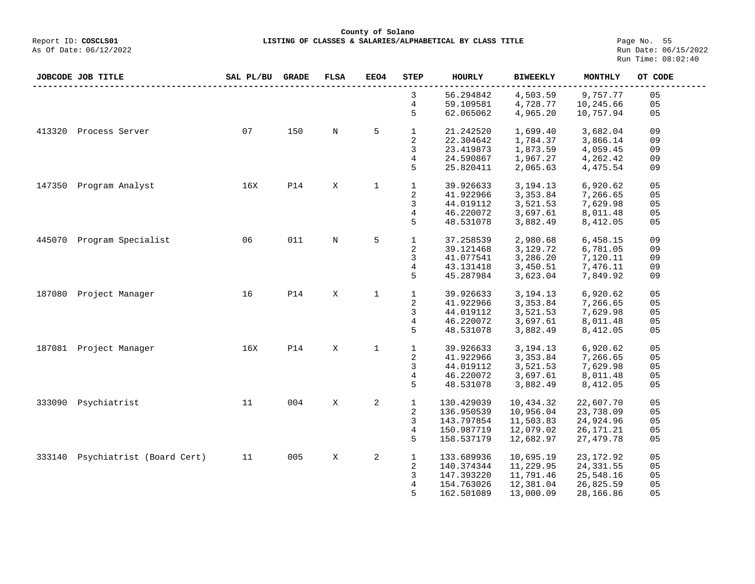County of Solano

Report ID: **COSCLS01** **LISTING OF CLASSES & SALARIES/ALPHABETICAL BY CLASS TITLE**

As Of Date: 06/12/2022

Run Date: 06/15/2022
Run Time: 08:02:40

| JOBCODE | JOB TITLE | SAL PL/BU | GRADE | FLSA | EEO4 | STEP | HOURLY | BIWEEKLY | MONTHLY | OT CODE |
|---|---|---|---|---|---|---|---|---|---|---|
| | | | | | | 3 | 56.294842 | 4,503.59 | 9,757.77 | 05 |
| | | | | | | 4 | 59.109581 | 4,728.77 | 10,245.66 | 05 |
| | | | | | | 5 | 62.065062 | 4,965.20 | 10,757.94 | 05 |
| 413320 | Process Server | 07 | 150 | N | 5 | 1 | 21.242520 | 1,699.40 | 3,682.04 | 09 |
| | | | | | | 2 | 22.304642 | 1,784.37 | 3,866.14 | 09 |
| | | | | | | 3 | 23.419873 | 1,873.59 | 4,059.45 | 09 |
| | | | | | | 4 | 24.590867 | 1,967.27 | 4,262.42 | 09 |
| | | | | | | 5 | 25.820411 | 2,065.63 | 4,475.54 | 09 |
| 147350 | Program Analyst | 16X | P14 | X | 1 | 1 | 39.926633 | 3,194.13 | 6,920.62 | 05 |
| | | | | | | 2 | 41.922966 | 3,353.84 | 7,266.65 | 05 |
| | | | | | | 3 | 44.019112 | 3,521.53 | 7,629.98 | 05 |
| | | | | | | 4 | 46.220072 | 3,697.61 | 8,011.48 | 05 |
| | | | | | | 5 | 48.531078 | 3,882.49 | 8,412.05 | 05 |
| 445070 | Program Specialist | 06 | 011 | N | 5 | 1 | 37.258539 | 2,980.68 | 6,458.15 | 09 |
| | | | | | | 2 | 39.121468 | 3,129.72 | 6,781.05 | 09 |
| | | | | | | 3 | 41.077541 | 3,286.20 | 7,120.11 | 09 |
| | | | | | | 4 | 43.131418 | 3,450.51 | 7,476.11 | 09 |
| | | | | | | 5 | 45.287984 | 3,623.04 | 7,849.92 | 09 |
| 187080 | Project Manager | 16 | P14 | X | 1 | 1 | 39.926633 | 3,194.13 | 6,920.62 | 05 |
| | | | | | | 2 | 41.922966 | 3,353.84 | 7,266.65 | 05 |
| | | | | | | 3 | 44.019112 | 3,521.53 | 7,629.98 | 05 |
| | | | | | | 4 | 46.220072 | 3,697.61 | 8,011.48 | 05 |
| | | | | | | 5 | 48.531078 | 3,882.49 | 8,412.05 | 05 |
| 187081 | Project Manager | 16X | P14 | X | 1 | 1 | 39.926633 | 3,194.13 | 6,920.62 | 05 |
| | | | | | | 2 | 41.922966 | 3,353.84 | 7,266.65 | 05 |
| | | | | | | 3 | 44.019112 | 3,521.53 | 7,629.98 | 05 |
| | | | | | | 4 | 46.220072 | 3,697.61 | 8,011.48 | 05 |
| | | | | | | 5 | 48.531078 | 3,882.49 | 8,412.05 | 05 |
| 333090 | Psychiatrist | 11 | 004 | X | 2 | 1 | 130.429039 | 10,434.32 | 22,607.70 | 05 |
| | | | | | | 2 | 136.950539 | 10,956.04 | 23,738.09 | 05 |
| | | | | | | 3 | 143.797854 | 11,503.83 | 24,924.96 | 05 |
| | | | | | | 4 | 150.987719 | 12,079.02 | 26,171.21 | 05 |
| | | | | | | 5 | 158.537179 | 12,682.97 | 27,479.78 | 05 |
| 333140 | Psychiatrist (Board Cert) | 11 | 005 | X | 2 | 1 | 133.689936 | 10,695.19 | 23,172.92 | 05 |
| | | | | | | 2 | 140.374344 | 11,229.95 | 24,331.55 | 05 |
| | | | | | | 3 | 147.393220 | 11,791.46 | 25,548.16 | 05 |
| | | | | | | 4 | 154.763026 | 12,381.04 | 26,825.59 | 05 |
| | | | | | | 5 | 162.501089 | 13,000.09 | 28,166.86 | 05 |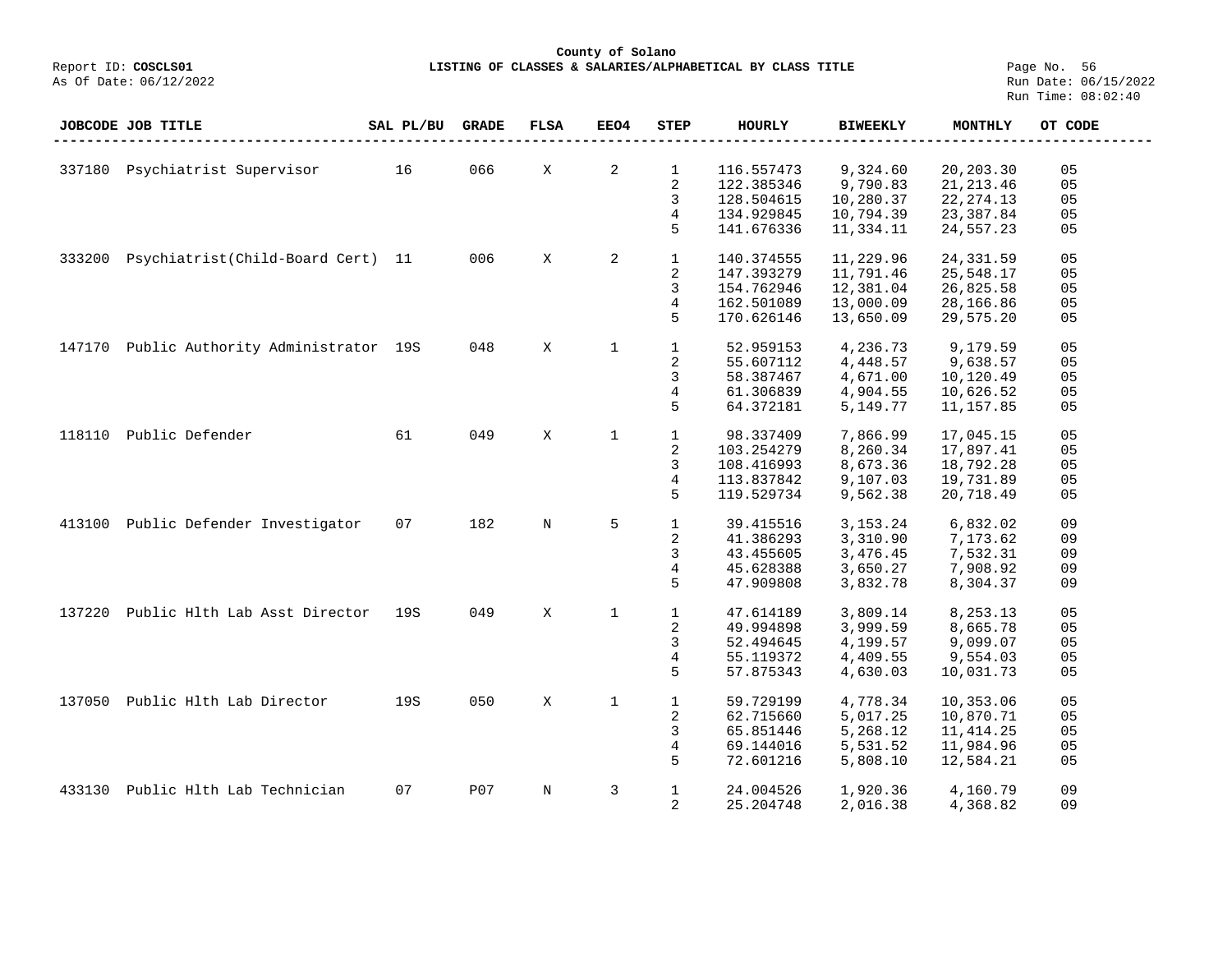**County of Solano**

Report ID: **COSCLS01** — **LISTING OF CLASSES & SALARIES/ALPHABETICAL BY CLASS TITLE**

As Of Date: 06/12/2022

Run Date: 06/15/2022
Run Time: 08:02:40

| JOBCODE | JOB TITLE | SAL PL/BU | GRADE | FLSA | EEO4 | STEP | HOURLY | BIWEEKLY | MONTHLY | OT CODE |
|---|---|---|---|---|---|---|---|---|---|---|
| 337180 | Psychiatrist Supervisor | 16 | 066 | X | 2 | 1 | 116.557473 | 9,324.60 | 20,203.30 | 05 |
| | | | | | | 2 | 122.385346 | 9,790.83 | 21,213.46 | 05 |
| | | | | | | 3 | 128.504615 | 10,280.37 | 22,274.13 | 05 |
| | | | | | | 4 | 134.929845 | 10,794.39 | 23,387.84 | 05 |
| | | | | | | 5 | 141.676336 | 11,334.11 | 24,557.23 | 05 |
| 333200 | Psychiatrist(Child-Board Cert) | 11 | 006 | X | 2 | 1 | 140.374555 | 11,229.96 | 24,331.59 | 05 |
| | | | | | | 2 | 147.393279 | 11,791.46 | 25,548.17 | 05 |
| | | | | | | 3 | 154.762946 | 12,381.04 | 26,825.58 | 05 |
| | | | | | | 4 | 162.501089 | 13,000.09 | 28,166.86 | 05 |
| | | | | | | 5 | 170.626146 | 13,650.09 | 29,575.20 | 05 |
| 147170 | Public Authority Administrator | 19S | 048 | X | 1 | 1 | 52.959153 | 4,236.73 | 9,179.59 | 05 |
| | | | | | | 2 | 55.607112 | 4,448.57 | 9,638.57 | 05 |
| | | | | | | 3 | 58.387467 | 4,671.00 | 10,120.49 | 05 |
| | | | | | | 4 | 61.306839 | 4,904.55 | 10,626.52 | 05 |
| | | | | | | 5 | 64.372181 | 5,149.77 | 11,157.85 | 05 |
| 118110 | Public Defender | 61 | 049 | X | 1 | 1 | 98.337409 | 7,866.99 | 17,045.15 | 05 |
| | | | | | | 2 | 103.254279 | 8,260.34 | 17,897.41 | 05 |
| | | | | | | 3 | 108.416993 | 8,673.36 | 18,792.28 | 05 |
| | | | | | | 4 | 113.837842 | 9,107.03 | 19,731.89 | 05 |
| | | | | | | 5 | 119.529734 | 9,562.38 | 20,718.49 | 05 |
| 413100 | Public Defender Investigator | 07 | 182 | N | 5 | 1 | 39.415516 | 3,153.24 | 6,832.02 | 09 |
| | | | | | | 2 | 41.386293 | 3,310.90 | 7,173.62 | 09 |
| | | | | | | 3 | 43.455605 | 3,476.45 | 7,532.31 | 09 |
| | | | | | | 4 | 45.628388 | 3,650.27 | 7,908.92 | 09 |
| | | | | | | 5 | 47.909808 | 3,832.78 | 8,304.37 | 09 |
| 137220 | Public Hlth Lab Asst Director | 19S | 049 | X | 1 | 1 | 47.614189 | 3,809.14 | 8,253.13 | 05 |
| | | | | | | 2 | 49.994898 | 3,999.59 | 8,665.78 | 05 |
| | | | | | | 3 | 52.494645 | 4,199.57 | 9,099.07 | 05 |
| | | | | | | 4 | 55.119372 | 4,409.55 | 9,554.03 | 05 |
| | | | | | | 5 | 57.875343 | 4,630.03 | 10,031.73 | 05 |
| 137050 | Public Hlth Lab Director | 19S | 050 | X | 1 | 1 | 59.729199 | 4,778.34 | 10,353.06 | 05 |
| | | | | | | 2 | 62.715660 | 5,017.25 | 10,870.71 | 05 |
| | | | | | | 3 | 65.851446 | 5,268.12 | 11,414.25 | 05 |
| | | | | | | 4 | 69.144016 | 5,531.52 | 11,984.96 | 05 |
| | | | | | | 5 | 72.601216 | 5,808.10 | 12,584.21 | 05 |
| 433130 | Public Hlth Lab Technician | 07 | P07 | N | 3 | 1 | 24.004526 | 1,920.36 | 4,160.79 | 09 |
| | | | | | | 2 | 25.204748 | 2,016.38 | 4,368.82 | 09 |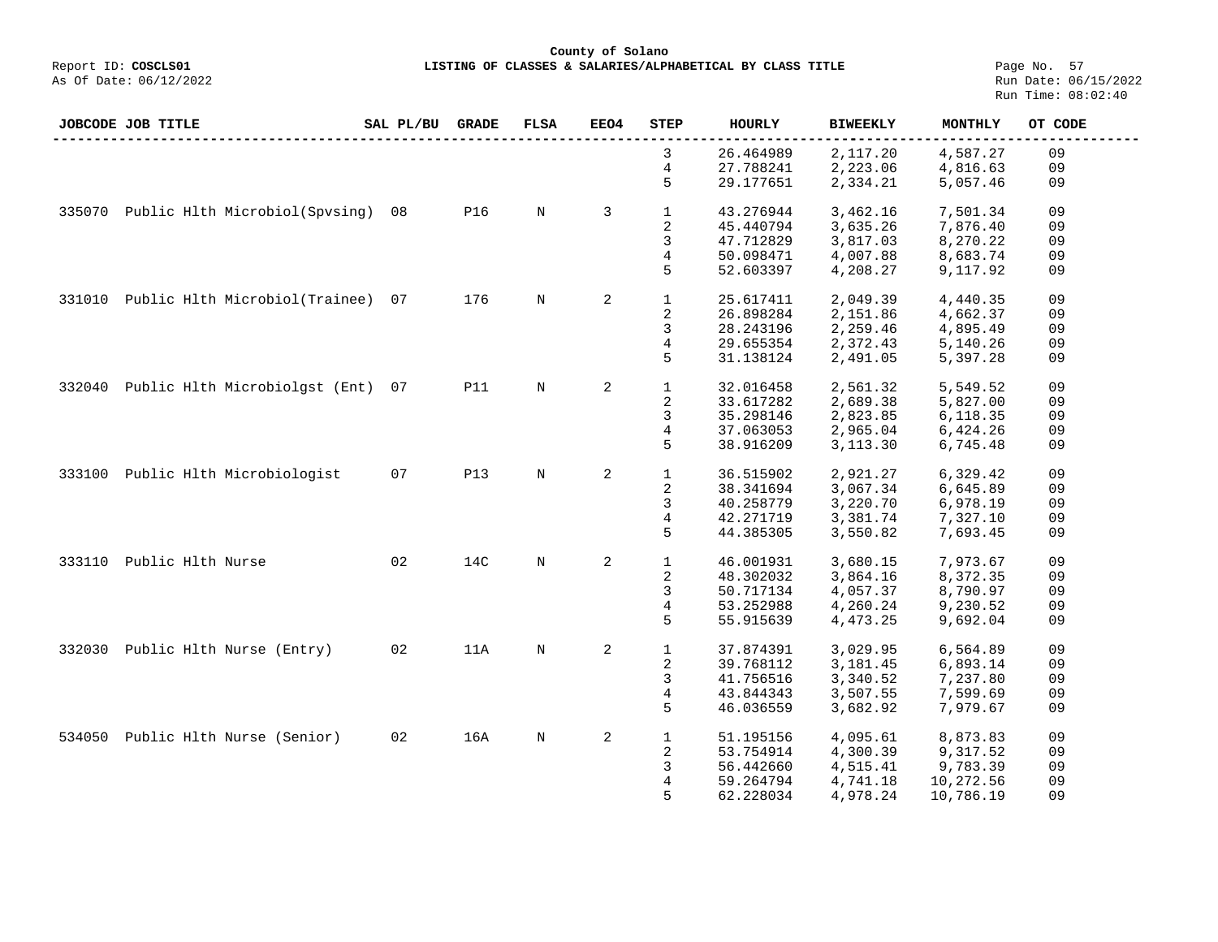**County of Solano**

Report ID: **COSCLS01** **LISTING OF CLASSES & SALARIES/ALPHABETICAL BY CLASS TITLE**

As Of Date: 06/12/2022

Run Date: 06/15/2022
Run Time: 08:02:40

| JOBCODE | JOB TITLE | SAL PL/BU | GRADE | FLSA | EEO4 | STEP | HOURLY | BIWEEKLY | MONTHLY | OT CODE |
|---|---|---|---|---|---|---|---|---|---|---|
| | | | | | | 3 | 26.464989 | 2,117.20 | 4,587.27 | 09 |
| | | | | | | 4 | 27.788241 | 2,223.06 | 4,816.63 | 09 |
| | | | | | | 5 | 29.177651 | 2,334.21 | 5,057.46 | 09 |
| 335070 | Public Hlth Microbiol(Spvsing) | 08 | P16 | N | 3 | 1 | 43.276944 | 3,462.16 | 7,501.34 | 09 |
| | | | | | | 2 | 45.440794 | 3,635.26 | 7,876.40 | 09 |
| | | | | | | 3 | 47.712829 | 3,817.03 | 8,270.22 | 09 |
| | | | | | | 4 | 50.098471 | 4,007.88 | 8,683.74 | 09 |
| | | | | | | 5 | 52.603397 | 4,208.27 | 9,117.92 | 09 |
| 331010 | Public Hlth Microbiol(Trainee) | 07 | 176 | N | 2 | 1 | 25.617411 | 2,049.39 | 4,440.35 | 09 |
| | | | | | | 2 | 26.898284 | 2,151.86 | 4,662.37 | 09 |
| | | | | | | 3 | 28.243196 | 2,259.46 | 4,895.49 | 09 |
| | | | | | | 4 | 29.655354 | 2,372.43 | 5,140.26 | 09 |
| | | | | | | 5 | 31.138124 | 2,491.05 | 5,397.28 | 09 |
| 332040 | Public Hlth Microbiolgst (Ent) | 07 | P11 | N | 2 | 1 | 32.016458 | 2,561.32 | 5,549.52 | 09 |
| | | | | | | 2 | 33.617282 | 2,689.38 | 5,827.00 | 09 |
| | | | | | | 3 | 35.298146 | 2,823.85 | 6,118.35 | 09 |
| | | | | | | 4 | 37.063053 | 2,965.04 | 6,424.26 | 09 |
| | | | | | | 5 | 38.916209 | 3,113.30 | 6,745.48 | 09 |
| 333100 | Public Hlth Microbiologist | 07 | P13 | N | 2 | 1 | 36.515902 | 2,921.27 | 6,329.42 | 09 |
| | | | | | | 2 | 38.341694 | 3,067.34 | 6,645.89 | 09 |
| | | | | | | 3 | 40.258779 | 3,220.70 | 6,978.19 | 09 |
| | | | | | | 4 | 42.271719 | 3,381.74 | 7,327.10 | 09 |
| | | | | | | 5 | 44.385305 | 3,550.82 | 7,693.45 | 09 |
| 333110 | Public Hlth Nurse | 02 | 14C | N | 2 | 1 | 46.001931 | 3,680.15 | 7,973.67 | 09 |
| | | | | | | 2 | 48.302032 | 3,864.16 | 8,372.35 | 09 |
| | | | | | | 3 | 50.717134 | 4,057.37 | 8,790.97 | 09 |
| | | | | | | 4 | 53.252988 | 4,260.24 | 9,230.52 | 09 |
| | | | | | | 5 | 55.915639 | 4,473.25 | 9,692.04 | 09 |
| 332030 | Public Hlth Nurse (Entry) | 02 | 11A | N | 2 | 1 | 37.874391 | 3,029.95 | 6,564.89 | 09 |
| | | | | | | 2 | 39.768112 | 3,181.45 | 6,893.14 | 09 |
| | | | | | | 3 | 41.756516 | 3,340.52 | 7,237.80 | 09 |
| | | | | | | 4 | 43.844343 | 3,507.55 | 7,599.69 | 09 |
| | | | | | | 5 | 46.036559 | 3,682.92 | 7,979.67 | 09 |
| 534050 | Public Hlth Nurse (Senior) | 02 | 16A | N | 2 | 1 | 51.195156 | 4,095.61 | 8,873.83 | 09 |
| | | | | | | 2 | 53.754914 | 4,300.39 | 9,317.52 | 09 |
| | | | | | | 3 | 56.442660 | 4,515.41 | 9,783.39 | 09 |
| | | | | | | 4 | 59.264794 | 4,741.18 | 10,272.56 | 09 |
| | | | | | | 5 | 62.228034 | 4,978.24 | 10,786.19 | 09 |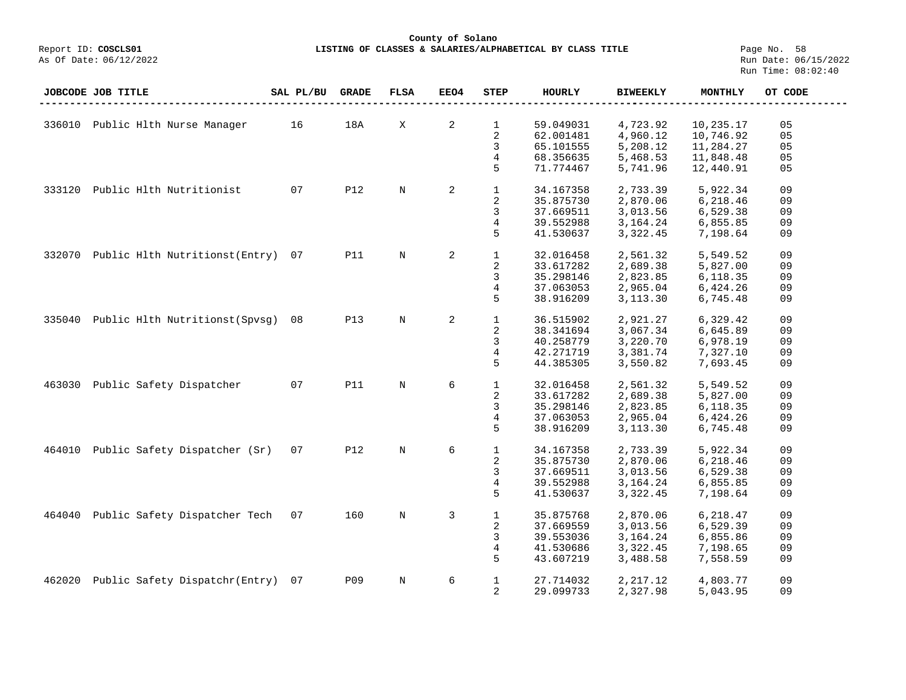County of Solano

Report ID: **COSCLS01** **LISTING OF CLASSES & SALARIES/ALPHABETICAL BY CLASS TITLE**

As Of Date: 06/12/2022

Run Date: 06/15/2022
Run Time: 08:02:40

| JOBCODE | JOB TITLE | SAL PL/BU | GRADE | FLSA | EEO4 | STEP | HOURLY | BIWEEKLY | MONTHLY | OT CODE |
|---|---|---|---|---|---|---|---|---|---|---|
| 336010 | Public Hlth Nurse Manager | 16 | 18A | X | 2 | 1 | 59.049031 | 4,723.92 | 10,235.17 | 05 |
| | | | | | | 2 | 62.001481 | 4,960.12 | 10,746.92 | 05 |
| | | | | | | 3 | 65.101555 | 5,208.12 | 11,284.27 | 05 |
| | | | | | | 4 | 68.356635 | 5,468.53 | 11,848.48 | 05 |
| | | | | | | 5 | 71.774467 | 5,741.96 | 12,440.91 | 05 |
| 333120 | Public Hlth Nutritionist | 07 | P12 | N | 2 | 1 | 34.167358 | 2,733.39 | 5,922.34 | 09 |
| | | | | | | 2 | 35.875730 | 2,870.06 | 6,218.46 | 09 |
| | | | | | | 3 | 37.669511 | 3,013.56 | 6,529.38 | 09 |
| | | | | | | 4 | 39.552988 | 3,164.24 | 6,855.85 | 09 |
| | | | | | | 5 | 41.530637 | 3,322.45 | 7,198.64 | 09 |
| 332070 | Public Hlth Nutritionst(Entry) | 07 | P11 | N | 2 | 1 | 32.016458 | 2,561.32 | 5,549.52 | 09 |
| | | | | | | 2 | 33.617282 | 2,689.38 | 5,827.00 | 09 |
| | | | | | | 3 | 35.298146 | 2,823.85 | 6,118.35 | 09 |
| | | | | | | 4 | 37.063053 | 2,965.04 | 6,424.26 | 09 |
| | | | | | | 5 | 38.916209 | 3,113.30 | 6,745.48 | 09 |
| 335040 | Public Hlth Nutritionst(Spvsg) | 08 | P13 | N | 2 | 1 | 36.515902 | 2,921.27 | 6,329.42 | 09 |
| | | | | | | 2 | 38.341694 | 3,067.34 | 6,645.89 | 09 |
| | | | | | | 3 | 40.258779 | 3,220.70 | 6,978.19 | 09 |
| | | | | | | 4 | 42.271719 | 3,381.74 | 7,327.10 | 09 |
| | | | | | | 5 | 44.385305 | 3,550.82 | 7,693.45 | 09 |
| 463030 | Public Safety Dispatcher | 07 | P11 | N | 6 | 1 | 32.016458 | 2,561.32 | 5,549.52 | 09 |
| | | | | | | 2 | 33.617282 | 2,689.38 | 5,827.00 | 09 |
| | | | | | | 3 | 35.298146 | 2,823.85 | 6,118.35 | 09 |
| | | | | | | 4 | 37.063053 | 2,965.04 | 6,424.26 | 09 |
| | | | | | | 5 | 38.916209 | 3,113.30 | 6,745.48 | 09 |
| 464010 | Public Safety Dispatcher (Sr) | 07 | P12 | N | 6 | 1 | 34.167358 | 2,733.39 | 5,922.34 | 09 |
| | | | | | | 2 | 35.875730 | 2,870.06 | 6,218.46 | 09 |
| | | | | | | 3 | 37.669511 | 3,013.56 | 6,529.38 | 09 |
| | | | | | | 4 | 39.552988 | 3,164.24 | 6,855.85 | 09 |
| | | | | | | 5 | 41.530637 | 3,322.45 | 7,198.64 | 09 |
| 464040 | Public Safety Dispatcher Tech | 07 | 160 | N | 3 | 1 | 35.875768 | 2,870.06 | 6,218.47 | 09 |
| | | | | | | 2 | 37.669559 | 3,013.56 | 6,529.39 | 09 |
| | | | | | | 3 | 39.553036 | 3,164.24 | 6,855.86 | 09 |
| | | | | | | 4 | 41.530686 | 3,322.45 | 7,198.65 | 09 |
| | | | | | | 5 | 43.607219 | 3,488.58 | 7,558.59 | 09 |
| 462020 | Public Safety Dispatchr(Entry) | 07 | P09 | N | 6 | 1 | 27.714032 | 2,217.12 | 4,803.77 | 09 |
| | | | | | | 2 | 29.099733 | 2,327.98 | 5,043.95 | 09 |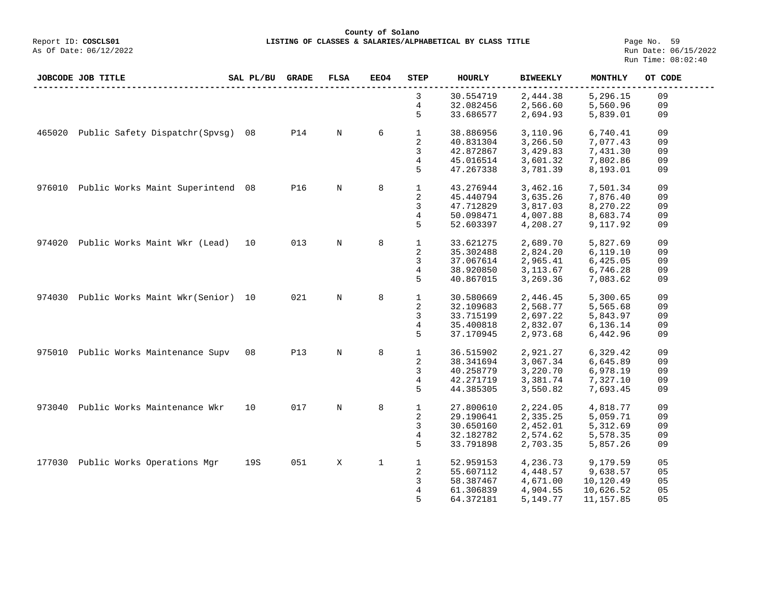**County of Solano**

Report ID: **COSCLS01** **LISTING OF CLASSES & SALARIES/ALPHABETICAL BY CLASS TITLE**

As Of Date: 06/12/2022

Run Date: 06/15/2022
Run Time: 08:02:40

| JOBCODE | JOB TITLE | SAL PL/BU | GRADE | FLSA | EEO4 | STEP | HOURLY | BIWEEKLY | MONTHLY | OT CODE |
|---|---|---|---|---|---|---|---|---|---|---|
| | | | | | | 3 | 30.554719 | 2,444.38 | 5,296.15 | 09 |
| | | | | | | 4 | 32.082456 | 2,566.60 | 5,560.96 | 09 |
| | | | | | | 5 | 33.686577 | 2,694.93 | 5,839.01 | 09 |
| 465020 | Public Safety Dispatchr(Spvsg) | 08 | P14 | N | 6 | 1 | 38.886956 | 3,110.96 | 6,740.41 | 09 |
| | | | | | | 2 | 40.831304 | 3,266.50 | 7,077.43 | 09 |
| | | | | | | 3 | 42.872867 | 3,429.83 | 7,431.30 | 09 |
| | | | | | | 4 | 45.016514 | 3,601.32 | 7,802.86 | 09 |
| | | | | | | 5 | 47.267338 | 3,781.39 | 8,193.01 | 09 |
| 976010 | Public Works Maint Superintend | 08 | P16 | N | 8 | 1 | 43.276944 | 3,462.16 | 7,501.34 | 09 |
| | | | | | | 2 | 45.440794 | 3,635.26 | 7,876.40 | 09 |
| | | | | | | 3 | 47.712829 | 3,817.03 | 8,270.22 | 09 |
| | | | | | | 4 | 50.098471 | 4,007.88 | 8,683.74 | 09 |
| | | | | | | 5 | 52.603397 | 4,208.27 | 9,117.92 | 09 |
| 974020 | Public Works Maint Wkr (Lead) | 10 | 013 | N | 8 | 1 | 33.621275 | 2,689.70 | 5,827.69 | 09 |
| | | | | | | 2 | 35.302488 | 2,824.20 | 6,119.10 | 09 |
| | | | | | | 3 | 37.067614 | 2,965.41 | 6,425.05 | 09 |
| | | | | | | 4 | 38.920850 | 3,113.67 | 6,746.28 | 09 |
| | | | | | | 5 | 40.867015 | 3,269.36 | 7,083.62 | 09 |
| 974030 | Public Works Maint Wkr(Senior) | 10 | 021 | N | 8 | 1 | 30.580669 | 2,446.45 | 5,300.65 | 09 |
| | | | | | | 2 | 32.109683 | 2,568.77 | 5,565.68 | 09 |
| | | | | | | 3 | 33.715199 | 2,697.22 | 5,843.97 | 09 |
| | | | | | | 4 | 35.400818 | 2,832.07 | 6,136.14 | 09 |
| | | | | | | 5 | 37.170945 | 2,973.68 | 6,442.96 | 09 |
| 975010 | Public Works Maintenance Supv | 08 | P13 | N | 8 | 1 | 36.515902 | 2,921.27 | 6,329.42 | 09 |
| | | | | | | 2 | 38.341694 | 3,067.34 | 6,645.89 | 09 |
| | | | | | | 3 | 40.258779 | 3,220.70 | 6,978.19 | 09 |
| | | | | | | 4 | 42.271719 | 3,381.74 | 7,327.10 | 09 |
| | | | | | | 5 | 44.385305 | 3,550.82 | 7,693.45 | 09 |
| 973040 | Public Works Maintenance Wkr | 10 | 017 | N | 8 | 1 | 27.800610 | 2,224.05 | 4,818.77 | 09 |
| | | | | | | 2 | 29.190641 | 2,335.25 | 5,059.71 | 09 |
| | | | | | | 3 | 30.650160 | 2,452.01 | 5,312.69 | 09 |
| | | | | | | 4 | 32.182782 | 2,574.62 | 5,578.35 | 09 |
| | | | | | | 5 | 33.791898 | 2,703.35 | 5,857.26 | 09 |
| 177030 | Public Works Operations Mgr | 19S | 051 | X | 1 | 1 | 52.959153 | 4,236.73 | 9,179.59 | 05 |
| | | | | | | 2 | 55.607112 | 4,448.57 | 9,638.57 | 05 |
| | | | | | | 3 | 58.387467 | 4,671.00 | 10,120.49 | 05 |
| | | | | | | 4 | 61.306839 | 4,904.55 | 10,626.52 | 05 |
| | | | | | | 5 | 64.372181 | 5,149.77 | 11,157.85 | 05 |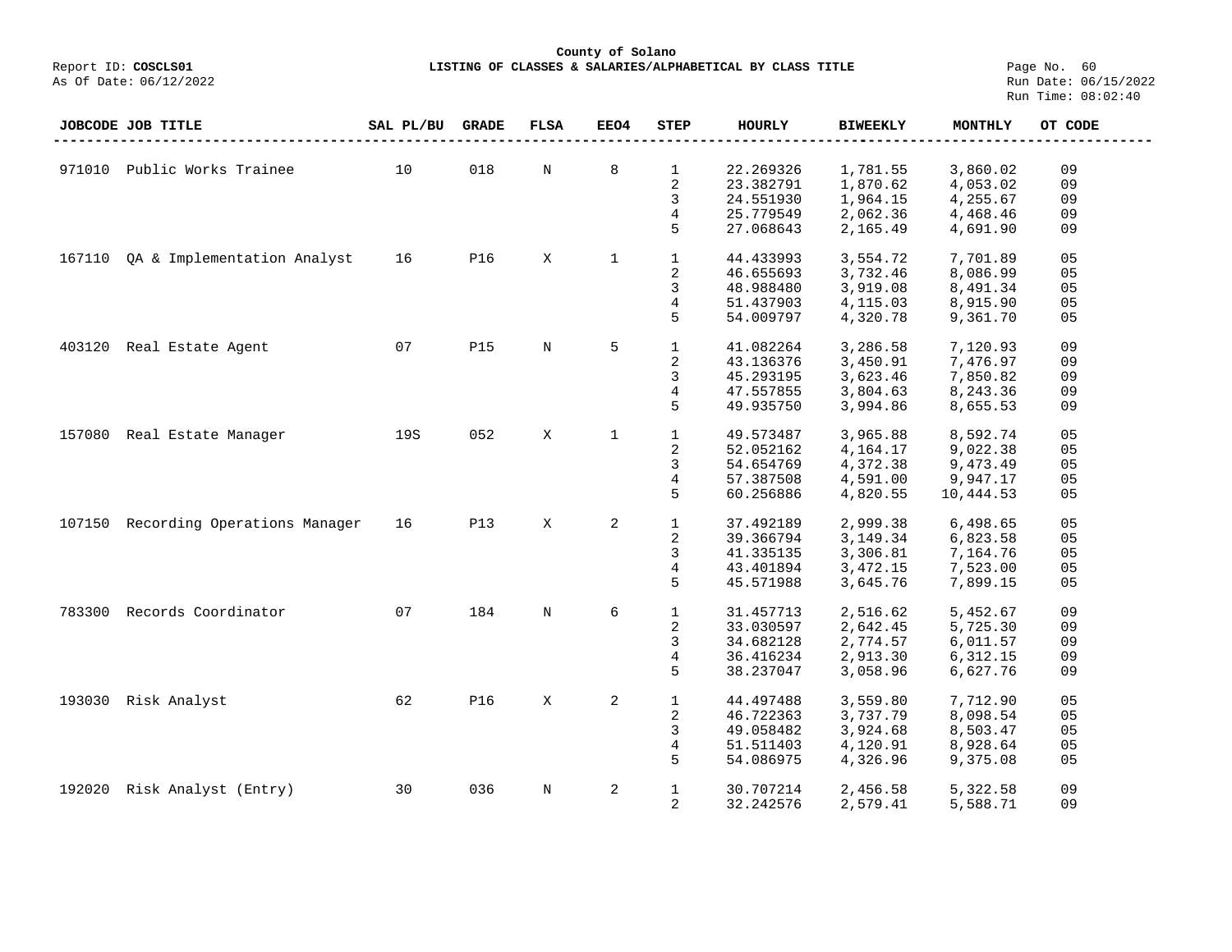County of Solano

Report ID: **COSCLS01** **LISTING OF CLASSES & SALARIES/ALPHABETICAL BY CLASS TITLE**

As Of Date: 06/12/2022

Run Date: 06/15/2022
Run Time: 08:02:40

| JOBCODE | JOB TITLE | SAL PL/BU | GRADE | FLSA | EEO4 | STEP | HOURLY | BIWEEKLY | MONTHLY | OT CODE |
|---|---|---|---|---|---|---|---|---|---|---|
| 971010 | Public Works Trainee | 10 | 018 | N | 8 | 1 | 22.269326 | 1,781.55 | 3,860.02 | 09 |
| | | | | | | 2 | 23.382791 | 1,870.62 | 4,053.02 | 09 |
| | | | | | | 3 | 24.551930 | 1,964.15 | 4,255.67 | 09 |
| | | | | | | 4 | 25.779549 | 2,062.36 | 4,468.46 | 09 |
| | | | | | | 5 | 27.068643 | 2,165.49 | 4,691.90 | 09 |
| 167110 | QA & Implementation Analyst | 16 | P16 | X | 1 | 1 | 44.433993 | 3,554.72 | 7,701.89 | 05 |
| | | | | | | 2 | 46.655693 | 3,732.46 | 8,086.99 | 05 |
| | | | | | | 3 | 48.988480 | 3,919.08 | 8,491.34 | 05 |
| | | | | | | 4 | 51.437903 | 4,115.03 | 8,915.90 | 05 |
| | | | | | | 5 | 54.009797 | 4,320.78 | 9,361.70 | 05 |
| 403120 | Real Estate Agent | 07 | P15 | N | 5 | 1 | 41.082264 | 3,286.58 | 7,120.93 | 09 |
| | | | | | | 2 | 43.136376 | 3,450.91 | 7,476.97 | 09 |
| | | | | | | 3 | 45.293195 | 3,623.46 | 7,850.82 | 09 |
| | | | | | | 4 | 47.557855 | 3,804.63 | 8,243.36 | 09 |
| | | | | | | 5 | 49.935750 | 3,994.86 | 8,655.53 | 09 |
| 157080 | Real Estate Manager | 19S | 052 | X | 1 | 1 | 49.573487 | 3,965.88 | 8,592.74 | 05 |
| | | | | | | 2 | 52.052162 | 4,164.17 | 9,022.38 | 05 |
| | | | | | | 3 | 54.654769 | 4,372.38 | 9,473.49 | 05 |
| | | | | | | 4 | 57.387508 | 4,591.00 | 9,947.17 | 05 |
| | | | | | | 5 | 60.256886 | 4,820.55 | 10,444.53 | 05 |
| 107150 | Recording Operations Manager | 16 | P13 | X | 2 | 1 | 37.492189 | 2,999.38 | 6,498.65 | 05 |
| | | | | | | 2 | 39.366794 | 3,149.34 | 6,823.58 | 05 |
| | | | | | | 3 | 41.335135 | 3,306.81 | 7,164.76 | 05 |
| | | | | | | 4 | 43.401894 | 3,472.15 | 7,523.00 | 05 |
| | | | | | | 5 | 45.571988 | 3,645.76 | 7,899.15 | 05 |
| 783300 | Records Coordinator | 07 | 184 | N | 6 | 1 | 31.457713 | 2,516.62 | 5,452.67 | 09 |
| | | | | | | 2 | 33.030597 | 2,642.45 | 5,725.30 | 09 |
| | | | | | | 3 | 34.682128 | 2,774.57 | 6,011.57 | 09 |
| | | | | | | 4 | 36.416234 | 2,913.30 | 6,312.15 | 09 |
| | | | | | | 5 | 38.237047 | 3,058.96 | 6,627.76 | 09 |
| 193030 | Risk Analyst | 62 | P16 | X | 2 | 1 | 44.497488 | 3,559.80 | 7,712.90 | 05 |
| | | | | | | 2 | 46.722363 | 3,737.79 | 8,098.54 | 05 |
| | | | | | | 3 | 49.058482 | 3,924.68 | 8,503.47 | 05 |
| | | | | | | 4 | 51.511403 | 4,120.91 | 8,928.64 | 05 |
| | | | | | | 5 | 54.086975 | 4,326.96 | 9,375.08 | 05 |
| 192020 | Risk Analyst (Entry) | 30 | 036 | N | 2 | 1 | 30.707214 | 2,456.58 | 5,322.58 | 09 |
| | | | | | | 2 | 32.242576 | 2,579.41 | 5,588.71 | 09 |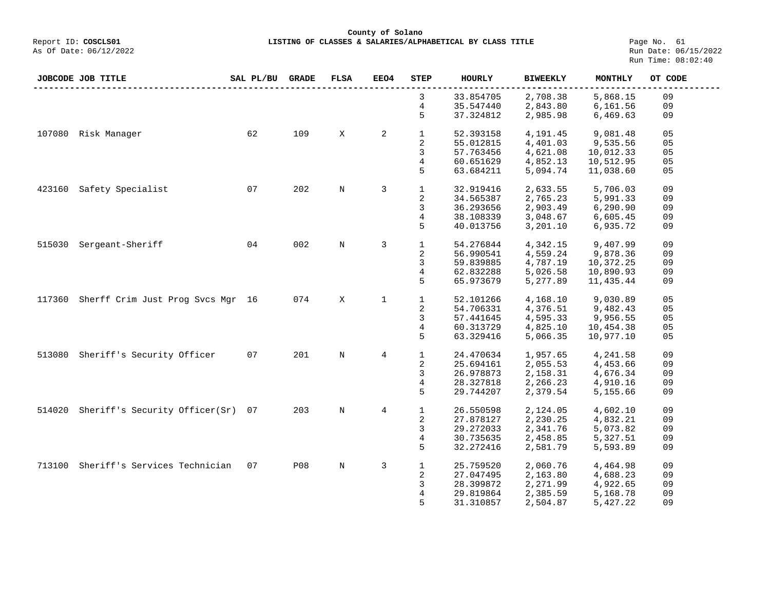County of Solano

Report ID: **COSCLS01** **LISTING OF CLASSES & SALARIES/ALPHABETICAL BY CLASS TITLE**

As Of Date: 06/12/2022 Run Date: 06/15/2022 Run Time: 08:02:40

| JOBCODE | JOB TITLE | SAL PL/BU | GRADE | FLSA | EEO4 | STEP | HOURLY | BIWEEKLY | MONTHLY | OT CODE |
|---|---|---|---|---|---|---|---|---|---|---|
| | | | | | | 3 | 33.854705 | 2,708.38 | 5,868.15 | 09 |
| | | | | | | 4 | 35.547440 | 2,843.80 | 6,161.56 | 09 |
| | | | | | | 5 | 37.324812 | 2,985.98 | 6,469.63 | 09 |
| 107080 | Risk Manager | 62 | 109 | X | 2 | 1 | 52.393158 | 4,191.45 | 9,081.48 | 05 |
| | | | | | | 2 | 55.012815 | 4,401.03 | 9,535.56 | 05 |
| | | | | | | 3 | 57.763456 | 4,621.08 | 10,012.33 | 05 |
| | | | | | | 4 | 60.651629 | 4,852.13 | 10,512.95 | 05 |
| | | | | | | 5 | 63.684211 | 5,094.74 | 11,038.60 | 05 |
| 423160 | Safety Specialist | 07 | 202 | N | 3 | 1 | 32.919416 | 2,633.55 | 5,706.03 | 09 |
| | | | | | | 2 | 34.565387 | 2,765.23 | 5,991.33 | 09 |
| | | | | | | 3 | 36.293656 | 2,903.49 | 6,290.90 | 09 |
| | | | | | | 4 | 38.108339 | 3,048.67 | 6,605.45 | 09 |
| | | | | | | 5 | 40.013756 | 3,201.10 | 6,935.72 | 09 |
| 515030 | Sergeant-Sheriff | 04 | 002 | N | 3 | 1 | 54.276844 | 4,342.15 | 9,407.99 | 09 |
| | | | | | | 2 | 56.990541 | 4,559.24 | 9,878.36 | 09 |
| | | | | | | 3 | 59.839885 | 4,787.19 | 10,372.25 | 09 |
| | | | | | | 4 | 62.832288 | 5,026.58 | 10,890.93 | 09 |
| | | | | | | 5 | 65.973679 | 5,277.89 | 11,435.44 | 09 |
| 117360 | Sherff Crim Just Prog Svcs Mgr | 16 | 074 | X | 1 | 1 | 52.101266 | 4,168.10 | 9,030.89 | 05 |
| | | | | | | 2 | 54.706331 | 4,376.51 | 9,482.43 | 05 |
| | | | | | | 3 | 57.441645 | 4,595.33 | 9,956.55 | 05 |
| | | | | | | 4 | 60.313729 | 4,825.10 | 10,454.38 | 05 |
| | | | | | | 5 | 63.329416 | 5,066.35 | 10,977.10 | 05 |
| 513080 | Sheriff's Security Officer | 07 | 201 | N | 4 | 1 | 24.470634 | 1,957.65 | 4,241.58 | 09 |
| | | | | | | 2 | 25.694161 | 2,055.53 | 4,453.66 | 09 |
| | | | | | | 3 | 26.978873 | 2,158.31 | 4,676.34 | 09 |
| | | | | | | 4 | 28.327818 | 2,266.23 | 4,910.16 | 09 |
| | | | | | | 5 | 29.744207 | 2,379.54 | 5,155.66 | 09 |
| 514020 | Sheriff's Security Officer(Sr) | 07 | 203 | N | 4 | 1 | 26.550598 | 2,124.05 | 4,602.10 | 09 |
| | | | | | | 2 | 27.878127 | 2,230.25 | 4,832.21 | 09 |
| | | | | | | 3 | 29.272033 | 2,341.76 | 5,073.82 | 09 |
| | | | | | | 4 | 30.735635 | 2,458.85 | 5,327.51 | 09 |
| | | | | | | 5 | 32.272416 | 2,581.79 | 5,593.89 | 09 |
| 713100 | Sheriff's Services Technician | 07 | P08 | N | 3 | 1 | 25.759520 | 2,060.76 | 4,464.98 | 09 |
| | | | | | | 2 | 27.047495 | 2,163.80 | 4,688.23 | 09 |
| | | | | | | 3 | 28.399872 | 2,271.99 | 4,922.65 | 09 |
| | | | | | | 4 | 29.819864 | 2,385.59 | 5,168.78 | 09 |
| | | | | | | 5 | 31.310857 | 2,504.87 | 5,427.22 | 09 |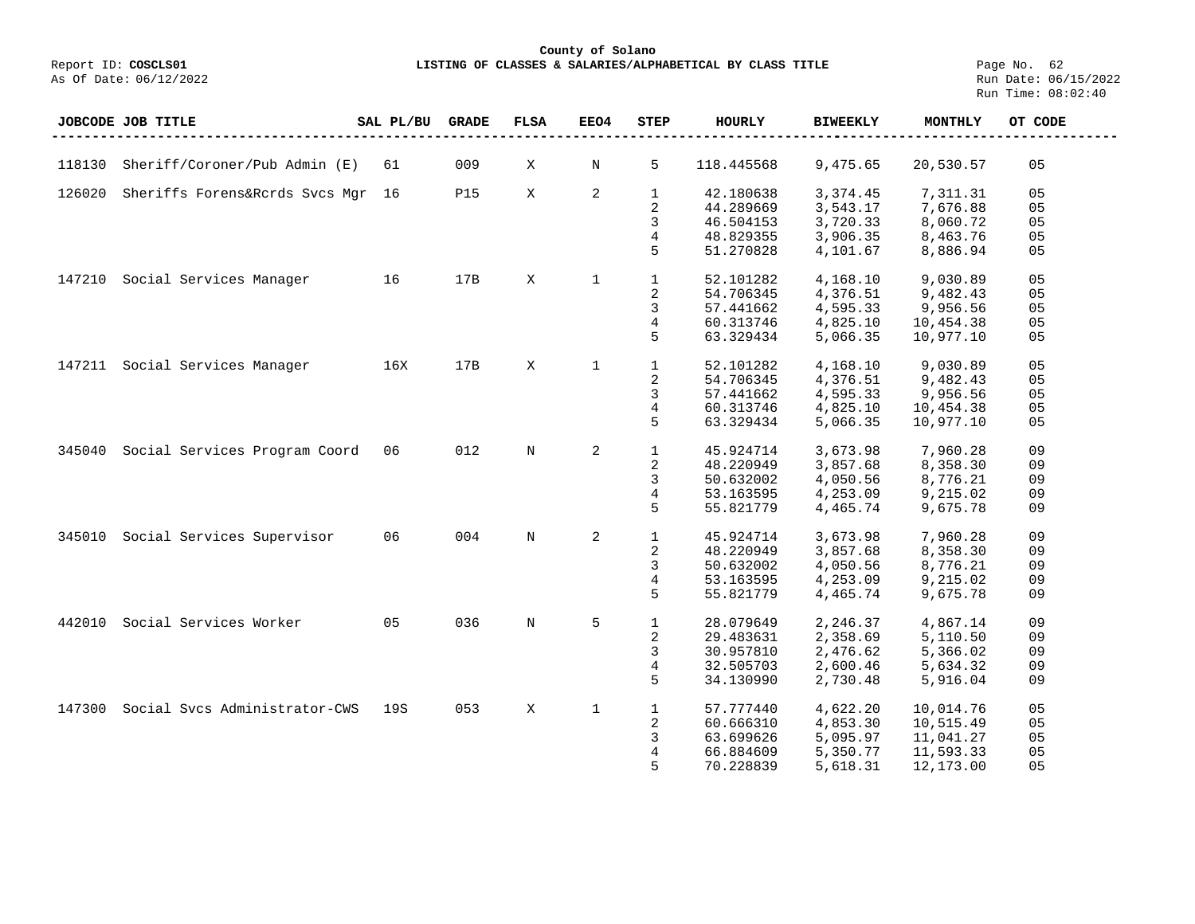County of Solano

Report ID: **COSCLS01** — **LISTING OF CLASSES & SALARIES/ALPHABETICAL BY CLASS TITLE**

As Of Date: 06/12/2022

Run Date: 06/15/2022
Run Time: 08:02:40

| JOBCODE | JOB TITLE | SAL PL/BU | GRADE | FLSA | EEO4 | STEP | HOURLY | BIWEEKLY | MONTHLY | OT CODE |
|---|---|---|---|---|---|---|---|---|---|---|
| 118130 | Sheriff/Coroner/Pub Admin (E) | 61 | 009 | X | N | 5 | 118.445568 | 9,475.65 | 20,530.57 | 05 |
| 126020 | Sheriffs Forens&Rcrds Svcs Mgr | 16 | P15 | X | 2 | 1 | 42.180638 | 3,374.45 | 7,311.31 | 05 |
| | | | | | | 2 | 44.289669 | 3,543.17 | 7,676.88 | 05 |
| | | | | | | 3 | 46.504153 | 3,720.33 | 8,060.72 | 05 |
| | | | | | | 4 | 48.829355 | 3,906.35 | 8,463.76 | 05 |
| | | | | | | 5 | 51.270828 | 4,101.67 | 8,886.94 | 05 |
| 147210 | Social Services Manager | 16 | 17B | X | 1 | 1 | 52.101282 | 4,168.10 | 9,030.89 | 05 |
| | | | | | | 2 | 54.706345 | 4,376.51 | 9,482.43 | 05 |
| | | | | | | 3 | 57.441662 | 4,595.33 | 9,956.56 | 05 |
| | | | | | | 4 | 60.313746 | 4,825.10 | 10,454.38 | 05 |
| | | | | | | 5 | 63.329434 | 5,066.35 | 10,977.10 | 05 |
| 147211 | Social Services Manager | 16X | 17B | X | 1 | 1 | 52.101282 | 4,168.10 | 9,030.89 | 05 |
| | | | | | | 2 | 54.706345 | 4,376.51 | 9,482.43 | 05 |
| | | | | | | 3 | 57.441662 | 4,595.33 | 9,956.56 | 05 |
| | | | | | | 4 | 60.313746 | 4,825.10 | 10,454.38 | 05 |
| | | | | | | 5 | 63.329434 | 5,066.35 | 10,977.10 | 05 |
| 345040 | Social Services Program Coord | 06 | 012 | N | 2 | 1 | 45.924714 | 3,673.98 | 7,960.28 | 09 |
| | | | | | | 2 | 48.220949 | 3,857.68 | 8,358.30 | 09 |
| | | | | | | 3 | 50.632002 | 4,050.56 | 8,776.21 | 09 |
| | | | | | | 4 | 53.163595 | 4,253.09 | 9,215.02 | 09 |
| | | | | | | 5 | 55.821779 | 4,465.74 | 9,675.78 | 09 |
| 345010 | Social Services Supervisor | 06 | 004 | N | 2 | 1 | 45.924714 | 3,673.98 | 7,960.28 | 09 |
| | | | | | | 2 | 48.220949 | 3,857.68 | 8,358.30 | 09 |
| | | | | | | 3 | 50.632002 | 4,050.56 | 8,776.21 | 09 |
| | | | | | | 4 | 53.163595 | 4,253.09 | 9,215.02 | 09 |
| | | | | | | 5 | 55.821779 | 4,465.74 | 9,675.78 | 09 |
| 442010 | Social Services Worker | 05 | 036 | N | 5 | 1 | 28.079649 | 2,246.37 | 4,867.14 | 09 |
| | | | | | | 2 | 29.483631 | 2,358.69 | 5,110.50 | 09 |
| | | | | | | 3 | 30.957810 | 2,476.62 | 5,366.02 | 09 |
| | | | | | | 4 | 32.505703 | 2,600.46 | 5,634.32 | 09 |
| | | | | | | 5 | 34.130990 | 2,730.48 | 5,916.04 | 09 |
| 147300 | Social Svcs Administrator-CWS | 19S | 053 | X | 1 | 1 | 57.777440 | 4,622.20 | 10,014.76 | 05 |
| | | | | | | 2 | 60.666310 | 4,853.30 | 10,515.49 | 05 |
| | | | | | | 3 | 63.699626 | 5,095.97 | 11,041.27 | 05 |
| | | | | | | 4 | 66.884609 | 5,350.77 | 11,593.33 | 05 |
| | | | | | | 5 | 70.228839 | 5,618.31 | 12,173.00 | 05 |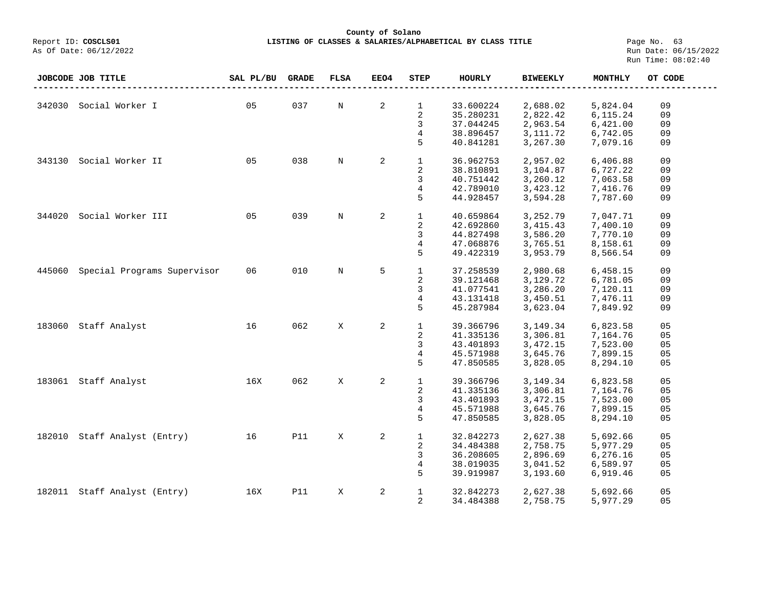**County of Solano**

Report ID: **COSCLS01**

**LISTING OF CLASSES & SALARIES/ALPHABETICAL BY CLASS TITLE**

As Of Date: 06/12/2022

Run Date: 06/15/2022
Run Time: 08:02:40

| JOBCODE | JOB TITLE | SAL PL/BU | GRADE | FLSA | EEO4 | STEP | HOURLY | BIWEEKLY | MONTHLY | OT CODE |
|---|---|---|---|---|---|---|---|---|---|---|
| 342030 | Social Worker I | 05 | 037 | N | 2 | 1 | 33.600224 | 2,688.02 | 5,824.04 | 09 |
| | | | | | | 2 | 35.280231 | 2,822.42 | 6,115.24 | 09 |
| | | | | | | 3 | 37.044245 | 2,963.54 | 6,421.00 | 09 |
| | | | | | | 4 | 38.896457 | 3,111.72 | 6,742.05 | 09 |
| | | | | | | 5 | 40.841281 | 3,267.30 | 7,079.16 | 09 |
| 343130 | Social Worker II | 05 | 038 | N | 2 | 1 | 36.962753 | 2,957.02 | 6,406.88 | 09 |
| | | | | | | 2 | 38.810891 | 3,104.87 | 6,727.22 | 09 |
| | | | | | | 3 | 40.751442 | 3,260.12 | 7,063.58 | 09 |
| | | | | | | 4 | 42.789010 | 3,423.12 | 7,416.76 | 09 |
| | | | | | | 5 | 44.928457 | 3,594.28 | 7,787.60 | 09 |
| 344020 | Social Worker III | 05 | 039 | N | 2 | 1 | 40.659864 | 3,252.79 | 7,047.71 | 09 |
| | | | | | | 2 | 42.692860 | 3,415.43 | 7,400.10 | 09 |
| | | | | | | 3 | 44.827498 | 3,586.20 | 7,770.10 | 09 |
| | | | | | | 4 | 47.068876 | 3,765.51 | 8,158.61 | 09 |
| | | | | | | 5 | 49.422319 | 3,953.79 | 8,566.54 | 09 |
| 445060 | Special Programs Supervisor | 06 | 010 | N | 5 | 1 | 37.258539 | 2,980.68 | 6,458.15 | 09 |
| | | | | | | 2 | 39.121468 | 3,129.72 | 6,781.05 | 09 |
| | | | | | | 3 | 41.077541 | 3,286.20 | 7,120.11 | 09 |
| | | | | | | 4 | 43.131418 | 3,450.51 | 7,476.11 | 09 |
| | | | | | | 5 | 45.287984 | 3,623.04 | 7,849.92 | 09 |
| 183060 | Staff Analyst | 16 | 062 | X | 2 | 1 | 39.366796 | 3,149.34 | 6,823.58 | 05 |
| | | | | | | 2 | 41.335136 | 3,306.81 | 7,164.76 | 05 |
| | | | | | | 3 | 43.401893 | 3,472.15 | 7,523.00 | 05 |
| | | | | | | 4 | 45.571988 | 3,645.76 | 7,899.15 | 05 |
| | | | | | | 5 | 47.850585 | 3,828.05 | 8,294.10 | 05 |
| 183061 | Staff Analyst | 16X | 062 | X | 2 | 1 | 39.366796 | 3,149.34 | 6,823.58 | 05 |
| | | | | | | 2 | 41.335136 | 3,306.81 | 7,164.76 | 05 |
| | | | | | | 3 | 43.401893 | 3,472.15 | 7,523.00 | 05 |
| | | | | | | 4 | 45.571988 | 3,645.76 | 7,899.15 | 05 |
| | | | | | | 5 | 47.850585 | 3,828.05 | 8,294.10 | 05 |
| 182010 | Staff Analyst (Entry) | 16 | P11 | X | 2 | 1 | 32.842273 | 2,627.38 | 5,692.66 | 05 |
| | | | | | | 2 | 34.484388 | 2,758.75 | 5,977.29 | 05 |
| | | | | | | 3 | 36.208605 | 2,896.69 | 6,276.16 | 05 |
| | | | | | | 4 | 38.019035 | 3,041.52 | 6,589.97 | 05 |
| | | | | | | 5 | 39.919987 | 3,193.60 | 6,919.46 | 05 |
| 182011 | Staff Analyst (Entry) | 16X | P11 | X | 2 | 1 | 32.842273 | 2,627.38 | 5,692.66 | 05 |
| | | | | | | 2 | 34.484388 | 2,758.75 | 5,977.29 | 05 |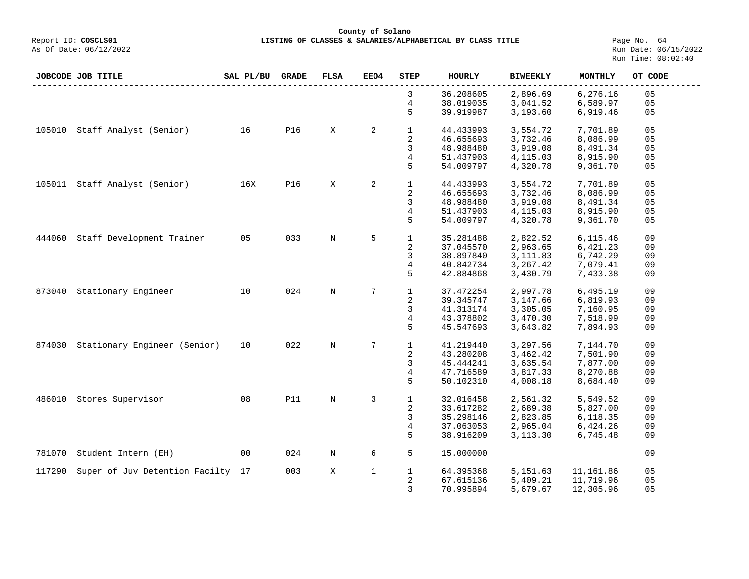**County of Solano**

Report ID: **COSCLS01**

**LISTING OF CLASSES & SALARIES/ALPHABETICAL BY CLASS TITLE**

As Of Date: 06/12/2022

Run Date: 06/15/2022
Run Time: 08:02:40

| JOBCODE | JOB TITLE | SAL PL/BU | GRADE | FLSA | EEO4 | STEP | HOURLY | BIWEEKLY | MONTHLY | OT CODE |
|---|---|---|---|---|---|---|---|---|---|---|
| | | | | | | 3 | 36.208605 | 2,896.69 | 6,276.16 | 05 |
| | | | | | | 4 | 38.019035 | 3,041.52 | 6,589.97 | 05 |
| | | | | | | 5 | 39.919987 | 3,193.60 | 6,919.46 | 05 |
| 105010 | Staff Analyst (Senior) | 16 | P16 | X | 2 | 1 | 44.433993 | 3,554.72 | 7,701.89 | 05 |
| | | | | | | 2 | 46.655693 | 3,732.46 | 8,086.99 | 05 |
| | | | | | | 3 | 48.988480 | 3,919.08 | 8,491.34 | 05 |
| | | | | | | 4 | 51.437903 | 4,115.03 | 8,915.90 | 05 |
| | | | | | | 5 | 54.009797 | 4,320.78 | 9,361.70 | 05 |
| 105011 | Staff Analyst (Senior) | 16X | P16 | X | 2 | 1 | 44.433993 | 3,554.72 | 7,701.89 | 05 |
| | | | | | | 2 | 46.655693 | 3,732.46 | 8,086.99 | 05 |
| | | | | | | 3 | 48.988480 | 3,919.08 | 8,491.34 | 05 |
| | | | | | | 4 | 51.437903 | 4,115.03 | 8,915.90 | 05 |
| | | | | | | 5 | 54.009797 | 4,320.78 | 9,361.70 | 05 |
| 444060 | Staff Development Trainer | 05 | 033 | N | 5 | 1 | 35.281488 | 2,822.52 | 6,115.46 | 09 |
| | | | | | | 2 | 37.045570 | 2,963.65 | 6,421.23 | 09 |
| | | | | | | 3 | 38.897840 | 3,111.83 | 6,742.29 | 09 |
| | | | | | | 4 | 40.842734 | 3,267.42 | 7,079.41 | 09 |
| | | | | | | 5 | 42.884868 | 3,430.79 | 7,433.38 | 09 |
| 873040 | Stationary Engineer | 10 | 024 | N | 7 | 1 | 37.472254 | 2,997.78 | 6,495.19 | 09 |
| | | | | | | 2 | 39.345747 | 3,147.66 | 6,819.93 | 09 |
| | | | | | | 3 | 41.313174 | 3,305.05 | 7,160.95 | 09 |
| | | | | | | 4 | 43.378802 | 3,470.30 | 7,518.99 | 09 |
| | | | | | | 5 | 45.547693 | 3,643.82 | 7,894.93 | 09 |
| 874030 | Stationary Engineer (Senior) | 10 | 022 | N | 7 | 1 | 41.219440 | 3,297.56 | 7,144.70 | 09 |
| | | | | | | 2 | 43.280208 | 3,462.42 | 7,501.90 | 09 |
| | | | | | | 3 | 45.444241 | 3,635.54 | 7,877.00 | 09 |
| | | | | | | 4 | 47.716589 | 3,817.33 | 8,270.88 | 09 |
| | | | | | | 5 | 50.102310 | 4,008.18 | 8,684.40 | 09 |
| 486010 | Stores Supervisor | 08 | P11 | N | 3 | 1 | 32.016458 | 2,561.32 | 5,549.52 | 09 |
| | | | | | | 2 | 33.617282 | 2,689.38 | 5,827.00 | 09 |
| | | | | | | 3 | 35.298146 | 2,823.85 | 6,118.35 | 09 |
| | | | | | | 4 | 37.063053 | 2,965.04 | 6,424.26 | 09 |
| | | | | | | 5 | 38.916209 | 3,113.30 | 6,745.48 | 09 |
| 781070 | Student Intern (EH) | 00 | 024 | N | 6 | 5 | 15.000000 | | | 09 |
| 117290 | Super of Juv Detention Facilty | 17 | 003 | X | 1 | 1 | 64.395368 | 5,151.63 | 11,161.86 | 05 |
| | | | | | | 2 | 67.615136 | 5,409.21 | 11,719.96 | 05 |
| | | | | | | 3 | 70.995894 | 5,679.67 | 12,305.96 | 05 |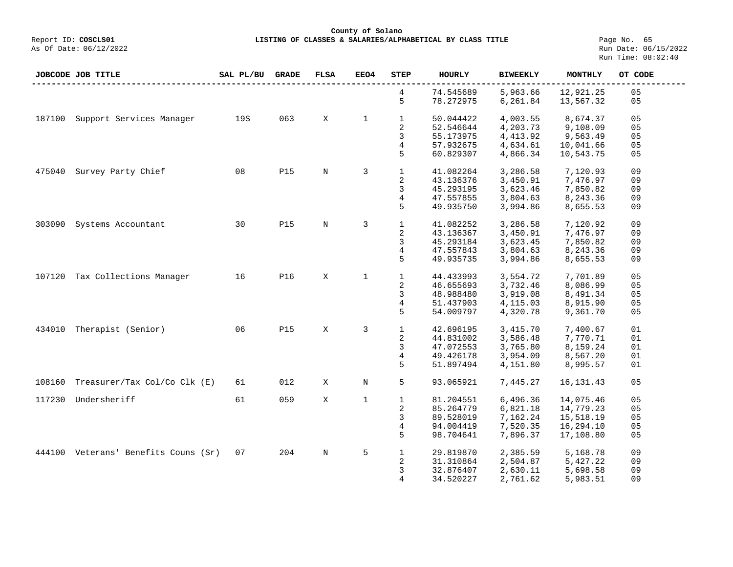County of Solano

Report ID: **COSCLS01** — **LISTING OF CLASSES & SALARIES/ALPHABETICAL BY CLASS TITLE**

As Of Date: 06/12/2022

Run Date: 06/15/2022
Run Time: 08:02:40

| JOBCODE | JOB TITLE | SAL PL/BU | GRADE | FLSA | EEO4 | STEP | HOURLY | BIWEEKLY | MONTHLY | OT CODE |
|---|---|---|---|---|---|---|---|---|---|---|
| | | | | | | 4 | 74.545689 | 5,963.66 | 12,921.25 | 05 |
| | | | | | | 5 | 78.272975 | 6,261.84 | 13,567.32 | 05 |
| 187100 | Support Services Manager | 19S | 063 | X | 1 | 1 | 50.044422 | 4,003.55 | 8,674.37 | 05 |
| | | | | | | 2 | 52.546644 | 4,203.73 | 9,108.09 | 05 |
| | | | | | | 3 | 55.173975 | 4,413.92 | 9,563.49 | 05 |
| | | | | | | 4 | 57.932675 | 4,634.61 | 10,041.66 | 05 |
| | | | | | | 5 | 60.829307 | 4,866.34 | 10,543.75 | 05 |
| 475040 | Survey Party Chief | 08 | P15 | N | 3 | 1 | 41.082264 | 3,286.58 | 7,120.93 | 09 |
| | | | | | | 2 | 43.136376 | 3,450.91 | 7,476.97 | 09 |
| | | | | | | 3 | 45.293195 | 3,623.46 | 7,850.82 | 09 |
| | | | | | | 4 | 47.557855 | 3,804.63 | 8,243.36 | 09 |
| | | | | | | 5 | 49.935750 | 3,994.86 | 8,655.53 | 09 |
| 303090 | Systems Accountant | 30 | P15 | N | 3 | 1 | 41.082252 | 3,286.58 | 7,120.92 | 09 |
| | | | | | | 2 | 43.136367 | 3,450.91 | 7,476.97 | 09 |
| | | | | | | 3 | 45.293184 | 3,623.45 | 7,850.82 | 09 |
| | | | | | | 4 | 47.557843 | 3,804.63 | 8,243.36 | 09 |
| | | | | | | 5 | 49.935735 | 3,994.86 | 8,655.53 | 09 |
| 107120 | Tax Collections Manager | 16 | P16 | X | 1 | 1 | 44.433993 | 3,554.72 | 7,701.89 | 05 |
| | | | | | | 2 | 46.655693 | 3,732.46 | 8,086.99 | 05 |
| | | | | | | 3 | 48.988480 | 3,919.08 | 8,491.34 | 05 |
| | | | | | | 4 | 51.437903 | 4,115.03 | 8,915.90 | 05 |
| | | | | | | 5 | 54.009797 | 4,320.78 | 9,361.70 | 05 |
| 434010 | Therapist (Senior) | 06 | P15 | X | 3 | 1 | 42.696195 | 3,415.70 | 7,400.67 | 01 |
| | | | | | | 2 | 44.831002 | 3,586.48 | 7,770.71 | 01 |
| | | | | | | 3 | 47.072553 | 3,765.80 | 8,159.24 | 01 |
| | | | | | | 4 | 49.426178 | 3,954.09 | 8,567.20 | 01 |
| | | | | | | 5 | 51.897494 | 4,151.80 | 8,995.57 | 01 |
| 108160 | Treasurer/Tax Col/Co Clk (E) | 61 | 012 | X | N | 5 | 93.065921 | 7,445.27 | 16,131.43 | 05 |
| 117230 | Undersheriff | 61 | 059 | X | 1 | 1 | 81.204551 | 6,496.36 | 14,075.46 | 05 |
| | | | | | | 2 | 85.264779 | 6,821.18 | 14,779.23 | 05 |
| | | | | | | 3 | 89.528019 | 7,162.24 | 15,518.19 | 05 |
| | | | | | | 4 | 94.004419 | 7,520.35 | 16,294.10 | 05 |
| | | | | | | 5 | 98.704641 | 7,896.37 | 17,108.80 | 05 |
| 444100 | Veterans' Benefits Couns (Sr) | 07 | 204 | N | 5 | 1 | 29.819870 | 2,385.59 | 5,168.78 | 09 |
| | | | | | | 2 | 31.310864 | 2,504.87 | 5,427.22 | 09 |
| | | | | | | 3 | 32.876407 | 2,630.11 | 5,698.58 | 09 |
| | | | | | | 4 | 34.520227 | 2,761.62 | 5,983.51 | 09 |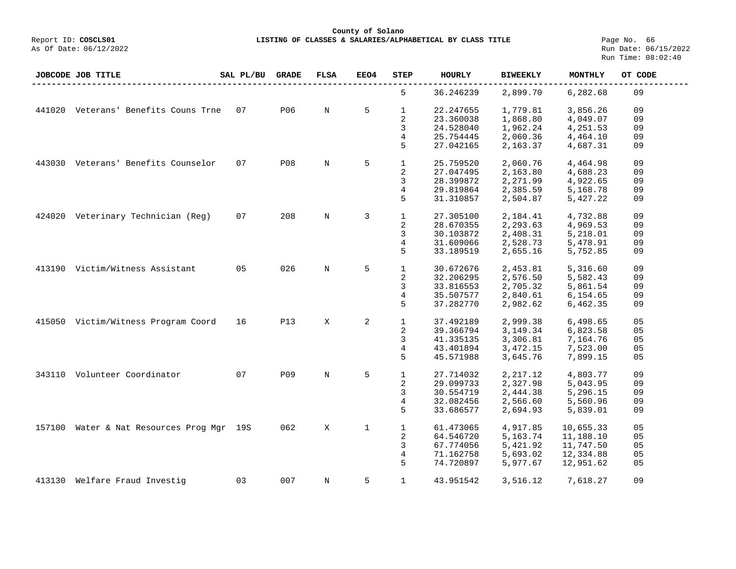**County of Solano**

Report ID: **COSCLS01** — **LISTING OF CLASSES & SALARIES/ALPHABETICAL BY CLASS TITLE**

As Of Date: 06/12/2022 — Run Date: 06/15/2022 — Run Time: 08:02:40

| JOBCODE | JOB TITLE | SAL PL/BU | GRADE | FLSA | EEO4 | STEP | HOURLY | BIWEEKLY | MONTHLY | OT CODE |
|---|---|---|---|---|---|---|---|---|---|---|
| | | | | | | 5 | 36.246239 | 2,899.70 | 6,282.68 | 09 |
| 441020 | Veterans' Benefits Couns Trne | 07 | P06 | N | 5 | 1 | 22.247655 | 1,779.81 | 3,856.26 | 09 |
| | | | | | | 2 | 23.360038 | 1,868.80 | 4,049.07 | 09 |
| | | | | | | 3 | 24.528040 | 1,962.24 | 4,251.53 | 09 |
| | | | | | | 4 | 25.754445 | 2,060.36 | 4,464.10 | 09 |
| | | | | | | 5 | 27.042165 | 2,163.37 | 4,687.31 | 09 |
| 443030 | Veterans' Benefits Counselor | 07 | P08 | N | 5 | 1 | 25.759520 | 2,060.76 | 4,464.98 | 09 |
| | | | | | | 2 | 27.047495 | 2,163.80 | 4,688.23 | 09 |
| | | | | | | 3 | 28.399872 | 2,271.99 | 4,922.65 | 09 |
| | | | | | | 4 | 29.819864 | 2,385.59 | 5,168.78 | 09 |
| | | | | | | 5 | 31.310857 | 2,504.87 | 5,427.22 | 09 |
| 424020 | Veterinary Technician (Reg) | 07 | 208 | N | 3 | 1 | 27.305100 | 2,184.41 | 4,732.88 | 09 |
| | | | | | | 2 | 28.670355 | 2,293.63 | 4,969.53 | 09 |
| | | | | | | 3 | 30.103872 | 2,408.31 | 5,218.01 | 09 |
| | | | | | | 4 | 31.609066 | 2,528.73 | 5,478.91 | 09 |
| | | | | | | 5 | 33.189519 | 2,655.16 | 5,752.85 | 09 |
| 413190 | Victim/Witness Assistant | 05 | 026 | N | 5 | 1 | 30.672676 | 2,453.81 | 5,316.60 | 09 |
| | | | | | | 2 | 32.206295 | 2,576.50 | 5,582.43 | 09 |
| | | | | | | 3 | 33.816553 | 2,705.32 | 5,861.54 | 09 |
| | | | | | | 4 | 35.507577 | 2,840.61 | 6,154.65 | 09 |
| | | | | | | 5 | 37.282770 | 2,982.62 | 6,462.35 | 09 |
| 415050 | Victim/Witness Program Coord | 16 | P13 | X | 2 | 1 | 37.492189 | 2,999.38 | 6,498.65 | 05 |
| | | | | | | 2 | 39.366794 | 3,149.34 | 6,823.58 | 05 |
| | | | | | | 3 | 41.335135 | 3,306.81 | 7,164.76 | 05 |
| | | | | | | 4 | 43.401894 | 3,472.15 | 7,523.00 | 05 |
| | | | | | | 5 | 45.571988 | 3,645.76 | 7,899.15 | 05 |
| 343110 | Volunteer Coordinator | 07 | P09 | N | 5 | 1 | 27.714032 | 2,217.12 | 4,803.77 | 09 |
| | | | | | | 2 | 29.099733 | 2,327.98 | 5,043.95 | 09 |
| | | | | | | 3 | 30.554719 | 2,444.38 | 5,296.15 | 09 |
| | | | | | | 4 | 32.082456 | 2,566.60 | 5,560.96 | 09 |
| | | | | | | 5 | 33.686577 | 2,694.93 | 5,839.01 | 09 |
| 157100 | Water & Nat Resources Prog Mgr | 19S | 062 | X | 1 | 1 | 61.473065 | 4,917.85 | 10,655.33 | 05 |
| | | | | | | 2 | 64.546720 | 5,163.74 | 11,188.10 | 05 |
| | | | | | | 3 | 67.774056 | 5,421.92 | 11,747.50 | 05 |
| | | | | | | 4 | 71.162758 | 5,693.02 | 12,334.88 | 05 |
| | | | | | | 5 | 74.720897 | 5,977.67 | 12,951.62 | 05 |
| 413130 | Welfare Fraud Investig | 03 | 007 | N | 5 | 1 | 43.951542 | 3,516.12 | 7,618.27 | 09 |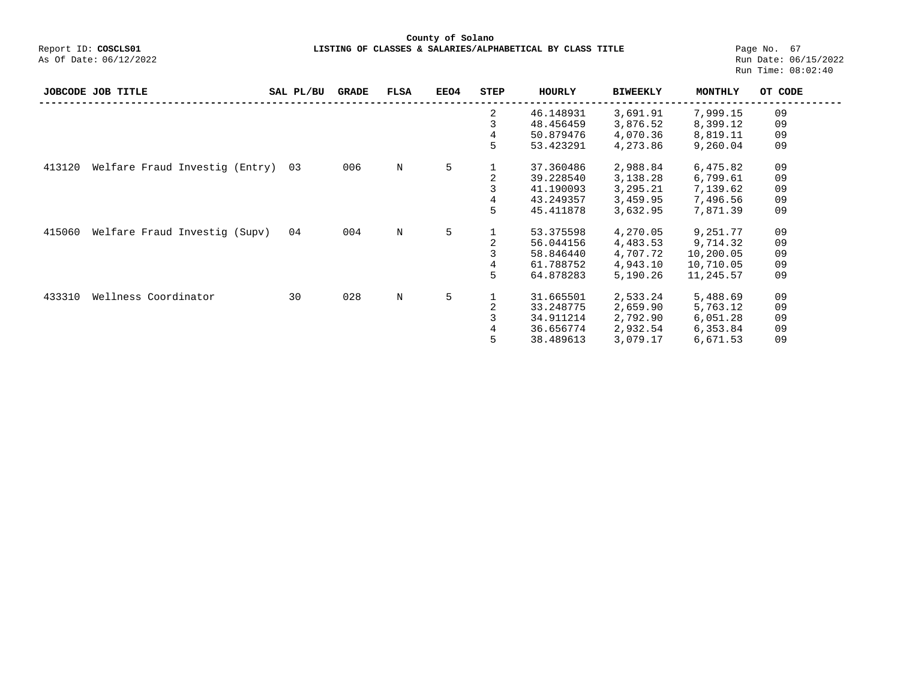| JOBCODE | JOB TITLE | SAL PL/BU | GRADE | FLSA | EEO4 | STEP | HOURLY | BIWEEKLY | MONTHLY | OT CODE |
|---|---|---|---|---|---|---|---|---|---|---|
| | | | | | | 2 | 46.148931 | 3,691.91 | 7,999.15 | 09 |
| | | | | | | 3 | 48.456459 | 3,876.52 | 8,399.12 | 09 |
| | | | | | | 4 | 50.879476 | 4,070.36 | 8,819.11 | 09 |
| | | | | | | 5 | 53.423291 | 4,273.86 | 9,260.04 | 09 |
| 413120 | Welfare Fraud Investig (Entry) | 03 | 006 | N | 5 | 1 | 37.360486 | 2,988.84 | 6,475.82 | 09 |
| | | | | | | 2 | 39.228540 | 3,138.28 | 6,799.61 | 09 |
| | | | | | | 3 | 41.190093 | 3,295.21 | 7,139.62 | 09 |
| | | | | | | 4 | 43.249357 | 3,459.95 | 7,496.56 | 09 |
| | | | | | | 5 | 45.411878 | 3,632.95 | 7,871.39 | 09 |
| 415060 | Welfare Fraud Investig (Supv) | 04 | 004 | N | 5 | 1 | 53.375598 | 4,270.05 | 9,251.77 | 09 |
| | | | | | | 2 | 56.044156 | 4,483.53 | 9,714.32 | 09 |
| | | | | | | 3 | 58.846440 | 4,707.72 | 10,200.05 | 09 |
| | | | | | | 4 | 61.788752 | 4,943.10 | 10,710.05 | 09 |
| | | | | | | 5 | 64.878283 | 5,190.26 | 11,245.57 | 09 |
| 433310 | Wellness Coordinator | 30 | 028 | N | 5 | 1 | 31.665501 | 2,533.24 | 5,488.69 | 09 |
| | | | | | | 2 | 33.248775 | 2,659.90 | 5,763.12 | 09 |
| | | | | | | 3 | 34.911214 | 2,792.90 | 6,051.28 | 09 |
| | | | | | | 4 | 36.656774 | 2,932.54 | 6,353.84 | 09 |
| | | | | | | 5 | 38.489613 | 3,079.17 | 6,671.53 | 09 |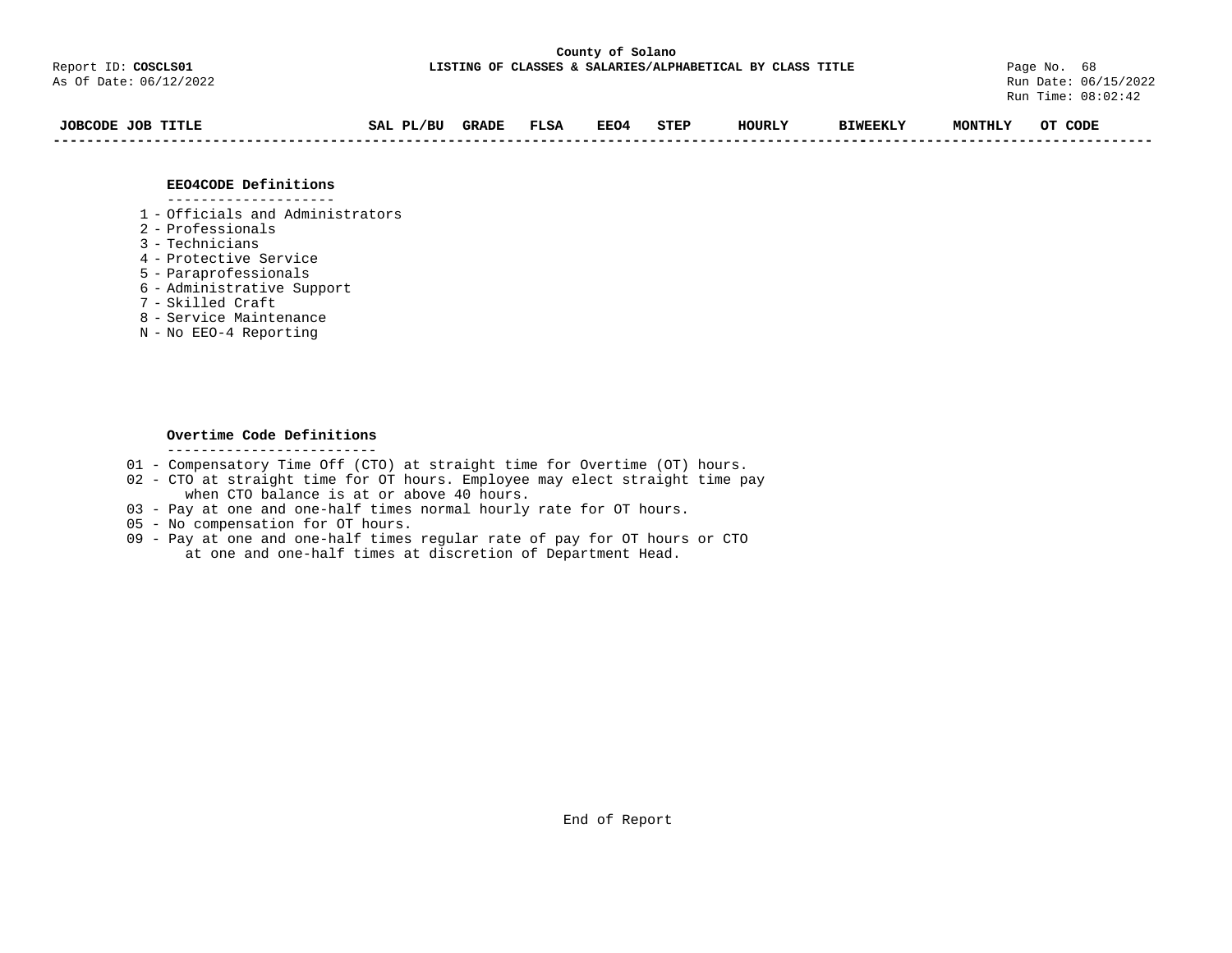County of Solano

Report ID: **COSCLS01** **LISTING OF CLASSES & SALARIES/ALPHABETICAL BY CLASS TITLE**

As Of Date: 06/12/2022

Run Date: 06/15/2022

Run Time: 08:02:42

| JOBCODE | JOB TITLE | SAL PL/BU | GRADE | FLSA | EEO4 | STEP | HOURLY | BIWEEKLY | MONTHLY | OT CODE |
|---|---|---|---|---|---|---|---|---|---|---|

**EEO4CODE Definitions**

1 - Officials and Administrators
2 - Professionals
3 - Technicians
4 - Protective Service
5 - Paraprofessionals
6 - Administrative Support
7 - Skilled Craft
8 - Service Maintenance
N - No EEO-4 Reporting

**Overtime Code Definitions**

01 - Compensatory Time Off (CTO) at straight time for Overtime (OT) hours.
02 - CTO at straight time for OT hours. Employee may elect straight time pay when CTO balance is at or above 40 hours.
03 - Pay at one and one-half times normal hourly rate for OT hours.
05 - No compensation for OT hours.
09 - Pay at one and one-half times regular rate of pay for OT hours or CTO at one and one-half times at discretion of Department Head.

End of Report